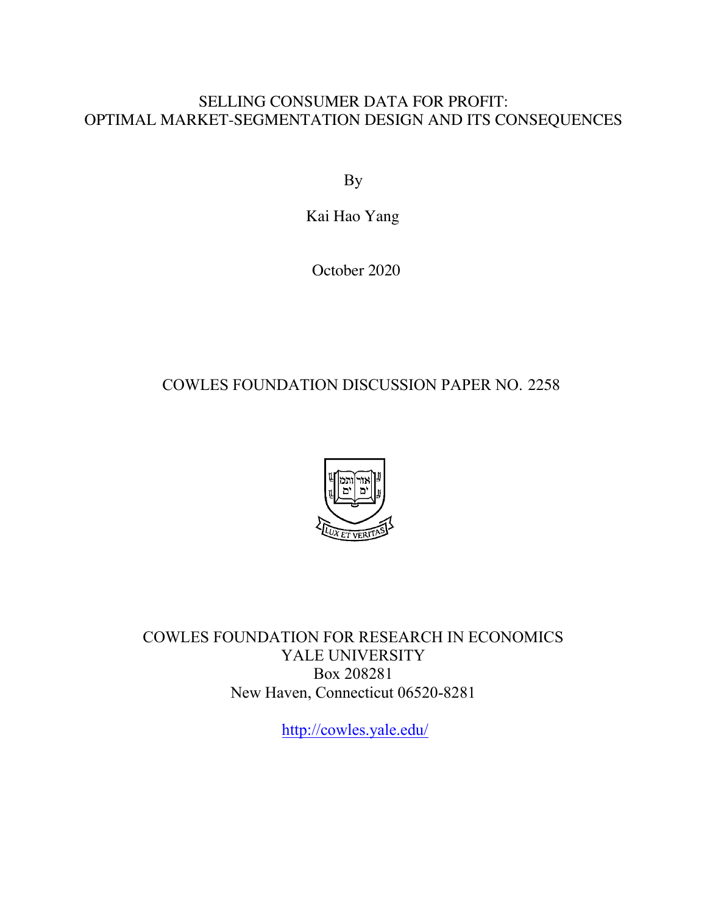# SELLING CONSUMER DATA FOR PROFIT: OPTIMAL MARKET-SEGMENTATION DESIGN AND ITS CONSEQUENCES

By

Kai Hao Yang

October 2020

COWLES FOUNDATION DISCUSSION PAPER NO. 2258

COWLES FOUNDATION FOR RESEARCH IN ECONOMICS
YALE UNIVERSITY
Box 208281
New Haven, Connecticut 06520-8281

http://cowles.yale.edu/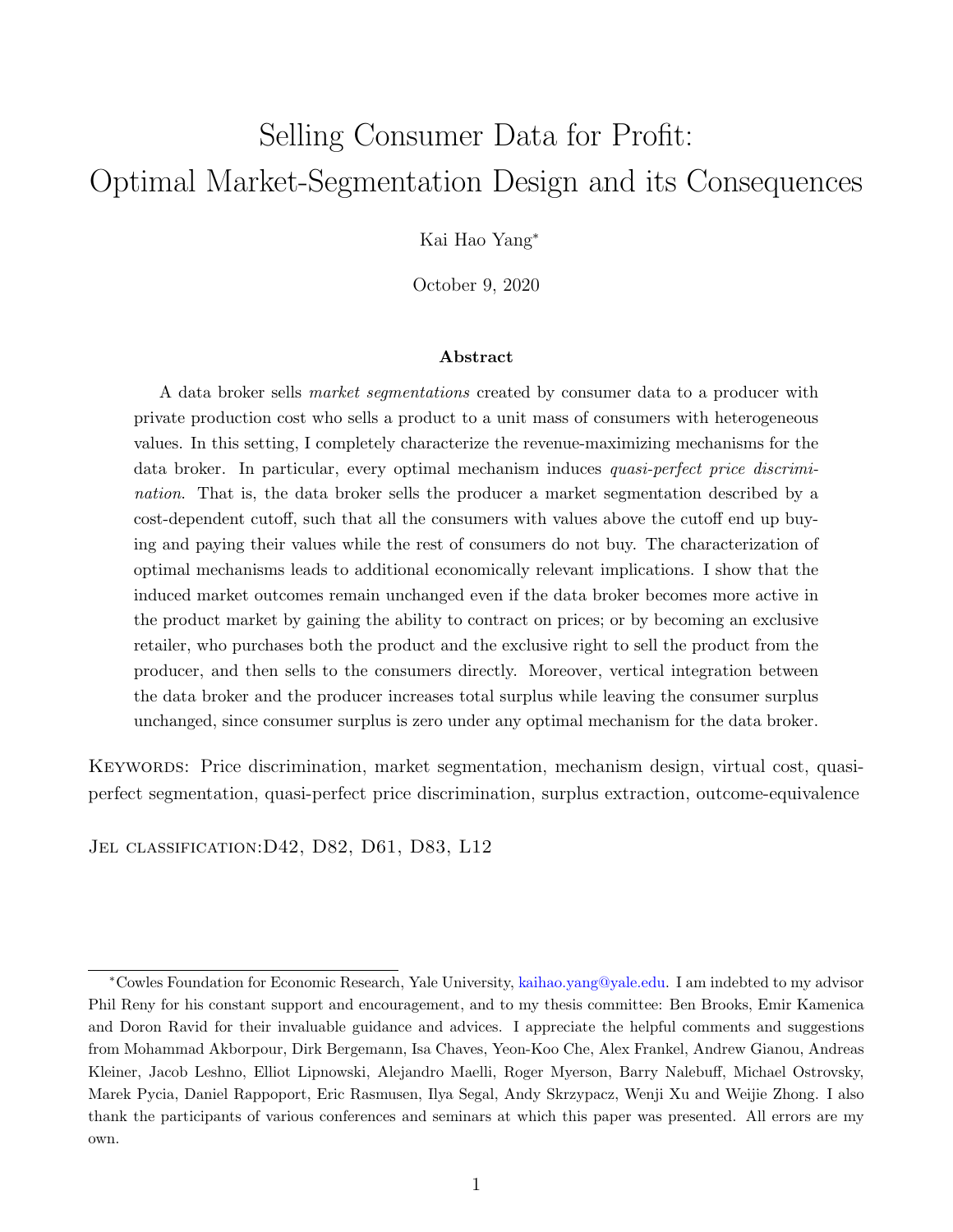# Selling Consumer Data for Profit: Optimal Market-Segmentation Design and its Consequences

Kai Hao Yang*

October 9, 2020

### Abstract

A data broker sells *market segmentations* created by consumer data to a producer with private production cost who sells a product to a unit mass of consumers with heterogeneous values. In this setting, I completely characterize the revenue-maximizing mechanisms for the data broker. In particular, every optimal mechanism induces *quasi-perfect price discrimination*. That is, the data broker sells the producer a market segmentation described by a cost-dependent cutoff, such that all the consumers with values above the cutoff end up buying and paying their values while the rest of consumers do not buy. The characterization of optimal mechanisms leads to additional economically relevant implications. I show that the induced market outcomes remain unchanged even if the data broker becomes more active in the product market by gaining the ability to contract on prices; or by becoming an exclusive retailer, who purchases both the product and the exclusive right to sell the product from the producer, and then sells to the consumers directly. Moreover, vertical integration between the data broker and the producer increases total surplus while leaving the consumer surplus unchanged, since consumer surplus is zero under any optimal mechanism for the data broker.

KEYWORDS: Price discrimination, market segmentation, mechanism design, virtual cost, quasi-perfect segmentation, quasi-perfect price discrimination, surplus extraction, outcome-equivalence

JEL CLASSIFICATION: D42, D82, D61, D83, L12

---

*Cowles Foundation for Economic Research, Yale University, kaihao.yang@yale.edu. I am indebted to my advisor Phil Reny for his constant support and encouragement, and to my thesis committee: Ben Brooks, Emir Kamenica and Doron Ravid for their invaluable guidance and advices. I appreciate the helpful comments and suggestions from Mohammad Akborpour, Dirk Bergemann, Isa Chaves, Yeon-Koo Che, Alex Frankel, Andrew Gianou, Andreas Kleiner, Jacob Leshno, Elliot Lipnowski, Alejandro Maelli, Roger Myerson, Barry Nalebuff, Michael Ostrovsky, Marek Pycia, Daniel Rappoport, Eric Rasmusen, Ilya Segal, Andy Skrzypacz, Wenji Xu and Weijie Zhong. I also thank the participants of various conferences and seminars at which this paper was presented. All errors are my own.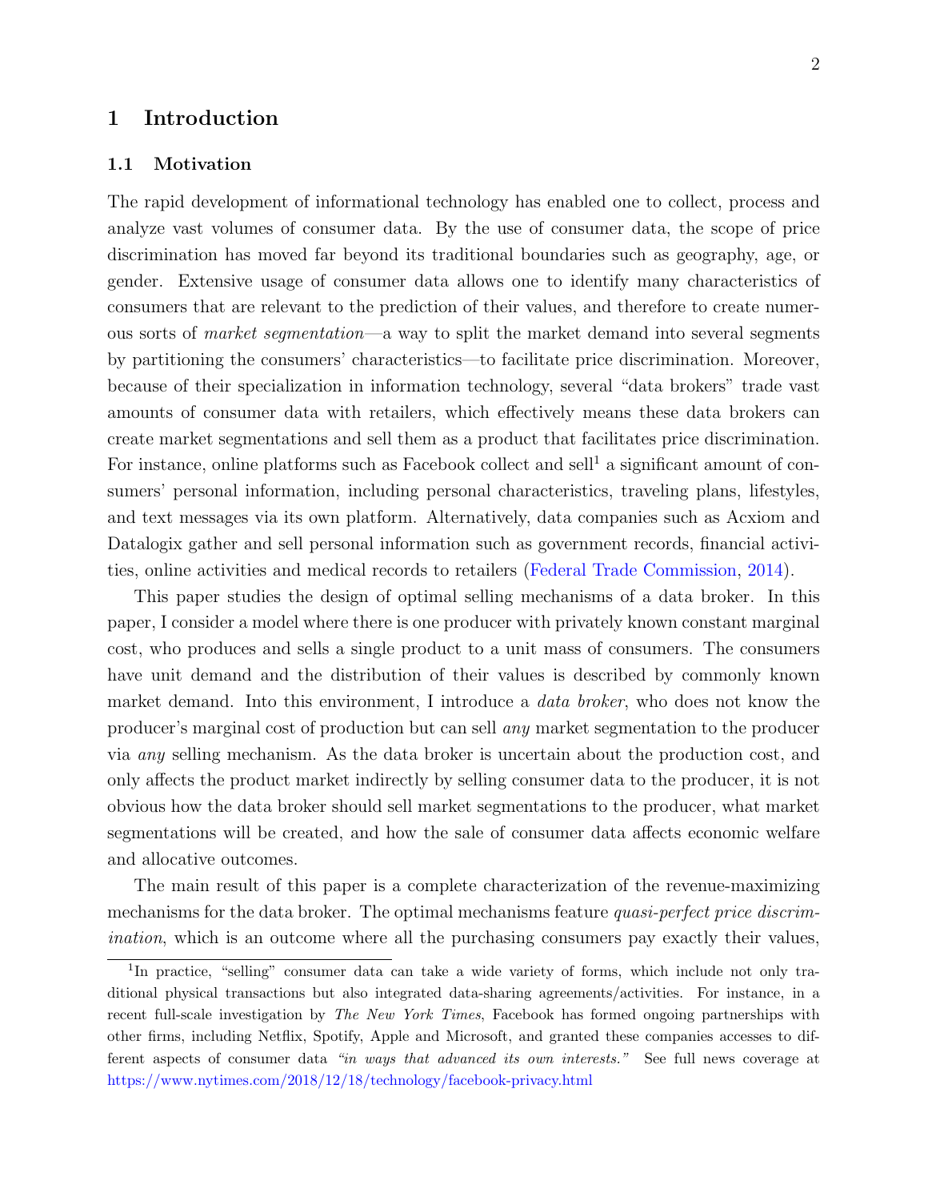# 1 Introduction

## 1.1 Motivation

The rapid development of informational technology has enabled one to collect, process and analyze vast volumes of consumer data. By the use of consumer data, the scope of price discrimination has moved far beyond its traditional boundaries such as geography, age, or gender. Extensive usage of consumer data allows one to identify many characteristics of consumers that are relevant to the prediction of their values, and therefore to create numerous sorts of *market segmentation*—a way to split the market demand into several segments by partitioning the consumers' characteristics—to facilitate price discrimination. Moreover, because of their specialization in information technology, several "data brokers" trade vast amounts of consumer data with retailers, which effectively means these data brokers can create market segmentations and sell them as a product that facilitates price discrimination. For instance, online platforms such as Facebook collect and sell[1] a significant amount of consumers' personal information, including personal characteristics, traveling plans, lifestyles, and text messages via its own platform. Alternatively, data companies such as Acxiom and Datalogix gather and sell personal information such as government records, financial activities, online activities and medical records to retailers (Federal Trade Commission, 2014).

This paper studies the design of optimal selling mechanisms of a data broker. In this paper, I consider a model where there is one producer with privately known constant marginal cost, who produces and sells a single product to a unit mass of consumers. The consumers have unit demand and the distribution of their values is described by commonly known market demand. Into this environment, I introduce a *data broker*, who does not know the producer's marginal cost of production but can sell *any* market segmentation to the producer via *any* selling mechanism. As the data broker is uncertain about the production cost, and only affects the product market indirectly by selling consumer data to the producer, it is not obvious how the data broker should sell market segmentations to the producer, what market segmentations will be created, and how the sale of consumer data affects economic welfare and allocative outcomes.

The main result of this paper is a complete characterization of the revenue-maximizing mechanisms for the data broker. The optimal mechanisms feature *quasi-perfect price discrimination*, which is an outcome where all the purchasing consumers pay exactly their values,

[1] In practice, "selling" consumer data can take a wide variety of forms, which include not only traditional physical transactions but also integrated data-sharing agreements/activities. For instance, in a recent full-scale investigation by *The New York Times*, Facebook has formed ongoing partnerships with other firms, including Netflix, Spotify, Apple and Microsoft, and granted these companies accesses to different aspects of consumer data *"in ways that advanced its own interests."* See full news coverage at https://www.nytimes.com/2018/12/18/technology/facebook-privacy.html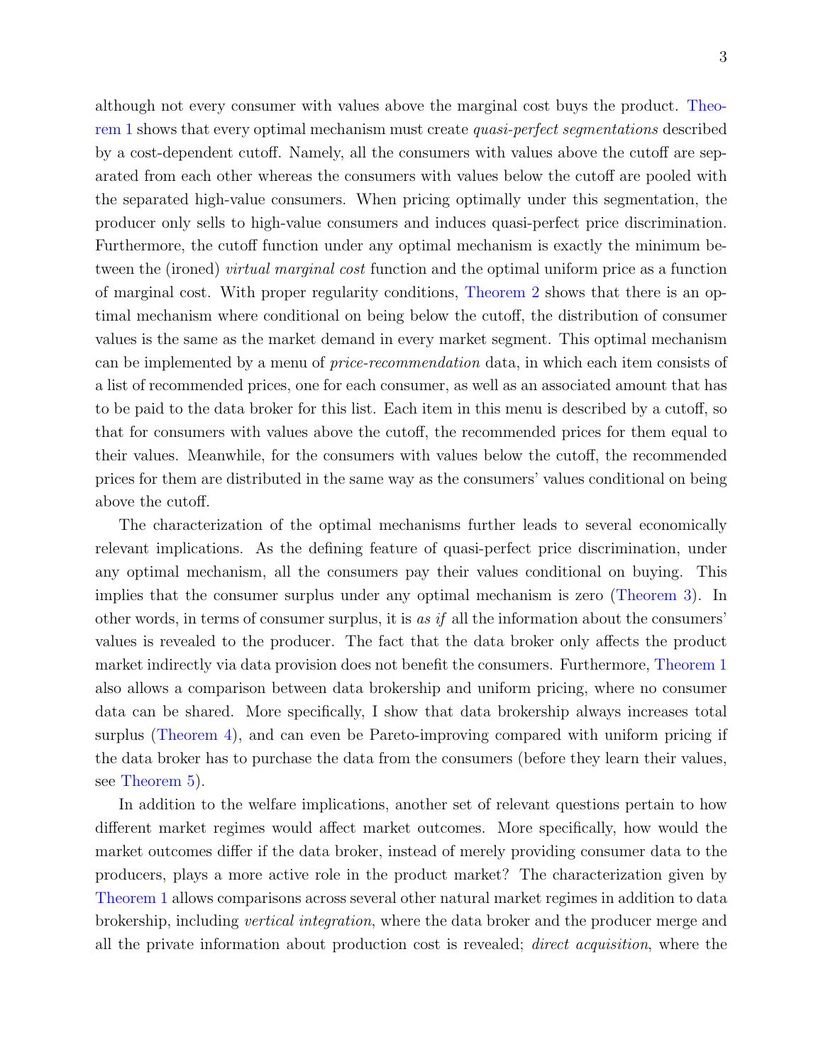although not every consumer with values above the marginal cost buys the product. Theorem 1 shows that every optimal mechanism must create *quasi-perfect segmentations* described by a cost-dependent cutoff. Namely, all the consumers with values above the cutoff are separated from each other whereas the consumers with values below the cutoff are pooled with the separated high-value consumers. When pricing optimally under this segmentation, the producer only sells to high-value consumers and induces quasi-perfect price discrimination. Furthermore, the cutoff function under any optimal mechanism is exactly the minimum between the (ironed) *virtual marginal cost* function and the optimal uniform price as a function of marginal cost. With proper regularity conditions, Theorem 2 shows that there is an optimal mechanism where conditional on being below the cutoff, the distribution of consumer values is the same as the market demand in every market segment. This optimal mechanism can be implemented by a menu of *price-recommendation* data, in which each item consists of a list of recommended prices, one for each consumer, as well as an associated amount that has to be paid to the data broker for this list. Each item in this menu is described by a cutoff, so that for consumers with values above the cutoff, the recommended prices for them equal to their values. Meanwhile, for the consumers with values below the cutoff, the recommended prices for them are distributed in the same way as the consumers' values conditional on being above the cutoff.

The characterization of the optimal mechanisms further leads to several economically relevant implications. As the defining feature of quasi-perfect price discrimination, under any optimal mechanism, all the consumers pay their values conditional on buying. This implies that the consumer surplus under any optimal mechanism is zero (Theorem 3). In other words, in terms of consumer surplus, it is *as if* all the information about the consumers' values is revealed to the producer. The fact that the data broker only affects the product market indirectly via data provision does not benefit the consumers. Furthermore, Theorem 1 also allows a comparison between data brokership and uniform pricing, where no consumer data can be shared. More specifically, I show that data brokership always increases total surplus (Theorem 4), and can even be Pareto-improving compared with uniform pricing if the data broker has to purchase the data from the consumers (before they learn their values, see Theorem 5).

In addition to the welfare implications, another set of relevant questions pertain to how different market regimes would affect market outcomes. More specifically, how would the market outcomes differ if the data broker, instead of merely providing consumer data to the producers, plays a more active role in the product market? The characterization given by Theorem 1 allows comparisons across several other natural market regimes in addition to data brokership, including *vertical integration*, where the data broker and the producer merge and all the private information about production cost is revealed; *direct acquisition*, where the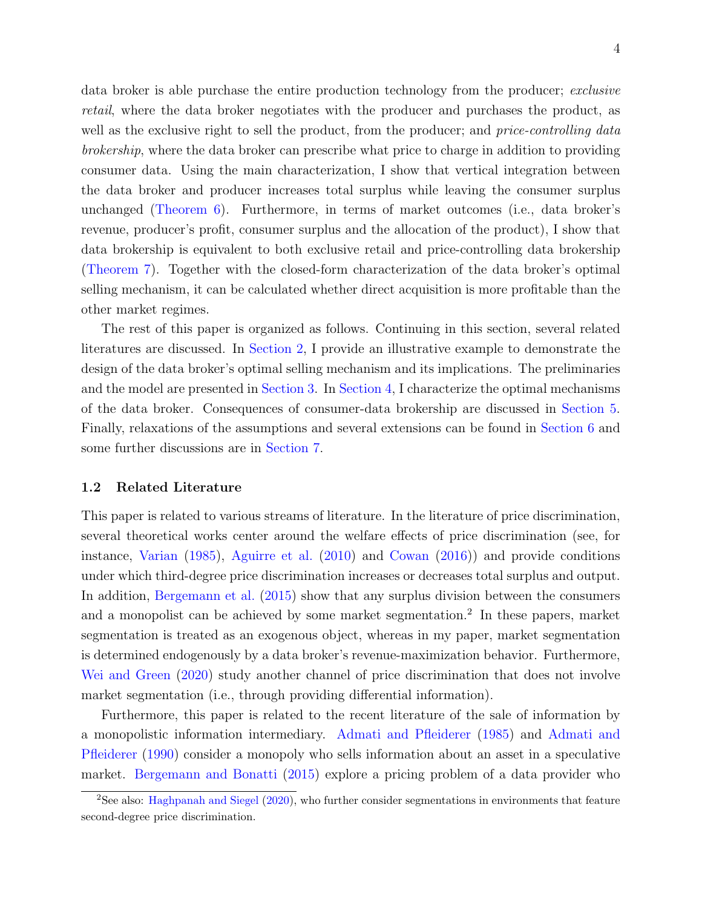data broker is able purchase the entire production technology from the producer; *exclusive retail*, where the data broker negotiates with the producer and purchases the product, as well as the exclusive right to sell the product, from the producer; and *price-controlling data brokership*, where the data broker can prescribe what price to charge in addition to providing consumer data. Using the main characterization, I show that vertical integration between the data broker and producer increases total surplus while leaving the consumer surplus unchanged (Theorem 6). Furthermore, in terms of market outcomes (i.e., data broker's revenue, producer's profit, consumer surplus and the allocation of the product), I show that data brokership is equivalent to both exclusive retail and price-controlling data brokership (Theorem 7). Together with the closed-form characterization of the data broker's optimal selling mechanism, it can be calculated whether direct acquisition is more profitable than the other market regimes.

The rest of this paper is organized as follows. Continuing in this section, several related literatures are discussed. In Section 2, I provide an illustrative example to demonstrate the design of the data broker's optimal selling mechanism and its implications. The preliminaries and the model are presented in Section 3. In Section 4, I characterize the optimal mechanisms of the data broker. Consequences of consumer-data brokership are discussed in Section 5. Finally, relaxations of the assumptions and several extensions can be found in Section 6 and some further discussions are in Section 7.

### 1.2 Related Literature

This paper is related to various streams of literature. In the literature of price discrimination, several theoretical works center around the welfare effects of price discrimination (see, for instance, Varian (1985), Aguirre et al. (2010) and Cowan (2016)) and provide conditions under which third-degree price discrimination increases or decreases total surplus and output. In addition, Bergemann et al. (2015) show that any surplus division between the consumers and a monopolist can be achieved by some market segmentation.[2] In these papers, market segmentation is treated as an exogenous object, whereas in my paper, market segmentation is determined endogenously by a data broker's revenue-maximization behavior. Furthermore, Wei and Green (2020) study another channel of price discrimination that does not involve market segmentation (i.e., through providing differential information).

Furthermore, this paper is related to the recent literature of the sale of information by a monopolistic information intermediary. Admati and Pfleiderer (1985) and Admati and Pfleiderer (1990) consider a monopoly who sells information about an asset in a speculative market. Bergemann and Bonatti (2015) explore a pricing problem of a data provider who

[2] See also: Haghpanah and Siegel (2020), who further consider segmentations in environments that feature second-degree price discrimination.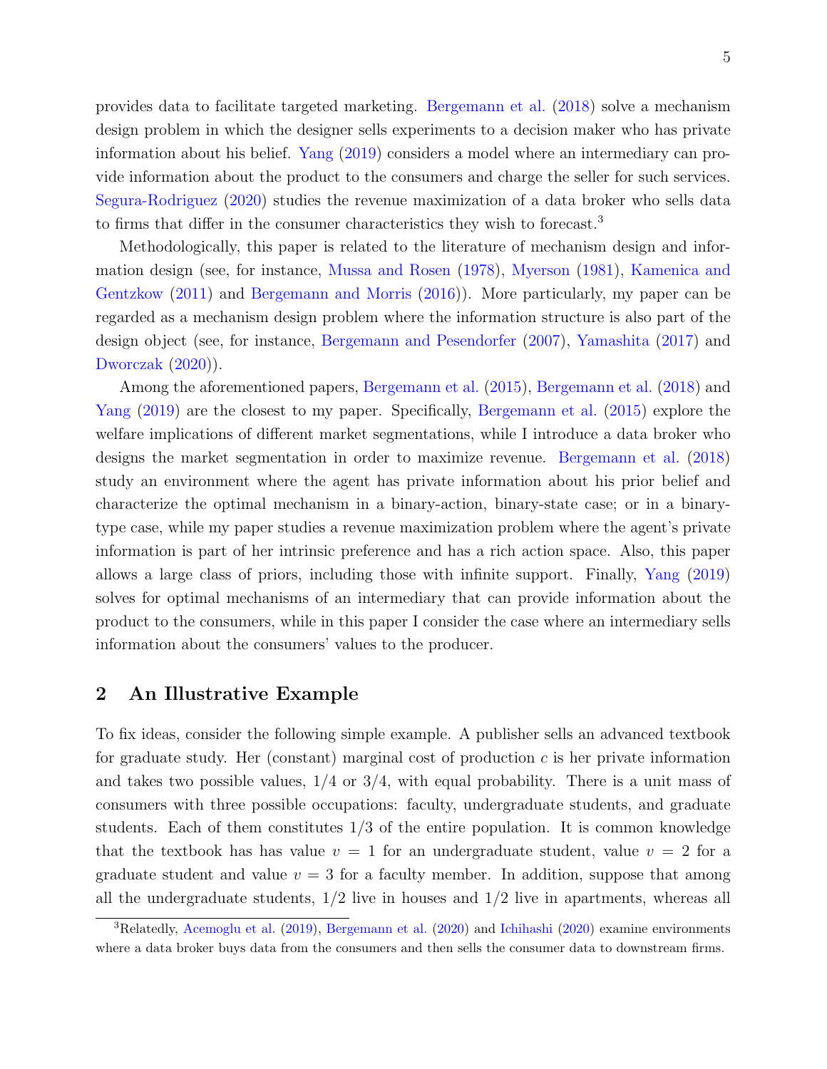provides data to facilitate targeted marketing. Bergemann et al. (2018) solve a mechanism design problem in which the designer sells experiments to a decision maker who has private information about his belief. Yang (2019) considers a model where an intermediary can provide information about the product to the consumers and charge the seller for such services. Segura-Rodriguez (2020) studies the revenue maximization of a data broker who sells data to firms that differ in the consumer characteristics they wish to forecast.[3]

Methodologically, this paper is related to the literature of mechanism design and information design (see, for instance, Mussa and Rosen (1978), Myerson (1981), Kamenica and Gentzkow (2011) and Bergemann and Morris (2016)). More particularly, my paper can be regarded as a mechanism design problem where the information structure is also part of the design object (see, for instance, Bergemann and Pesendorfer (2007), Yamashita (2017) and Dworczak (2020)).

Among the aforementioned papers, Bergemann et al. (2015), Bergemann et al. (2018) and Yang (2019) are the closest to my paper. Specifically, Bergemann et al. (2015) explore the welfare implications of different market segmentations, while I introduce a data broker who designs the market segmentation in order to maximize revenue. Bergemann et al. (2018) study an environment where the agent has private information about his prior belief and characterize the optimal mechanism in a binary-action, binary-state case; or in a binary-type case, while my paper studies a revenue maximization problem where the agent's private information is part of her intrinsic preference and has a rich action space. Also, this paper allows a large class of priors, including those with infinite support. Finally, Yang (2019) solves for optimal mechanisms of an intermediary that can provide information about the product to the consumers, while in this paper I consider the case where an intermediary sells information about the consumers' values to the producer.

## 2 An Illustrative Example

To fix ideas, consider the following simple example. A publisher sells an advanced textbook for graduate study. Her (constant) marginal cost of production $c$ is her private information and takes two possible values, $1/4$ or $3/4$, with equal probability. There is a unit mass of consumers with three possible occupations: faculty, undergraduate students, and graduate students. Each of them constitutes $1/3$ of the entire population. It is common knowledge that the textbook has has value $v = 1$ for an undergraduate student, value $v = 2$ for a graduate student and value $v = 3$ for a faculty member. In addition, suppose that among all the undergraduate students, $1/2$ live in houses and $1/2$ live in apartments, whereas all

[3]Relatedly, Acemoglu et al. (2019), Bergemann et al. (2020) and Ichihashi (2020) examine environments where a data broker buys data from the consumers and then sells the consumer data to downstream firms.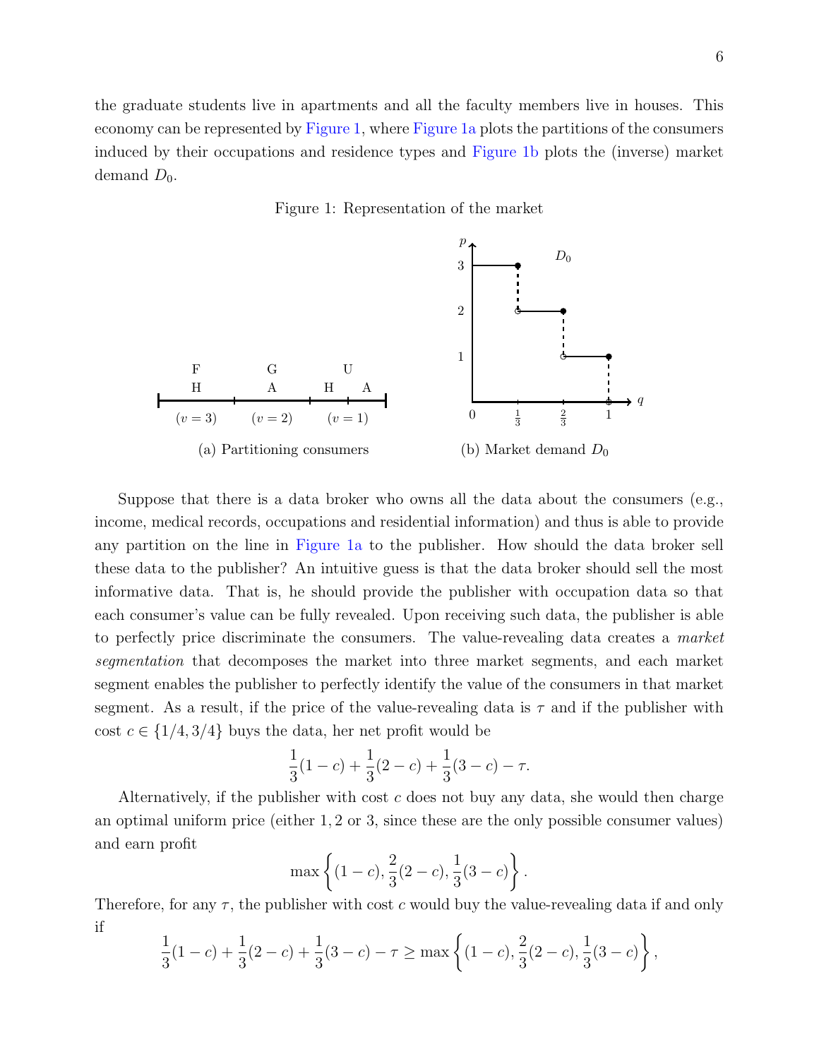the graduate students live in apartments and all the faculty members live in houses. This economy can be represented by Figure 1, where Figure 1a plots the partitions of the consumers induced by their occupations and residence types and Figure 1b plots the (inverse) market demand $D_0$.

Figure 1: Representation of the market

(a) Partitioning consumers

(b) Market demand $D_0$

Suppose that there is a data broker who owns all the data about the consumers (e.g., income, medical records, occupations and residential information) and thus is able to provide any partition on the line in Figure 1a to the publisher. How should the data broker sell these data to the publisher? An intuitive guess is that the data broker should sell the most informative data. That is, he should provide the publisher with occupation data so that each consumer's value can be fully revealed. Upon receiving such data, the publisher is able to perfectly price discriminate the consumers. The value-revealing data creates a *market segmentation* that decomposes the market into three market segments, and each market segment enables the publisher to perfectly identify the value of the consumers in that market segment. As a result, if the price of the value-revealing data is $\tau$ and if the publisher with cost $c \in \{1/4, 3/4\}$ buys the data, her net profit would be

$$\frac{1}{3}(1-c) + \frac{1}{3}(2-c) + \frac{1}{3}(3-c) - \tau.$$

Alternatively, if the publisher with cost $c$ does not buy any data, she would then charge an optimal uniform price (either $1, 2$ or $3$, since these are the only possible consumer values) and earn profit

$$\max\left\{(1-c), \frac{2}{3}(2-c), \frac{1}{3}(3-c)\right\}.$$

Therefore, for any $\tau$, the publisher with cost $c$ would buy the value-revealing data if and only if

$$\frac{1}{3}(1-c) + \frac{1}{3}(2-c) + \frac{1}{3}(3-c) - \tau \geq \max\left\{(1-c), \frac{2}{3}(2-c), \frac{1}{3}(3-c)\right\},$$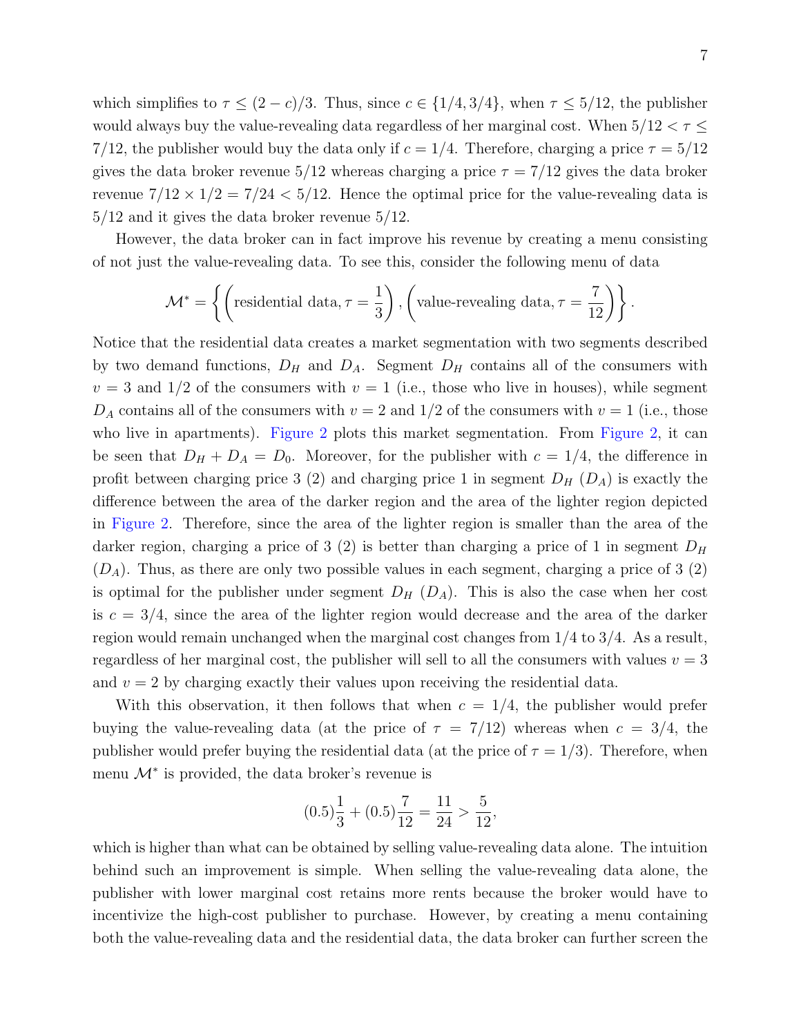which simplifies to $\tau \leq (2-c)/3$. Thus, since $c \in \{1/4, 3/4\}$, when $\tau \leq 5/12$, the publisher would always buy the value-revealing data regardless of her marginal cost. When $5/12 < \tau \leq 7/12$, the publisher would buy the data only if $c = 1/4$. Therefore, charging a price $\tau = 5/12$ gives the data broker revenue $5/12$ whereas charging a price $\tau = 7/12$ gives the data broker revenue $7/12 \times 1/2 = 7/24 < 5/12$. Hence the optimal price for the value-revealing data is $5/12$ and it gives the data broker revenue $5/12$.

However, the data broker can in fact improve his revenue by creating a menu consisting of not just the value-revealing data. To see this, consider the following menu of data

$$\mathcal{M}^* = \left\{ \left( \text{residential data}, \tau = \frac{1}{3} \right), \left( \text{value-revealing data}, \tau = \frac{7}{12} \right) \right\}.$$

Notice that the residential data creates a market segmentation with two segments described by two demand functions, $D_H$ and $D_A$. Segment $D_H$ contains all of the consumers with $v = 3$ and $1/2$ of the consumers with $v = 1$ (i.e., those who live in houses), while segment $D_A$ contains all of the consumers with $v = 2$ and $1/2$ of the consumers with $v = 1$ (i.e., those who live in apartments). Figure 2 plots this market segmentation. From Figure 2, it can be seen that $D_H + D_A = D_0$. Moreover, for the publisher with $c = 1/4$, the difference in profit between charging price 3 (2) and charging price 1 in segment $D_H$ ($D_A$) is exactly the difference between the area of the darker region and the area of the lighter region depicted in Figure 2. Therefore, since the area of the lighter region is smaller than the area of the darker region, charging a price of 3 (2) is better than charging a price of 1 in segment $D_H$ ($D_A$). Thus, as there are only two possible values in each segment, charging a price of 3 (2) is optimal for the publisher under segment $D_H$ ($D_A$). This is also the case when her cost is $c = 3/4$, since the area of the lighter region would decrease and the area of the darker region would remain unchanged when the marginal cost changes from $1/4$ to $3/4$. As a result, regardless of her marginal cost, the publisher will sell to all the consumers with values $v = 3$ and $v = 2$ by charging exactly their values upon receiving the residential data.

With this observation, it then follows that when $c = 1/4$, the publisher would prefer buying the value-revealing data (at the price of $\tau = 7/12$) whereas when $c = 3/4$, the publisher would prefer buying the residential data (at the price of $\tau = 1/3$). Therefore, when menu $\mathcal{M}^*$ is provided, the data broker's revenue is

$$(0.5)\frac{1}{3} + (0.5)\frac{7}{12} = \frac{11}{24} > \frac{5}{12},$$

which is higher than what can be obtained by selling value-revealing data alone. The intuition behind such an improvement is simple. When selling the value-revealing data alone, the publisher with lower marginal cost retains more rents because the broker would have to incentivize the high-cost publisher to purchase. However, by creating a menu containing both the value-revealing data and the residential data, the data broker can further screen the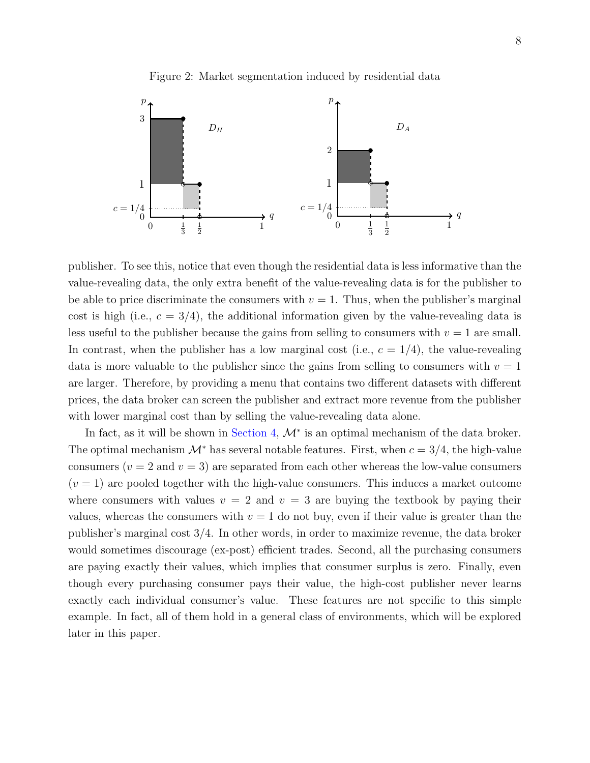Figure 2: Market segmentation induced by residential data

publisher. To see this, notice that even though the residential data is less informative than the value-revealing data, the only extra benefit of the value-revealing data is for the publisher to be able to price discriminate the consumers with $v = 1$. Thus, when the publisher's marginal cost is high (i.e., $c = 3/4$), the additional information given by the value-revealing data is less useful to the publisher because the gains from selling to consumers with $v = 1$ are small. In contrast, when the publisher has a low marginal cost (i.e., $c = 1/4$), the value-revealing data is more valuable to the publisher since the gains from selling to consumers with $v = 1$ are larger. Therefore, by providing a menu that contains two different datasets with different prices, the data broker can screen the publisher and extract more revenue from the publisher with lower marginal cost than by selling the value-revealing data alone.

In fact, as it will be shown in Section 4, $\mathcal{M}^*$ is an optimal mechanism of the data broker. The optimal mechanism $\mathcal{M}^*$ has several notable features. First, when $c = 3/4$, the high-value consumers ($v = 2$ and $v = 3$) are separated from each other whereas the low-value consumers ($v = 1$) are pooled together with the high-value consumers. This induces a market outcome where consumers with values $v = 2$ and $v = 3$ are buying the textbook by paying their values, whereas the consumers with $v = 1$ do not buy, even if their value is greater than the publisher's marginal cost $3/4$. In other words, in order to maximize revenue, the data broker would sometimes discourage (ex-post) efficient trades. Second, all the purchasing consumers are paying exactly their values, which implies that consumer surplus is zero. Finally, even though every purchasing consumer pays their value, the high-cost publisher never learns exactly each individual consumer's value. These features are not specific to this simple example. In fact, all of them hold in a general class of environments, which will be explored later in this paper.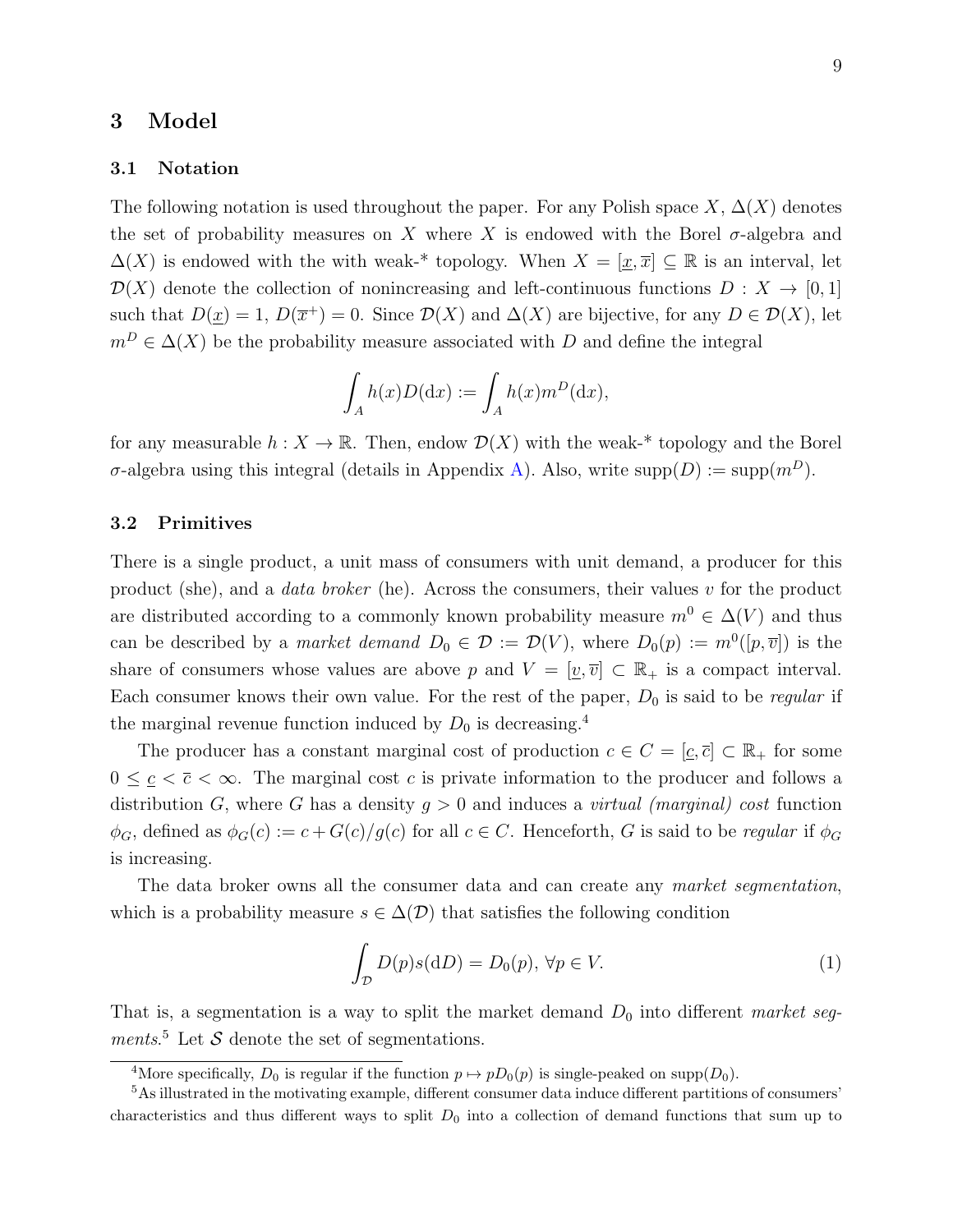## 3 Model

### 3.1 Notation

The following notation is used throughout the paper. For any Polish space $X$, $\Delta(X)$ denotes the set of probability measures on $X$ where $X$ is endowed with the Borel $\sigma$-algebra and $\Delta(X)$ is endowed with the with weak-* topology. When $X = [\underline{x}, \overline{x}] \subseteq \mathbb{R}$ is an interval, let $\mathcal{D}(X)$ denote the collection of nonincreasing and left-continuous functions $D : X \to [0, 1]$ such that $D(\underline{x}) = 1$, $D(\overline{x}^+) = 0$. Since $\mathcal{D}(X)$ and $\Delta(X)$ are bijective, for any $D \in \mathcal{D}(X)$, let $m^D \in \Delta(X)$ be the probability measure associated with $D$ and define the integral

$$\int_A h(x)D(\mathrm{d}x) := \int_A h(x)m^D(\mathrm{d}x),$$

for any measurable $h : X \to \mathbb{R}$. Then, endow $\mathcal{D}(X)$ with the weak-* topology and the Borel $\sigma$-algebra using this integral (details in Appendix A). Also, write $\mathrm{supp}(D) := \mathrm{supp}(m^D)$.

### 3.2 Primitives

There is a single product, a unit mass of consumers with unit demand, a producer for this product (she), and a *data broker* (he). Across the consumers, their values $v$ for the product are distributed according to a commonly known probability measure $m^0 \in \Delta(V)$ and thus can be described by a *market demand* $D_0 \in \mathcal{D} := \mathcal{D}(V)$, where $D_0(p) := m^0([p, \overline{v}])$ is the share of consumers whose values are above $p$ and $V = [\underline{v}, \overline{v}] \subset \mathbb{R}_+$ is a compact interval. Each consumer knows their own value. For the rest of the paper, $D_0$ is said to be *regular* if the marginal revenue function induced by $D_0$ is decreasing.[4]

The producer has a constant marginal cost of production $c \in C = [\underline{c}, \overline{c}] \subset \mathbb{R}_+$ for some $0 \leq \underline{c} < \overline{c} < \infty$. The marginal cost $c$ is private information to the producer and follows a distribution $G$, where $G$ has a density $g > 0$ and induces a *virtual (marginal) cost* function $\phi_G$, defined as $\phi_G(c) := c + G(c)/g(c)$ for all $c \in C$. Henceforth, $G$ is said to be *regular* if $\phi_G$ is increasing.

The data broker owns all the consumer data and can create any *market segmentation*, which is a probability measure $s \in \Delta(\mathcal{D})$ that satisfies the following condition

$$\int_{\mathcal{D}} D(p)s(\mathrm{d}D) = D_0(p), \ \forall p \in V. \tag{1}$$

That is, a segmentation is a way to split the market demand $D_0$ into different *market segments*.[5] Let $\mathcal{S}$ denote the set of segmentations.

---

[4] More specifically, $D_0$ is regular if the function $p \mapsto pD_0(p)$ is single-peaked on $\mathrm{supp}(D_0)$.

[5] As illustrated in the motivating example, different consumer data induce different partitions of consumers' characteristics and thus different ways to split $D_0$ into a collection of demand functions that sum up to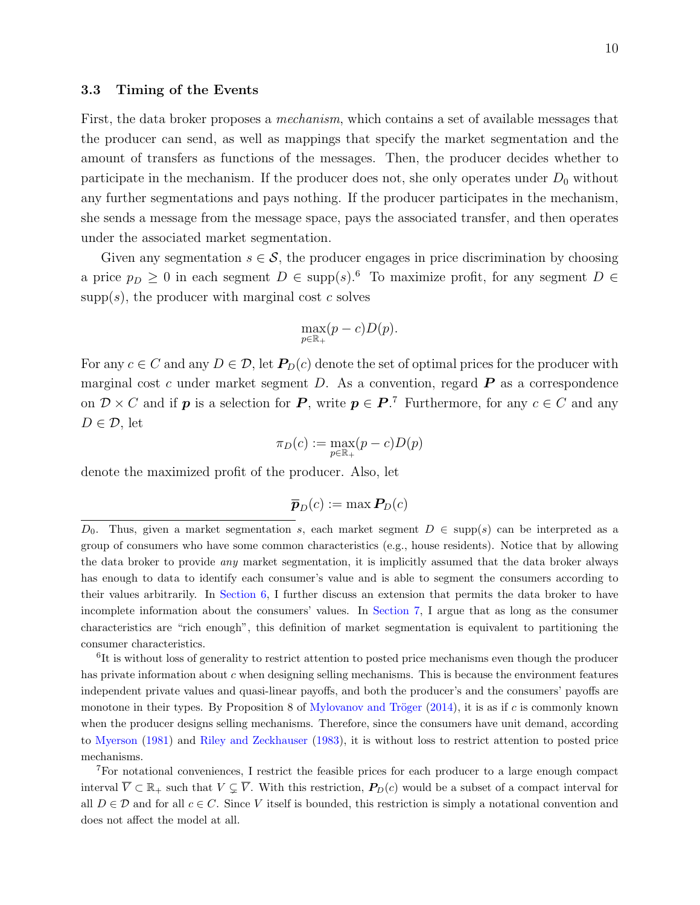### 3.3 Timing of the Events

First, the data broker proposes a *mechanism*, which contains a set of available messages that the producer can send, as well as mappings that specify the market segmentation and the amount of transfers as functions of the messages. Then, the producer decides whether to participate in the mechanism. If the producer does not, she only operates under $D_0$ without any further segmentations and pays nothing. If the producer participates in the mechanism, she sends a message from the message space, pays the associated transfer, and then operates under the associated market segmentation.

Given any segmentation $s \in \mathcal{S}$, the producer engages in price discrimination by choosing a price $p_D \geq 0$ in each segment $D \in \text{supp}(s)$.[6] To maximize profit, for any segment $D \in \text{supp}(s)$, the producer with marginal cost $c$ solves

$$\max_{p \in \mathbb{R}_+} (p - c)D(p).$$

For any $c \in C$ and any $D \in \mathcal{D}$, let $\boldsymbol{P}_D(c)$ denote the set of optimal prices for the producer with marginal cost $c$ under market segment $D$. As a convention, regard $\boldsymbol{P}$ as a correspondence on $\mathcal{D} \times C$ and if $\boldsymbol{p}$ is a selection for $\boldsymbol{P}$, write $\boldsymbol{p} \in \boldsymbol{P}$.[7] Furthermore, for any $c \in C$ and any $D \in \mathcal{D}$, let

$$\pi_D(c) := \max_{p \in \mathbb{R}_+} (p - c)D(p)$$

denote the maximized profit of the producer. Also, let

$$\overline{\boldsymbol{p}}_D(c) := \max \boldsymbol{P}_D(c)$$

---

$D_0$. Thus, given a market segmentation $s$, each market segment $D \in \text{supp}(s)$ can be interpreted as a group of consumers who have some common characteristics (e.g., house residents). Notice that by allowing the data broker to provide *any* market segmentation, it is implicitly assumed that the data broker always has enough to data to identify each consumer's value and is able to segment the consumers according to their values arbitrarily. In Section 6, I further discuss an extension that permits the data broker to have incomplete information about the consumers' values. In Section 7, I argue that as long as the consumer characteristics are "rich enough", this definition of market segmentation is equivalent to partitioning the consumer characteristics.

[6] It is without loss of generality to restrict attention to posted price mechanisms even though the producer has private information about $c$ when designing selling mechanisms. This is because the environment features independent private values and quasi-linear payoffs, and both the producer's and the consumers' payoffs are monotone in their types. By Proposition 8 of Mylovanov and Tröger (2014), it is as if $c$ is commonly known when the producer designs selling mechanisms. Therefore, since the consumers have unit demand, according to Myerson (1981) and Riley and Zeckhauser (1983), it is without loss to restrict attention to posted price mechanisms.

[7] For notational conveniences, I restrict the feasible prices for each producer to a large enough compact interval $\overline{V} \subset \mathbb{R}_+$ such that $V \subsetneq \overline{V}$. With this restriction, $\boldsymbol{P}_D(c)$ would be a subset of a compact interval for all $D \in \mathcal{D}$ and for all $c \in C$. Since $V$ itself is bounded, this restriction is simply a notational convention and does not affect the model at all.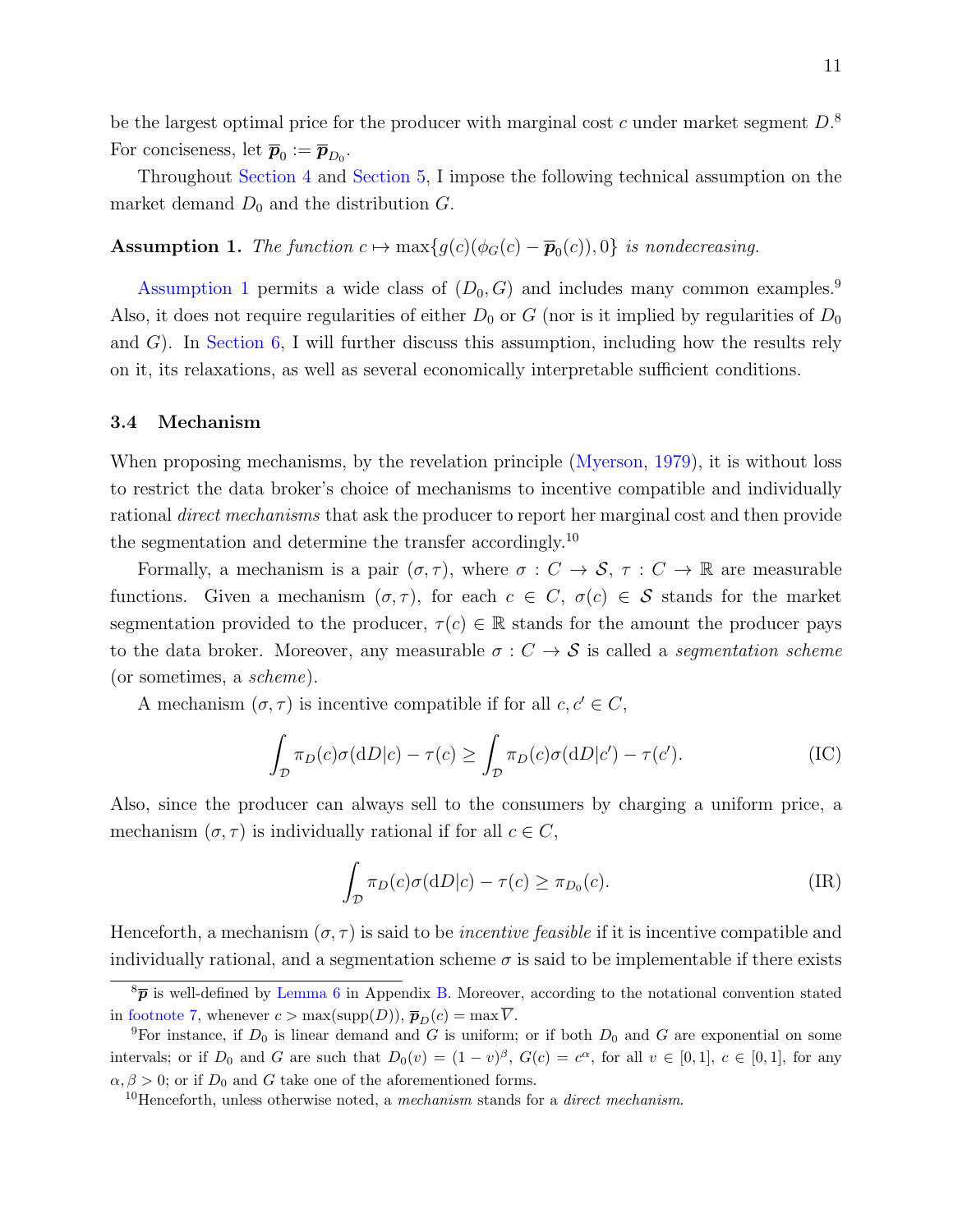be the largest optimal price for the producer with marginal cost $c$ under market segment $D$.[8] For conciseness, let $\overline{\boldsymbol{p}}_0 := \overline{\boldsymbol{p}}_{D_0}$.

Throughout Section 4 and Section 5, I impose the following technical assumption on the market demand $D_0$ and the distribution $G$.

**Assumption 1.** *The function $c \mapsto \max\{g(c)(\phi_G(c) - \overline{\boldsymbol{p}}_0(c)), 0\}$ is nondecreasing.*

Assumption 1 permits a wide class of $(D_0, G)$ and includes many common examples.[9] Also, it does not require regularities of either $D_0$ or $G$ (nor is it implied by regularities of $D_0$ and $G$). In Section 6, I will further discuss this assumption, including how the results rely on it, its relaxations, as well as several economically interpretable sufficient conditions.

### 3.4 Mechanism

When proposing mechanisms, by the revelation principle (Myerson, 1979), it is without loss to restrict the data broker's choice of mechanisms to incentive compatible and individually rational *direct mechanisms* that ask the producer to report her marginal cost and then provide the segmentation and determine the transfer accordingly.[10]

Formally, a mechanism is a pair $(\sigma, \tau)$, where $\sigma : C \to \mathcal{S}$, $\tau : C \to \mathbb{R}$ are measurable functions. Given a mechanism $(\sigma, \tau)$, for each $c \in C$, $\sigma(c) \in \mathcal{S}$ stands for the market segmentation provided to the producer, $\tau(c) \in \mathbb{R}$ stands for the amount the producer pays to the data broker. Moreover, any measurable $\sigma : C \to \mathcal{S}$ is called a *segmentation scheme* (or sometimes, a *scheme*).

A mechanism $(\sigma, \tau)$ is incentive compatible if for all $c, c' \in C$,

$$\int_{\mathcal{D}} \pi_D(c)\sigma(\mathrm{d}D|c) - \tau(c) \geq \int_{\mathcal{D}} \pi_D(c)\sigma(\mathrm{d}D|c') - \tau(c'). \tag{IC}$$

Also, since the producer can always sell to the consumers by charging a uniform price, a mechanism $(\sigma, \tau)$ is individually rational if for all $c \in C$,

$$\int_{\mathcal{D}} \pi_D(c)\sigma(\mathrm{d}D|c) - \tau(c) \geq \pi_{D_0}(c). \tag{IR}$$

Henceforth, a mechanism $(\sigma, \tau)$ is said to be *incentive feasible* if it is incentive compatible and individually rational, and a segmentation scheme $\sigma$ is said to be implementable if there exists

---

[8] $\overline{\boldsymbol{p}}$ is well-defined by Lemma 6 in Appendix B. Moreover, according to the notational convention stated in footnote 7, whenever $c > \max(\mathrm{supp}(D))$, $\overline{\boldsymbol{p}}_D(c) = \max \overline{V}$.

[9] For instance, if $D_0$ is linear demand and $G$ is uniform; or if both $D_0$ and $G$ are exponential on some intervals; or if $D_0$ and $G$ are such that $D_0(v) = (1-v)^\beta$, $G(c) = c^\alpha$, for all $v \in [0,1]$, $c \in [0,1]$, for any $\alpha, \beta > 0$; or if $D_0$ and $G$ take one of the aforementioned forms.

[10] Henceforth, unless otherwise noted, a *mechanism* stands for a *direct mechanism*.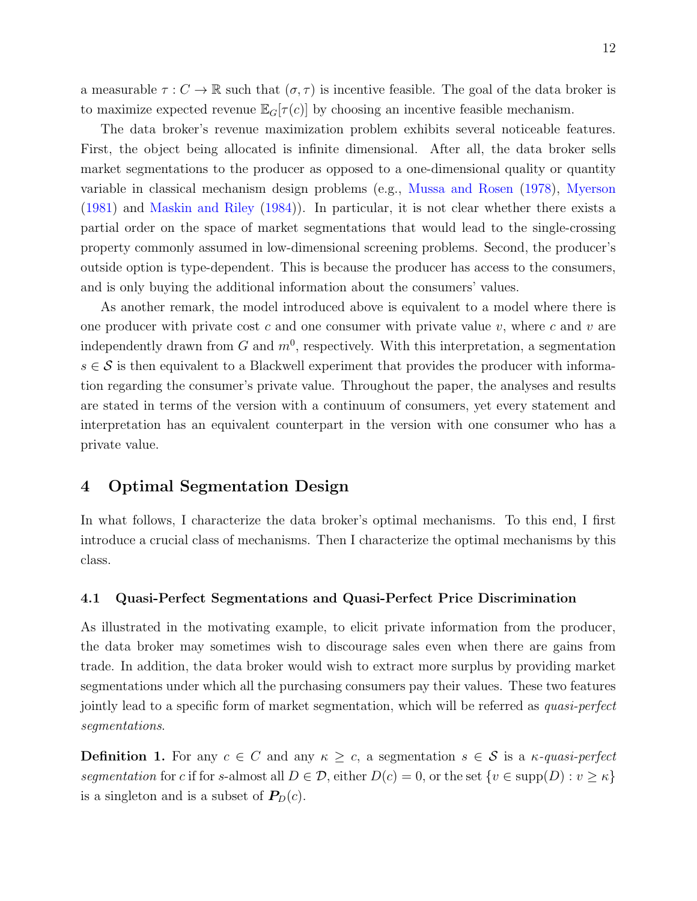a measurable $\tau : C \to \mathbb{R}$ such that $(\sigma, \tau)$ is incentive feasible. The goal of the data broker is to maximize expected revenue $\mathbb{E}_G[\tau(c)]$ by choosing an incentive feasible mechanism.

The data broker's revenue maximization problem exhibits several noticeable features. First, the object being allocated is infinite dimensional. After all, the data broker sells market segmentations to the producer as opposed to a one-dimensional quality or quantity variable in classical mechanism design problems (e.g., Mussa and Rosen (1978), Myerson (1981) and Maskin and Riley (1984)). In particular, it is not clear whether there exists a partial order on the space of market segmentations that would lead to the single-crossing property commonly assumed in low-dimensional screening problems. Second, the producer's outside option is type-dependent. This is because the producer has access to the consumers, and is only buying the additional information about the consumers' values.

As another remark, the model introduced above is equivalent to a model where there is one producer with private cost $c$ and one consumer with private value $v$, where $c$ and $v$ are independently drawn from $G$ and $m^0$, respectively. With this interpretation, a segmentation $s \in \mathcal{S}$ is then equivalent to a Blackwell experiment that provides the producer with information regarding the consumer's private value. Throughout the paper, the analyses and results are stated in terms of the version with a continuum of consumers, yet every statement and interpretation has an equivalent counterpart in the version with one consumer who has a private value.

## 4 Optimal Segmentation Design

In what follows, I characterize the data broker's optimal mechanisms. To this end, I first introduce a crucial class of mechanisms. Then I characterize the optimal mechanisms by this class.

### 4.1 Quasi-Perfect Segmentations and Quasi-Perfect Price Discrimination

As illustrated in the motivating example, to elicit private information from the producer, the data broker may sometimes wish to discourage sales even when there are gains from trade. In addition, the data broker would wish to extract more surplus by providing market segmentations under which all the purchasing consumers pay their values. These two features jointly lead to a specific form of market segmentation, which will be referred as *quasi-perfect segmentations*.

**Definition 1.** For any $c \in C$ and any $\kappa \geq c$, a segmentation $s \in \mathcal{S}$ is a *$\kappa$-quasi-perfect segmentation* for $c$ if for $s$-almost all $D \in \mathcal{D}$, either $D(c) = 0$, or the set $\{v \in \text{supp}(D) : v \geq \kappa\}$ is a singleton and is a subset of $\boldsymbol{P}_D(c)$.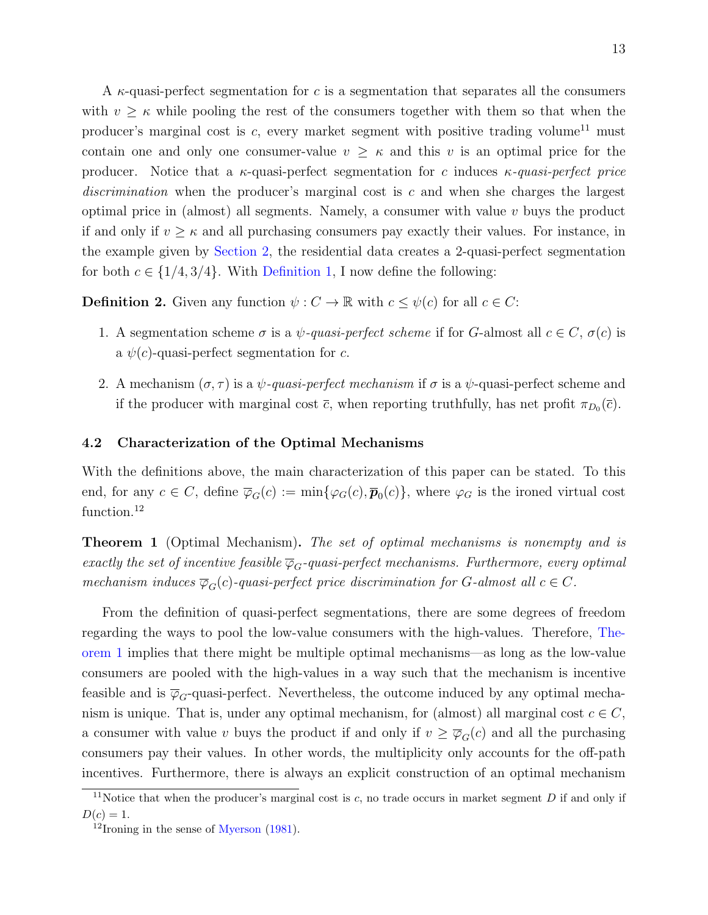A $\kappa$-quasi-perfect segmentation for $c$ is a segmentation that separates all the consumers with $v \geq \kappa$ while pooling the rest of the consumers together with them so that when the producer's marginal cost is $c$, every market segment with positive trading volume[11] must contain one and only one consumer-value $v \geq \kappa$ and this $v$ is an optimal price for the producer. Notice that a $\kappa$-quasi-perfect segmentation for $c$ induces *$\kappa$-quasi-perfect price discrimination* when the producer's marginal cost is $c$ and when she charges the largest optimal price in (almost) all segments. Namely, a consumer with value $v$ buys the product if and only if $v \geq \kappa$ and all purchasing consumers pay exactly their values. For instance, in the example given by Section 2, the residential data creates a 2-quasi-perfect segmentation for both $c \in \{1/4, 3/4\}$. With Definition 1, I now define the following:

**Definition 2.** Given any function $\psi : C \to \mathbb{R}$ with $c \leq \psi(c)$ for all $c \in C$:

1. A segmentation scheme $\sigma$ is a *$\psi$-quasi-perfect scheme* if for $G$-almost all $c \in C$, $\sigma(c)$ is a $\psi(c)$-quasi-perfect segmentation for $c$.
2. A mechanism $(\sigma, \tau)$ is a *$\psi$-quasi-perfect mechanism* if $\sigma$ is a $\psi$-quasi-perfect scheme and if the producer with marginal cost $\bar{c}$, when reporting truthfully, has net profit $\pi_{D_0}(\bar{c})$.

### 4.2 Characterization of the Optimal Mechanisms

With the definitions above, the main characterization of this paper can be stated. To this end, for any $c \in C$, define $\overline{\varphi}_G(c) := \min\{\varphi_G(c), \overline{\boldsymbol{p}}_0(c)\}$, where $\varphi_G$ is the ironed virtual cost function.[12]

**Theorem 1** (Optimal Mechanism)**.** *The set of optimal mechanisms is nonempty and is exactly the set of incentive feasible $\overline{\varphi}_G$-quasi-perfect mechanisms. Furthermore, every optimal mechanism induces $\overline{\varphi}_G(c)$-quasi-perfect price discrimination for $G$-almost all $c \in C$.*

From the definition of quasi-perfect segmentations, there are some degrees of freedom regarding the ways to pool the low-value consumers with the high-values. Therefore, Theorem 1 implies that there might be multiple optimal mechanisms—as long as the low-value consumers are pooled with the high-values in a way such that the mechanism is incentive feasible and is $\overline{\varphi}_G$-quasi-perfect. Nevertheless, the outcome induced by any optimal mechanism is unique. That is, under any optimal mechanism, for (almost) all marginal cost $c \in C$, a consumer with value $v$ buys the product if and only if $v \geq \overline{\varphi}_G(c)$ and all the purchasing consumers pay their values. In other words, the multiplicity only accounts for the off-path incentives. Furthermore, there is always an explicit construction of an optimal mechanism

[11] Notice that when the producer's marginal cost is $c$, no trade occurs in market segment $D$ if and only if $D(c) = 1$.

[12] Ironing in the sense of Myerson (1981).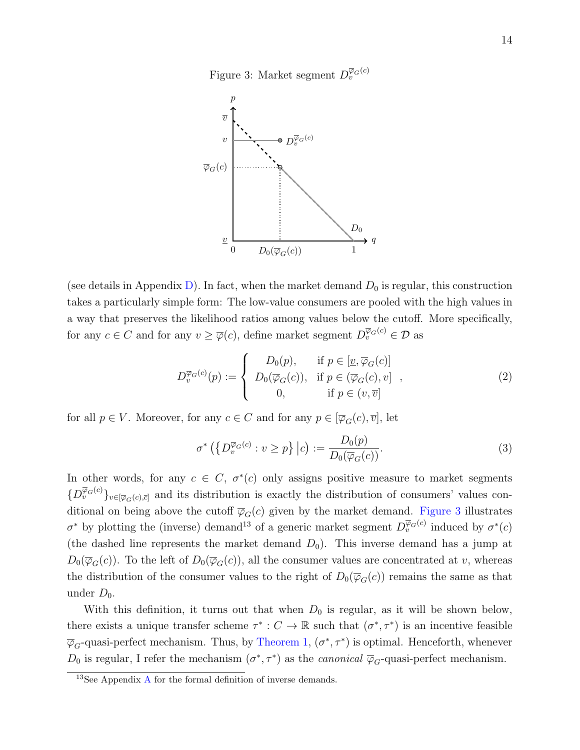Figure 3: Market segment $D_v^{\overline{\varphi}_G(c)}$

(see details in Appendix D). In fact, when the market demand $D_0$ is regular, this construction takes a particularly simple form: The low-value consumers are pooled with the high values in a way that preserves the likelihood ratios among values below the cutoff. More specifically, for any $c \in C$ and for any $v \geq \overline{\varphi}(c)$, define market segment $D_v^{\overline{\varphi}_G(c)} \in \mathcal{D}$ as

$$D_v^{\overline{\varphi}_G(c)}(p) := \left\{ \begin{array}{cl} D_0(p), & \text{if } p \in [\underline{v}, \overline{\varphi}_G(c)] \\ D_0(\overline{\varphi}_G(c)), & \text{if } p \in (\overline{\varphi}_G(c), v] \\ 0, & \text{if } p \in (v, \overline{v}] \end{array} \right. , \tag{2}$$

for all $p \in V$. Moreover, for any $c \in C$ and for any $p \in [\overline{\varphi}_G(c), \overline{v}]$, let

$$\sigma^* \left( \left\{ D_v^{\overline{\varphi}_G(c)} : v \geq p \right\} \middle| c \right) := \frac{D_0(p)}{D_0(\overline{\varphi}_G(c))}. \tag{3}$$

In other words, for any $c \in C$, $\sigma^*(c)$ only assigns positive measure to market segments $\{D_v^{\overline{\varphi}_G(c)}\}_{v \in [\overline{\varphi}_G(c), \overline{v}]}$ and its distribution is exactly the distribution of consumers' values conditional on being above the cutoff $\overline{\varphi}_G(c)$ given by the market demand. Figure 3 illustrates $\sigma^*$ by plotting the (inverse) demand[13] of a generic market segment $D_v^{\overline{\varphi}_G(c)}$ induced by $\sigma^*(c)$ (the dashed line represents the market demand $D_0$). This inverse demand has a jump at $D_0(\overline{\varphi}_G(c))$. To the left of $D_0(\overline{\varphi}_G(c))$, all the consumer values are concentrated at $v$, whereas the distribution of the consumer values to the right of $D_0(\overline{\varphi}_G(c))$ remains the same as that under $D_0$.

With this definition, it turns out that when $D_0$ is regular, as it will be shown below, there exists a unique transfer scheme $\tau^* : C \to \mathbb{R}$ such that $(\sigma^*, \tau^*)$ is an incentive feasible $\overline{\varphi}_G$-quasi-perfect mechanism. Thus, by Theorem 1, $(\sigma^*, \tau^*)$ is optimal. Henceforth, whenever $D_0$ is regular, I refer the mechanism $(\sigma^*, \tau^*)$ as the *canonical* $\overline{\varphi}_G$-quasi-perfect mechanism.

[13] See Appendix A for the formal definition of inverse demands.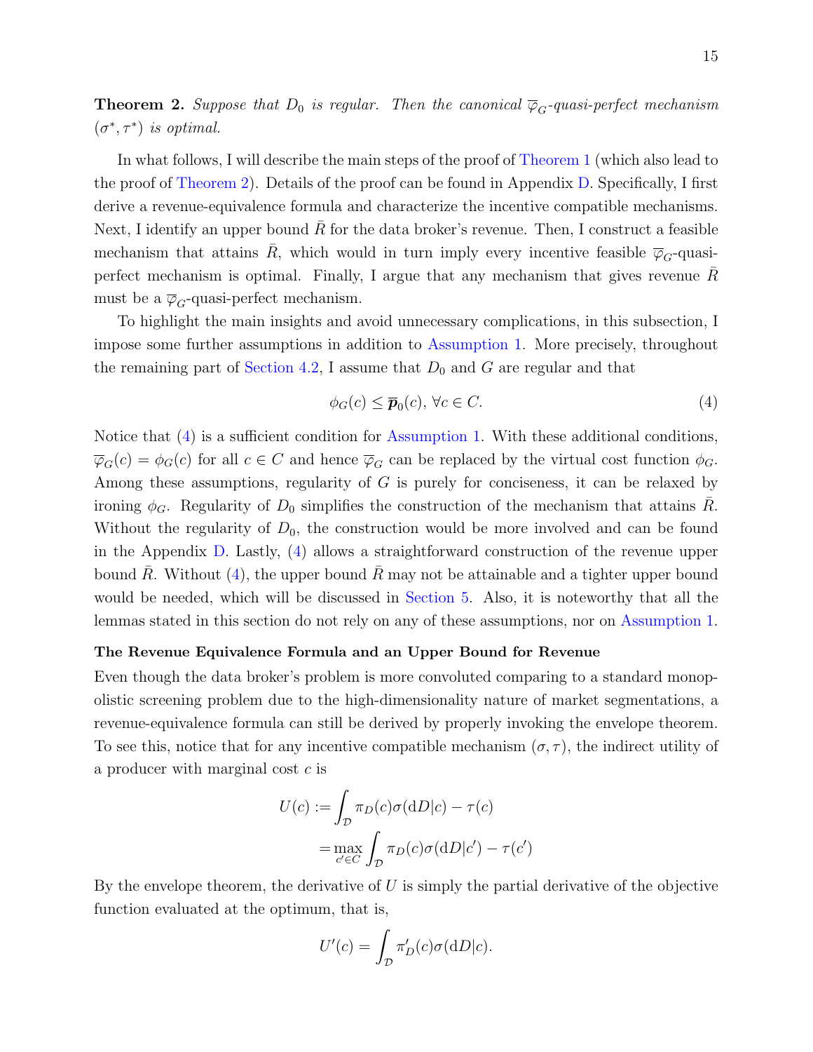**Theorem 2.** *Suppose that $D_0$ is regular. Then the canonical $\overline{\varphi}_G$-quasi-perfect mechanism $(\sigma^*, \tau^*)$ is optimal.*

In what follows, I will describe the main steps of the proof of Theorem 1 (which also lead to the proof of Theorem 2). Details of the proof can be found in Appendix D. Specifically, I first derive a revenue-equivalence formula and characterize the incentive compatible mechanisms. Next, I identify an upper bound $\bar{R}$ for the data broker's revenue. Then, I construct a feasible mechanism that attains $\bar{R}$, which would in turn imply every incentive feasible $\overline{\varphi}_G$-quasi-perfect mechanism is optimal. Finally, I argue that any mechanism that gives revenue $\bar{R}$ must be a $\overline{\varphi}_G$-quasi-perfect mechanism.

To highlight the main insights and avoid unnecessary complications, in this subsection, I impose some further assumptions in addition to Assumption 1. More precisely, throughout the remaining part of Section 4.2, I assume that $D_0$ and $G$ are regular and that

$$\phi_G(c) \leq \overline{\boldsymbol{p}}_0(c), \; \forall c \in C. \tag{4}$$

Notice that (4) is a sufficient condition for Assumption 1. With these additional conditions, $\overline{\varphi}_G(c) = \phi_G(c)$ for all $c \in C$ and hence $\overline{\varphi}_G$ can be replaced by the virtual cost function $\phi_G$. Among these assumptions, regularity of $G$ is purely for conciseness, it can be relaxed by ironing $\phi_G$. Regularity of $D_0$ simplifies the construction of the mechanism that attains $\bar{R}$. Without the regularity of $D_0$, the construction would be more involved and can be found in the Appendix D. Lastly, (4) allows a straightforward construction of the revenue upper bound $\bar{R}$. Without (4), the upper bound $\bar{R}$ may not be attainable and a tighter upper bound would be needed, which will be discussed in Section 5. Also, it is noteworthy that all the lemmas stated in this section do not rely on any of these assumptions, nor on Assumption 1.

**The Revenue Equivalence Formula and an Upper Bound for Revenue**

Even though the data broker's problem is more convoluted comparing to a standard monopolistic screening problem due to the high-dimensionality nature of market segmentations, a revenue-equivalence formula can still be derived by properly invoking the envelope theorem. To see this, notice that for any incentive compatible mechanism $(\sigma, \tau)$, the indirect utility of a producer with marginal cost $c$ is

$$\begin{aligned} U(c) &:= \int_{\mathcal{D}} \pi_D(c)\sigma(\mathrm{d}D|c) - \tau(c) \\ &= \max_{c' \in C} \int_{\mathcal{D}} \pi_D(c)\sigma(\mathrm{d}D|c') - \tau(c') \end{aligned}$$

By the envelope theorem, the derivative of $U$ is simply the partial derivative of the objective function evaluated at the optimum, that is,

$$U'(c) = \int_{\mathcal{D}} \pi_D'(c)\sigma(\mathrm{d}D|c).$$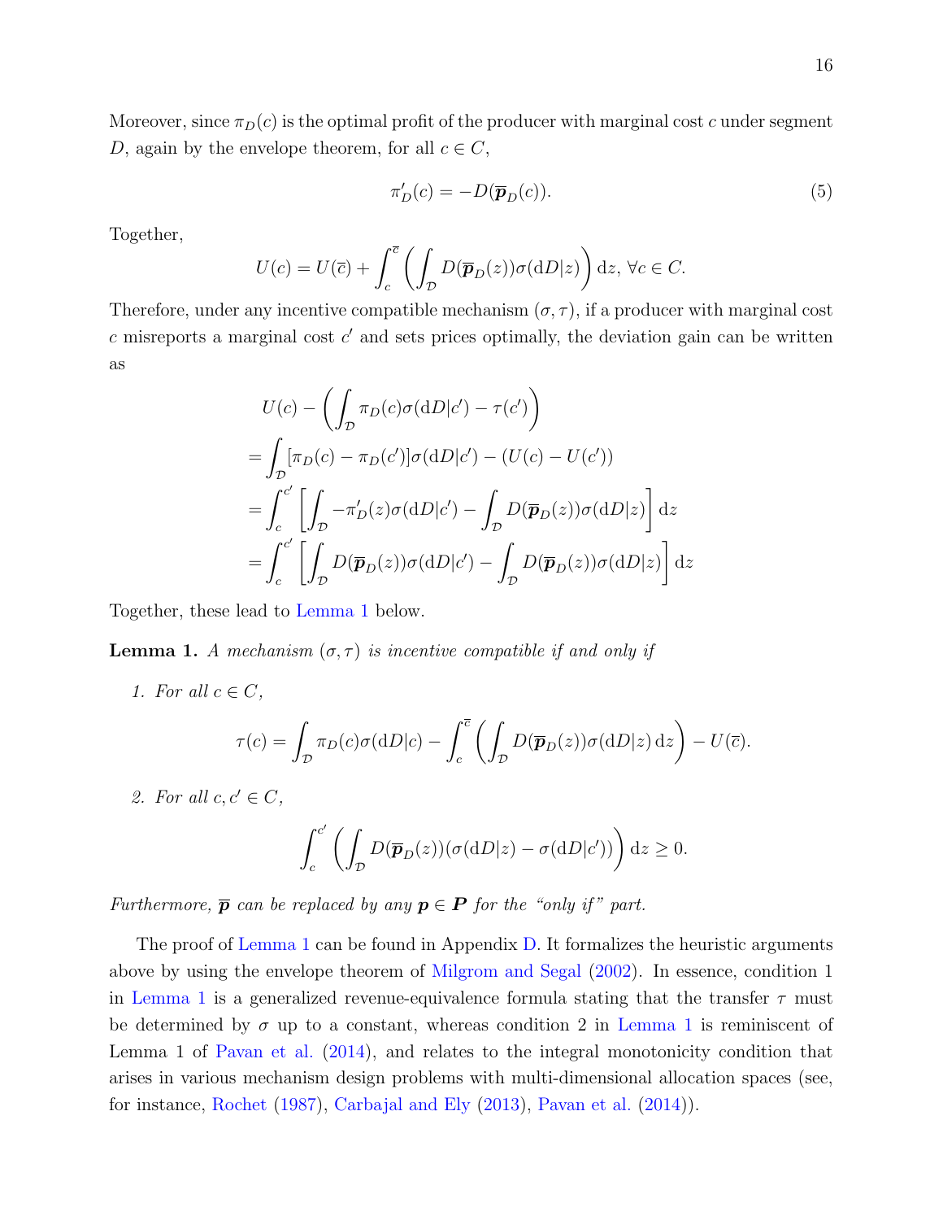Moreover, since $\pi_D(c)$ is the optimal profit of the producer with marginal cost $c$ under segment $D$, again by the envelope theorem, for all $c \in C$,

$$\pi'_D(c) = -D(\overline{\boldsymbol{p}}_D(c)). \tag{5}$$

Together,

$$U(c) = U(\overline{c}) + \int_c^{\overline{c}} \left( \int_{\mathcal{D}} D(\overline{\boldsymbol{p}}_D(z))\sigma(\mathrm{d}D|z) \right) \mathrm{d}z, \; \forall c \in C.$$

Therefore, under any incentive compatible mechanism $(\sigma, \tau)$, if a producer with marginal cost $c$ misreports a marginal cost $c'$ and sets prices optimally, the deviation gain can be written as

$$\begin{aligned}
& U(c) - \left( \int_{\mathcal{D}} \pi_D(c)\sigma(\mathrm{d}D|c') - \tau(c') \right) \\
= & \int_{\mathcal{D}} [\pi_D(c) - \pi_D(c')]\sigma(\mathrm{d}D|c') - (U(c) - U(c')) \\
= & \int_c^{c'} \left[ \int_{\mathcal{D}} -\pi'_D(z)\sigma(\mathrm{d}D|c') - \int_{\mathcal{D}} D(\overline{\boldsymbol{p}}_D(z))\sigma(\mathrm{d}D|z) \right] \mathrm{d}z \\
= & \int_c^{c'} \left[ \int_{\mathcal{D}} D(\overline{\boldsymbol{p}}_D(z))\sigma(\mathrm{d}D|c') - \int_{\mathcal{D}} D(\overline{\boldsymbol{p}}_D(z))\sigma(\mathrm{d}D|z) \right] \mathrm{d}z
\end{aligned}$$

Together, these lead to Lemma 1 below.

**Lemma 1.** *A mechanism $(\sigma, \tau)$ is incentive compatible if and only if*

1. *For all $c \in C$,*

$$\tau(c) = \int_{\mathcal{D}} \pi_D(c)\sigma(\mathrm{d}D|c) - \int_c^{\overline{c}} \left( \int_{\mathcal{D}} D(\overline{\boldsymbol{p}}_D(z))\sigma(\mathrm{d}D|z)\, \mathrm{d}z \right) - U(\overline{c}).$$

2. *For all $c, c' \in C$,*

$$\int_c^{c'} \left( \int_{\mathcal{D}} D(\overline{\boldsymbol{p}}_D(z))(\sigma(\mathrm{d}D|z) - \sigma(\mathrm{d}D|c')) \right) \mathrm{d}z \geq 0.$$

*Furthermore, $\overline{\boldsymbol{p}}$ can be replaced by any $\boldsymbol{p} \in \boldsymbol{P}$ for the "only if" part.*

The proof of Lemma 1 can be found in Appendix D. It formalizes the heuristic arguments above by using the envelope theorem of Milgrom and Segal (2002). In essence, condition 1 in Lemma 1 is a generalized revenue-equivalence formula stating that the transfer $\tau$ must be determined by $\sigma$ up to a constant, whereas condition 2 in Lemma 1 is reminiscent of Lemma 1 of Pavan et al. (2014), and relates to the integral monotonicity condition that arises in various mechanism design problems with multi-dimensional allocation spaces (see, for instance, Rochet (1987), Carbajal and Ely (2013), Pavan et al. (2014)).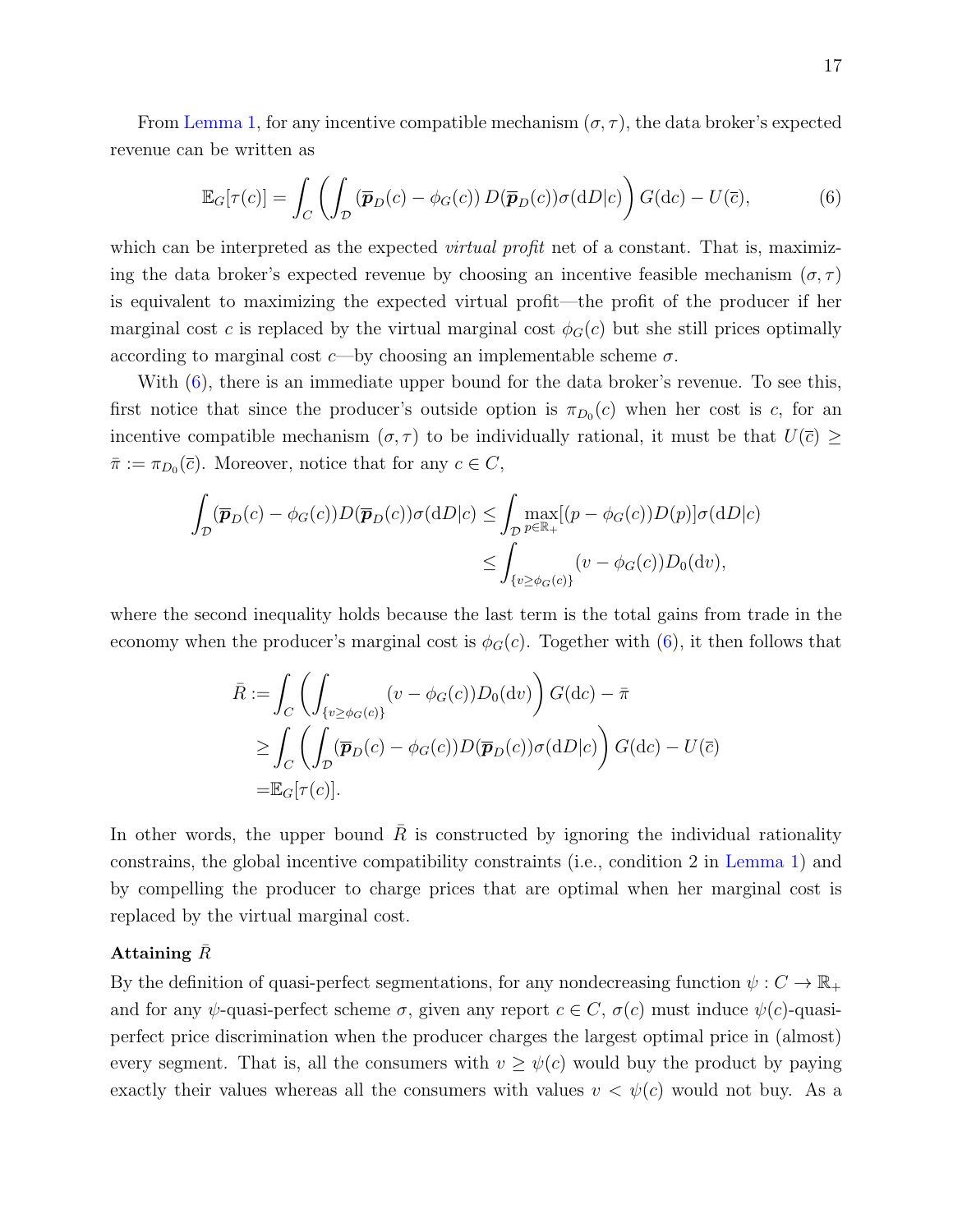From Lemma 1, for any incentive compatible mechanism $(\sigma, \tau)$, the data broker's expected revenue can be written as

$$\mathbb{E}_G[\tau(c)] = \int_C \left( \int_{\mathcal{D}} \left( \overline{\boldsymbol{p}}_D(c) - \phi_G(c) \right) D(\overline{\boldsymbol{p}}_D(c)) \sigma(\mathrm{d}D|c) \right) G(\mathrm{d}c) - U(\overline{c}), \tag{6}$$

which can be interpreted as the expected *virtual profit* net of a constant. That is, maximizing the data broker's expected revenue by choosing an incentive feasible mechanism $(\sigma, \tau)$ is equivalent to maximizing the expected virtual profit—the profit of the producer if her marginal cost $c$ is replaced by the virtual marginal cost $\phi_G(c)$ but she still prices optimally according to marginal cost $c$—by choosing an implementable scheme $\sigma$.

With (6), there is an immediate upper bound for the data broker's revenue. To see this, first notice that since the producer's outside option is $\pi_{D_0}(c)$ when her cost is $c$, for an incentive compatible mechanism $(\sigma, \tau)$ to be individually rational, it must be that $U(\overline{c}) \geq \bar{\pi} := \pi_{D_0}(\overline{c})$. Moreover, notice that for any $c \in C$,

$$\begin{aligned}
\int_{\mathcal{D}} (\overline{\boldsymbol{p}}_D(c) - \phi_G(c)) D(\overline{\boldsymbol{p}}_D(c)) \sigma(\mathrm{d}D|c) &\leq \int_{\mathcal{D}} \max_{p \in \mathbb{R}_+} [(p - \phi_G(c)) D(p)] \sigma(\mathrm{d}D|c) \\
&\leq \int_{\{v \geq \phi_G(c)\}} (v - \phi_G(c)) D_0(\mathrm{d}v),
\end{aligned}$$

where the second inequality holds because the last term is the total gains from trade in the economy when the producer's marginal cost is $\phi_G(c)$. Together with (6), it then follows that

$$\begin{aligned}
\bar{R} :=& \int_C \left( \int_{\{v \geq \phi_G(c)\}} (v - \phi_G(c)) D_0(\mathrm{d}v) \right) G(\mathrm{d}c) - \bar{\pi} \\
\geq& \int_C \left( \int_{\mathcal{D}} (\overline{\boldsymbol{p}}_D(c) - \phi_G(c)) D(\overline{\boldsymbol{p}}_D(c)) \sigma(\mathrm{d}D|c) \right) G(\mathrm{d}c) - U(\overline{c}) \\
=& \mathbb{E}_G[\tau(c)].
\end{aligned}$$

In other words, the upper bound $\bar{R}$ is constructed by ignoring the individual rationality constrains, the global incentive compatibility constraints (i.e., condition 2 in Lemma 1) and by compelling the producer to charge prices that are optimal when her marginal cost is replaced by the virtual marginal cost.

**Attaining $\bar{R}$**

By the definition of quasi-perfect segmentations, for any nondecreasing function $\psi : C \to \mathbb{R}_+$ and for any $\psi$-quasi-perfect scheme $\sigma$, given any report $c \in C$, $\sigma(c)$ must induce $\psi(c)$-quasi-perfect price discrimination when the producer charges the largest optimal price in (almost) every segment. That is, all the consumers with $v \geq \psi(c)$ would buy the product by paying exactly their values whereas all the consumers with values $v < \psi(c)$ would not buy. As a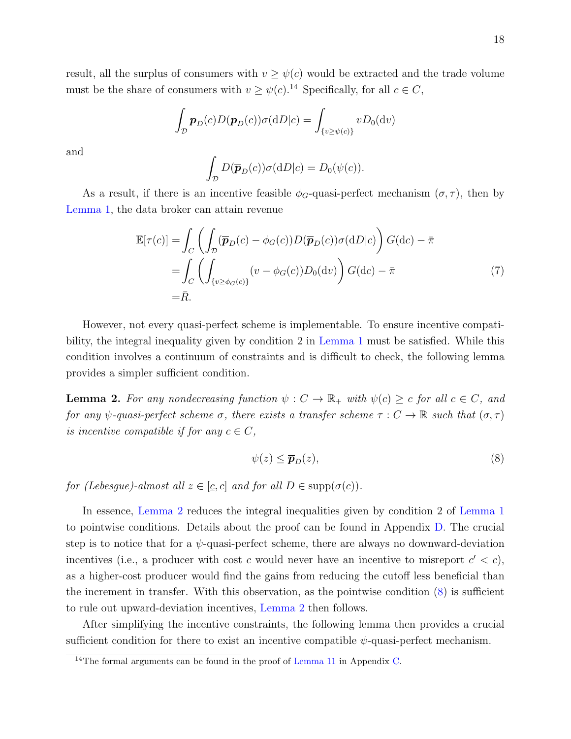result, all the surplus of consumers with $v \geq \psi(c)$ would be extracted and the trade volume must be the share of consumers with $v \geq \psi(c)$.[14] Specifically, for all $c \in C$,

$$\int_{\mathcal{D}} \overline{\boldsymbol{p}}_D(c) D(\overline{\boldsymbol{p}}_D(c)) \sigma(\mathrm{d}D|c) = \int_{\{v \geq \psi(c)\}} v D_0(\mathrm{d}v)$$

and

$$\int_{\mathcal{D}} D(\overline{\boldsymbol{p}}_D(c)) \sigma(\mathrm{d}D|c) = D_0(\psi(c)).$$

As a result, if there is an incentive feasible $\phi_G$-quasi-perfect mechanism $(\sigma, \tau)$, then by Lemma 1, the data broker can attain revenue

$$\begin{aligned}
\mathbb{E}[\tau(c)] =& \int_C \left( \int_{\mathcal{D}} (\overline{\boldsymbol{p}}_D(c) - \phi_G(c)) D(\overline{\boldsymbol{p}}_D(c)) \sigma(\mathrm{d}D|c) \right) G(\mathrm{d}c) - \bar{\pi} \\
=& \int_C \left( \int_{\{v \geq \phi_G(c)\}} (v - \phi_G(c)) D_0(\mathrm{d}v) \right) G(\mathrm{d}c) - \bar{\pi} \\
=& \bar{R}.
\end{aligned} \tag{7}$$

However, not every quasi-perfect scheme is implementable. To ensure incentive compatibility, the integral inequality given by condition 2 in Lemma 1 must be satisfied. While this condition involves a continuum of constraints and is difficult to check, the following lemma provides a simpler sufficient condition.

**Lemma 2.** *For any nondecreasing function $\psi : C \to \mathbb{R}_+$ with $\psi(c) \geq c$ for all $c \in C$, and for any $\psi$-quasi-perfect scheme $\sigma$, there exists a transfer scheme $\tau : C \to \mathbb{R}$ such that $(\sigma, \tau)$ is incentive compatible if for any $c \in C$,*

$$\psi(z) \leq \overline{\boldsymbol{p}}_D(z), \tag{8}$$

*for (Lebesgue)-almost all $z \in [\underline{c}, c]$ and for all $D \in \operatorname{supp}(\sigma(c))$.*

In essence, Lemma 2 reduces the integral inequalities given by condition 2 of Lemma 1 to pointwise conditions. Details about the proof can be found in Appendix D. The crucial step is to notice that for a $\psi$-quasi-perfect scheme, there are always no downward-deviation incentives (i.e., a producer with cost $c$ would never have an incentive to misreport $c' < c$), as a higher-cost producer would find the gains from reducing the cutoff less beneficial than the increment in transfer. With this observation, as the pointwise condition (8) is sufficient to rule out upward-deviation incentives, Lemma 2 then follows.

After simplifying the incentive constraints, the following lemma then provides a crucial sufficient condition for there to exist an incentive compatible $\psi$-quasi-perfect mechanism.

[14] The formal arguments can be found in the proof of Lemma 11 in Appendix C.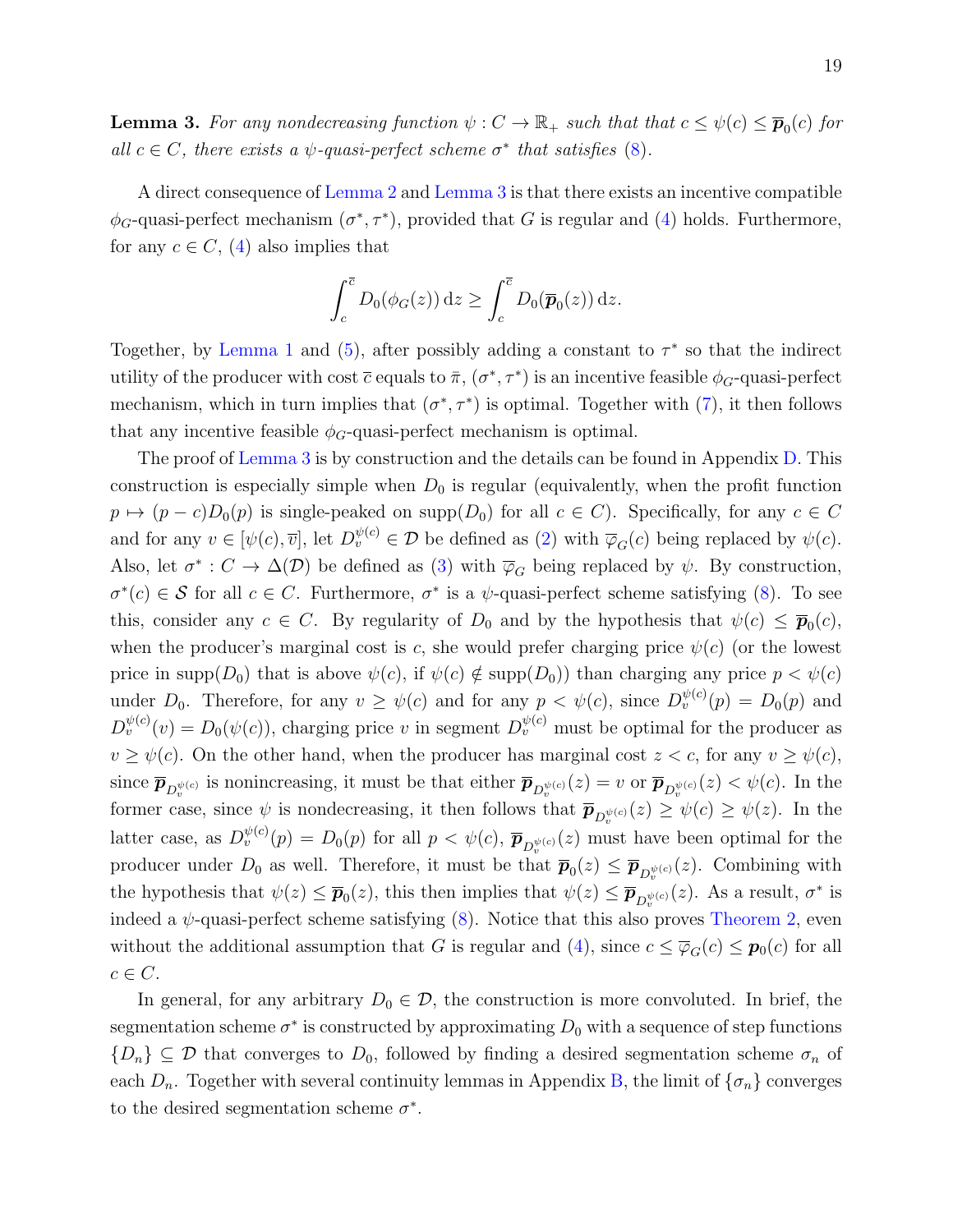**Lemma 3.** *For any nondecreasing function $\psi : C \to \mathbb{R}_+$ such that that $c \leq \psi(c) \leq \overline{\boldsymbol{p}}_0(c)$ for all $c \in C$, there exists a $\psi$-quasi-perfect scheme $\sigma^*$ that satisfies* (8).

A direct consequence of Lemma 2 and Lemma 3 is that there exists an incentive compatible $\phi_G$-quasi-perfect mechanism $(\sigma^*, \tau^*)$, provided that $G$ is regular and (4) holds. Furthermore, for any $c \in C$, (4) also implies that

$$\int_c^{\overline{c}} D_0(\phi_G(z))\,\mathrm{d}z \geq \int_c^{\overline{c}} D_0(\overline{\boldsymbol{p}}_0(z))\,\mathrm{d}z.$$

Together, by Lemma 1 and (5), after possibly adding a constant to $\tau^*$ so that the indirect utility of the producer with cost $\overline{c}$ equals to $\bar{\pi}$, $(\sigma^*, \tau^*)$ is an incentive feasible $\phi_G$-quasi-perfect mechanism, which in turn implies that $(\sigma^*, \tau^*)$ is optimal. Together with (7), it then follows that any incentive feasible $\phi_G$-quasi-perfect mechanism is optimal.

The proof of Lemma 3 is by construction and the details can be found in Appendix D. This construction is especially simple when $D_0$ is regular (equivalently, when the profit function $p \mapsto (p - c)D_0(p)$ is single-peaked on $\mathrm{supp}(D_0)$ for all $c \in C$). Specifically, for any $c \in C$ and for any $v \in [\psi(c), \overline{v}]$, let $D_v^{\psi(c)} \in \mathcal{D}$ be defined as (2) with $\overline{\varphi}_G(c)$ being replaced by $\psi(c)$. Also, let $\sigma^* : C \to \Delta(\mathcal{D})$ be defined as (3) with $\overline{\varphi}_G$ being replaced by $\psi$. By construction, $\sigma^*(c) \in \mathcal{S}$ for all $c \in C$. Furthermore, $\sigma^*$ is a $\psi$-quasi-perfect scheme satisfying (8). To see this, consider any $c \in C$. By regularity of $D_0$ and by the hypothesis that $\psi(c) \leq \overline{\boldsymbol{p}}_0(c)$, when the producer's marginal cost is $c$, she would prefer charging price $\psi(c)$ (or the lowest price in $\mathrm{supp}(D_0)$ that is above $\psi(c)$, if $\psi(c) \notin \mathrm{supp}(D_0)$) than charging any price $p < \psi(c)$ under $D_0$. Therefore, for any $v \geq \psi(c)$ and for any $p < \psi(c)$, since $D_v^{\psi(c)}(p) = D_0(p)$ and $D_v^{\psi(c)}(v) = D_0(\psi(c))$, charging price $v$ in segment $D_v^{\psi(c)}$ must be optimal for the producer as $v \geq \psi(c)$. On the other hand, when the producer has marginal cost $z < c$, for any $v \geq \psi(c)$, since $\overline{\boldsymbol{p}}_{D_v^{\psi(c)}}$ is nonincreasing, it must be that either $\overline{\boldsymbol{p}}_{D_v^{\psi(c)}}(z) = v$ or $\overline{\boldsymbol{p}}_{D_v^{\psi(c)}}(z) < \psi(c)$. In the former case, since $\psi$ is nondecreasing, it then follows that $\overline{\boldsymbol{p}}_{D_v^{\psi(c)}}(z) \geq \psi(c) \geq \psi(z)$. In the latter case, as $D_v^{\psi(c)}(p) = D_0(p)$ for all $p < \psi(c)$, $\overline{\boldsymbol{p}}_{D_v^{\psi(c)}}(z)$ must have been optimal for the producer under $D_0$ as well. Therefore, it must be that $\overline{\boldsymbol{p}}_0(z) \leq \overline{\boldsymbol{p}}_{D_v^{\psi(c)}}(z)$. Combining with the hypothesis that $\psi(z) \leq \overline{\boldsymbol{p}}_0(z)$, this then implies that $\psi(z) \leq \overline{\boldsymbol{p}}_{D_v^{\psi(c)}}(z)$. As a result, $\sigma^*$ is indeed a $\psi$-quasi-perfect scheme satisfying (8). Notice that this also proves Theorem 2, even without the additional assumption that $G$ is regular and (4), since $c \leq \overline{\varphi}_G(c) \leq \boldsymbol{p}_0(c)$ for all $c \in C$.

In general, for any arbitrary $D_0 \in \mathcal{D}$, the construction is more convoluted. In brief, the segmentation scheme $\sigma^*$ is constructed by approximating $D_0$ with a sequence of step functions $\{D_n\} \subseteq \mathcal{D}$ that converges to $D_0$, followed by finding a desired segmentation scheme $\sigma_n$ of each $D_n$. Together with several continuity lemmas in Appendix B, the limit of $\{\sigma_n\}$ converges to the desired segmentation scheme $\sigma^*$.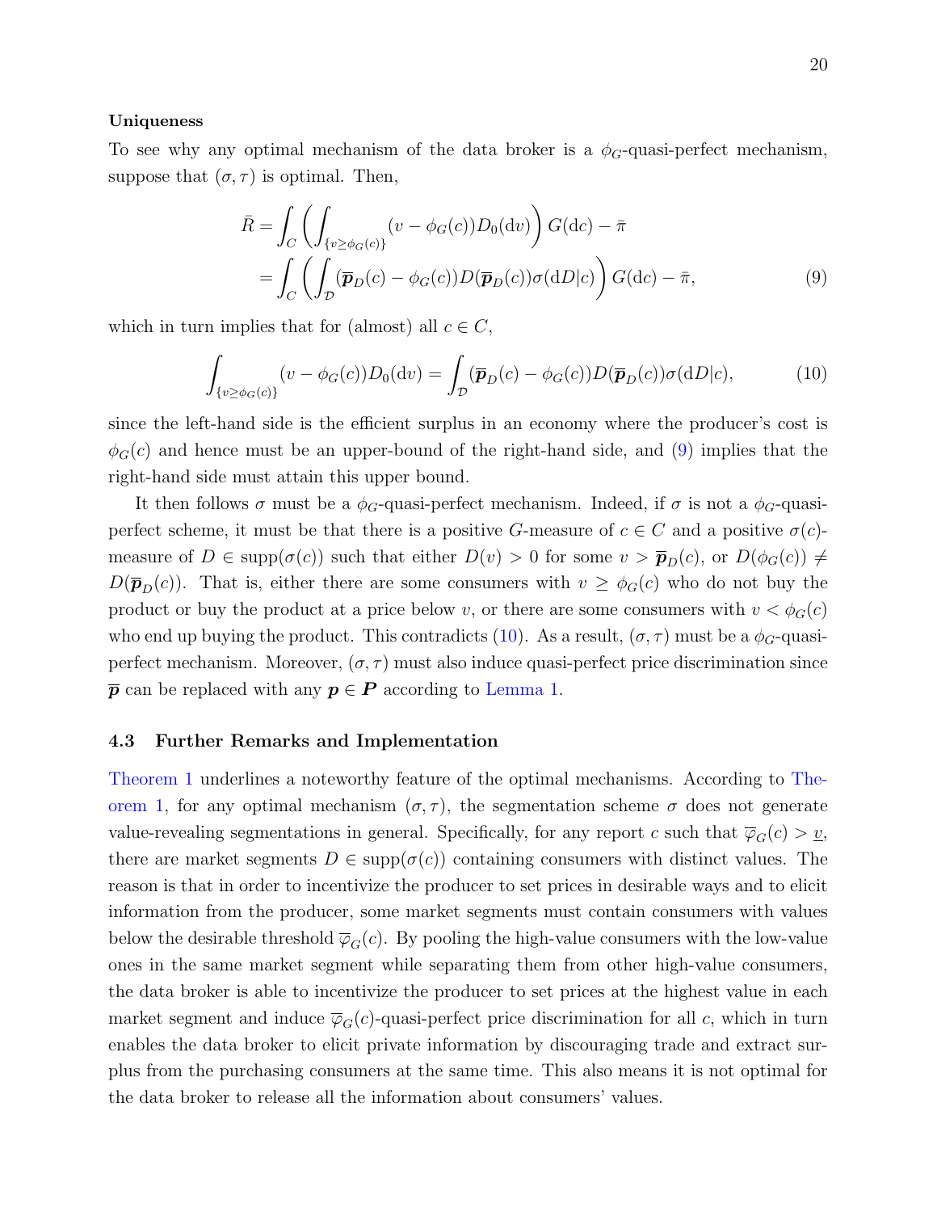**Uniqueness**

To see why any optimal mechanism of the data broker is a $\phi_G$-quasi-perfect mechanism, suppose that $(\sigma, \tau)$ is optimal. Then,

$$
\begin{aligned}
\bar{R} &= \int_C \left( \int_{\{v \geq \phi_G(c)\}} (v - \phi_G(c)) D_0(\mathrm{d}v) \right) G(\mathrm{d}c) - \bar{\pi} \\
&= \int_C \left( \int_{\mathcal{D}} (\overline{\boldsymbol{p}}_D(c) - \phi_G(c)) D(\overline{\boldsymbol{p}}_D(c)) \sigma(\mathrm{d}D|c) \right) G(\mathrm{d}c) - \bar{\pi},
\end{aligned}
\tag{9}
$$

which in turn implies that for (almost) all $c \in C$,

$$
\int_{\{v \geq \phi_G(c)\}} (v - \phi_G(c)) D_0(\mathrm{d}v) = \int_{\mathcal{D}} (\overline{\boldsymbol{p}}_D(c) - \phi_G(c)) D(\overline{\boldsymbol{p}}_D(c)) \sigma(\mathrm{d}D|c),
\tag{10}
$$

since the left-hand side is the efficient surplus in an economy where the producer's cost is $\phi_G(c)$ and hence must be an upper-bound of the right-hand side, and (9) implies that the right-hand side must attain this upper bound.

It then follows $\sigma$ must be a $\phi_G$-quasi-perfect mechanism. Indeed, if $\sigma$ is not a $\phi_G$-quasi-perfect scheme, it must be that there is a positive $G$-measure of $c \in C$ and a positive $\sigma(c)$-measure of $D \in \mathrm{supp}(\sigma(c))$ such that either $D(v) > 0$ for some $v > \overline{\boldsymbol{p}}_D(c)$, or $D(\phi_G(c)) \neq D(\overline{\boldsymbol{p}}_D(c))$. That is, either there are some consumers with $v \geq \phi_G(c)$ who do not buy the product or buy the product at a price below $v$, or there are some consumers with $v < \phi_G(c)$ who end up buying the product. This contradicts (10). As a result, $(\sigma, \tau)$ must be a $\phi_G$-quasi-perfect mechanism. Moreover, $(\sigma, \tau)$ must also induce quasi-perfect price discrimination since $\overline{\boldsymbol{p}}$ can be replaced with any $\boldsymbol{p} \in \boldsymbol{P}$ according to Lemma 1.

### 4.3 Further Remarks and Implementation

Theorem 1 underlines a noteworthy feature of the optimal mechanisms. According to Theorem 1, for any optimal mechanism $(\sigma, \tau)$, the segmentation scheme $\sigma$ does not generate value-revealing segmentations in general. Specifically, for any report $c$ such that $\overline{\varphi}_G(c) > \underline{v}$, there are market segments $D \in \mathrm{supp}(\sigma(c))$ containing consumers with distinct values. The reason is that in order to incentivize the producer to set prices in desirable ways and to elicit information from the producer, some market segments must contain consumers with values below the desirable threshold $\overline{\varphi}_G(c)$. By pooling the high-value consumers with the low-value ones in the same market segment while separating them from other high-value consumers, the data broker is able to incentivize the producer to set prices at the highest value in each market segment and induce $\overline{\varphi}_G(c)$-quasi-perfect price discrimination for all $c$, which in turn enables the data broker to elicit private information by discouraging trade and extract surplus from the purchasing consumers at the same time. This also means it is not optimal for the data broker to release all the information about consumers' values.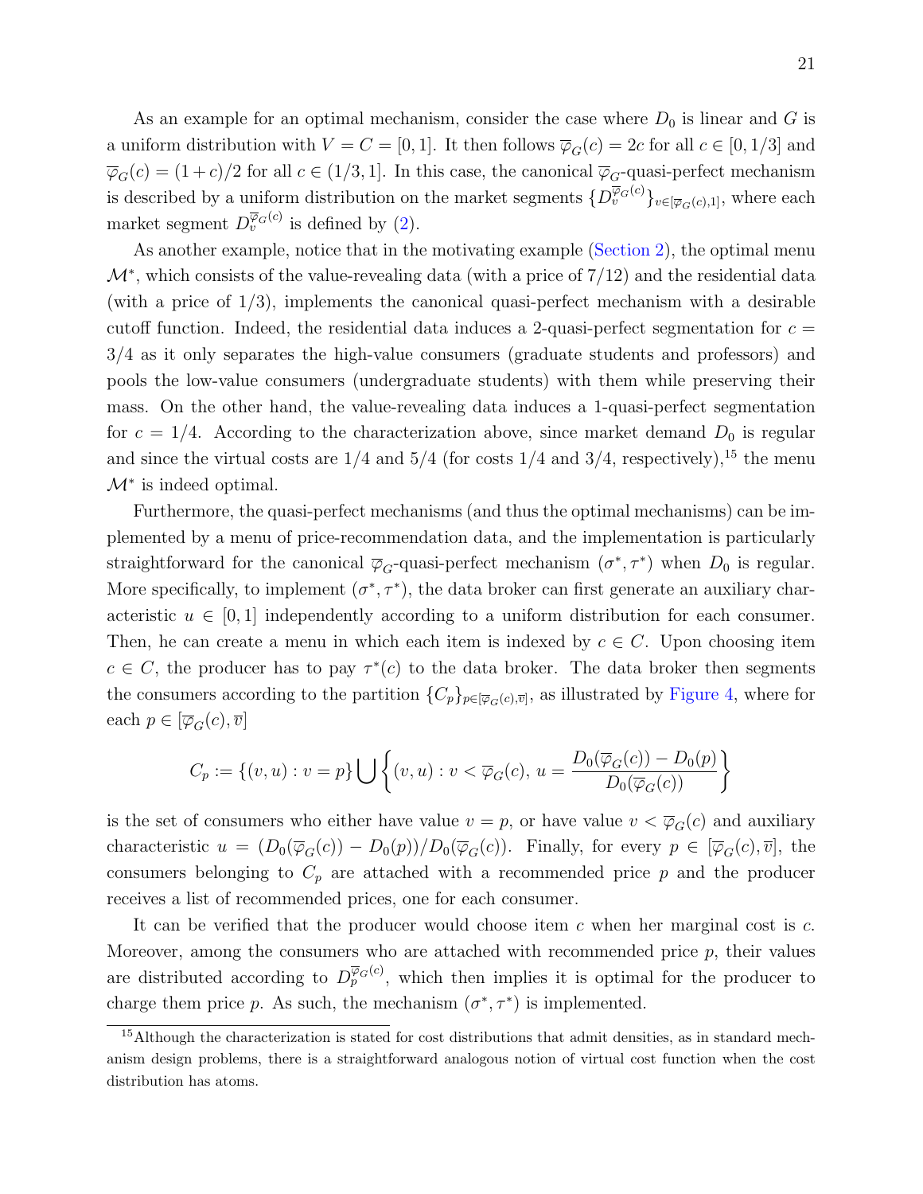As an example for an optimal mechanism, consider the case where $D_0$ is linear and $G$ is a uniform distribution with $V = C = [0,1]$. It then follows $\overline{\varphi}_G(c) = 2c$ for all $c \in [0, 1/3]$ and $\overline{\varphi}_G(c) = (1+c)/2$ for all $c \in (1/3, 1]$. In this case, the canonical $\overline{\varphi}_G$-quasi-perfect mechanism is described by a uniform distribution on the market segments $\{D_v^{\overline{\varphi}_G(c)}\}_{v \in [\overline{\varphi}_G(c), 1]}$, where each market segment $D_v^{\overline{\varphi}_G(c)}$ is defined by (2).

As another example, notice that in the motivating example (Section 2), the optimal menu $\mathcal{M}^*$, which consists of the value-revealing data (with a price of $7/12$) and the residential data (with a price of $1/3$), implements the canonical quasi-perfect mechanism with a desirable cutoff function. Indeed, the residential data induces a 2-quasi-perfect segmentation for $c = 3/4$ as it only separates the high-value consumers (graduate students and professors) and pools the low-value consumers (undergraduate students) with them while preserving their mass. On the other hand, the value-revealing data induces a 1-quasi-perfect segmentation for $c = 1/4$. According to the characterization above, since market demand $D_0$ is regular and since the virtual costs are $1/4$ and $5/4$ (for costs $1/4$ and $3/4$, respectively),[15] the menu $\mathcal{M}^*$ is indeed optimal.

Furthermore, the quasi-perfect mechanisms (and thus the optimal mechanisms) can be implemented by a menu of price-recommendation data, and the implementation is particularly straightforward for the canonical $\overline{\varphi}_G$-quasi-perfect mechanism $(\sigma^*, \tau^*)$ when $D_0$ is regular. More specifically, to implement $(\sigma^*, \tau^*)$, the data broker can first generate an auxiliary characteristic $u \in [0,1]$ independently according to a uniform distribution for each consumer. Then, he can create a menu in which each item is indexed by $c \in C$. Upon choosing item $c \in C$, the producer has to pay $\tau^*(c)$ to the data broker. The data broker then segments the consumers according to the partition $\{C_p\}_{p \in [\overline{\varphi}_G(c), \overline{v}]}$, as illustrated by Figure 4, where for each $p \in [\overline{\varphi}_G(c), \overline{v}]$

$$C_p := \{(v,u) : v = p\} \bigcup \left\{(v,u) : v < \overline{\varphi}_G(c),\, u = \frac{D_0(\overline{\varphi}_G(c)) - D_0(p)}{D_0(\overline{\varphi}_G(c))}\right\}$$

is the set of consumers who either have value $v = p$, or have value $v < \overline{\varphi}_G(c)$ and auxiliary characteristic $u = (D_0(\overline{\varphi}_G(c)) - D_0(p))/D_0(\overline{\varphi}_G(c))$. Finally, for every $p \in [\overline{\varphi}_G(c), \overline{v}]$, the consumers belonging to $C_p$ are attached with a recommended price $p$ and the producer receives a list of recommended prices, one for each consumer.

It can be verified that the producer would choose item $c$ when her marginal cost is $c$. Moreover, among the consumers who are attached with recommended price $p$, their values are distributed according to $D_p^{\overline{\varphi}_G(c)}$, which then implies it is optimal for the producer to charge them price $p$. As such, the mechanism $(\sigma^*, \tau^*)$ is implemented.

[15] Although the characterization is stated for cost distributions that admit densities, as in standard mechanism design problems, there is a straightforward analogous notion of virtual cost function when the cost distribution has atoms.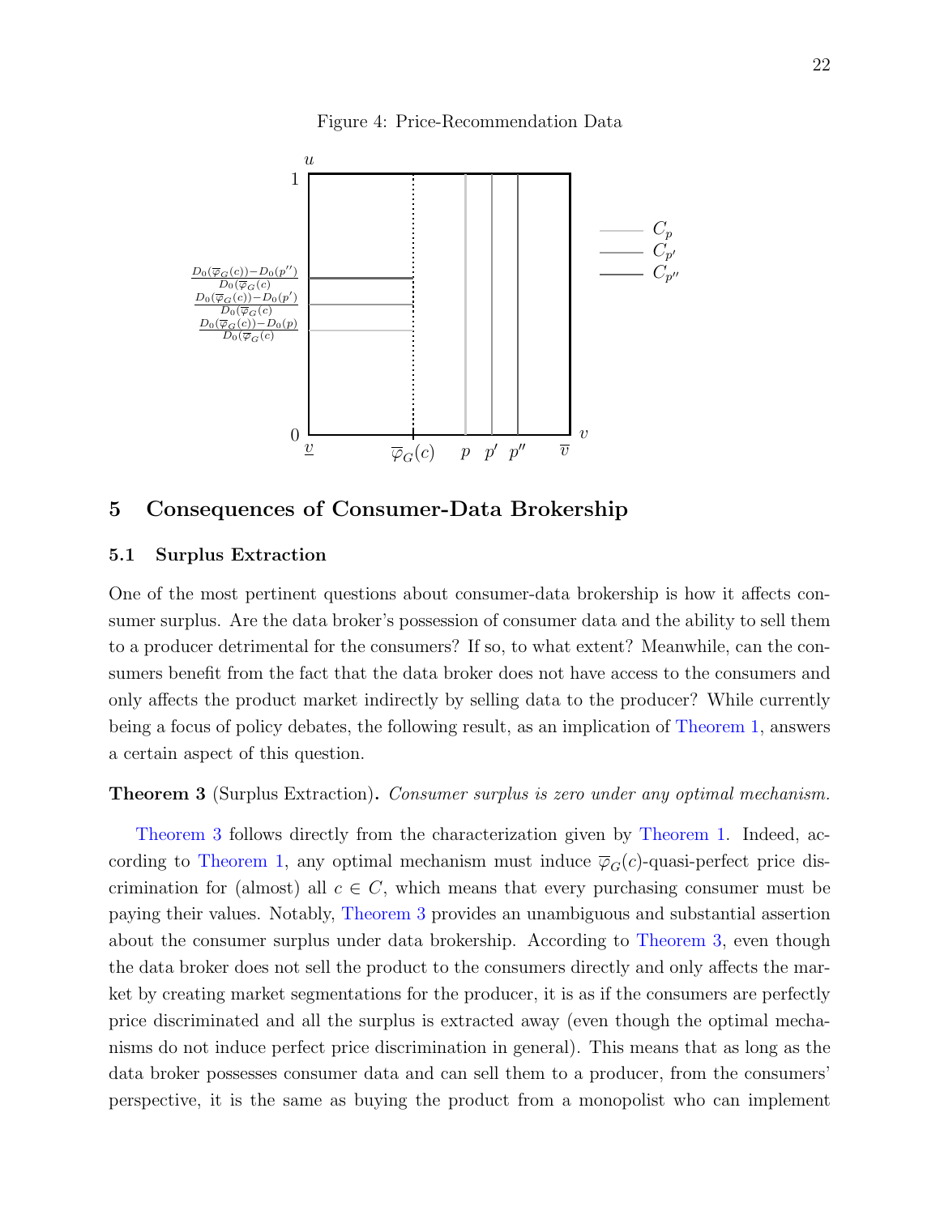Figure 4: Price-Recommendation Data

# 5 Consequences of Consumer-Data Brokership

## 5.1 Surplus Extraction

One of the most pertinent questions about consumer-data brokership is how it affects consumer surplus. Are the data broker's possession of consumer data and the ability to sell them to a producer detrimental for the consumers? If so, to what extent? Meanwhile, can the consumers benefit from the fact that the data broker does not have access to the consumers and only affects the product market indirectly by selling data to the producer? While currently being a focus of policy debates, the following result, as an implication of Theorem 1, answers a certain aspect of this question.

**Theorem 3** (Surplus Extraction)**.** *Consumer surplus is zero under any optimal mechanism.*

Theorem 3 follows directly from the characterization given by Theorem 1. Indeed, according to Theorem 1, any optimal mechanism must induce $\overline{\varphi}_G(c)$-quasi-perfect price discrimination for (almost) all $c \in C$, which means that every purchasing consumer must be paying their values. Notably, Theorem 3 provides an unambiguous and substantial assertion about the consumer surplus under data brokership. According to Theorem 3, even though the data broker does not sell the product to the consumers directly and only affects the market by creating market segmentations for the producer, it is as if the consumers are perfectly price discriminated and all the surplus is extracted away (even though the optimal mechanisms do not induce perfect price discrimination in general). This means that as long as the data broker possesses consumer data and can sell them to a producer, from the consumers' perspective, it is the same as buying the product from a monopolist who can implement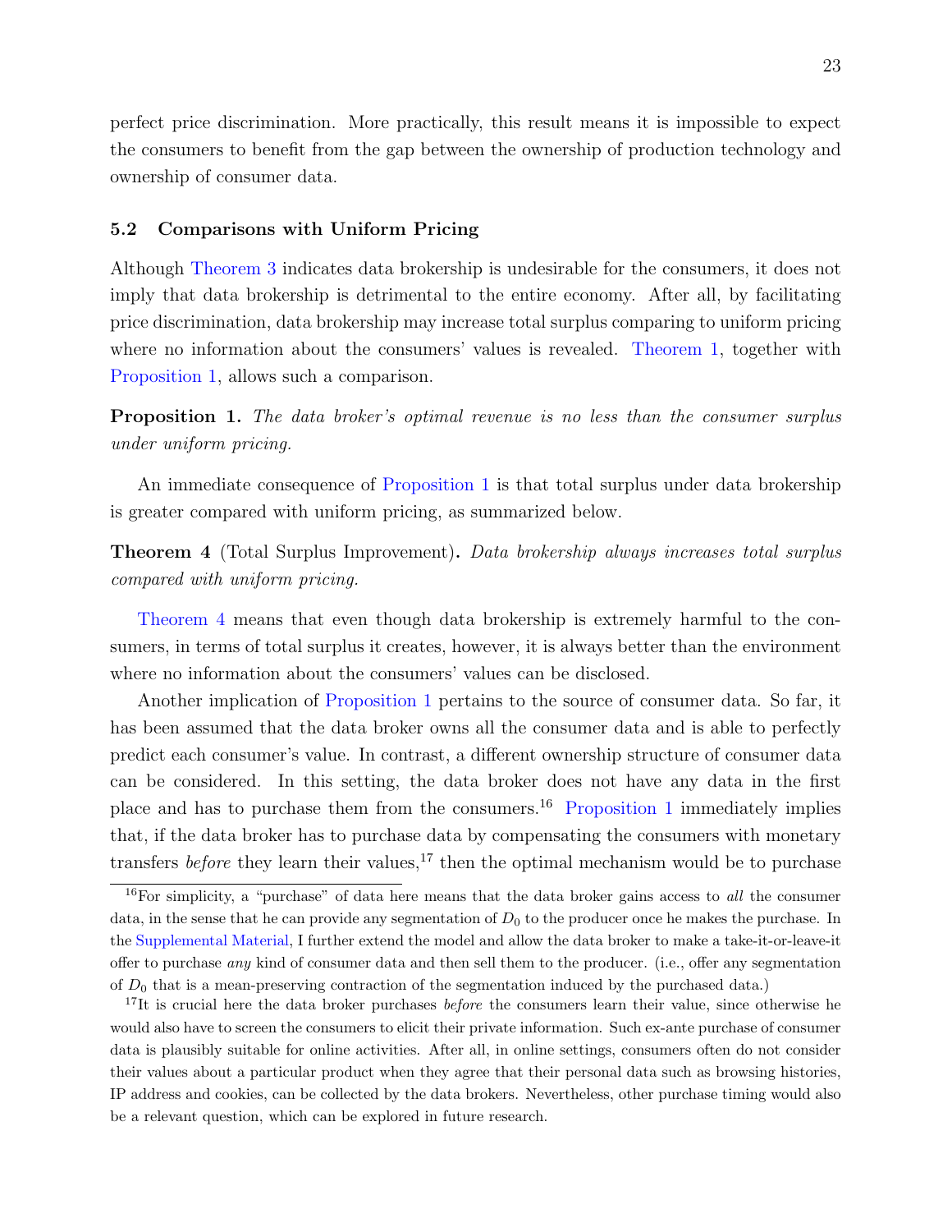perfect price discrimination. More practically, this result means it is impossible to expect the consumers to benefit from the gap between the ownership of production technology and ownership of consumer data.

### 5.2 Comparisons with Uniform Pricing

Although Theorem 3 indicates data brokership is undesirable for the consumers, it does not imply that data brokership is detrimental to the entire economy. After all, by facilitating price discrimination, data brokership may increase total surplus comparing to uniform pricing where no information about the consumers' values is revealed. Theorem 1, together with Proposition 1, allows such a comparison.

**Proposition 1.** *The data broker's optimal revenue is no less than the consumer surplus under uniform pricing.*

An immediate consequence of Proposition 1 is that total surplus under data brokership is greater compared with uniform pricing, as summarized below.

**Theorem 4** (Total Surplus Improvement)**.** *Data brokership always increases total surplus compared with uniform pricing.*

Theorem 4 means that even though data brokership is extremely harmful to the consumers, in terms of total surplus it creates, however, it is always better than the environment where no information about the consumers' values can be disclosed.

Another implication of Proposition 1 pertains to the source of consumer data. So far, it has been assumed that the data broker owns all the consumer data and is able to perfectly predict each consumer's value. In contrast, a different ownership structure of consumer data can be considered. In this setting, the data broker does not have any data in the first place and has to purchase them from the consumers.[16] Proposition 1 immediately implies that, if the data broker has to purchase data by compensating the consumers with monetary transfers *before* they learn their values,[17] then the optimal mechanism would be to purchase

---

[16] For simplicity, a "purchase" of data here means that the data broker gains access to *all* the consumer data, in the sense that he can provide any segmentation of $D_0$ to the producer once he makes the purchase. In the Supplemental Material, I further extend the model and allow the data broker to make a take-it-or-leave-it offer to purchase *any* kind of consumer data and then sell them to the producer. (i.e., offer any segmentation of $D_0$ that is a mean-preserving contraction of the segmentation induced by the purchased data.)

[17] It is crucial here the data broker purchases *before* the consumers learn their value, since otherwise he would also have to screen the consumers to elicit their private information. Such ex-ante purchase of consumer data is plausibly suitable for online activities. After all, in online settings, consumers often do not consider their values about a particular product when they agree that their personal data such as browsing histories, IP address and cookies, can be collected by the data brokers. Nevertheless, other purchase timing would also be a relevant question, which can be explored in future research.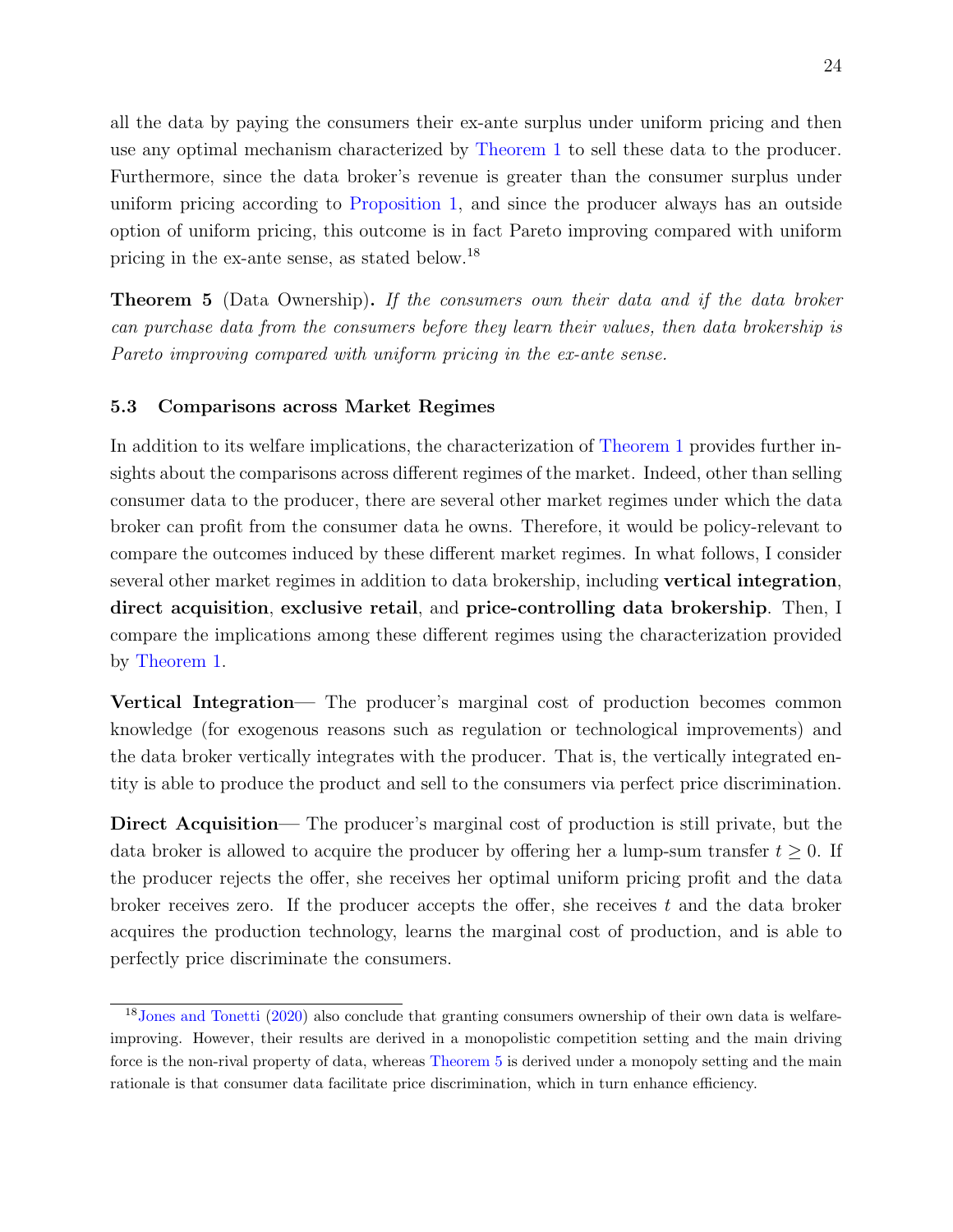all the data by paying the consumers their ex-ante surplus under uniform pricing and then use any optimal mechanism characterized by Theorem 1 to sell these data to the producer. Furthermore, since the data broker's revenue is greater than the consumer surplus under uniform pricing according to Proposition 1, and since the producer always has an outside option of uniform pricing, this outcome is in fact Pareto improving compared with uniform pricing in the ex-ante sense, as stated below.[18]

**Theorem 5** (Data Ownership)**.** *If the consumers own their data and if the data broker can purchase data from the consumers before they learn their values, then data brokership is Pareto improving compared with uniform pricing in the ex-ante sense.*

### 5.3 Comparisons across Market Regimes

In addition to its welfare implications, the characterization of Theorem 1 provides further insights about the comparisons across different regimes of the market. Indeed, other than selling consumer data to the producer, there are several other market regimes under which the data broker can profit from the consumer data he owns. Therefore, it would be policy-relevant to compare the outcomes induced by these different market regimes. In what follows, I consider several other market regimes in addition to data brokership, including **vertical integration**, **direct acquisition**, **exclusive retail**, and **price-controlling data brokership**. Then, I compare the implications among these different regimes using the characterization provided by Theorem 1.

**Vertical Integration**— The producer's marginal cost of production becomes common knowledge (for exogenous reasons such as regulation or technological improvements) and the data broker vertically integrates with the producer. That is, the vertically integrated entity is able to produce the product and sell to the consumers via perfect price discrimination.

**Direct Acquisition**— The producer's marginal cost of production is still private, but the data broker is allowed to acquire the producer by offering her a lump-sum transfer $t \geq 0$. If the producer rejects the offer, she receives her optimal uniform pricing profit and the data broker receives zero. If the producer accepts the offer, she receives $t$ and the data broker acquires the production technology, learns the marginal cost of production, and is able to perfectly price discriminate the consumers.

[18] Jones and Tonetti (2020) also conclude that granting consumers ownership of their own data is welfare-improving. However, their results are derived in a monopolistic competition setting and the main driving force is the non-rival property of data, whereas Theorem 5 is derived under a monopoly setting and the main rationale is that consumer data facilitate price discrimination, which in turn enhance efficiency.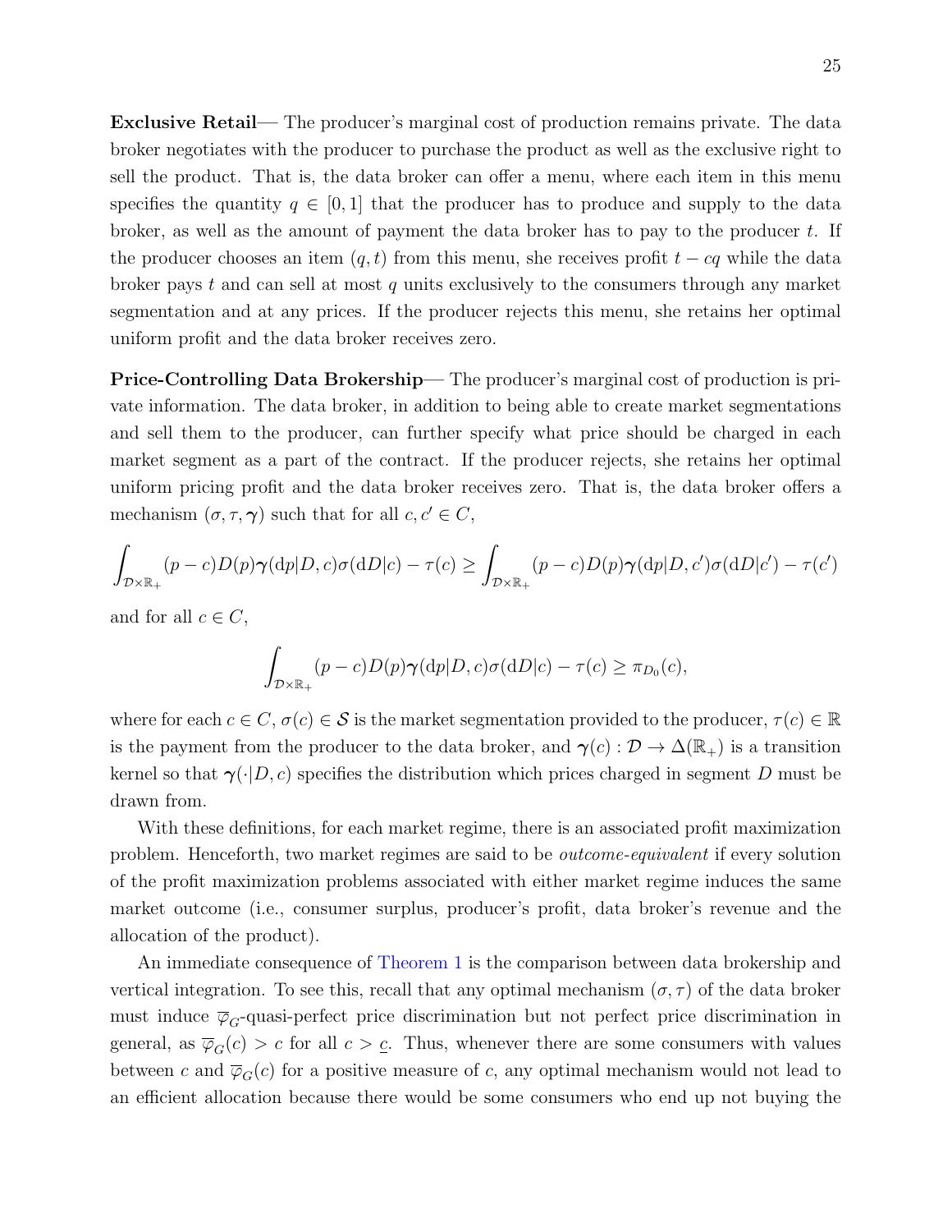**Exclusive Retail**— The producer's marginal cost of production remains private. The data broker negotiates with the producer to purchase the product as well as the exclusive right to sell the product. That is, the data broker can offer a menu, where each item in this menu specifies the quantity $q \in [0, 1]$ that the producer has to produce and supply to the data broker, as well as the amount of payment the data broker has to pay to the producer $t$. If the producer chooses an item $(q, t)$ from this menu, she receives profit $t - cq$ while the data broker pays $t$ and can sell at most $q$ units exclusively to the consumers through any market segmentation and at any prices. If the producer rejects this menu, she retains her optimal uniform profit and the data broker receives zero.

**Price-Controlling Data Brokership**— The producer's marginal cost of production is private information. The data broker, in addition to being able to create market segmentations and sell them to the producer, can further specify what price should be charged in each market segment as a part of the contract. If the producer rejects, she retains her optimal uniform pricing profit and the data broker receives zero. That is, the data broker offers a mechanism $(\sigma, \tau, \boldsymbol{\gamma})$ such that for all $c, c' \in C$,

$$\int_{\mathcal{D}\times\mathbb{R}_+} (p-c)D(p)\boldsymbol{\gamma}(\mathrm{d}p|D,c)\sigma(\mathrm{d}D|c) - \tau(c) \geq \int_{\mathcal{D}\times\mathbb{R}_+} (p-c)D(p)\boldsymbol{\gamma}(\mathrm{d}p|D,c')\sigma(\mathrm{d}D|c') - \tau(c')$$

and for all $c \in C$,

$$\int_{\mathcal{D}\times\mathbb{R}_+} (p-c)D(p)\boldsymbol{\gamma}(\mathrm{d}p|D,c)\sigma(\mathrm{d}D|c) - \tau(c) \geq \pi_{D_0}(c),$$

where for each $c \in C$, $\sigma(c) \in \mathcal{S}$ is the market segmentation provided to the producer, $\tau(c) \in \mathbb{R}$ is the payment from the producer to the data broker, and $\boldsymbol{\gamma}(c) : \mathcal{D} \to \Delta(\mathbb{R}_+)$ is a transition kernel so that $\boldsymbol{\gamma}(\cdot|D, c)$ specifies the distribution which prices charged in segment $D$ must be drawn from.

With these definitions, for each market regime, there is an associated profit maximization problem. Henceforth, two market regimes are said to be *outcome-equivalent* if every solution of the profit maximization problems associated with either market regime induces the same market outcome (i.e., consumer surplus, producer's profit, data broker's revenue and the allocation of the product).

An immediate consequence of Theorem 1 is the comparison between data brokership and vertical integration. To see this, recall that any optimal mechanism $(\sigma, \tau)$ of the data broker must induce $\overline{\varphi}_G$-quasi-perfect price discrimination but not perfect price discrimination in general, as $\overline{\varphi}_G(c) > c$ for all $c > \underline{c}$. Thus, whenever there are some consumers with values between $c$ and $\overline{\varphi}_G(c)$ for a positive measure of $c$, any optimal mechanism would not lead to an efficient allocation because there would be some consumers who end up not buying the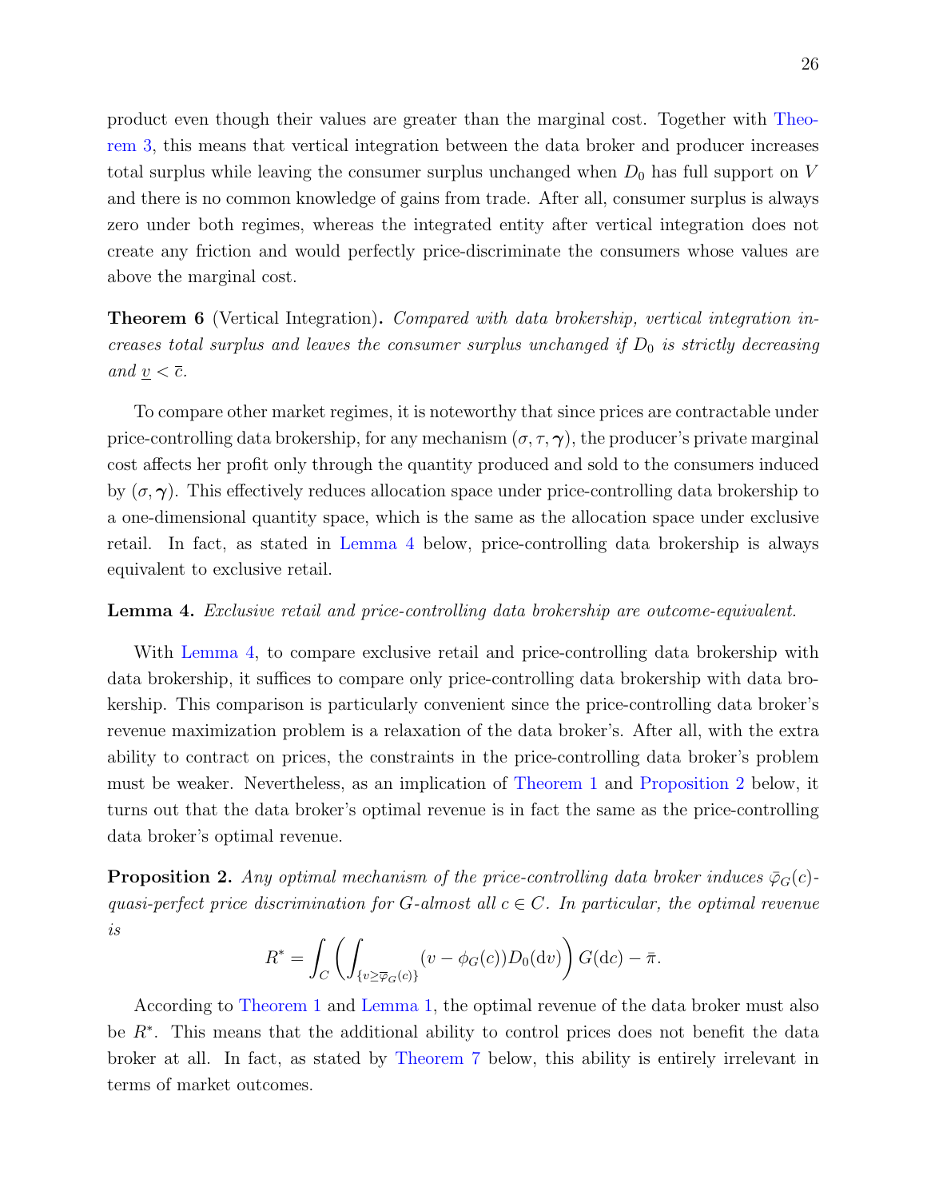product even though their values are greater than the marginal cost. Together with Theorem 3, this means that vertical integration between the data broker and producer increases total surplus while leaving the consumer surplus unchanged when $D_0$ has full support on $V$ and there is no common knowledge of gains from trade. After all, consumer surplus is always zero under both regimes, whereas the integrated entity after vertical integration does not create any friction and would perfectly price-discriminate the consumers whose values are above the marginal cost.

**Theorem 6** (Vertical Integration)**.** *Compared with data brokership, vertical integration increases total surplus and leaves the consumer surplus unchanged if $D_0$ is strictly decreasing and $\underline{v} < \bar{c}$.*

To compare other market regimes, it is noteworthy that since prices are contractable under price-controlling data brokership, for any mechanism $(\sigma, \tau, \boldsymbol{\gamma})$, the producer's private marginal cost affects her profit only through the quantity produced and sold to the consumers induced by $(\sigma, \boldsymbol{\gamma})$. This effectively reduces allocation space under price-controlling data brokership to a one-dimensional quantity space, which is the same as the allocation space under exclusive retail. In fact, as stated in Lemma 4 below, price-controlling data brokership is always equivalent to exclusive retail.

**Lemma 4.** *Exclusive retail and price-controlling data brokership are outcome-equivalent.*

With Lemma 4, to compare exclusive retail and price-controlling data brokership with data brokership, it suffices to compare only price-controlling data brokership with data brokership. This comparison is particularly convenient since the price-controlling data broker's revenue maximization problem is a relaxation of the data broker's. After all, with the extra ability to contract on prices, the constraints in the price-controlling data broker's problem must be weaker. Nevertheless, as an implication of Theorem 1 and Proposition 2 below, it turns out that the data broker's optimal revenue is in fact the same as the price-controlling data broker's optimal revenue.

**Proposition 2.** *Any optimal mechanism of the price-controlling data broker induces $\bar{\varphi}_G(c)$-quasi-perfect price discrimination for $G$-almost all $c \in C$. In particular, the optimal revenue is*

$$R^* = \int_C \left( \int_{\{v \geq \overline{\varphi}_G(c)\}} (v - \phi_G(c)) D_0(\mathrm{d}v) \right) G(\mathrm{d}c) - \bar{\pi}.$$

According to Theorem 1 and Lemma 1, the optimal revenue of the data broker must also be $R^*$. This means that the additional ability to control prices does not benefit the data broker at all. In fact, as stated by Theorem 7 below, this ability is entirely irrelevant in terms of market outcomes.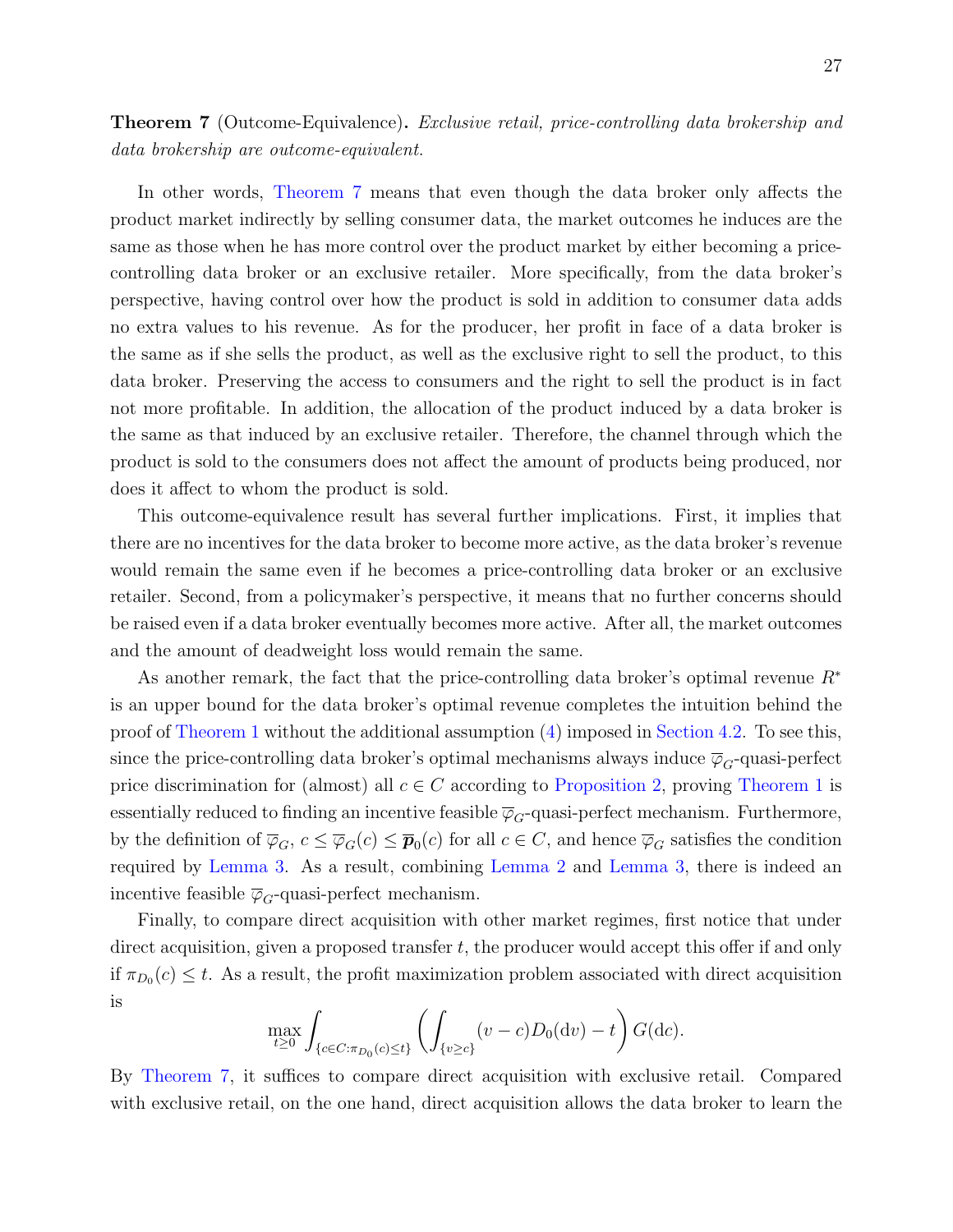**Theorem 7** (Outcome-Equivalence)**.** *Exclusive retail, price-controlling data brokership and data brokership are outcome-equivalent.*

In other words, Theorem 7 means that even though the data broker only affects the product market indirectly by selling consumer data, the market outcomes he induces are the same as those when he has more control over the product market by either becoming a price-controlling data broker or an exclusive retailer. More specifically, from the data broker's perspective, having control over how the product is sold in addition to consumer data adds no extra values to his revenue. As for the producer, her profit in face of a data broker is the same as if she sells the product, as well as the exclusive right to sell the product, to this data broker. Preserving the access to consumers and the right to sell the product is in fact not more profitable. In addition, the allocation of the product induced by a data broker is the same as that induced by an exclusive retailer. Therefore, the channel through which the product is sold to the consumers does not affect the amount of products being produced, nor does it affect to whom the product is sold.

This outcome-equivalence result has several further implications. First, it implies that there are no incentives for the data broker to become more active, as the data broker's revenue would remain the same even if he becomes a price-controlling data broker or an exclusive retailer. Second, from a policymaker's perspective, it means that no further concerns should be raised even if a data broker eventually becomes more active. After all, the market outcomes and the amount of deadweight loss would remain the same.

As another remark, the fact that the price-controlling data broker's optimal revenue $R^*$ is an upper bound for the data broker's optimal revenue completes the intuition behind the proof of Theorem 1 without the additional assumption (4) imposed in Section 4.2. To see this, since the price-controlling data broker's optimal mechanisms always induce $\overline{\varphi}_G$-quasi-perfect price discrimination for (almost) all $c \in C$ according to Proposition 2, proving Theorem 1 is essentially reduced to finding an incentive feasible $\overline{\varphi}_G$-quasi-perfect mechanism. Furthermore, by the definition of $\overline{\varphi}_G$, $c \leq \overline{\varphi}_G(c) \leq \overline{\boldsymbol{p}}_0(c)$ for all $c \in C$, and hence $\overline{\varphi}_G$ satisfies the condition required by Lemma 3. As a result, combining Lemma 2 and Lemma 3, there is indeed an incentive feasible $\overline{\varphi}_G$-quasi-perfect mechanism.

Finally, to compare direct acquisition with other market regimes, first notice that under direct acquisition, given a proposed transfer $t$, the producer would accept this offer if and only if $\pi_{D_0}(c) \leq t$. As a result, the profit maximization problem associated with direct acquisition is

$$\max_{t \geq 0} \int_{\{c \in C : \pi_{D_0}(c) \leq t\}} \left( \int_{\{v \geq c\}} (v - c) D_0(\mathrm{d}v) - t \right) G(\mathrm{d}c).$$

By Theorem 7, it suffices to compare direct acquisition with exclusive retail. Compared with exclusive retail, on the one hand, direct acquisition allows the data broker to learn the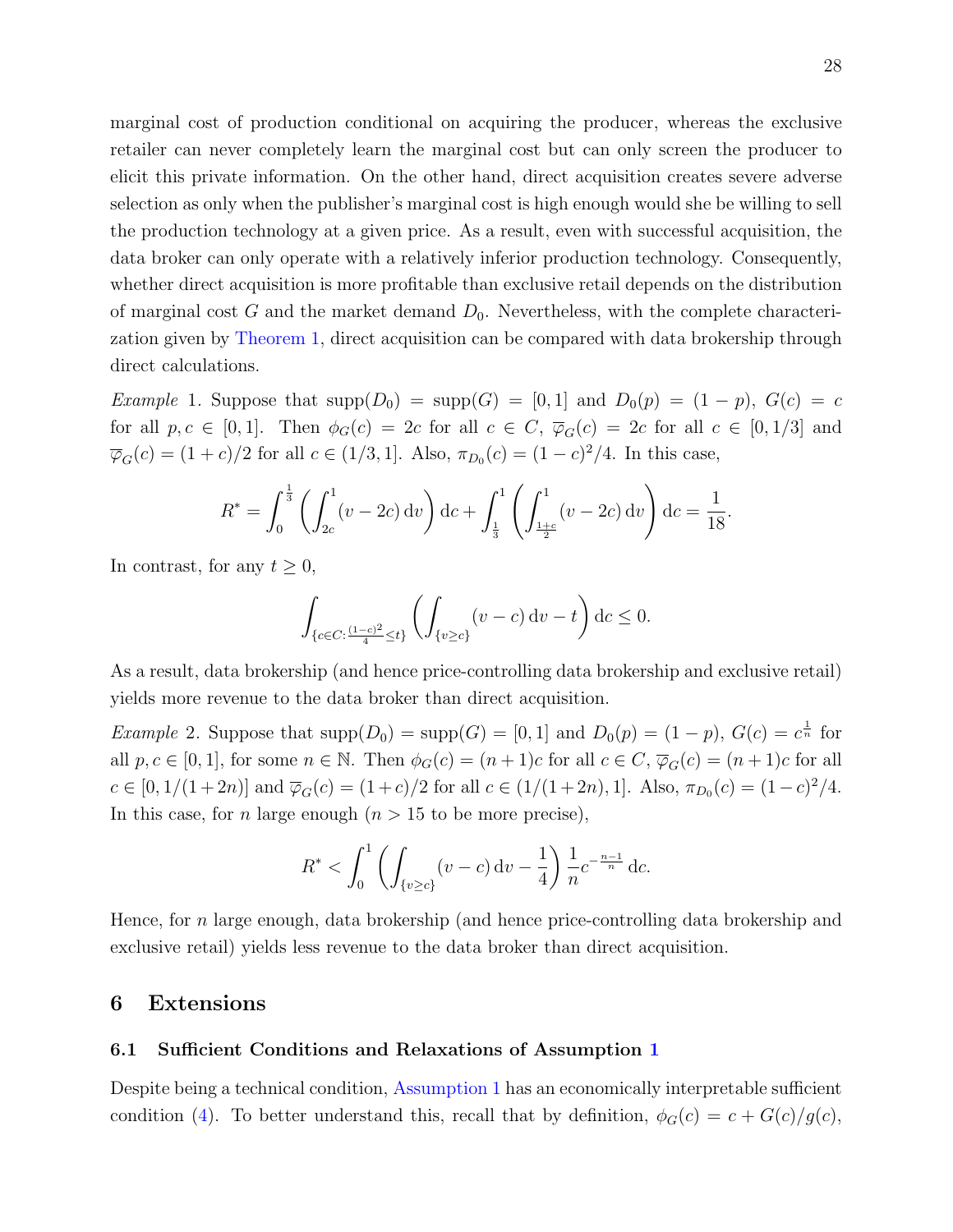marginal cost of production conditional on acquiring the producer, whereas the exclusive retailer can never completely learn the marginal cost but can only screen the producer to elicit this private information. On the other hand, direct acquisition creates severe adverse selection as only when the publisher's marginal cost is high enough would she be willing to sell the production technology at a given price. As a result, even with successful acquisition, the data broker can only operate with a relatively inferior production technology. Consequently, whether direct acquisition is more profitable than exclusive retail depends on the distribution of marginal cost $G$ and the market demand $D_0$. Nevertheless, with the complete characterization given by Theorem 1, direct acquisition can be compared with data brokership through direct calculations.

*Example* 1. Suppose that $\text{supp}(D_0) = \text{supp}(G) = [0,1]$ and $D_0(p) = (1-p)$, $G(c) = c$ for all $p, c \in [0,1]$. Then $\phi_G(c) = 2c$ for all $c \in C$, $\overline{\varphi}_G(c) = 2c$ for all $c \in [0, 1/3]$ and $\overline{\varphi}_G(c) = (1+c)/2$ for all $c \in (1/3, 1]$. Also, $\pi_{D_0}(c) = (1-c)^2/4$. In this case,

$$R^* = \int_0^{\frac{1}{3}} \left( \int_{2c}^{1} (v - 2c) \, \mathrm{d}v \right) \mathrm{d}c + \int_{\frac{1}{3}}^{1} \left( \int_{\frac{1+c}{2}}^{1} (v - 2c) \, \mathrm{d}v \right) \mathrm{d}c = \frac{1}{18}.$$

In contrast, for any $t \geq 0$,

$$\int_{\{c \in C : \frac{(1-c)^2}{4} \leq t\}} \left( \int_{\{v \geq c\}} (v - c) \, \mathrm{d}v - t \right) \mathrm{d}c \leq 0.$$

As a result, data brokership (and hence price-controlling data brokership and exclusive retail) yields more revenue to the data broker than direct acquisition.

*Example* 2. Suppose that $\text{supp}(D_0) = \text{supp}(G) = [0,1]$ and $D_0(p) = (1-p)$, $G(c) = c^{\frac{1}{n}}$ for all $p, c \in [0,1]$, for some $n \in \mathbb{N}$. Then $\phi_G(c) = (n+1)c$ for all $c \in C$, $\overline{\varphi}_G(c) = (n+1)c$ for all $c \in [0, 1/(1+2n)]$ and $\overline{\varphi}_G(c) = (1+c)/2$ for all $c \in (1/(1+2n), 1]$. Also, $\pi_{D_0}(c) = (1-c)^2/4$. In this case, for $n$ large enough ($n > 15$ to be more precise),

$$R^* < \int_0^1 \left( \int_{\{v \geq c\}} (v - c) \, \mathrm{d}v - \frac{1}{4} \right) \frac{1}{n} c^{-\frac{n-1}{n}} \, \mathrm{d}c.$$

Hence, for $n$ large enough, data brokership (and hence price-controlling data brokership and exclusive retail) yields less revenue to the data broker than direct acquisition.

# 6 Extensions

## 6.1 Sufficient Conditions and Relaxations of Assumption 1

Despite being a technical condition, Assumption 1 has an economically interpretable sufficient condition (4). To better understand this, recall that by definition, $\phi_G(c) = c + G(c)/g(c)$,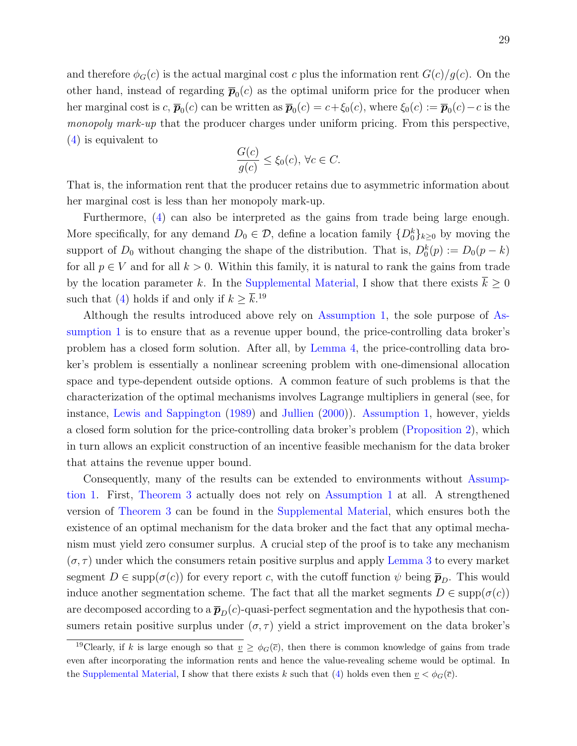and therefore $\phi_G(c)$ is the actual marginal cost $c$ plus the information rent $G(c)/g(c)$. On the other hand, instead of regarding $\overline{\boldsymbol{p}}_0(c)$ as the optimal uniform price for the producer when her marginal cost is $c$, $\overline{\boldsymbol{p}}_0(c)$ can be written as $\overline{\boldsymbol{p}}_0(c) = c + \xi_0(c)$, where $\xi_0(c) := \overline{\boldsymbol{p}}_0(c) - c$ is the *monopoly mark-up* that the producer charges under uniform pricing. From this perspective, (4) is equivalent to

$$\frac{G(c)}{g(c)} \leq \xi_0(c), \; \forall c \in C.$$

That is, the information rent that the producer retains due to asymmetric information about her marginal cost is less than her monopoly mark-up.

Furthermore, (4) can also be interpreted as the gains from trade being large enough. More specifically, for any demand $D_0 \in \mathcal{D}$, define a location family $\{D_0^k\}_{k \geq 0}$ by moving the support of $D_0$ without changing the shape of the distribution. That is, $D_0^k(p) := D_0(p - k)$ for all $p \in V$ and for all $k > 0$. Within this family, it is natural to rank the gains from trade by the location parameter $k$. In the Supplemental Material, I show that there exists $\overline{k} \geq 0$ such that (4) holds if and only if $k \geq \overline{k}$.[19]

Although the results introduced above rely on Assumption 1, the sole purpose of Assumption 1 is to ensure that as a revenue upper bound, the price-controlling data broker's problem has a closed form solution. After all, by Lemma 4, the price-controlling data broker's problem is essentially a nonlinear screening problem with one-dimensional allocation space and type-dependent outside options. A common feature of such problems is that the characterization of the optimal mechanisms involves Lagrange multipliers in general (see, for instance, Lewis and Sappington (1989) and Jullien (2000)). Assumption 1, however, yields a closed form solution for the price-controlling data broker's problem (Proposition 2), which in turn allows an explicit construction of an incentive feasible mechanism for the data broker that attains the revenue upper bound.

Consequently, many of the results can be extended to environments without Assumption 1. First, Theorem 3 actually does not rely on Assumption 1 at all. A strengthened version of Theorem 3 can be found in the Supplemental Material, which ensures both the existence of an optimal mechanism for the data broker and the fact that any optimal mechanism must yield zero consumer surplus. A crucial step of the proof is to take any mechanism $(\sigma, \tau)$ under which the consumers retain positive surplus and apply Lemma 3 to every market segment $D \in \text{supp}(\sigma(c))$ for every report $c$, with the cutoff function $\psi$ being $\overline{\boldsymbol{p}}_D$. This would induce another segmentation scheme. The fact that all the market segments $D \in \text{supp}(\sigma(c))$ are decomposed according to a $\overline{\boldsymbol{p}}_D(c)$-quasi-perfect segmentation and the hypothesis that consumers retain positive surplus under $(\sigma, \tau)$ yield a strict improvement on the data broker's

[19] Clearly, if $k$ is large enough so that $\underline{v} \geq \phi_G(\overline{c})$, then there is common knowledge of gains from trade even after incorporating the information rents and hence the value-revealing scheme would be optimal. In the Supplemental Material, I show that there exists $k$ such that (4) holds even then $\underline{v} < \phi_G(\overline{c})$.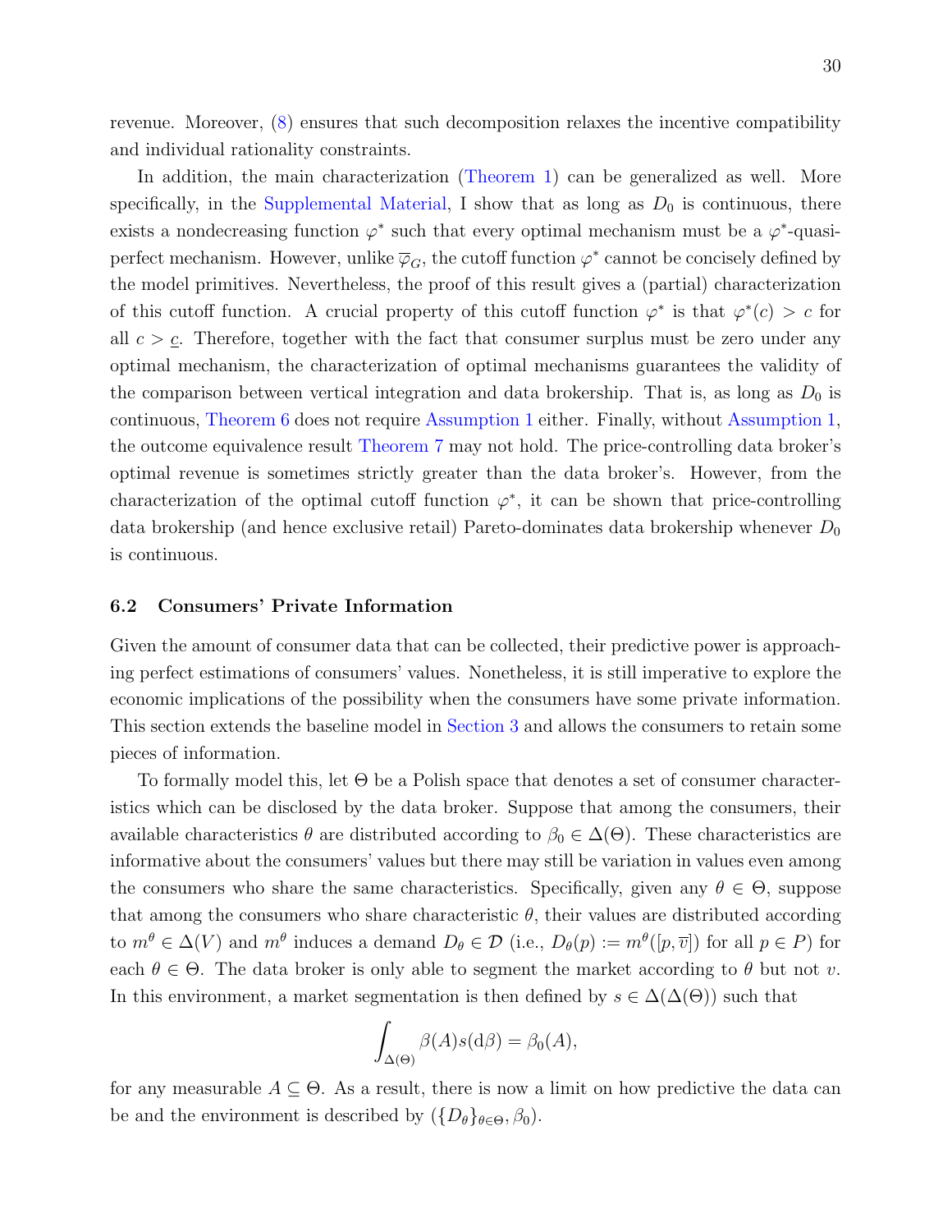revenue. Moreover, (8) ensures that such decomposition relaxes the incentive compatibility and individual rationality constraints.

In addition, the main characterization (Theorem 1) can be generalized as well. More specifically, in the Supplemental Material, I show that as long as $D_0$ is continuous, there exists a nondecreasing function $\varphi^*$ such that every optimal mechanism must be a $\varphi^*$-quasi-perfect mechanism. However, unlike $\overline{\varphi}_G$, the cutoff function $\varphi^*$ cannot be concisely defined by the model primitives. Nevertheless, the proof of this result gives a (partial) characterization of this cutoff function. A crucial property of this cutoff function $\varphi^*$ is that $\varphi^*(c) > c$ for all $c > \underline{c}$. Therefore, together with the fact that consumer surplus must be zero under any optimal mechanism, the characterization of optimal mechanisms guarantees the validity of the comparison between vertical integration and data brokership. That is, as long as $D_0$ is continuous, Theorem 6 does not require Assumption 1 either. Finally, without Assumption 1, the outcome equivalence result Theorem 7 may not hold. The price-controlling data broker's optimal revenue is sometimes strictly greater than the data broker's. However, from the characterization of the optimal cutoff function $\varphi^*$, it can be shown that price-controlling data brokership (and hence exclusive retail) Pareto-dominates data brokership whenever $D_0$ is continuous.

### 6.2 Consumers' Private Information

Given the amount of consumer data that can be collected, their predictive power is approaching perfect estimations of consumers' values. Nonetheless, it is still imperative to explore the economic implications of the possibility when the consumers have some private information. This section extends the baseline model in Section 3 and allows the consumers to retain some pieces of information.

To formally model this, let $\Theta$ be a Polish space that denotes a set of consumer characteristics which can be disclosed by the data broker. Suppose that among the consumers, their available characteristics $\theta$ are distributed according to $\beta_0 \in \Delta(\Theta)$. These characteristics are informative about the consumers' values but there may still be variation in values even among the consumers who share the same characteristics. Specifically, given any $\theta \in \Theta$, suppose that among the consumers who share characteristic $\theta$, their values are distributed according to $m^\theta \in \Delta(V)$ and $m^\theta$ induces a demand $D_\theta \in \mathcal{D}$ (i.e., $D_\theta(p) := m^\theta([p, \overline{v}])$ for all $p \in P$) for each $\theta \in \Theta$. The data broker is only able to segment the market according to $\theta$ but not $v$. In this environment, a market segmentation is then defined by $s \in \Delta(\Delta(\Theta))$ such that

$$\int_{\Delta(\Theta)} \beta(A) s(\mathrm{d}\beta) = \beta_0(A),$$

for any measurable $A \subseteq \Theta$. As a result, there is now a limit on how predictive the data can be and the environment is described by $(\{D_\theta\}_{\theta \in \Theta}, \beta_0)$.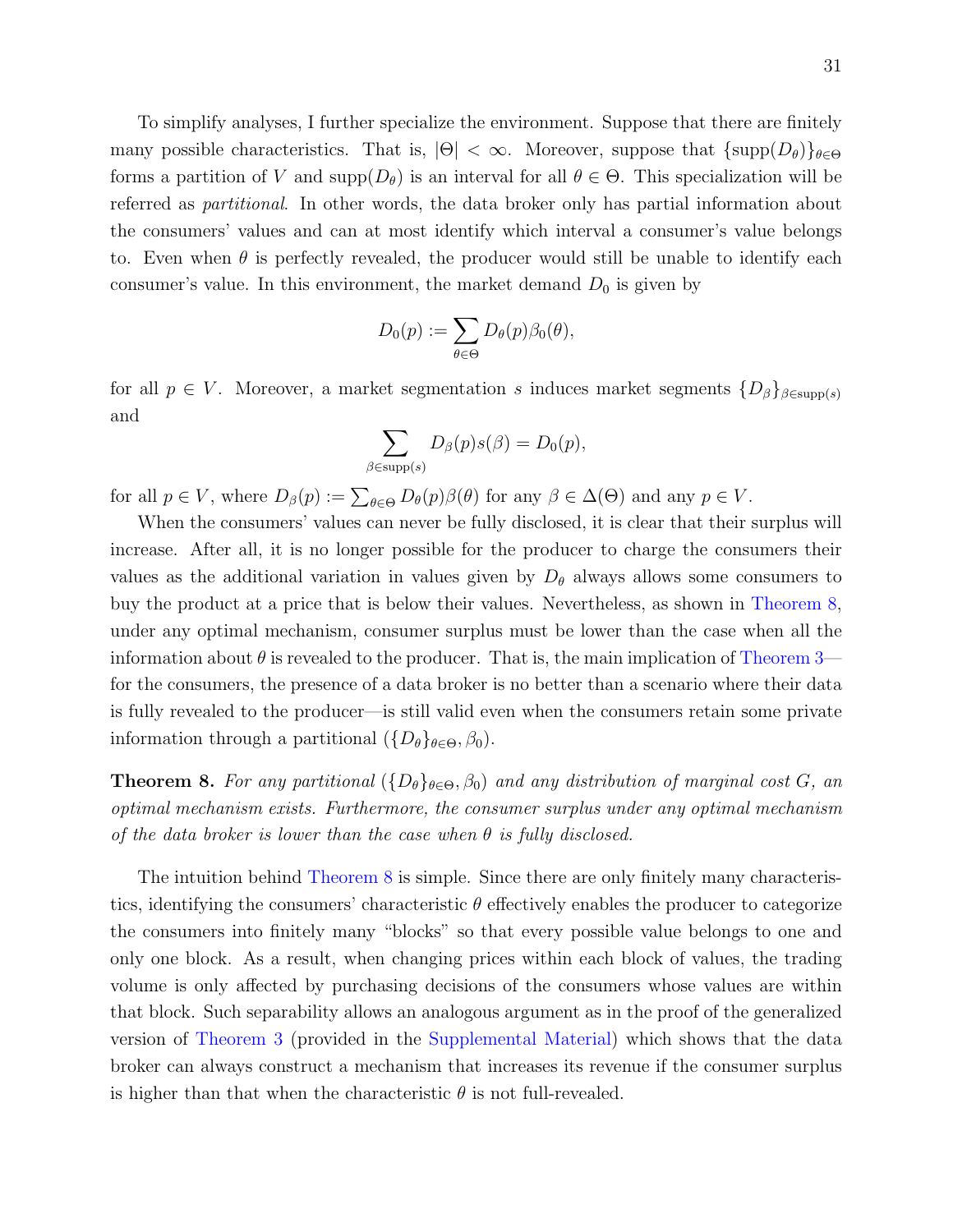To simplify analyses, I further specialize the environment. Suppose that there are finitely many possible characteristics. That is, $|\Theta| < \infty$. Moreover, suppose that $\{\text{supp}(D_\theta)\}_{\theta \in \Theta}$ forms a partition of $V$ and $\text{supp}(D_\theta)$ is an interval for all $\theta \in \Theta$. This specialization will be referred as *partitional*. In other words, the data broker only has partial information about the consumers' values and can at most identify which interval a consumer's value belongs to. Even when $\theta$ is perfectly revealed, the producer would still be unable to identify each consumer's value. In this environment, the market demand $D_0$ is given by

$$D_0(p) := \sum_{\theta \in \Theta} D_\theta(p)\beta_0(\theta),$$

for all $p \in V$. Moreover, a market segmentation $s$ induces market segments $\{D_\beta\}_{\beta \in \text{supp}(s)}$ and

$$\sum_{\beta \in \text{supp}(s)} D_\beta(p)s(\beta) = D_0(p),$$

for all $p \in V$, where $D_\beta(p) := \sum_{\theta \in \Theta} D_\theta(p)\beta(\theta)$ for any $\beta \in \Delta(\Theta)$ and any $p \in V$.

When the consumers' values can never be fully disclosed, it is clear that their surplus will increase. After all, it is no longer possible for the producer to charge the consumers their values as the additional variation in values given by $D_\theta$ always allows some consumers to buy the product at a price that is below their values. Nevertheless, as shown in Theorem 8, under any optimal mechanism, consumer surplus must be lower than the case when all the information about $\theta$ is revealed to the producer. That is, the main implication of Theorem 3—for the consumers, the presence of a data broker is no better than a scenario where their data is fully revealed to the producer—is still valid even when the consumers retain some private information through a partitional $(\{D_\theta\}_{\theta \in \Theta}, \beta_0)$.

**Theorem 8.** *For any partitional $(\{D_\theta\}_{\theta \in \Theta}, \beta_0)$ and any distribution of marginal cost $G$, an optimal mechanism exists. Furthermore, the consumer surplus under any optimal mechanism of the data broker is lower than the case when $\theta$ is fully disclosed.*

The intuition behind Theorem 8 is simple. Since there are only finitely many characteristics, identifying the consumers' characteristic $\theta$ effectively enables the producer to categorize the consumers into finitely many "blocks" so that every possible value belongs to one and only one block. As a result, when changing prices within each block of values, the trading volume is only affected by purchasing decisions of the consumers whose values are within that block. Such separability allows an analogous argument as in the proof of the generalized version of Theorem 3 (provided in the Supplemental Material) which shows that the data broker can always construct a mechanism that increases its revenue if the consumer surplus is higher than that when the characteristic $\theta$ is not full-revealed.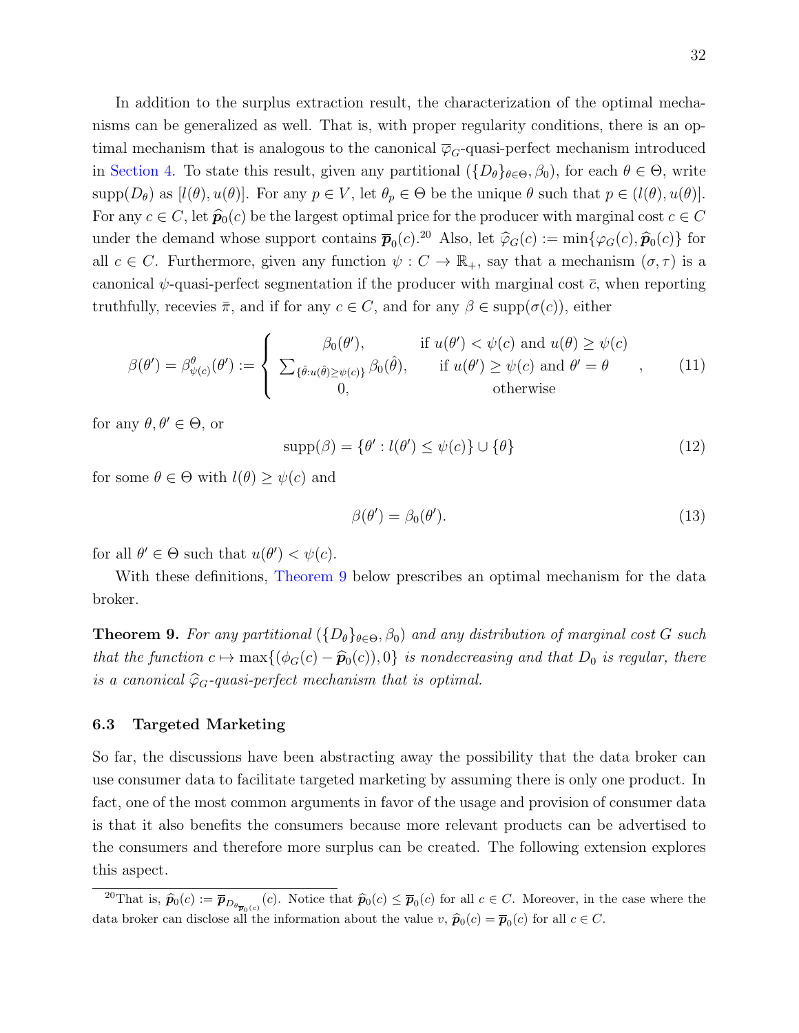In addition to the surplus extraction result, the characterization of the optimal mechanisms can be generalized as well. That is, with proper regularity conditions, there is an optimal mechanism that is analogous to the canonical $\overline{\varphi}_G$-quasi-perfect mechanism introduced in Section 4. To state this result, given any partitional $(\{D_\theta\}_{\theta\in\Theta}, \beta_0)$, for each $\theta \in \Theta$, write $\text{supp}(D_\theta)$ as $[l(\theta), u(\theta)]$. For any $p \in V$, let $\theta_p \in \Theta$ be the unique $\theta$ such that $p \in (l(\theta), u(\theta)]$. For any $c \in C$, let $\widehat{\boldsymbol{p}}_0(c)$ be the largest optimal price for the producer with marginal cost $c \in C$ under the demand whose support contains $\overline{\boldsymbol{p}}_0(c)$.[20] Also, let $\widehat{\varphi}_G(c) := \min\{\varphi_G(c), \widehat{\boldsymbol{p}}_0(c)\}$ for all $c \in C$. Furthermore, given any function $\psi : C \to \mathbb{R}_+$, say that a mechanism $(\sigma, \tau)$ is a canonical $\psi$-quasi-perfect segmentation if the producer with marginal cost $\overline{c}$, when reporting truthfully, recevies $\bar{\pi}$, and if for any $c \in C$, and for any $\beta \in \text{supp}(\sigma(c))$, either

$$\beta(\theta') = \beta^{\theta}_{\psi(c)}(\theta') := \begin{cases} \beta_0(\theta'), & \text{if } u(\theta') < \psi(c) \text{ and } u(\theta) \geq \psi(c) \\ \sum_{\{\hat{\theta}: u(\hat{\theta}) \geq \psi(c)\}} \beta_0(\hat{\theta}), & \text{if } u(\theta') \geq \psi(c) \text{ and } \theta' = \theta \\ 0, & \text{otherwise} \end{cases}, \tag{11}$$

for any $\theta, \theta' \in \Theta$, or

$$\text{supp}(\beta) = \{\theta' : l(\theta') \leq \psi(c)\} \cup \{\theta\} \tag{12}$$

for some $\theta \in \Theta$ with $l(\theta) \geq \psi(c)$ and

$$\beta(\theta') = \beta_0(\theta'). \tag{13}$$

for all $\theta' \in \Theta$ such that $u(\theta') < \psi(c)$.

With these definitions, Theorem 9 below prescribes an optimal mechanism for the data broker.

**Theorem 9.** *For any partitional $(\{D_\theta\}_{\theta\in\Theta}, \beta_0)$ and any distribution of marginal cost $G$ such that the function $c \mapsto \max\{(\phi_G(c) - \widehat{\boldsymbol{p}}_0(c)), 0\}$ is nondecreasing and that $D_0$ is regular, there is a canonical $\widehat{\varphi}_G$-quasi-perfect mechanism that is optimal.*

### 6.3 Targeted Marketing

So far, the discussions have been abstracting away the possibility that the data broker can use consumer data to facilitate targeted marketing by assuming there is only one product. In fact, one of the most common arguments in favor of the usage and provision of consumer data is that it also benefits the consumers because more relevant products can be advertised to the consumers and therefore more surplus can be created. The following extension explores this aspect.

---

[20] That is, $\widehat{\boldsymbol{p}}_0(c) := \overline{\boldsymbol{p}}_{D_{\theta_{\overline{\boldsymbol{p}}_0(c)}}}(c)$. Notice that $\widehat{\boldsymbol{p}}_0(c) \leq \overline{\boldsymbol{p}}_0(c)$ for all $c \in C$. Moreover, in the case where the data broker can disclose all the information about the value $v$, $\widehat{\boldsymbol{p}}_0(c) = \overline{\boldsymbol{p}}_0(c)$ for all $c \in C$.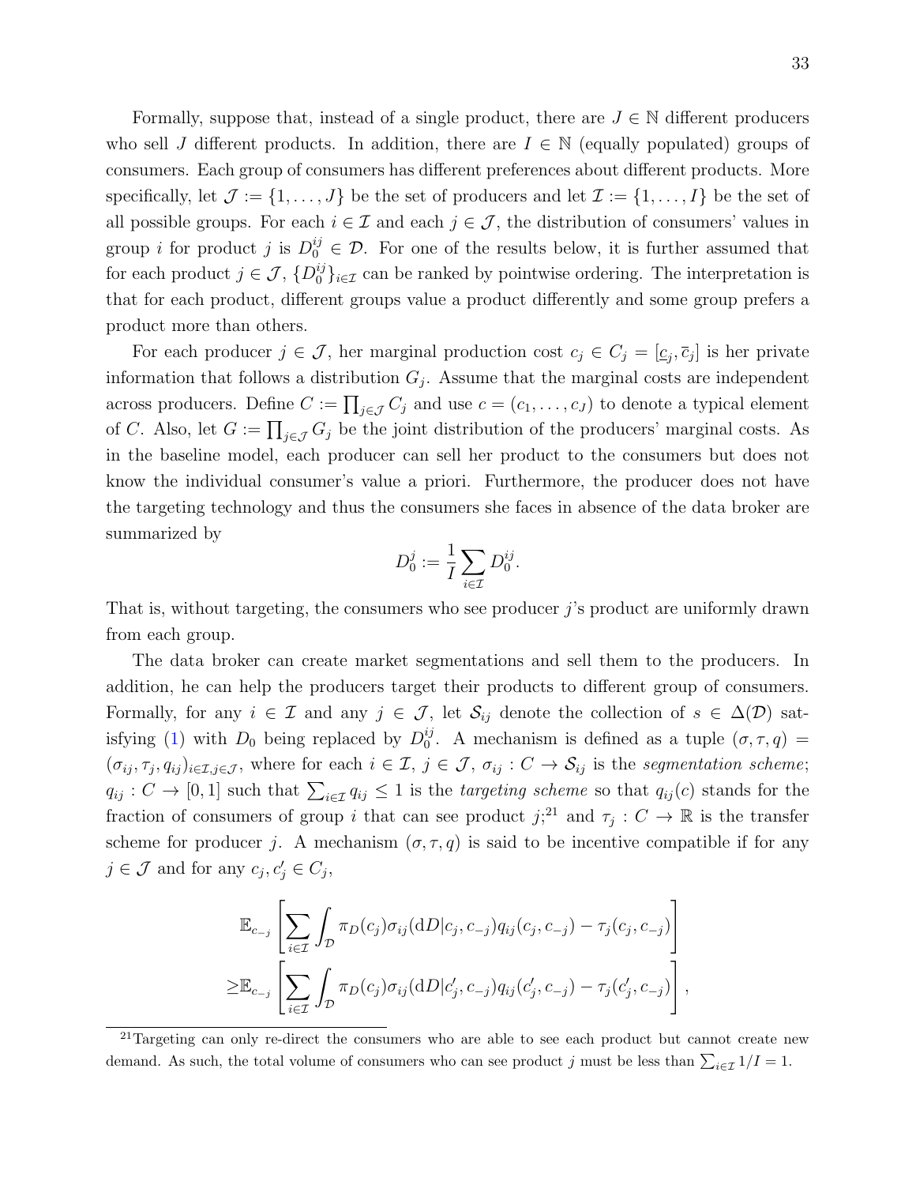Formally, suppose that, instead of a single product, there are $J \in \mathbb{N}$ different producers who sell $J$ different products. In addition, there are $I \in \mathbb{N}$ (equally populated) groups of consumers. Each group of consumers has different preferences about different products. More specifically, let $\mathcal{J} := \{1, \dots, J\}$ be the set of producers and let $\mathcal{I} := \{1, \dots, I\}$ be the set of all possible groups. For each $i \in \mathcal{I}$ and each $j \in \mathcal{J}$, the distribution of consumers' values in group $i$ for product $j$ is $D_0^{ij} \in \mathcal{D}$. For one of the results below, it is further assumed that for each product $j \in \mathcal{J}$, $\{D_0^{ij}\}_{i \in \mathcal{I}}$ can be ranked by pointwise ordering. The interpretation is that for each product, different groups value a product differently and some group prefers a product more than others.

For each producer $j \in \mathcal{J}$, her marginal production cost $c_j \in C_j = [\underline{c}_j, \overline{c}_j]$ is her private information that follows a distribution $G_j$. Assume that the marginal costs are independent across producers. Define $C := \prod_{j \in \mathcal{J}} C_j$ and use $c = (c_1, \dots, c_J)$ to denote a typical element of $C$. Also, let $G := \prod_{j \in \mathcal{J}} G_j$ be the joint distribution of the producers' marginal costs. As in the baseline model, each producer can sell her product to the consumers but does not know the individual consumer's value a priori. Furthermore, the producer does not have the targeting technology and thus the consumers she faces in absence of the data broker are summarized by

$$D_0^j := \frac{1}{I} \sum_{i \in \mathcal{I}} D_0^{ij}.$$

That is, without targeting, the consumers who see producer $j$'s product are uniformly drawn from each group.

The data broker can create market segmentations and sell them to the producers. In addition, he can help the producers target their products to different group of consumers. Formally, for any $i \in \mathcal{I}$ and any $j \in \mathcal{J}$, let $\mathcal{S}_{ij}$ denote the collection of $s \in \Delta(\mathcal{D})$ satisfying (1) with $D_0$ being replaced by $D_0^{ij}$. A mechanism is defined as a tuple $(\sigma, \tau, q) = (\sigma_{ij}, \tau_j, q_{ij})_{i \in \mathcal{I}, j \in \mathcal{J}}$, where for each $i \in \mathcal{I}$, $j \in \mathcal{J}$, $\sigma_{ij} : C \to \mathcal{S}_{ij}$ is the *segmentation scheme*; $q_{ij} : C \to [0, 1]$ such that $\sum_{i \in \mathcal{I}} q_{ij} \leq 1$ is the *targeting scheme* so that $q_{ij}(c)$ stands for the fraction of consumers of group $i$ that can see product $j$;[21] and $\tau_j : C \to \mathbb{R}$ is the transfer scheme for producer $j$. A mechanism $(\sigma, \tau, q)$ is said to be incentive compatible if for any $j \in \mathcal{J}$ and for any $c_j, c_j' \in C_j$,

$$\begin{aligned}
&\mathbb{E}_{c_{-j}} \left[ \sum_{i \in \mathcal{I}} \int_{\mathcal{D}} \pi_D(c_j) \sigma_{ij}(\mathrm{d}D | c_j, c_{-j}) q_{ij}(c_j, c_{-j}) - \tau_j(c_j, c_{-j}) \right] \\
\geq &\mathbb{E}_{c_{-j}} \left[ \sum_{i \in \mathcal{I}} \int_{\mathcal{D}} \pi_D(c_j) \sigma_{ij}(\mathrm{d}D | c_j', c_{-j}) q_{ij}(c_j', c_{-j}) - \tau_j(c_j', c_{-j}) \right],
\end{aligned}$$

[21] Targeting can only re-direct the consumers who are able to see each product but cannot create new demand. As such, the total volume of consumers who can see product $j$ must be less than $\sum_{i \in \mathcal{I}} 1/I = 1$.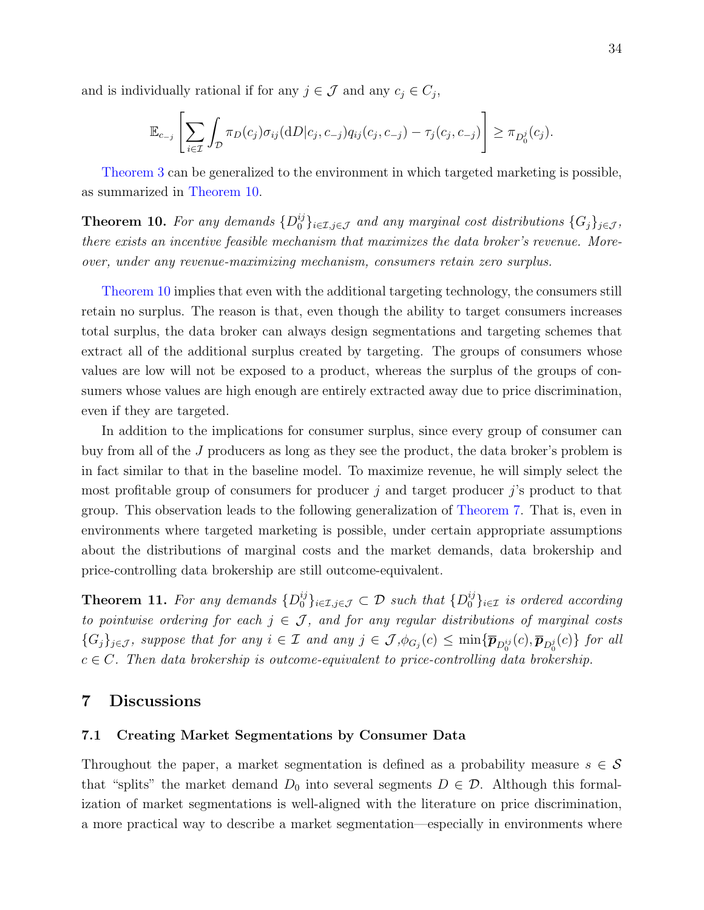and is individually rational if for any $j \in \mathcal{J}$ and any $c_j \in C_j$,

$$\mathbb{E}_{c_{-j}}\left[\sum_{i\in\mathcal{I}}\int_{\mathcal{D}}\pi_D(c_j)\sigma_{ij}(\mathrm{d}D|c_j,c_{-j})q_{ij}(c_j,c_{-j})-\tau_j(c_j,c_{-j})\right]\geq \pi_{D_0^j}(c_j).$$

Theorem 3 can be generalized to the environment in which targeted marketing is possible, as summarized in Theorem 10.

**Theorem 10.** *For any demands $\{D_0^{ij}\}_{i\in\mathcal{I},j\in\mathcal{J}}$ and any marginal cost distributions $\{G_j\}_{j\in\mathcal{J}}$, there exists an incentive feasible mechanism that maximizes the data broker's revenue. Moreover, under any revenue-maximizing mechanism, consumers retain zero surplus.*

Theorem 10 implies that even with the additional targeting technology, the consumers still retain no surplus. The reason is that, even though the ability to target consumers increases total surplus, the data broker can always design segmentations and targeting schemes that extract all of the additional surplus created by targeting. The groups of consumers whose values are low will not be exposed to a product, whereas the surplus of the groups of consumers whose values are high enough are entirely extracted away due to price discrimination, even if they are targeted.

In addition to the implications for consumer surplus, since every group of consumer can buy from all of the $J$ producers as long as they see the product, the data broker's problem is in fact similar to that in the baseline model. To maximize revenue, he will simply select the most profitable group of consumers for producer $j$ and target producer $j$'s product to that group. This observation leads to the following generalization of Theorem 7. That is, even in environments where targeted marketing is possible, under certain appropriate assumptions about the distributions of marginal costs and the market demands, data brokership and price-controlling data brokership are still outcome-equivalent.

**Theorem 11.** *For any demands $\{D_0^{ij}\}_{i\in\mathcal{I},j\in\mathcal{J}}\subset\mathcal{D}$ such that $\{D_0^{ij}\}_{i\in\mathcal{I}}$ is ordered according to pointwise ordering for each $j\in\mathcal{J}$, and for any regular distributions of marginal costs $\{G_j\}_{j\in\mathcal{J}}$, suppose that for any $i\in\mathcal{I}$ and any $j\in\mathcal{J}$,$\phi_{G_j}(c)\leq\min\{\overline{\boldsymbol{p}}_{D_0^{ij}}(c),\overline{\boldsymbol{p}}_{D_0^j}(c)\}$ for all $c\in C$. Then data brokership is outcome-equivalent to price-controlling data brokership.*

## 7 Discussions

### 7.1 Creating Market Segmentations by Consumer Data

Throughout the paper, a market segmentation is defined as a probability measure $s\in\mathcal{S}$ that "splits" the market demand $D_0$ into several segments $D\in\mathcal{D}$. Although this formalization of market segmentations is well-aligned with the literature on price discrimination, a more practical way to describe a market segmentation—especially in environments where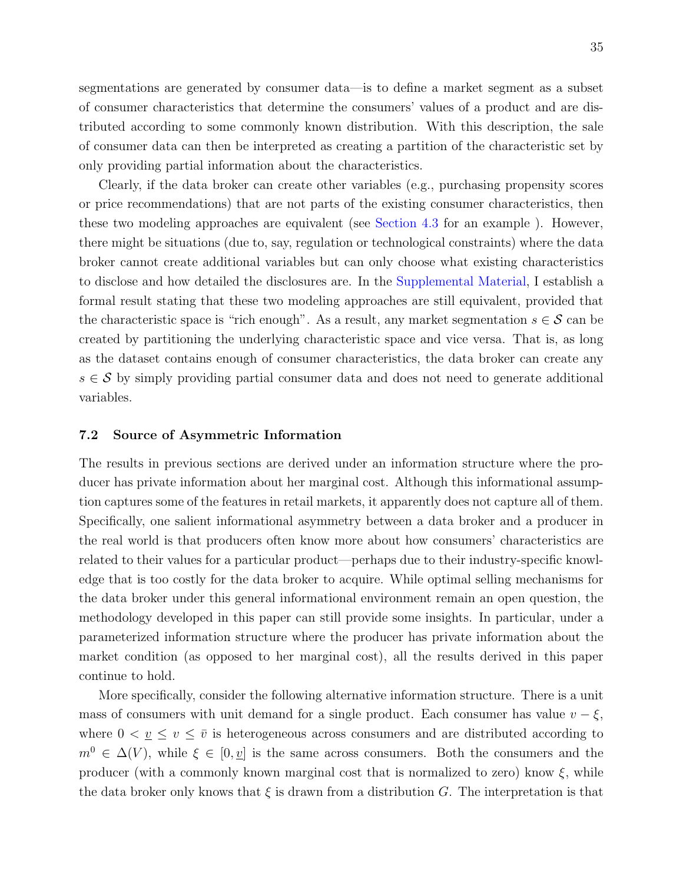segmentations are generated by consumer data—is to define a market segment as a subset of consumer characteristics that determine the consumers' values of a product and are distributed according to some commonly known distribution. With this description, the sale of consumer data can then be interpreted as creating a partition of the characteristic set by only providing partial information about the characteristics.

Clearly, if the data broker can create other variables (e.g., purchasing propensity scores or price recommendations) that are not parts of the existing consumer characteristics, then these two modeling approaches are equivalent (see Section 4.3 for an example ). However, there might be situations (due to, say, regulation or technological constraints) where the data broker cannot create additional variables but can only choose what existing characteristics to disclose and how detailed the disclosures are. In the Supplemental Material, I establish a formal result stating that these two modeling approaches are still equivalent, provided that the characteristic space is "rich enough". As a result, any market segmentation $s \in \mathcal{S}$ can be created by partitioning the underlying characteristic space and vice versa. That is, as long as the dataset contains enough of consumer characteristics, the data broker can create any $s \in \mathcal{S}$ by simply providing partial consumer data and does not need to generate additional variables.

### 7.2 Source of Asymmetric Information

The results in previous sections are derived under an information structure where the producer has private information about her marginal cost. Although this informational assumption captures some of the features in retail markets, it apparently does not capture all of them. Specifically, one salient informational asymmetry between a data broker and a producer in the real world is that producers often know more about how consumers' characteristics are related to their values for a particular product—perhaps due to their industry-specific knowledge that is too costly for the data broker to acquire. While optimal selling mechanisms for the data broker under this general informational environment remain an open question, the methodology developed in this paper can still provide some insights. In particular, under a parameterized information structure where the producer has private information about the market condition (as opposed to her marginal cost), all the results derived in this paper continue to hold.

More specifically, consider the following alternative information structure. There is a unit mass of consumers with unit demand for a single product. Each consumer has value $v - \xi$, where $0 < \underline{v} \leq v \leq \bar{v}$ is heterogeneous across consumers and are distributed according to $m^0 \in \Delta(V)$, while $\xi \in [0, \underline{v}]$ is the same across consumers. Both the consumers and the producer (with a commonly known marginal cost that is normalized to zero) know $\xi$, while the data broker only knows that $\xi$ is drawn from a distribution $G$. The interpretation is that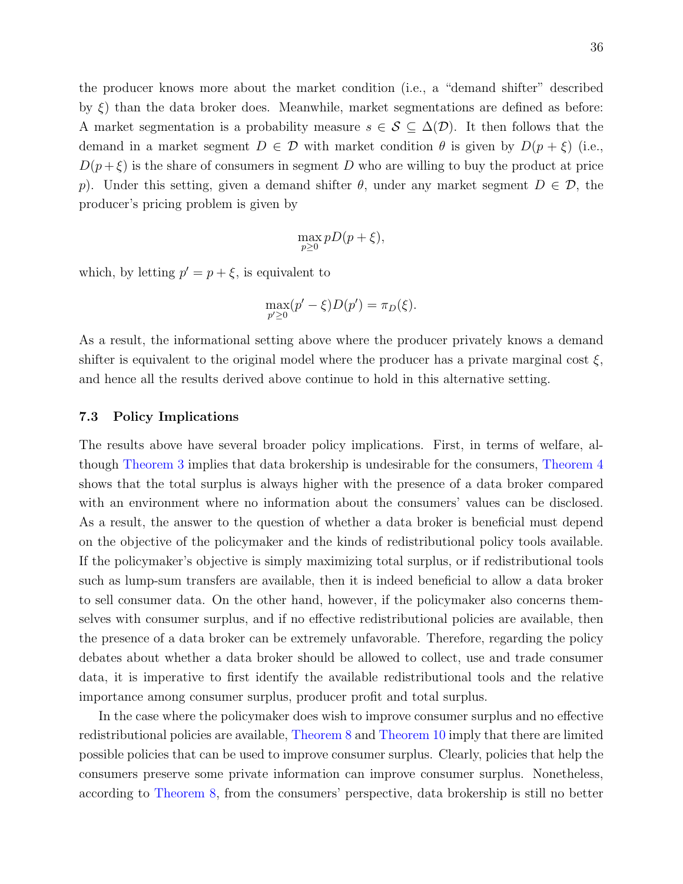the producer knows more about the market condition (i.e., a "demand shifter" described by $\xi$) than the data broker does. Meanwhile, market segmentations are defined as before: A market segmentation is a probability measure $s \in \mathcal{S} \subseteq \Delta(\mathcal{D})$. It then follows that the demand in a market segment $D \in \mathcal{D}$ with market condition $\theta$ is given by $D(p + \xi)$ (i.e., $D(p+\xi)$ is the share of consumers in segment $D$ who are willing to buy the product at price $p$). Under this setting, given a demand shifter $\theta$, under any market segment $D \in \mathcal{D}$, the producer's pricing problem is given by

$$\max_{p \geq 0} pD(p + \xi),$$

which, by letting $p' = p + \xi$, is equivalent to

$$\max_{p' \geq 0} (p' - \xi)D(p') = \pi_D(\xi).$$

As a result, the informational setting above where the producer privately knows a demand shifter is equivalent to the original model where the producer has a private marginal cost $\xi$, and hence all the results derived above continue to hold in this alternative setting.

### 7.3 Policy Implications

The results above have several broader policy implications. First, in terms of welfare, although Theorem 3 implies that data brokership is undesirable for the consumers, Theorem 4 shows that the total surplus is always higher with the presence of a data broker compared with an environment where no information about the consumers' values can be disclosed. As a result, the answer to the question of whether a data broker is beneficial must depend on the objective of the policymaker and the kinds of redistributional policy tools available. If the policymaker's objective is simply maximizing total surplus, or if redistributional tools such as lump-sum transfers are available, then it is indeed beneficial to allow a data broker to sell consumer data. On the other hand, however, if the policymaker also concerns themselves with consumer surplus, and if no effective redistributional policies are available, then the presence of a data broker can be extremely unfavorable. Therefore, regarding the policy debates about whether a data broker should be allowed to collect, use and trade consumer data, it is imperative to first identify the available redistributional tools and the relative importance among consumer surplus, producer profit and total surplus.

In the case where the policymaker does wish to improve consumer surplus and no effective redistributional policies are available, Theorem 8 and Theorem 10 imply that there are limited possible policies that can be used to improve consumer surplus. Clearly, policies that help the consumers preserve some private information can improve consumer surplus. Nonetheless, according to Theorem 8, from the consumers' perspective, data brokership is still no better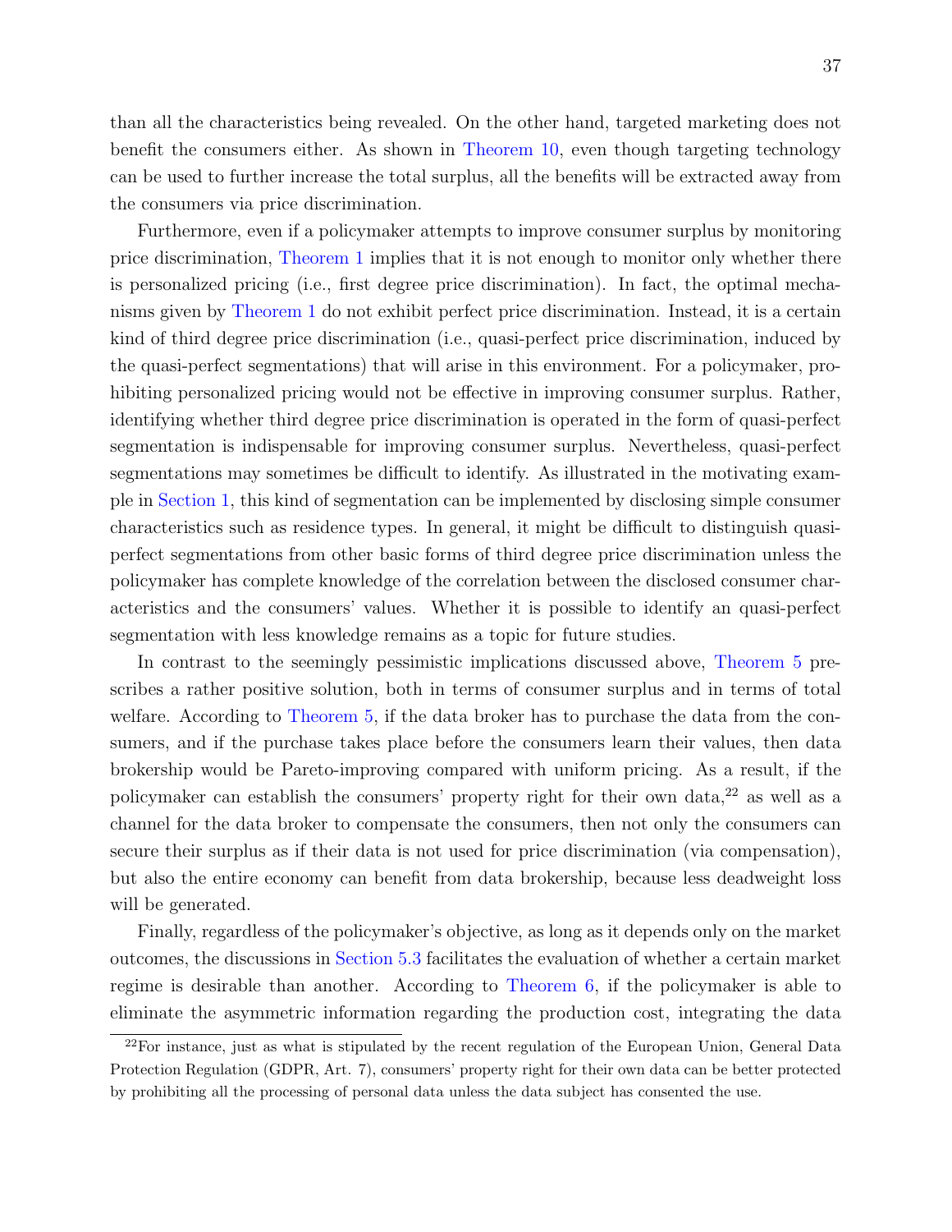than all the characteristics being revealed. On the other hand, targeted marketing does not benefit the consumers either. As shown in Theorem 10, even though targeting technology can be used to further increase the total surplus, all the benefits will be extracted away from the consumers via price discrimination.

Furthermore, even if a policymaker attempts to improve consumer surplus by monitoring price discrimination, Theorem 1 implies that it is not enough to monitor only whether there is personalized pricing (i.e., first degree price discrimination). In fact, the optimal mechanisms given by Theorem 1 do not exhibit perfect price discrimination. Instead, it is a certain kind of third degree price discrimination (i.e., quasi-perfect price discrimination, induced by the quasi-perfect segmentations) that will arise in this environment. For a policymaker, prohibiting personalized pricing would not be effective in improving consumer surplus. Rather, identifying whether third degree price discrimination is operated in the form of quasi-perfect segmentation is indispensable for improving consumer surplus. Nevertheless, quasi-perfect segmentations may sometimes be difficult to identify. As illustrated in the motivating example in Section 1, this kind of segmentation can be implemented by disclosing simple consumer characteristics such as residence types. In general, it might be difficult to distinguish quasi-perfect segmentations from other basic forms of third degree price discrimination unless the policymaker has complete knowledge of the correlation between the disclosed consumer characteristics and the consumers' values. Whether it is possible to identify an quasi-perfect segmentation with less knowledge remains as a topic for future studies.

In contrast to the seemingly pessimistic implications discussed above, Theorem 5 prescribes a rather positive solution, both in terms of consumer surplus and in terms of total welfare. According to Theorem 5, if the data broker has to purchase the data from the consumers, and if the purchase takes place before the consumers learn their values, then data brokership would be Pareto-improving compared with uniform pricing. As a result, if the policymaker can establish the consumers' property right for their own data,[22] as well as a channel for the data broker to compensate the consumers, then not only the consumers can secure their surplus as if their data is not used for price discrimination (via compensation), but also the entire economy can benefit from data brokership, because less deadweight loss will be generated.

Finally, regardless of the policymaker's objective, as long as it depends only on the market outcomes, the discussions in Section 5.3 facilitates the evaluation of whether a certain market regime is desirable than another. According to Theorem 6, if the policymaker is able to eliminate the asymmetric information regarding the production cost, integrating the data

[22] For instance, just as what is stipulated by the recent regulation of the European Union, General Data Protection Regulation (GDPR, Art. 7), consumers' property right for their own data can be better protected by prohibiting all the processing of personal data unless the data subject has consented the use.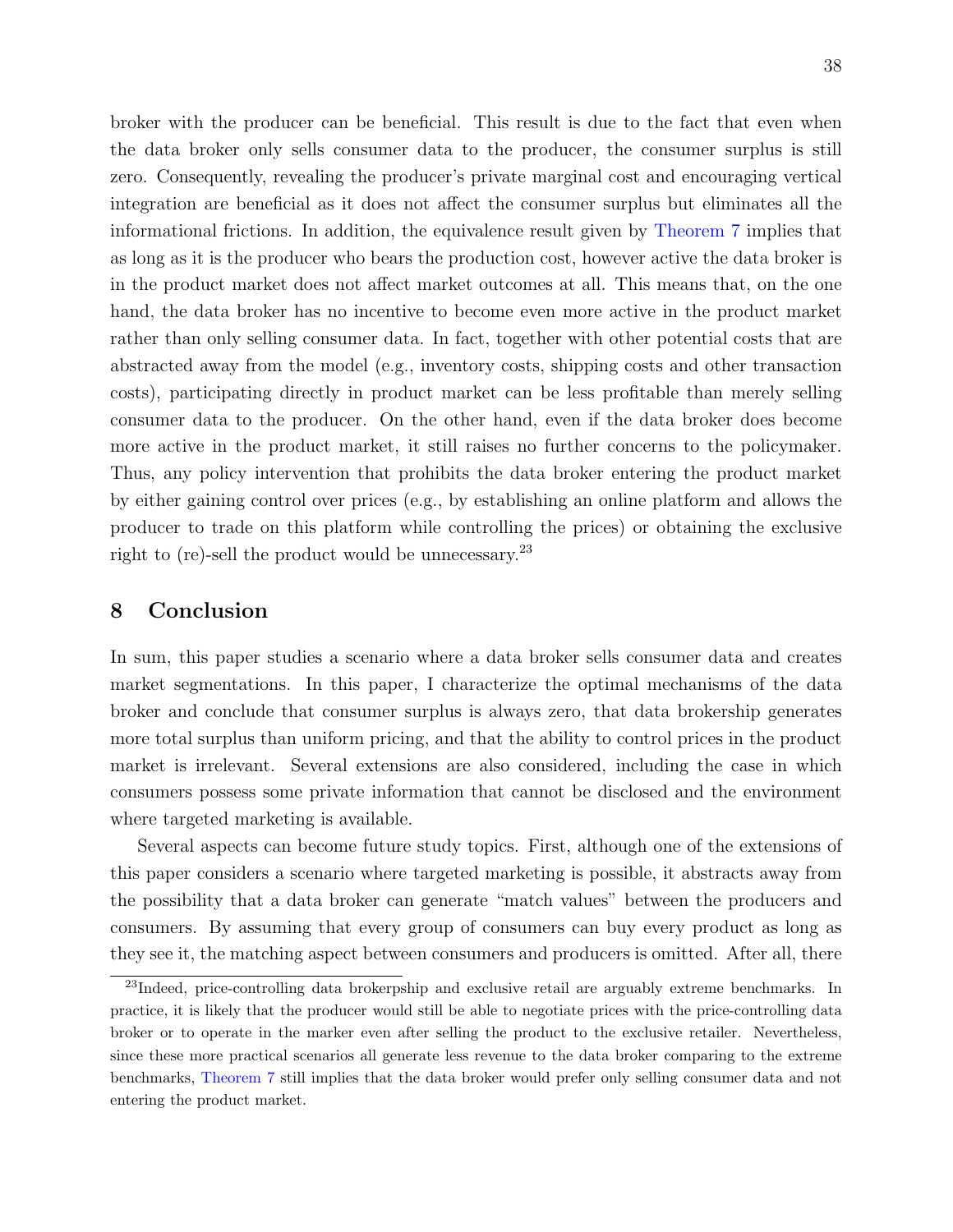broker with the producer can be beneficial. This result is due to the fact that even when the data broker only sells consumer data to the producer, the consumer surplus is still zero. Consequently, revealing the producer's private marginal cost and encouraging vertical integration are beneficial as it does not affect the consumer surplus but eliminates all the informational frictions. In addition, the equivalence result given by Theorem 7 implies that as long as it is the producer who bears the production cost, however active the data broker is in the product market does not affect market outcomes at all. This means that, on the one hand, the data broker has no incentive to become even more active in the product market rather than only selling consumer data. In fact, together with other potential costs that are abstracted away from the model (e.g., inventory costs, shipping costs and other transaction costs), participating directly in product market can be less profitable than merely selling consumer data to the producer. On the other hand, even if the data broker does become more active in the product market, it still raises no further concerns to the policymaker. Thus, any policy intervention that prohibits the data broker entering the product market by either gaining control over prices (e.g., by establishing an online platform and allows the producer to trade on this platform while controlling the prices) or obtaining the exclusive right to (re)-sell the product would be unnecessary.[23]

## 8 Conclusion

In sum, this paper studies a scenario where a data broker sells consumer data and creates market segmentations. In this paper, I characterize the optimal mechanisms of the data broker and conclude that consumer surplus is always zero, that data brokership generates more total surplus than uniform pricing, and that the ability to control prices in the product market is irrelevant. Several extensions are also considered, including the case in which consumers possess some private information that cannot be disclosed and the environment where targeted marketing is available.

Several aspects can become future study topics. First, although one of the extensions of this paper considers a scenario where targeted marketing is possible, it abstracts away from the possibility that a data broker can generate "match values" between the producers and consumers. By assuming that every group of consumers can buy every product as long as they see it, the matching aspect between consumers and producers is omitted. After all, there

[23]Indeed, price-controlling data brokerpship and exclusive retail are arguably extreme benchmarks. In practice, it is likely that the producer would still be able to negotiate prices with the price-controlling data broker or to operate in the marker even after selling the product to the exclusive retailer. Nevertheless, since these more practical scenarios all generate less revenue to the data broker comparing to the extreme benchmarks, Theorem 7 still implies that the data broker would prefer only selling consumer data and not entering the product market.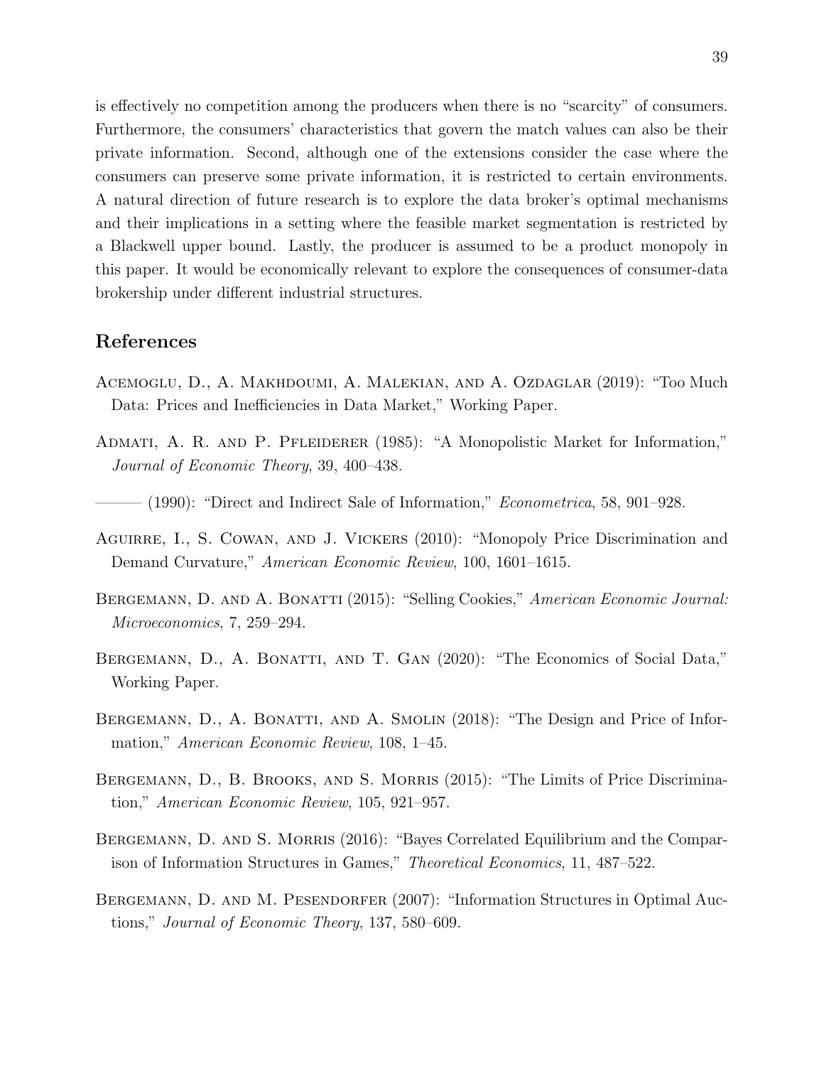is effectively no competition among the producers when there is no "scarcity" of consumers. Furthermore, the consumers' characteristics that govern the match values can also be their private information. Second, although one of the extensions consider the case where the consumers can preserve some private information, it is restricted to certain environments. A natural direction of future research is to explore the data broker's optimal mechanisms and their implications in a setting where the feasible market segmentation is restricted by a Blackwell upper bound. Lastly, the producer is assumed to be a product monopoly in this paper. It would be economically relevant to explore the consequences of consumer-data brokership under different industrial structures.

## References

Acemoglu, D., A. Makhdoumi, A. Malekian, and A. Ozdaglar (2019): "Too Much Data: Prices and Inefficiencies in Data Market," Working Paper.

Admati, A. R. and P. Pfleiderer (1985): "A Monopolistic Market for Information," *Journal of Economic Theory*, 39, 400–438.

——— (1990): "Direct and Indirect Sale of Information," *Econometrica*, 58, 901–928.

Aguirre, I., S. Cowan, and J. Vickers (2010): "Monopoly Price Discrimination and Demand Curvature," *American Economic Review*, 100, 1601–1615.

Bergemann, D. and A. Bonatti (2015): "Selling Cookies," *American Economic Journal: Microeconomics*, 7, 259–294.

Bergemann, D., A. Bonatti, and T. Gan (2020): "The Economics of Social Data," Working Paper.

Bergemann, D., A. Bonatti, and A. Smolin (2018): "The Design and Price of Information," *American Economic Review*, 108, 1–45.

Bergemann, D., B. Brooks, and S. Morris (2015): "The Limits of Price Discrimination," *American Economic Review*, 105, 921–957.

Bergemann, D. and S. Morris (2016): "Bayes Correlated Equilibrium and the Comparison of Information Structures in Games," *Theoretical Economics*, 11, 487–522.

Bergemann, D. and M. Pesendorfer (2007): "Information Structures in Optimal Auctions," *Journal of Economic Theory*, 137, 580–609.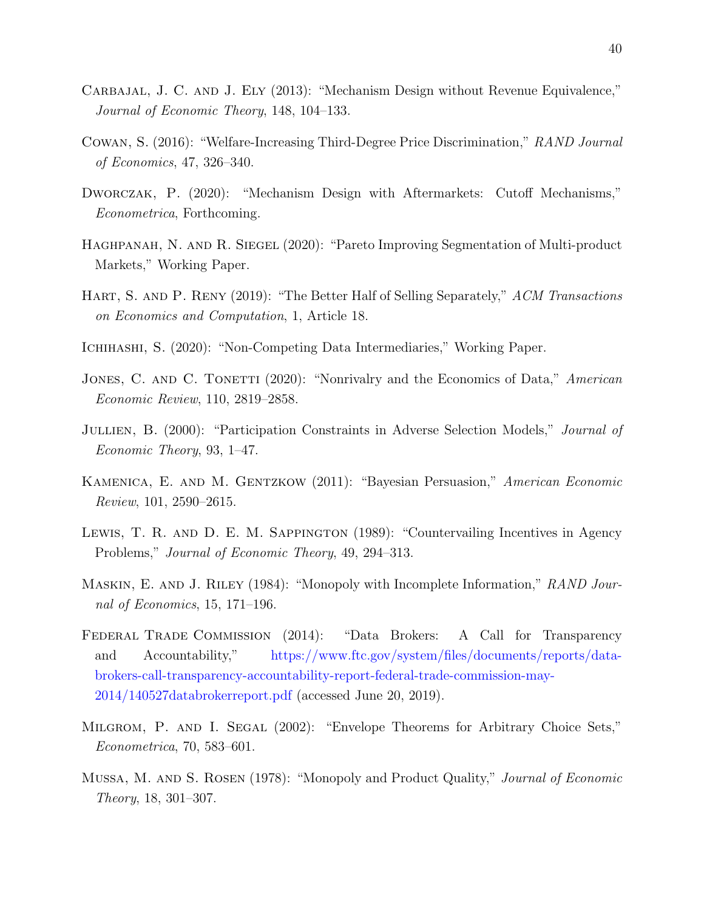Carbajal, J. C. and J. Ely (2013): "Mechanism Design without Revenue Equivalence," *Journal of Economic Theory*, 148, 104–133.

Cowan, S. (2016): "Welfare-Increasing Third-Degree Price Discrimination," *RAND Journal of Economics*, 47, 326–340.

Dworczak, P. (2020): "Mechanism Design with Aftermarkets: Cutoff Mechanisms," *Econometrica*, Forthcoming.

Haghpanah, N. and R. Siegel (2020): "Pareto Improving Segmentation of Multi-product Markets," Working Paper.

Hart, S. and P. Reny (2019): "The Better Half of Selling Separately," *ACM Transactions on Economics and Computation*, 1, Article 18.

Ichihashi, S. (2020): "Non-Competing Data Intermediaries," Working Paper.

Jones, C. and C. Tonetti (2020): "Nonrivalry and the Economics of Data," *American Economic Review*, 110, 2819–2858.

Jullien, B. (2000): "Participation Constraints in Adverse Selection Models," *Journal of Economic Theory*, 93, 1–47.

Kamenica, E. and M. Gentzkow (2011): "Bayesian Persuasion," *American Economic Review*, 101, 2590–2615.

Lewis, T. R. and D. E. M. Sappington (1989): "Countervailing Incentives in Agency Problems," *Journal of Economic Theory*, 49, 294–313.

Maskin, E. and J. Riley (1984): "Monopoly with Incomplete Information," *RAND Journal of Economics*, 15, 171–196.

Federal Trade Commission (2014): "Data Brokers: A Call for Transparency and Accountability," https://www.ftc.gov/system/files/documents/reports/data-brokers-call-transparency-accountability-report-federal-trade-commission-may-2014/140527databrokerreport.pdf (accessed June 20, 2019).

Milgrom, P. and I. Segal (2002): "Envelope Theorems for Arbitrary Choice Sets," *Econometrica*, 70, 583–601.

Mussa, M. and S. Rosen (1978): "Monopoly and Product Quality," *Journal of Economic Theory*, 18, 301–307.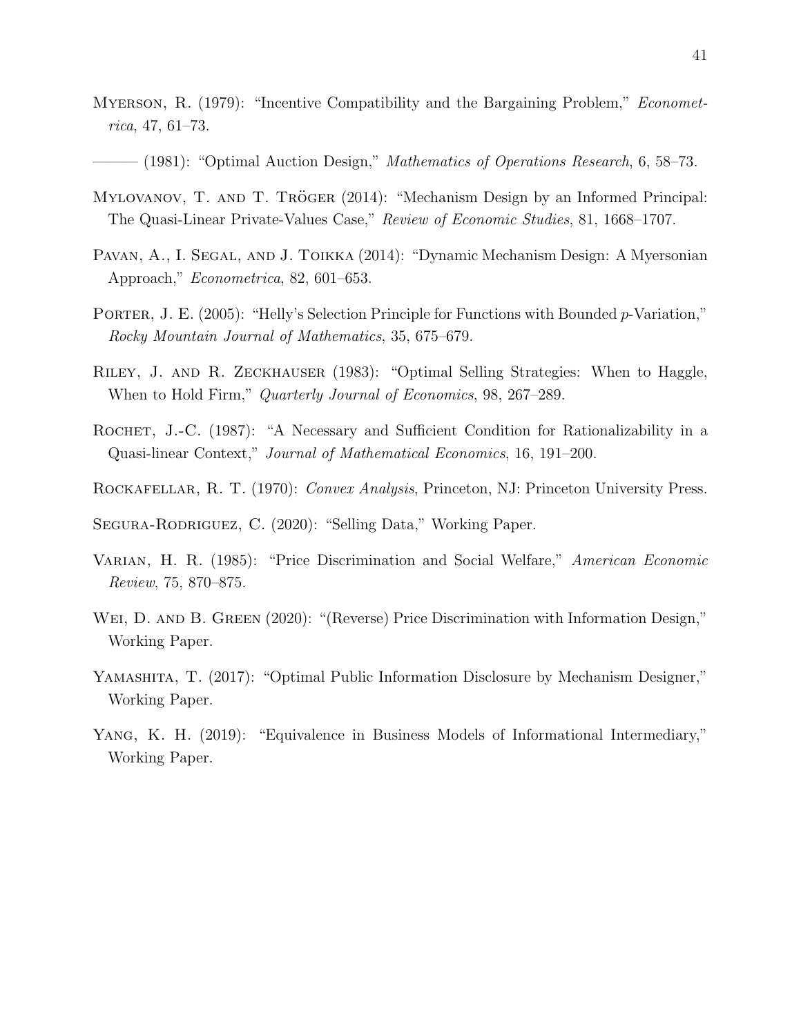Myerson, R. (1979): "Incentive Compatibility and the Bargaining Problem," *Econometrica*, 47, 61–73.

——— (1981): "Optimal Auction Design," *Mathematics of Operations Research*, 6, 58–73.

Mylovanov, T. and T. Tröger (2014): "Mechanism Design by an Informed Principal: The Quasi-Linear Private-Values Case," *Review of Economic Studies*, 81, 1668–1707.

Pavan, A., I. Segal, and J. Toikka (2014): "Dynamic Mechanism Design: A Myersonian Approach," *Econometrica*, 82, 601–653.

Porter, J. E. (2005): "Helly's Selection Principle for Functions with Bounded $p$-Variation," *Rocky Mountain Journal of Mathematics*, 35, 675–679.

Riley, J. and R. Zeckhauser (1983): "Optimal Selling Strategies: When to Haggle, When to Hold Firm," *Quarterly Journal of Economics*, 98, 267–289.

Rochet, J.-C. (1987): "A Necessary and Sufficient Condition for Rationalizability in a Quasi-linear Context," *Journal of Mathematical Economics*, 16, 191–200.

Rockafellar, R. T. (1970): *Convex Analysis*, Princeton, NJ: Princeton University Press.

Segura-Rodriguez, C. (2020): "Selling Data," Working Paper.

Varian, H. R. (1985): "Price Discrimination and Social Welfare," *American Economic Review*, 75, 870–875.

Wei, D. and B. Green (2020): "(Reverse) Price Discrimination with Information Design," Working Paper.

Yamashita, T. (2017): "Optimal Public Information Disclosure by Mechanism Designer," Working Paper.

Yang, K. H. (2019): "Equivalence in Business Models of Informational Intermediary," Working Paper.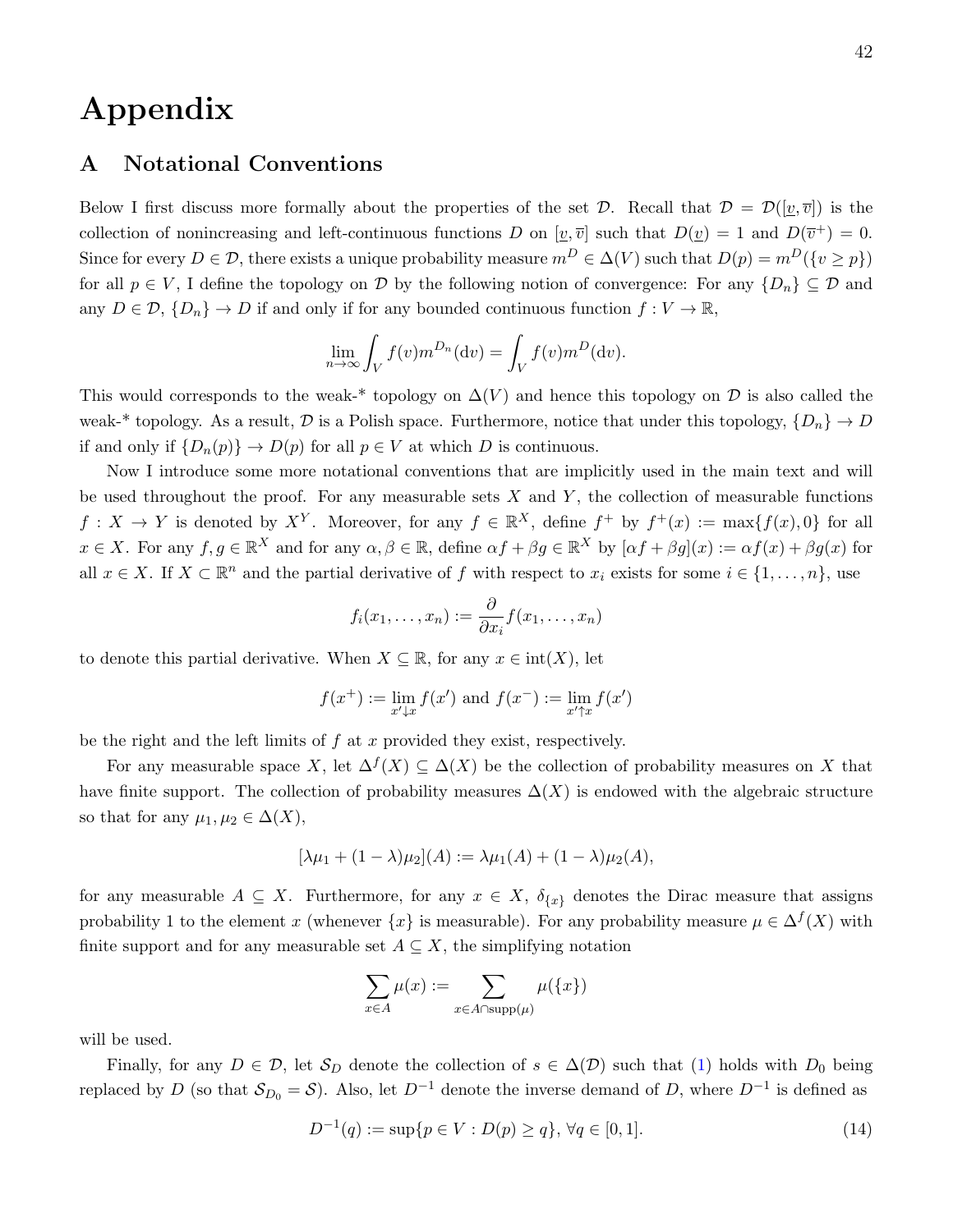# Appendix

## A Notational Conventions

Below I first discuss more formally about the properties of the set $\mathcal{D}$. Recall that $\mathcal{D} = \mathcal{D}([\underline{v}, \overline{v}])$ is the collection of nonincreasing and left-continuous functions $D$ on $[\underline{v}, \overline{v}]$ such that $D(\underline{v}) = 1$ and $D(\overline{v}^+) = 0$. Since for every $D \in \mathcal{D}$, there exists a unique probability measure $m^D \in \Delta(V)$ such that $D(p) = m^D(\{v \geq p\})$ for all $p \in V$, I define the topology on $\mathcal{D}$ by the following notion of convergence: For any $\{D_n\} \subseteq \mathcal{D}$ and any $D \in \mathcal{D}$, $\{D_n\} \to D$ if and only if for any bounded continuous function $f : V \to \mathbb{R}$,

$$\lim_{n \to \infty} \int_V f(v) m^{D_n}(\mathrm{d}v) = \int_V f(v) m^D(\mathrm{d}v).$$

This would corresponds to the weak-* topology on $\Delta(V)$ and hence this topology on $\mathcal{D}$ is also called the weak-* topology. As a result, $\mathcal{D}$ is a Polish space. Furthermore, notice that under this topology, $\{D_n\} \to D$ if and only if $\{D_n(p)\} \to D(p)$ for all $p \in V$ at which $D$ is continuous.

Now I introduce some more notational conventions that are implicitly used in the main text and will be used throughout the proof. For any measurable sets $X$ and $Y$, the collection of measurable functions $f : X \to Y$ is denoted by $X^Y$. Moreover, for any $f \in \mathbb{R}^X$, define $f^+$ by $f^+(x) := \max\{f(x), 0\}$ for all $x \in X$. For any $f, g \in \mathbb{R}^X$ and for any $\alpha, \beta \in \mathbb{R}$, define $\alpha f + \beta g \in \mathbb{R}^X$ by $[\alpha f + \beta g](x) := \alpha f(x) + \beta g(x)$ for all $x \in X$. If $X \subset \mathbb{R}^n$ and the partial derivative of $f$ with respect to $x_i$ exists for some $i \in \{1, \ldots, n\}$, use

$$f_i(x_1, \ldots, x_n) := \frac{\partial}{\partial x_i} f(x_1, \ldots, x_n)$$

to denote this partial derivative. When $X \subseteq \mathbb{R}$, for any $x \in \mathrm{int}(X)$, let

$$f(x^+) := \lim_{x' \downarrow x} f(x') \text{ and } f(x^-) := \lim_{x' \uparrow x} f(x')$$

be the right and the left limits of $f$ at $x$ provided they exist, respectively.

For any measurable space $X$, let $\Delta^f(X) \subseteq \Delta(X)$ be the collection of probability measures on $X$ that have finite support. The collection of probability measures $\Delta(X)$ is endowed with the algebraic structure so that for any $\mu_1, \mu_2 \in \Delta(X)$,

$$[\lambda \mu_1 + (1 - \lambda)\mu_2](A) := \lambda \mu_1(A) + (1 - \lambda)\mu_2(A),$$

for any measurable $A \subseteq X$. Furthermore, for any $x \in X$, $\delta_{\{x\}}$ denotes the Dirac measure that assigns probability 1 to the element $x$ (whenever $\{x\}$ is measurable). For any probability measure $\mu \in \Delta^f(X)$ with finite support and for any measurable set $A \subseteq X$, the simplifying notation

$$\sum_{x \in A} \mu(x) := \sum_{x \in A \cap \mathrm{supp}(\mu)} \mu(\{x\})$$

will be used.

Finally, for any $D \in \mathcal{D}$, let $\mathcal{S}_D$ denote the collection of $s \in \Delta(\mathcal{D})$ such that (1) holds with $D_0$ being replaced by $D$ (so that $\mathcal{S}_{D_0} = \mathcal{S}$). Also, let $D^{-1}$ denote the inverse demand of $D$, where $D^{-1}$ is defined as

$$D^{-1}(q) := \sup\{p \in V : D(p) \geq q\}, \; \forall q \in [0, 1]. \tag{14}$$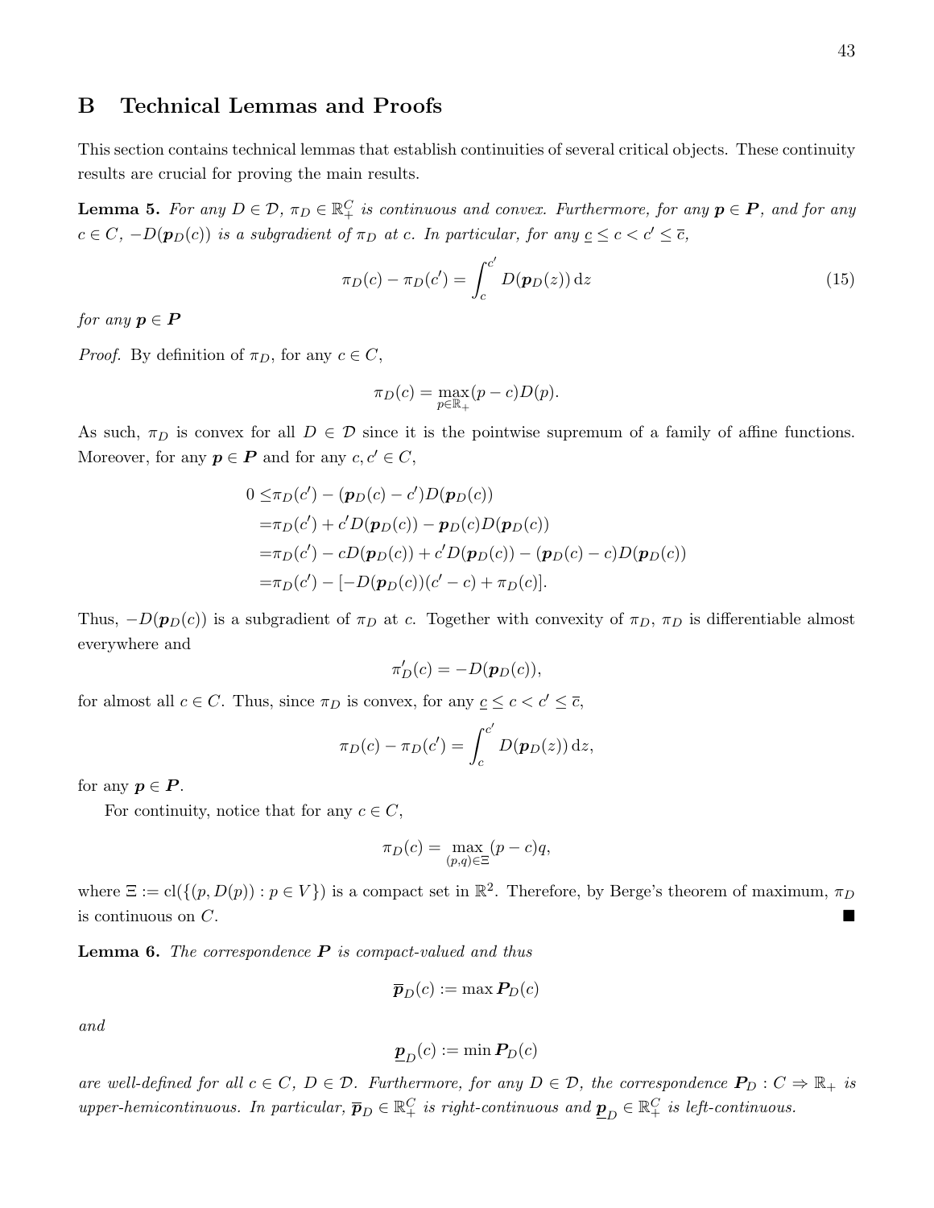## B Technical Lemmas and Proofs

This section contains technical lemmas that establish continuities of several critical objects. These continuity results are crucial for proving the main results.

**Lemma 5.** *For any $D \in \mathcal{D}$, $\pi_D \in \mathbb{R}_+^C$ is continuous and convex. Furthermore, for any $\boldsymbol{p} \in \boldsymbol{P}$, and for any $c \in C$, $-D(\boldsymbol{p}_D(c))$ is a subgradient of $\pi_D$ at $c$. In particular, for any $\underline{c} \leq c < c' \leq \overline{c}$,*

$$\pi_D(c) - \pi_D(c') = \int_c^{c'} D(\boldsymbol{p}_D(z))\,\mathrm{d}z \tag{15}$$

*for any $\boldsymbol{p} \in \boldsymbol{P}$*

*Proof.* By definition of $\pi_D$, for any $c \in C$,

$$\pi_D(c) = \max_{p \in \mathbb{R}_+} (p - c)D(p).$$

As such, $\pi_D$ is convex for all $D \in \mathcal{D}$ since it is the pointwise supremum of a family of affine functions. Moreover, for any $\boldsymbol{p} \in \boldsymbol{P}$ and for any $c, c' \in C$,

$$\begin{aligned}
0 \leq & \pi_D(c') - (\boldsymbol{p}_D(c) - c')D(\boldsymbol{p}_D(c)) \\
= & \pi_D(c') + c'D(\boldsymbol{p}_D(c)) - \boldsymbol{p}_D(c)D(\boldsymbol{p}_D(c)) \\
= & \pi_D(c') - cD(\boldsymbol{p}_D(c)) + c'D(\boldsymbol{p}_D(c)) - (\boldsymbol{p}_D(c) - c)D(\boldsymbol{p}_D(c)) \\
= & \pi_D(c') - [-D(\boldsymbol{p}_D(c))(c' - c) + \pi_D(c)].
\end{aligned}$$

Thus, $-D(\boldsymbol{p}_D(c))$ is a subgradient of $\pi_D$ at $c$. Together with convexity of $\pi_D$, $\pi_D$ is differentiable almost everywhere and

$$\pi_D'(c) = -D(\boldsymbol{p}_D(c)),$$

for almost all $c \in C$. Thus, since $\pi_D$ is convex, for any $\underline{c} \leq c < c' \leq \overline{c}$,

$$\pi_D(c) - \pi_D(c') = \int_c^{c'} D(\boldsymbol{p}_D(z))\,\mathrm{d}z,$$

for any $\boldsymbol{p} \in \boldsymbol{P}$.

For continuity, notice that for any $c \in C$,

$$\pi_D(c) = \max_{(p,q) \in \Xi} (p - c)q,$$

where $\Xi := \mathrm{cl}(\{(p, D(p)) : p \in V\})$ is a compact set in $\mathbb{R}^2$. Therefore, by Berge's theorem of maximum, $\pi_D$ is continuous on $C$. ■

**Lemma 6.** *The correspondence $\boldsymbol{P}$ is compact-valued and thus*

$$\overline{\boldsymbol{p}}_D(c) := \max \boldsymbol{P}_D(c)$$

*and*

$$\underline{\boldsymbol{p}}_D(c) := \min \boldsymbol{P}_D(c)$$

*are well-defined for all $c \in C$, $D \in \mathcal{D}$. Furthermore, for any $D \in \mathcal{D}$, the correspondence $\boldsymbol{P}_D : C \rightrightarrows \mathbb{R}_+$ is upper-hemicontinuous. In particular, $\overline{\boldsymbol{p}}_D \in \mathbb{R}_+^C$ is right-continuous and $\underline{\boldsymbol{p}}_D \in \mathbb{R}_+^C$ is left-continuous.*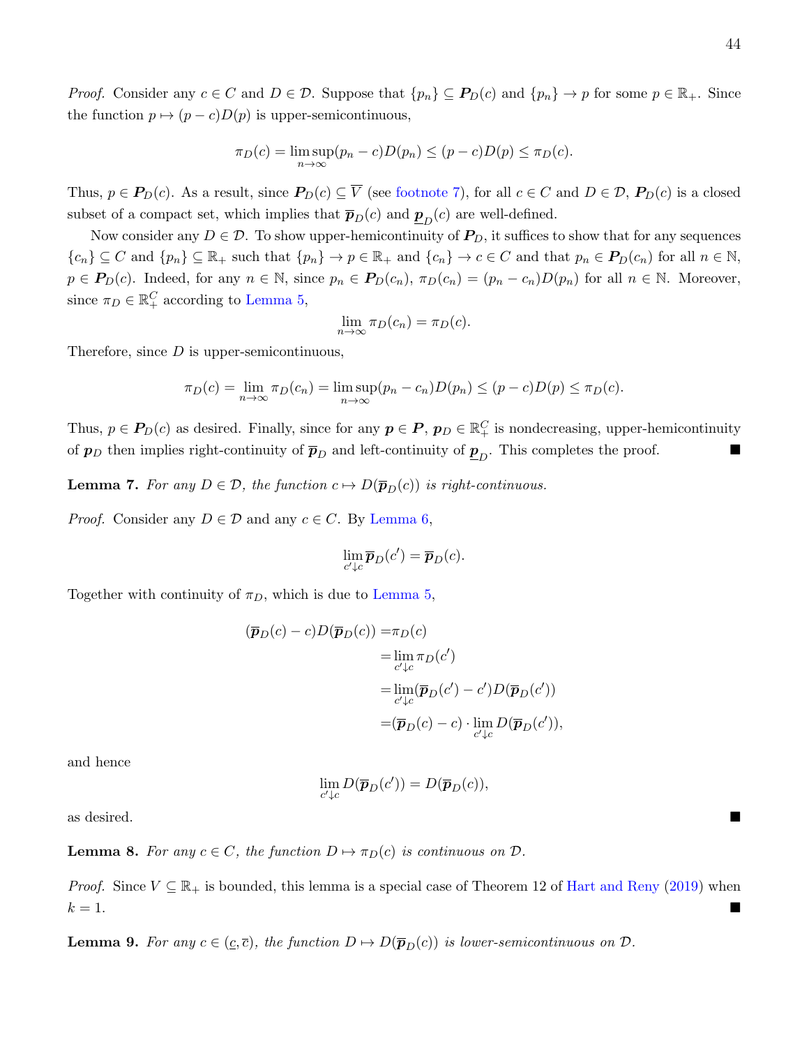*Proof.* Consider any $c \in C$ and $D \in \mathcal{D}$. Suppose that $\{p_n\} \subseteq \boldsymbol{P}_D(c)$ and $\{p_n\} \to p$ for some $p \in \mathbb{R}_+$. Since the function $p \mapsto (p-c)D(p)$ is upper-semicontinuous,

$$\pi_D(c) = \limsup_{n\to\infty}(p_n - c)D(p_n) \leq (p-c)D(p) \leq \pi_D(c).$$

Thus, $p \in \boldsymbol{P}_D(c)$. As a result, since $\boldsymbol{P}_D(c) \subseteq \overline{V}$ (see footnote 7), for all $c \in C$ and $D \in \mathcal{D}$, $\boldsymbol{P}_D(c)$ is a closed subset of a compact set, which implies that $\overline{\boldsymbol{p}}_D(c)$ and $\underline{\boldsymbol{p}}_D(c)$ are well-defined.

Now consider any $D \in \mathcal{D}$. To show upper-hemicontinuity of $\boldsymbol{P}_D$, it suffices to show that for any sequences $\{c_n\} \subseteq C$ and $\{p_n\} \subseteq \mathbb{R}_+$ such that $\{p_n\} \to p \in \mathbb{R}_+$ and $\{c_n\} \to c \in C$ and that $p_n \in \boldsymbol{P}_D(c_n)$ for all $n \in \mathbb{N}$, $p \in \boldsymbol{P}_D(c)$. Indeed, for any $n \in \mathbb{N}$, since $p_n \in \boldsymbol{P}_D(c_n)$, $\pi_D(c_n) = (p_n - c_n)D(p_n)$ for all $n \in \mathbb{N}$. Moreover, since $\pi_D \in \mathbb{R}_+^C$ according to Lemma 5,

$$\lim_{n\to\infty} \pi_D(c_n) = \pi_D(c).$$

Therefore, since $D$ is upper-semicontinuous,

$$\pi_D(c) = \lim_{n\to\infty}\pi_D(c_n) = \limsup_{n\to\infty}(p_n - c_n)D(p_n) \leq (p-c)D(p) \leq \pi_D(c).$$

Thus, $p \in \boldsymbol{P}_D(c)$ as desired. Finally, since for any $\boldsymbol{p} \in \boldsymbol{P}$, $\boldsymbol{p}_D \in \mathbb{R}_+^C$ is nondecreasing, upper-hemicontinuity of $\boldsymbol{p}_D$ then implies right-continuity of $\overline{\boldsymbol{p}}_D$ and left-continuity of $\underline{\boldsymbol{p}}_D$. This completes the proof. ∎

**Lemma 7.** *For any $D \in \mathcal{D}$, the function $c \mapsto D(\overline{\boldsymbol{p}}_D(c))$ is right-continuous.*

*Proof.* Consider any $D \in \mathcal{D}$ and any $c \in C$. By Lemma 6,

$$\lim_{c' \downarrow c} \overline{\boldsymbol{p}}_D(c') = \overline{\boldsymbol{p}}_D(c).$$

Together with continuity of $\pi_D$, which is due to Lemma 5,

$$\begin{aligned}
(\overline{\boldsymbol{p}}_D(c) - c)D(\overline{\boldsymbol{p}}_D(c)) =& \pi_D(c) \\
=& \lim_{c'\downarrow c}\pi_D(c') \\
=& \lim_{c'\downarrow c}(\overline{\boldsymbol{p}}_D(c') - c')D(\overline{\boldsymbol{p}}_D(c')) \\
=& (\overline{\boldsymbol{p}}_D(c) - c)\cdot \lim_{c'\downarrow c} D(\overline{\boldsymbol{p}}_D(c')),
\end{aligned}$$

and hence

$$\lim_{c'\downarrow c} D(\overline{\boldsymbol{p}}_D(c')) = D(\overline{\boldsymbol{p}}_D(c)),$$

as desired. ∎

**Lemma 8.** *For any $c \in C$, the function $D \mapsto \pi_D(c)$ is continuous on $\mathcal{D}$.*

*Proof.* Since $V \subseteq \mathbb{R}_+$ is bounded, this lemma is a special case of Theorem 12 of Hart and Reny (2019) when $k = 1$. ∎

**Lemma 9.** *For any $c \in (\underline{c}, \overline{c})$, the function $D \mapsto D(\overline{\boldsymbol{p}}_D(c))$ is lower-semicontinuous on $\mathcal{D}$.*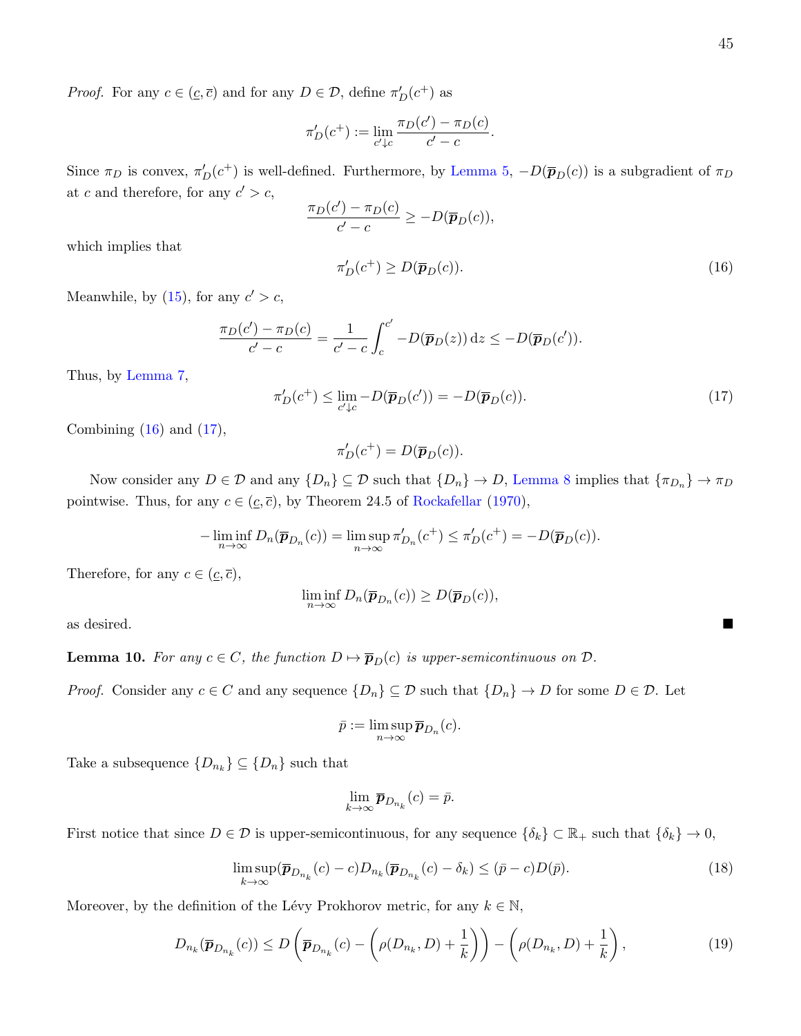*Proof.* For any $c \in (\underline{c}, \overline{c})$ and for any $D \in \mathcal{D}$, define $\pi'_D(c^+)$ as

$$\pi'_D(c^+) := \lim_{c' \downarrow c} \frac{\pi_D(c') - \pi_D(c)}{c' - c}.$$

Since $\pi_D$ is convex, $\pi'_D(c^+)$ is well-defined. Furthermore, by Lemma 5, $-D(\overline{\boldsymbol{p}}_D(c))$ is a subgradient of $\pi_D$ at $c$ and therefore, for any $c' > c$,

$$\frac{\pi_D(c') - \pi_D(c)}{c' - c} \geq -D(\overline{\boldsymbol{p}}_D(c)),$$

which implies that

$$\pi'_D(c^+) \geq D(\overline{\boldsymbol{p}}_D(c)). \tag{16}$$

Meanwhile, by (15), for any $c' > c$,

$$\frac{\pi_D(c') - \pi_D(c)}{c' - c} = \frac{1}{c' - c} \int_c^{c'} -D(\overline{\boldsymbol{p}}_D(z)) \, \mathrm{d}z \leq -D(\overline{\boldsymbol{p}}_D(c')).$$

Thus, by Lemma 7,

$$\pi'_D(c^+) \leq \lim_{c' \downarrow c} -D(\overline{\boldsymbol{p}}_D(c')) = -D(\overline{\boldsymbol{p}}_D(c)). \tag{17}$$

Combining (16) and (17),

$$\pi'_D(c^+) = D(\overline{\boldsymbol{p}}_D(c)).$$

Now consider any $D \in \mathcal{D}$ and any $\{D_n\} \subseteq \mathcal{D}$ such that $\{D_n\} \to D$, Lemma 8 implies that $\{\pi_{D_n}\} \to \pi_D$ pointwise. Thus, for any $c \in (\underline{c}, \overline{c})$, by Theorem 24.5 of Rockafellar (1970),

$$-\liminf_{n \to \infty} D_n(\overline{\boldsymbol{p}}_{D_n}(c)) = \limsup_{n \to \infty} \pi'_{D_n}(c^+) \leq \pi'_D(c^+) = -D(\overline{\boldsymbol{p}}_D(c)).$$

Therefore, for any $c \in (\underline{c}, \overline{c})$,

$$\liminf_{n \to \infty} D_n(\overline{\boldsymbol{p}}_{D_n}(c)) \geq D(\overline{\boldsymbol{p}}_D(c)),$$

as desired. ∎

**Lemma 10.** *For any $c \in C$, the function $D \mapsto \overline{\boldsymbol{p}}_D(c)$ is upper-semicontinuous on $\mathcal{D}$.*

*Proof.* Consider any $c \in C$ and any sequence $\{D_n\} \subseteq \mathcal{D}$ such that $\{D_n\} \to D$ for some $D \in \mathcal{D}$. Let

$$\bar{p} := \limsup_{n \to \infty} \overline{\boldsymbol{p}}_{D_n}(c).$$

Take a subsequence $\{D_{n_k}\} \subseteq \{D_n\}$ such that

$$\lim_{k \to \infty} \overline{\boldsymbol{p}}_{D_{n_k}}(c) = \bar{p}.$$

First notice that since $D \in \mathcal{D}$ is upper-semicontinuous, for any sequence $\{\delta_k\} \subset \mathbb{R}_+$ such that $\{\delta_k\} \to 0$,

$$\limsup_{k \to \infty} (\overline{\boldsymbol{p}}_{D_{n_k}}(c) - c) D_{n_k}(\overline{\boldsymbol{p}}_{D_{n_k}}(c) - \delta_k) \leq (\bar{p} - c) D(\bar{p}). \tag{18}$$

Moreover, by the definition of the Lévy Prokhorov metric, for any $k \in \mathbb{N}$,

$$D_{n_k}(\overline{\boldsymbol{p}}_{D_{n_k}}(c)) \leq D\left(\overline{\boldsymbol{p}}_{D_{n_k}}(c) - \left(\rho(D_{n_k}, D) + \frac{1}{k}\right)\right) - \left(\rho(D_{n_k}, D) + \frac{1}{k}\right), \tag{19}$$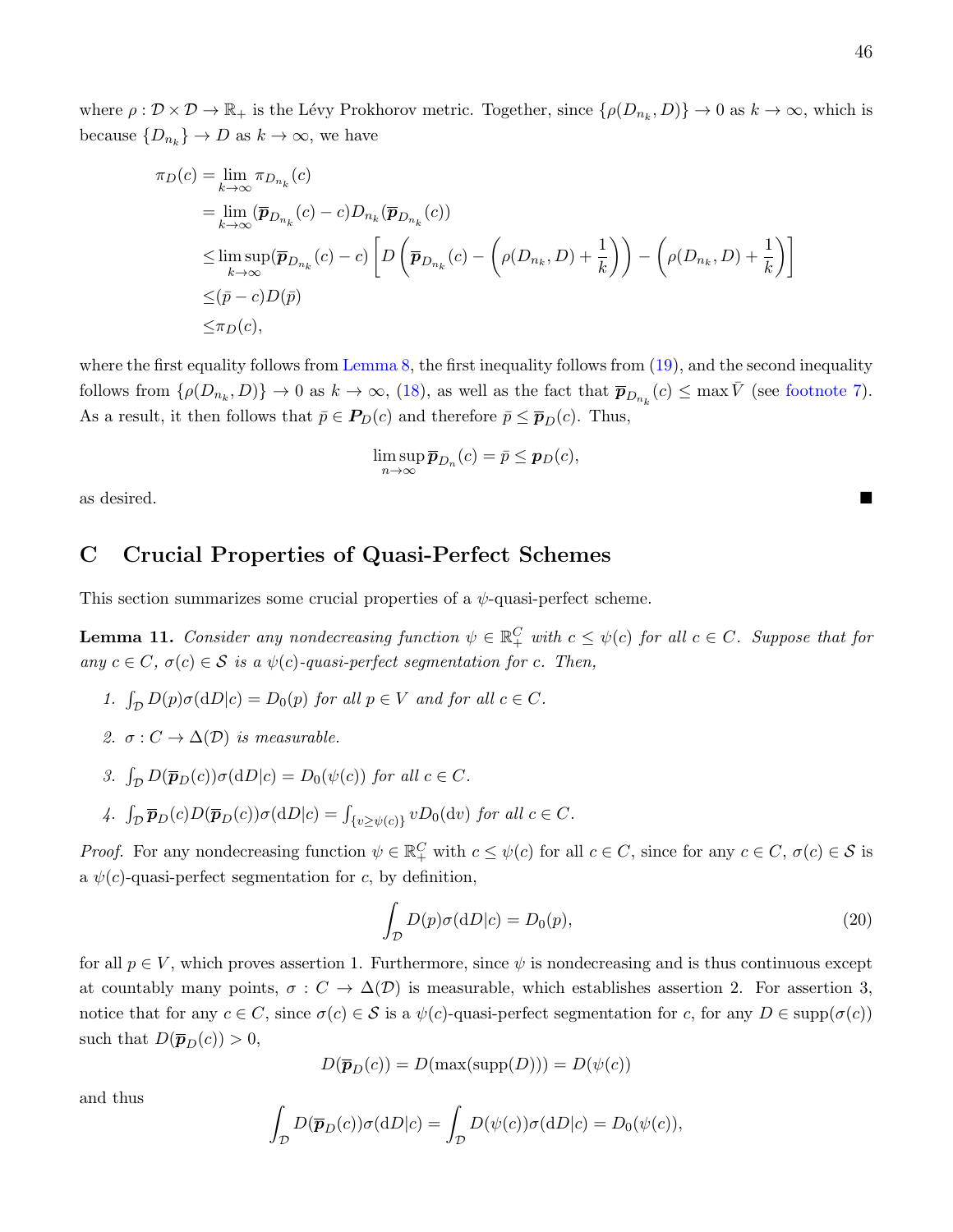where $\rho : \mathcal{D} \times \mathcal{D} \to \mathbb{R}_+$ is the Lévy Prokhorov metric. Together, since $\{\rho(D_{n_k}, D)\} \to 0$ as $k \to \infty$, which is because $\{D_{n_k}\} \to D$ as $k \to \infty$, we have

$$
\begin{aligned}
\pi_D(c) &= \lim_{k\to\infty} \pi_{D_{n_k}}(c) \\
&= \lim_{k\to\infty} (\overline{\boldsymbol{p}}_{D_{n_k}}(c) - c) D_{n_k}(\overline{\boldsymbol{p}}_{D_{n_k}}(c)) \\
&\leq \limsup_{k\to\infty} (\overline{\boldsymbol{p}}_{D_{n_k}}(c) - c) \left[ D\left(\overline{\boldsymbol{p}}_{D_{n_k}}(c) - \left(\rho(D_{n_k}, D) + \frac{1}{k}\right)\right) - \left(\rho(D_{n_k}, D) + \frac{1}{k}\right)\right] \\
&\leq (\bar{p} - c) D(\bar{p}) \\
&\leq \pi_D(c),
\end{aligned}
$$

where the first equality follows from Lemma 8, the first inequality follows from (19), and the second inequality follows from $\{\rho(D_{n_k}, D)\} \to 0$ as $k \to \infty$, (18), as well as the fact that $\overline{\boldsymbol{p}}_{D_{n_k}}(c) \leq \max \bar{V}$ (see footnote 7). As a result, it then follows that $\bar{p} \in \boldsymbol{P}_D(c)$ and therefore $\bar{p} \leq \overline{\boldsymbol{p}}_D(c)$. Thus,

$$
\limsup_{n\to\infty} \overline{\boldsymbol{p}}_{D_n}(c) = \bar{p} \leq \boldsymbol{p}_D(c),
$$

as desired. ■

## C Crucial Properties of Quasi-Perfect Schemes

This section summarizes some crucial properties of a $\psi$-quasi-perfect scheme.

**Lemma 11.** *Consider any nondecreasing function $\psi \in \mathbb{R}_+^C$ with $c \leq \psi(c)$ for all $c \in C$. Suppose that for any $c \in C$, $\sigma(c) \in \mathcal{S}$ is a $\psi(c)$-quasi-perfect segmentation for $c$. Then,*

1. $\int_{\mathcal{D}} D(p)\sigma(\mathrm{d}D|c) = D_0(p)$ *for all $p \in V$ and for all $c \in C$.*
2. $\sigma : C \to \Delta(\mathcal{D})$ *is measurable.*
3. $\int_{\mathcal{D}} D(\overline{\boldsymbol{p}}_D(c))\sigma(\mathrm{d}D|c) = D_0(\psi(c))$ *for all $c \in C$.*
4. $\int_{\mathcal{D}} \overline{\boldsymbol{p}}_D(c) D(\overline{\boldsymbol{p}}_D(c))\sigma(\mathrm{d}D|c) = \int_{\{v \geq \psi(c)\}} v D_0(\mathrm{d}v)$ *for all $c \in C$.*

*Proof.* For any nondecreasing function $\psi \in \mathbb{R}_+^C$ with $c \leq \psi(c)$ for all $c \in C$, since for any $c \in C$, $\sigma(c) \in \mathcal{S}$ is a $\psi(c)$-quasi-perfect segmentation for $c$, by definition,

$$
\int_{\mathcal{D}} D(p)\sigma(\mathrm{d}D|c) = D_0(p), \tag{20}
$$

for all $p \in V$, which proves assertion 1. Furthermore, since $\psi$ is nondecreasing and is thus continuous except at countably many points, $\sigma : C \to \Delta(\mathcal{D})$ is measurable, which establishes assertion 2. For assertion 3, notice that for any $c \in C$, since $\sigma(c) \in \mathcal{S}$ is a $\psi(c)$-quasi-perfect segmentation for $c$, for any $D \in \mathrm{supp}(\sigma(c))$ such that $D(\overline{\boldsymbol{p}}_D(c)) > 0$,

$$
D(\overline{\boldsymbol{p}}_D(c)) = D(\max(\mathrm{supp}(D))) = D(\psi(c))
$$

and thus

$$
\int_{\mathcal{D}} D(\overline{\boldsymbol{p}}_D(c))\sigma(\mathrm{d}D|c) = \int_{\mathcal{D}} D(\psi(c))\sigma(\mathrm{d}D|c) = D_0(\psi(c)),
$$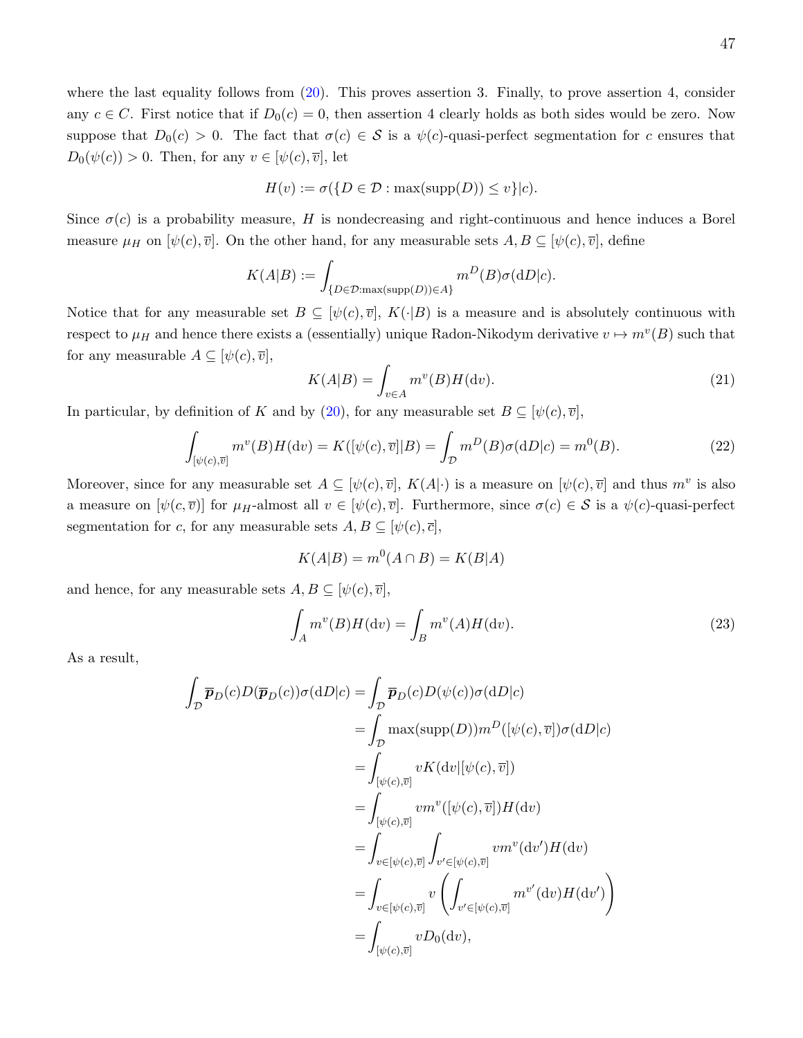where the last equality follows from (20). This proves assertion 3. Finally, to prove assertion 4, consider any $c \in C$. First notice that if $D_0(c) = 0$, then assertion 4 clearly holds as both sides would be zero. Now suppose that $D_0(c) > 0$. The fact that $\sigma(c) \in \mathcal{S}$ is a $\psi(c)$-quasi-perfect segmentation for $c$ ensures that $D_0(\psi(c)) > 0$. Then, for any $v \in [\psi(c), \overline{v}]$, let

$$H(v) := \sigma(\{D \in \mathcal{D} : \max(\text{supp}(D)) \leq v\}|c).$$

Since $\sigma(c)$ is a probability measure, $H$ is nondecreasing and right-continuous and hence induces a Borel measure $\mu_H$ on $[\psi(c), \overline{v}]$. On the other hand, for any measurable sets $A, B \subseteq [\psi(c), \overline{v}]$, define

$$K(A|B) := \int_{\{D \in \mathcal{D} : \max(\text{supp}(D)) \in A\}} m^D(B)\sigma(\mathrm{d}D|c).$$

Notice that for any measurable set $B \subseteq [\psi(c), \overline{v}]$, $K(\cdot|B)$ is a measure and is absolutely continuous with respect to $\mu_H$ and hence there exists a (essentially) unique Radon-Nikodym derivative $v \mapsto m^v(B)$ such that for any measurable $A \subseteq [\psi(c), \overline{v}]$,

$$K(A|B) = \int_{v \in A} m^v(B)H(\mathrm{d}v). \tag{21}$$

In particular, by definition of $K$ and by (20), for any measurable set $B \subseteq [\psi(c), \overline{v}]$,

$$\int_{[\psi(c),\overline{v}]} m^v(B)H(\mathrm{d}v) = K([\psi(c), \overline{v}]|B) = \int_{\mathcal{D}} m^D(B)\sigma(\mathrm{d}D|c) = m^0(B). \tag{22}$$

Moreover, since for any measurable set $A \subseteq [\psi(c), \overline{v}]$, $K(A|\cdot)$ is a measure on $[\psi(c), \overline{v}]$ and thus $m^v$ is also a measure on $[\psi(c, \overline{v})]$ for $\mu_H$-almost all $v \in [\psi(c), \overline{v}]$. Furthermore, since $\sigma(c) \in \mathcal{S}$ is a $\psi(c)$-quasi-perfect segmentation for $c$, for any measurable sets $A, B \subseteq [\psi(c), \overline{c}]$,

$$K(A|B) = m^0(A \cap B) = K(B|A)$$

and hence, for any measurable sets $A, B \subseteq [\psi(c), \overline{v}]$,

$$\int_A m^v(B)H(\mathrm{d}v) = \int_B m^v(A)H(\mathrm{d}v). \tag{23}$$

As a result,

$$\begin{aligned}
\int_{\mathcal{D}} \overline{\boldsymbol{p}}_D(c)D(\overline{\boldsymbol{p}}_D(c))\sigma(\mathrm{d}D|c) &= \int_{\mathcal{D}} \overline{\boldsymbol{p}}_D(c)D(\psi(c))\sigma(\mathrm{d}D|c) \\
&= \int_{\mathcal{D}} \max(\text{supp}(D))m^D([\psi(c), \overline{v}])\sigma(\mathrm{d}D|c) \\
&= \int_{[\psi(c),\overline{v}]} vK(\mathrm{d}v|[\psi(c), \overline{v}]) \\
&= \int_{[\psi(c),\overline{v}]} vm^v([\psi(c), \overline{v}])H(\mathrm{d}v) \\
&= \int_{v \in [\psi(c),\overline{v}]} \int_{v' \in [\psi(c),\overline{v}]} vm^v(\mathrm{d}v')H(\mathrm{d}v) \\
&= \int_{v \in [\psi(c),\overline{v}]} v \left( \int_{v' \in [\psi(c),\overline{v}]} m^{v'}(\mathrm{d}v)H(\mathrm{d}v') \right) \\
&= \int_{[\psi(c),\overline{v}]} vD_0(\mathrm{d}v),
\end{aligned}$$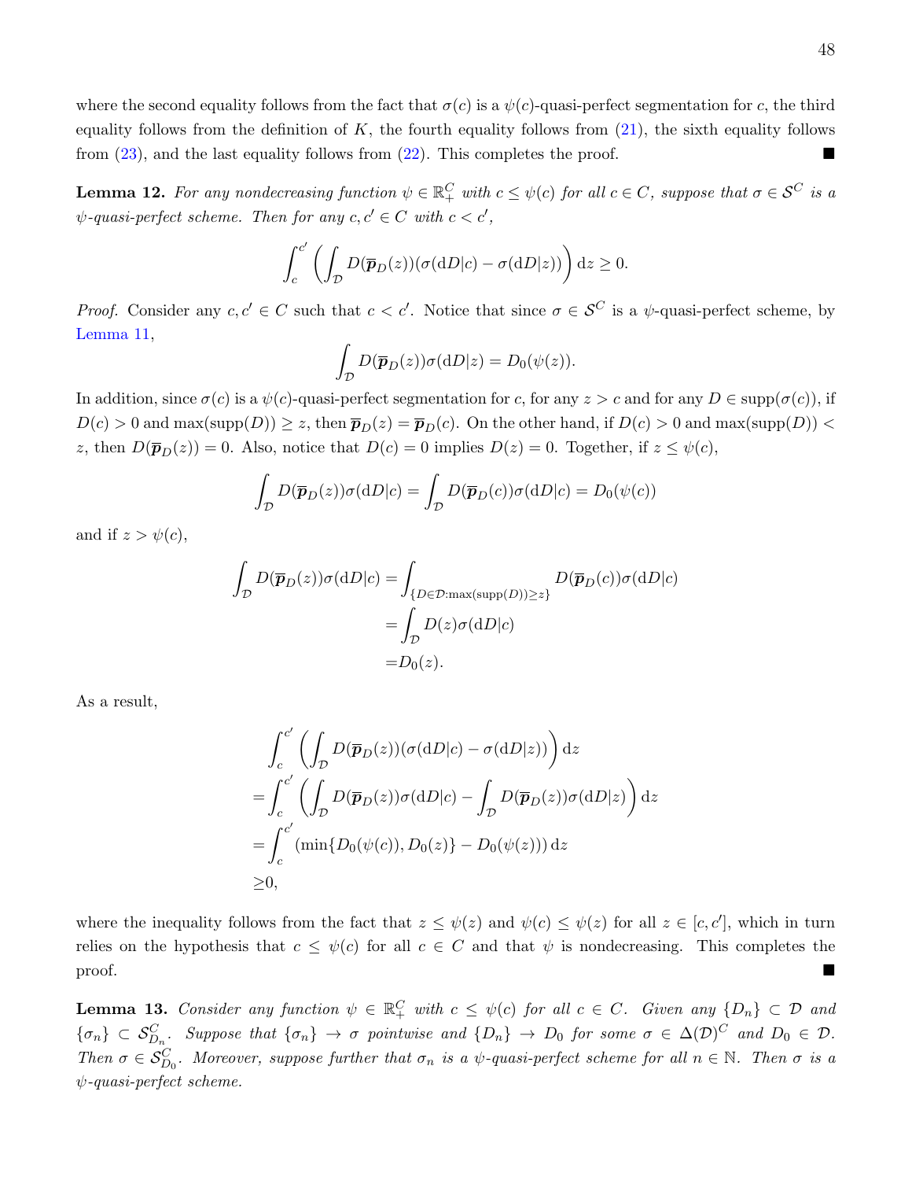where the second equality follows from the fact that $\sigma(c)$ is a $\psi(c)$-quasi-perfect segmentation for $c$, the third equality follows from the definition of $K$, the fourth equality follows from (21), the sixth equality follows from (23), and the last equality follows from (22). This completes the proof. ■

**Lemma 12.** *For any nondecreasing function $\psi \in \mathbb{R}_+^C$ with $c \leq \psi(c)$ for all $c \in C$, suppose that $\sigma \in \mathcal{S}^C$ is a $\psi$-quasi-perfect scheme. Then for any $c, c' \in C$ with $c < c'$,*

$$\int_c^{c'} \left( \int_{\mathcal{D}} D(\overline{\boldsymbol{p}}_D(z))(\sigma(\mathrm{d}D|c) - \sigma(\mathrm{d}D|z)) \right) \mathrm{d}z \geq 0.$$

*Proof.* Consider any $c, c' \in C$ such that $c < c'$. Notice that since $\sigma \in \mathcal{S}^C$ is a $\psi$-quasi-perfect scheme, by Lemma 11,

$$\int_{\mathcal{D}} D(\overline{\boldsymbol{p}}_D(z))\sigma(\mathrm{d}D|z) = D_0(\psi(z)).$$

In addition, since $\sigma(c)$ is a $\psi(c)$-quasi-perfect segmentation for $c$, for any $z > c$ and for any $D \in \mathrm{supp}(\sigma(c))$, if $D(c) > 0$ and $\max(\mathrm{supp}(D)) \geq z$, then $\overline{\boldsymbol{p}}_D(z) = \overline{\boldsymbol{p}}_D(c)$. On the other hand, if $D(c) > 0$ and $\max(\mathrm{supp}(D)) < z$, then $D(\overline{\boldsymbol{p}}_D(z)) = 0$. Also, notice that $D(c) = 0$ implies $D(z) = 0$. Together, if $z \leq \psi(c)$,

$$\int_{\mathcal{D}} D(\overline{\boldsymbol{p}}_D(z))\sigma(\mathrm{d}D|c) = \int_{\mathcal{D}} D(\overline{\boldsymbol{p}}_D(c))\sigma(\mathrm{d}D|c) = D_0(\psi(c))$$

and if $z > \psi(c)$,

$$\begin{aligned}
\int_{\mathcal{D}} D(\overline{\boldsymbol{p}}_D(z))\sigma(\mathrm{d}D|c) &= \int_{\{D \in \mathcal{D}: \max(\mathrm{supp}(D)) \geq z\}} D(\overline{\boldsymbol{p}}_D(c))\sigma(\mathrm{d}D|c) \\
&= \int_{\mathcal{D}} D(z)\sigma(\mathrm{d}D|c) \\
&= D_0(z).
\end{aligned}$$

As a result,

$$\begin{aligned}
&\int_c^{c'} \left( \int_{\mathcal{D}} D(\overline{\boldsymbol{p}}_D(z))(\sigma(\mathrm{d}D|c) - \sigma(\mathrm{d}D|z)) \right) \mathrm{d}z \\
=& \int_c^{c'} \left( \int_{\mathcal{D}} D(\overline{\boldsymbol{p}}_D(z))\sigma(\mathrm{d}D|c) - \int_{\mathcal{D}} D(\overline{\boldsymbol{p}}_D(z))\sigma(\mathrm{d}D|z) \right) \mathrm{d}z \\
=& \int_c^{c'} (\min\{D_0(\psi(c)), D_0(z)\} - D_0(\psi(z))) \, \mathrm{d}z \\
\geq& 0,
\end{aligned}$$

where the inequality follows from the fact that $z \leq \psi(z)$ and $\psi(c) \leq \psi(z)$ for all $z \in [c, c']$, which in turn relies on the hypothesis that $c \leq \psi(c)$ for all $c \in C$ and that $\psi$ is nondecreasing. This completes the proof. ■

**Lemma 13.** *Consider any function $\psi \in \mathbb{R}_+^C$ with $c \leq \psi(c)$ for all $c \in C$. Given any $\{D_n\} \subset \mathcal{D}$ and $\{\sigma_n\} \subset \mathcal{S}_{D_n}^C$. Suppose that $\{\sigma_n\} \to \sigma$ pointwise and $\{D_n\} \to D_0$ for some $\sigma \in \Delta(\mathcal{D})^C$ and $D_0 \in \mathcal{D}$. Then $\sigma \in \mathcal{S}_{D_0}^C$. Moreover, suppose further that $\sigma_n$ is a $\psi$-quasi-perfect scheme for all $n \in \mathbb{N}$. Then $\sigma$ is a $\psi$-quasi-perfect scheme.*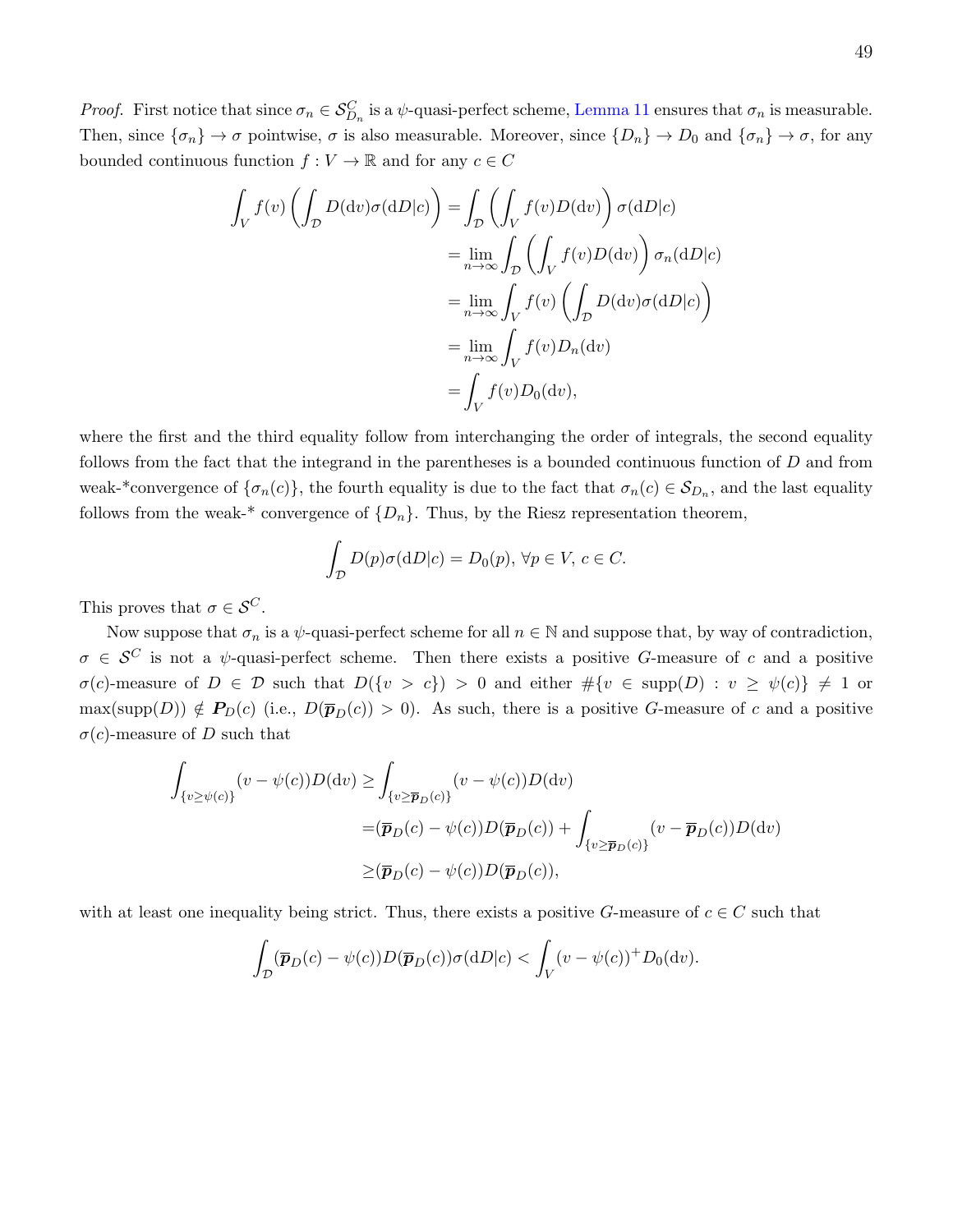*Proof.* First notice that since $\sigma_n \in \mathcal{S}^C_{D_n}$ is a $\psi$-quasi-perfect scheme, Lemma 11 ensures that $\sigma_n$ is measurable. Then, since $\{\sigma_n\} \to \sigma$ pointwise, $\sigma$ is also measurable. Moreover, since $\{D_n\} \to D_0$ and $\{\sigma_n\} \to \sigma$, for any bounded continuous function $f : V \to \mathbb{R}$ and for any $c \in C$

$$
\begin{aligned}
\int_V f(v) \left( \int_{\mathcal{D}} D(\mathrm{d}v) \sigma(\mathrm{d}D|c) \right) &= \int_{\mathcal{D}} \left( \int_V f(v) D(\mathrm{d}v) \right) \sigma(\mathrm{d}D|c) \\
&= \lim_{n\to\infty} \int_{\mathcal{D}} \left( \int_V f(v) D(\mathrm{d}v) \right) \sigma_n(\mathrm{d}D|c) \\
&= \lim_{n\to\infty} \int_V f(v) \left( \int_{\mathcal{D}} D(\mathrm{d}v) \sigma(\mathrm{d}D|c) \right) \\
&= \lim_{n\to\infty} \int_V f(v) D_n(\mathrm{d}v) \\
&= \int_V f(v) D_0(\mathrm{d}v),
\end{aligned}
$$

where the first and the third equality follow from interchanging the order of integrals, the second equality follows from the fact that the integrand in the parentheses is a bounded continuous function of $D$ and from weak-*convergence of $\{\sigma_n(c)\}$, the fourth equality is due to the fact that $\sigma_n(c) \in \mathcal{S}_{D_n}$, and the last equality follows from the weak-* convergence of $\{D_n\}$. Thus, by the Riesz representation theorem,

$$
\int_{\mathcal{D}} D(p) \sigma(\mathrm{d}D|c) = D_0(p), \; \forall p \in V, \, c \in C.
$$

This proves that $\sigma \in \mathcal{S}^C$.

Now suppose that $\sigma_n$ is a $\psi$-quasi-perfect scheme for all $n \in \mathbb{N}$ and suppose that, by way of contradiction, $\sigma \in \mathcal{S}^C$ is not a $\psi$-quasi-perfect scheme. Then there exists a positive $G$-measure of $c$ and a positive $\sigma(c)$-measure of $D \in \mathcal{D}$ such that $D(\{v > c\}) > 0$ and either $\#\{v \in \mathrm{supp}(D) : v \geq \psi(c)\} \neq 1$ or $\max(\mathrm{supp}(D)) \notin \boldsymbol{P}_D(c)$ (i.e., $D(\overline{\boldsymbol{p}}_D(c)) > 0$). As such, there is a positive $G$-measure of $c$ and a positive $\sigma(c)$-measure of $D$ such that

$$
\begin{aligned}
\int_{\{v \geq \psi(c)\}} (v - \psi(c)) D(\mathrm{d}v) \geq & \int_{\{v \geq \overline{\boldsymbol{p}}_D(c)\}} (v - \psi(c)) D(\mathrm{d}v) \\
=& (\overline{\boldsymbol{p}}_D(c) - \psi(c)) D(\overline{\boldsymbol{p}}_D(c)) + \int_{\{v \geq \overline{\boldsymbol{p}}_D(c)\}} (v - \overline{\boldsymbol{p}}_D(c)) D(\mathrm{d}v) \\
\geq & (\overline{\boldsymbol{p}}_D(c) - \psi(c)) D(\overline{\boldsymbol{p}}_D(c)),
\end{aligned}
$$

with at least one inequality being strict. Thus, there exists a positive $G$-measure of $c \in C$ such that

$$
\int_{\mathcal{D}} (\overline{\boldsymbol{p}}_D(c) - \psi(c)) D(\overline{\boldsymbol{p}}_D(c)) \sigma(\mathrm{d}D|c) < \int_V (v - \psi(c))^+ D_0(\mathrm{d}v).
$$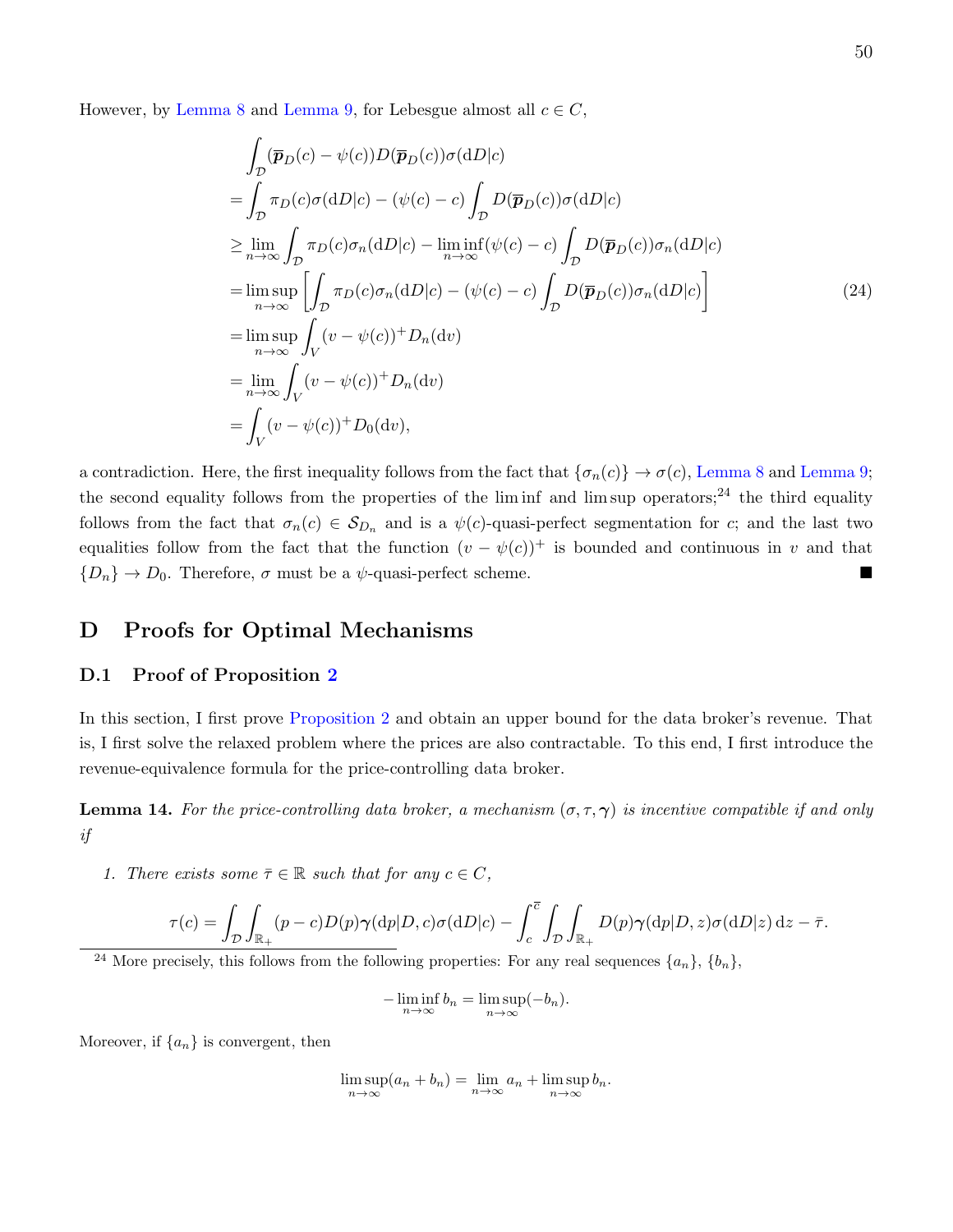However, by Lemma 8 and Lemma 9, for Lebesgue almost all $c \in C$,

$$
\begin{aligned}
&\int_{\mathcal{D}} (\overline{\boldsymbol{p}}_D(c) - \psi(c)) D(\overline{\boldsymbol{p}}_D(c)) \sigma(\mathrm{d}D|c) \\
=& \int_{\mathcal{D}} \pi_D(c) \sigma(\mathrm{d}D|c) - (\psi(c) - c) \int_{\mathcal{D}} D(\overline{\boldsymbol{p}}_D(c)) \sigma(\mathrm{d}D|c) \\
\geq& \lim_{n\to\infty} \int_{\mathcal{D}} \pi_D(c) \sigma_n(\mathrm{d}D|c) - \liminf_{n\to\infty} (\psi(c) - c) \int_{\mathcal{D}} D(\overline{\boldsymbol{p}}_D(c)) \sigma_n(\mathrm{d}D|c) \\
=& \limsup_{n\to\infty} \left[ \int_{\mathcal{D}} \pi_D(c) \sigma_n(\mathrm{d}D|c) - (\psi(c) - c) \int_{\mathcal{D}} D(\overline{\boldsymbol{p}}_D(c)) \sigma_n(\mathrm{d}D|c) \right] \\
=& \limsup_{n\to\infty} \int_V (v - \psi(c))^+ D_n(\mathrm{d}v) \\
=& \lim_{n\to\infty} \int_V (v - \psi(c))^+ D_n(\mathrm{d}v) \\
=& \int_V (v - \psi(c))^+ D_0(\mathrm{d}v),
\end{aligned}
\tag{24}
$$

a contradiction. Here, the first inequality follows from the fact that $\{\sigma_n(c)\} \to \sigma(c)$, Lemma 8 and Lemma 9; the second equality follows from the properties of the lim inf and lim sup operators;[24] the third equality follows from the fact that $\sigma_n(c) \in \mathcal{S}_{D_n}$ and is a $\psi(c)$-quasi-perfect segmentation for $c$; and the last two equalities follow from the fact that the function $(v - \psi(c))^+$ is bounded and continuous in $v$ and that $\{D_n\} \to D_0$. Therefore, $\sigma$ must be a $\psi$-quasi-perfect scheme. ■

# D Proofs for Optimal Mechanisms

## D.1 Proof of Proposition 2

In this section, I first prove Proposition 2 and obtain an upper bound for the data broker's revenue. That is, I first solve the relaxed problem where the prices are also contractable. To this end, I first introduce the revenue-equivalence formula for the price-controlling data broker.

**Lemma 14.** *For the price-controlling data broker, a mechanism $(\sigma, \tau, \boldsymbol{\gamma})$ is incentive compatible if and only if*

1. *There exists some $\bar{\tau} \in \mathbb{R}$ such that for any $c \in C$,*

$$
\tau(c) = \int_{\mathcal{D}} \int_{\mathbb{R}_+} (p - c) D(p) \boldsymbol{\gamma}(\mathrm{d}p|D, c) \sigma(\mathrm{d}D|c) - \int_c^{\bar{c}} \int_{\mathcal{D}} \int_{\mathbb{R}_+} D(p) \boldsymbol{\gamma}(\mathrm{d}p|D, z) \sigma(\mathrm{d}D|z) \, \mathrm{d}z - \bar{\tau}.
$$

[24] More precisely, this follows from the following properties: For any real sequences $\{a_n\}$, $\{b_n\}$,

$$
-\liminf_{n\to\infty} b_n = \limsup_{n\to\infty} (-b_n).
$$

Moreover, if $\{a_n\}$ is convergent, then

$$
\limsup_{n\to\infty} (a_n + b_n) = \lim_{n\to\infty} a_n + \limsup_{n\to\infty} b_n.
$$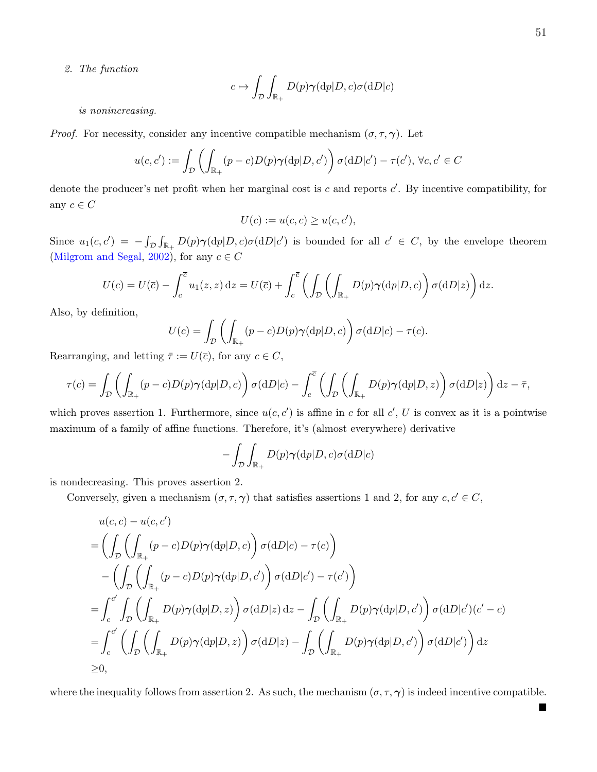*2. The function*

$$c \mapsto \int_{\mathcal{D}} \int_{\mathbb{R}_+} D(p)\boldsymbol{\gamma}(\mathrm{d}p|D,c)\sigma(\mathrm{d}D|c)$$

*is nonincreasing.*

*Proof.* For necessity, consider any incentive compatible mechanism $(\sigma, \tau, \boldsymbol{\gamma})$. Let

$$u(c, c') := \int_{\mathcal{D}} \left( \int_{\mathbb{R}_+} (p-c)D(p)\boldsymbol{\gamma}(\mathrm{d}p|D,c') \right) \sigma(\mathrm{d}D|c') - \tau(c'),\ \forall c, c' \in C$$

denote the producer's net profit when her marginal cost is $c$ and reports $c'$. By incentive compatibility, for any $c \in C$

$$U(c) := u(c,c) \geq u(c,c'),$$

Since $u_1(c,c') = -\int_{\mathcal{D}}\int_{\mathbb{R}_+} D(p)\boldsymbol{\gamma}(\mathrm{d}p|D,c)\sigma(\mathrm{d}D|c')$ is bounded for all $c' \in C$, by the envelope theorem (Milgrom and Segal, 2002), for any $c \in C$

$$U(c) = U(\bar{c}) - \int_c^{\bar{c}} u_1(z,z)\,\mathrm{d}z = U(\bar{c}) + \int_c^{\bar{c}} \left( \int_{\mathcal{D}} \left( \int_{\mathbb{R}_+} D(p)\boldsymbol{\gamma}(\mathrm{d}p|D,c) \right) \sigma(\mathrm{d}D|z) \right) \mathrm{d}z.$$

Also, by definition,

$$U(c) = \int_{\mathcal{D}} \left( \int_{\mathbb{R}_+} (p-c)D(p)\boldsymbol{\gamma}(\mathrm{d}p|D,c) \right) \sigma(\mathrm{d}D|c) - \tau(c).$$

Rearranging, and letting $\bar{\tau} := U(\bar{c})$, for any $c \in C$,

$$\tau(c) = \int_{\mathcal{D}} \left( \int_{\mathbb{R}_+} (p-c)D(p)\boldsymbol{\gamma}(\mathrm{d}p|D,c) \right) \sigma(\mathrm{d}D|c) - \int_c^{\bar{c}} \left( \int_{\mathcal{D}} \left( \int_{\mathbb{R}_+} D(p)\boldsymbol{\gamma}(\mathrm{d}p|D,z) \right) \sigma(\mathrm{d}D|z) \right) \mathrm{d}z - \bar{\tau},$$

which proves assertion 1. Furthermore, since $u(c,c')$ is affine in $c$ for all $c'$, $U$ is convex as it is a pointwise maximum of a family of affine functions. Therefore, it's (almost everywhere) derivative

$$-\int_{\mathcal{D}} \int_{\mathbb{R}_+} D(p)\boldsymbol{\gamma}(\mathrm{d}p|D,c)\sigma(\mathrm{d}D|c)$$

is nondecreasing. This proves assertion 2.

Conversely, given a mechanism $(\sigma, \tau, \boldsymbol{\gamma})$ that satisfies assertions 1 and 2, for any $c, c' \in C$,

$$
\begin{aligned}
& u(c,c) - u(c,c') \\
=& \left( \int_{\mathcal{D}} \left( \int_{\mathbb{R}_+} (p-c)D(p)\boldsymbol{\gamma}(\mathrm{d}p|D,c) \right) \sigma(\mathrm{d}D|c) - \tau(c) \right) \\
& - \left( \int_{\mathcal{D}} \left( \int_{\mathbb{R}_+} (p-c)D(p)\boldsymbol{\gamma}(\mathrm{d}p|D,c') \right) \sigma(\mathrm{d}D|c') - \tau(c') \right) \\
=& \int_c^{c'} \int_{\mathcal{D}} \left( \int_{\mathbb{R}_+} D(p)\boldsymbol{\gamma}(\mathrm{d}p|D,z) \right) \sigma(\mathrm{d}D|z)\,\mathrm{d}z - \int_{\mathcal{D}} \left( \int_{\mathbb{R}_+} D(p)\boldsymbol{\gamma}(\mathrm{d}p|D,c') \right) \sigma(\mathrm{d}D|c')(c'-c) \\
=& \int_c^{c'} \left( \int_{\mathcal{D}} \left( \int_{\mathbb{R}_+} D(p)\boldsymbol{\gamma}(\mathrm{d}p|D,z) \right) \sigma(\mathrm{d}D|z) - \int_{\mathcal{D}} \left( \int_{\mathbb{R}_+} D(p)\boldsymbol{\gamma}(\mathrm{d}p|D,c') \right) \sigma(\mathrm{d}D|c') \right) \mathrm{d}z \\
\geq& 0,
\end{aligned}
$$

where the inequality follows from assertion 2. As such, the mechanism $(\sigma, \tau, \boldsymbol{\gamma})$ is indeed incentive compatible.

■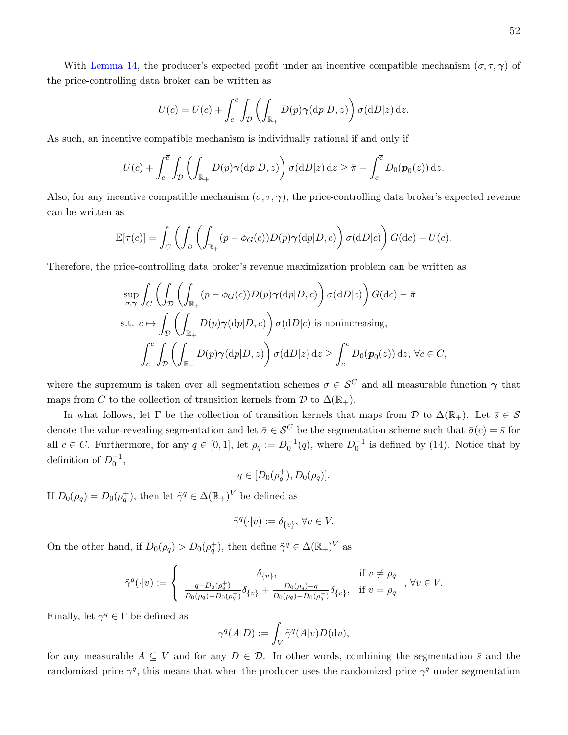With Lemma 14, the producer's expected profit under an incentive compatible mechanism $(\sigma, \tau, \boldsymbol{\gamma})$ of the price-controlling data broker can be written as

$$U(c) = U(\overline{c}) + \int_c^{\overline{c}} \int_{\mathcal{D}} \left( \int_{\mathbb{R}_+} D(p) \boldsymbol{\gamma}(\mathrm{d}p|D,z) \right) \sigma(\mathrm{d}D|z)\, \mathrm{d}z.$$

As such, an incentive compatible mechanism is individually rational if and only if

$$U(\overline{c}) + \int_c^{\overline{c}} \int_{\mathcal{D}} \left( \int_{\mathbb{R}_+} D(p) \boldsymbol{\gamma}(\mathrm{d}p|D,z) \right) \sigma(\mathrm{d}D|z)\, \mathrm{d}z \geq \bar{\pi} + \int_c^{\overline{c}} D_0(\overline{\boldsymbol{p}}_0(z))\, \mathrm{d}z.$$

Also, for any incentive compatible mechanism $(\sigma, \tau, \boldsymbol{\gamma})$, the price-controlling data broker's expected revenue can be written as

$$\mathbb{E}[\tau(c)] = \int_C \left( \int_{\mathcal{D}} \left( \int_{\mathbb{R}_+} (p - \phi_G(c)) D(p) \boldsymbol{\gamma}(\mathrm{d}p|D,c) \right) \sigma(\mathrm{d}D|c) \right) G(\mathrm{d}c) - U(\overline{c}).$$

Therefore, the price-controlling data broker's revenue maximization problem can be written as

$$\begin{aligned}
&\sup_{\sigma,\boldsymbol{\gamma}} \int_C \left( \int_{\mathcal{D}} \left( \int_{\mathbb{R}_+} (p - \phi_G(c)) D(p) \boldsymbol{\gamma}(\mathrm{d}p|D,c) \right) \sigma(\mathrm{d}D|c) \right) G(\mathrm{d}c) - \bar{\pi} \\
&\text{s.t. } c \mapsto \int_{\mathcal{D}} \left( \int_{\mathbb{R}_+} D(p) \boldsymbol{\gamma}(\mathrm{d}p|D,c) \right) \sigma(\mathrm{d}D|c) \text{ is nonincreasing}, \\
&\qquad \int_c^{\overline{c}} \int_{\mathcal{D}} \left( \int_{\mathbb{R}_+} D(p) \boldsymbol{\gamma}(\mathrm{d}p|D,z) \right) \sigma(\mathrm{d}D|z)\, \mathrm{d}z \geq \int_c^{\overline{c}} D_0(\overline{\boldsymbol{p}}_0(z))\, \mathrm{d}z, \, \forall c \in C,
\end{aligned}$$

where the supremum is taken over all segmentation schemes $\sigma \in \mathcal{S}^C$ and all measurable function $\boldsymbol{\gamma}$ that maps from $C$ to the collection of transition kernels from $\mathcal{D}$ to $\Delta(\mathbb{R}_+)$.

In what follows, let $\Gamma$ be the collection of transition kernels that maps from $\mathcal{D}$ to $\Delta(\mathbb{R}_+)$. Let $\bar{s} \in \mathcal{S}$ denote the value-revealing segmentation and let $\bar{\sigma} \in \mathcal{S}^C$ be the segmentation scheme such that $\bar{\sigma}(c) = \bar{s}$ for all $c \in C$. Furthermore, for any $q \in [0,1]$, let $\rho_q := D_0^{-1}(q)$, where $D_0^{-1}$ is defined by (14). Notice that by definition of $D_0^{-1}$,

$$q \in [D_0(\rho_q^+), D_0(\rho_q)].$$

If $D_0(\rho_q) = D_0(\rho_q^+)$, then let $\tilde{\gamma}^q \in \Delta(\mathbb{R}_+)^V$ be defined as

$$\tilde{\gamma}^q(\cdot|v) := \delta_{\{v\}}, \, \forall v \in V.$$

On the other hand, if $D_0(\rho_q) > D_0(\rho_q^+)$, then define $\tilde{\gamma}^q \in \Delta(\mathbb{R}_+)^V$ as

$$\tilde{\gamma}^q(\cdot|v) := \begin{cases} \delta_{\{v\}}, & \text{if } v \neq \rho_q \\ \frac{q - D_0(\rho_q^+)}{D_0(\rho_q) - D_0(\rho_q^+)} \delta_{\{v\}} + \frac{D_0(\rho_q) - q}{D_0(\rho_q) - D_0(\rho_q^+)} \delta_{\{\bar{v}\}}, & \text{if } v = \rho_q \end{cases}, \, \forall v \in V.$$

Finally, let $\gamma^q \in \Gamma$ be defined as

$$\gamma^q(A|D) := \int_V \tilde{\gamma}^q(A|v) D(\mathrm{d}v),$$

for any measurable $A \subseteq V$ and for any $D \in \mathcal{D}$. In other words, combining the segmentation $\bar{s}$ and the randomized price $\gamma^q$, this means that when the producer uses the randomized price $\gamma^q$ under segmentation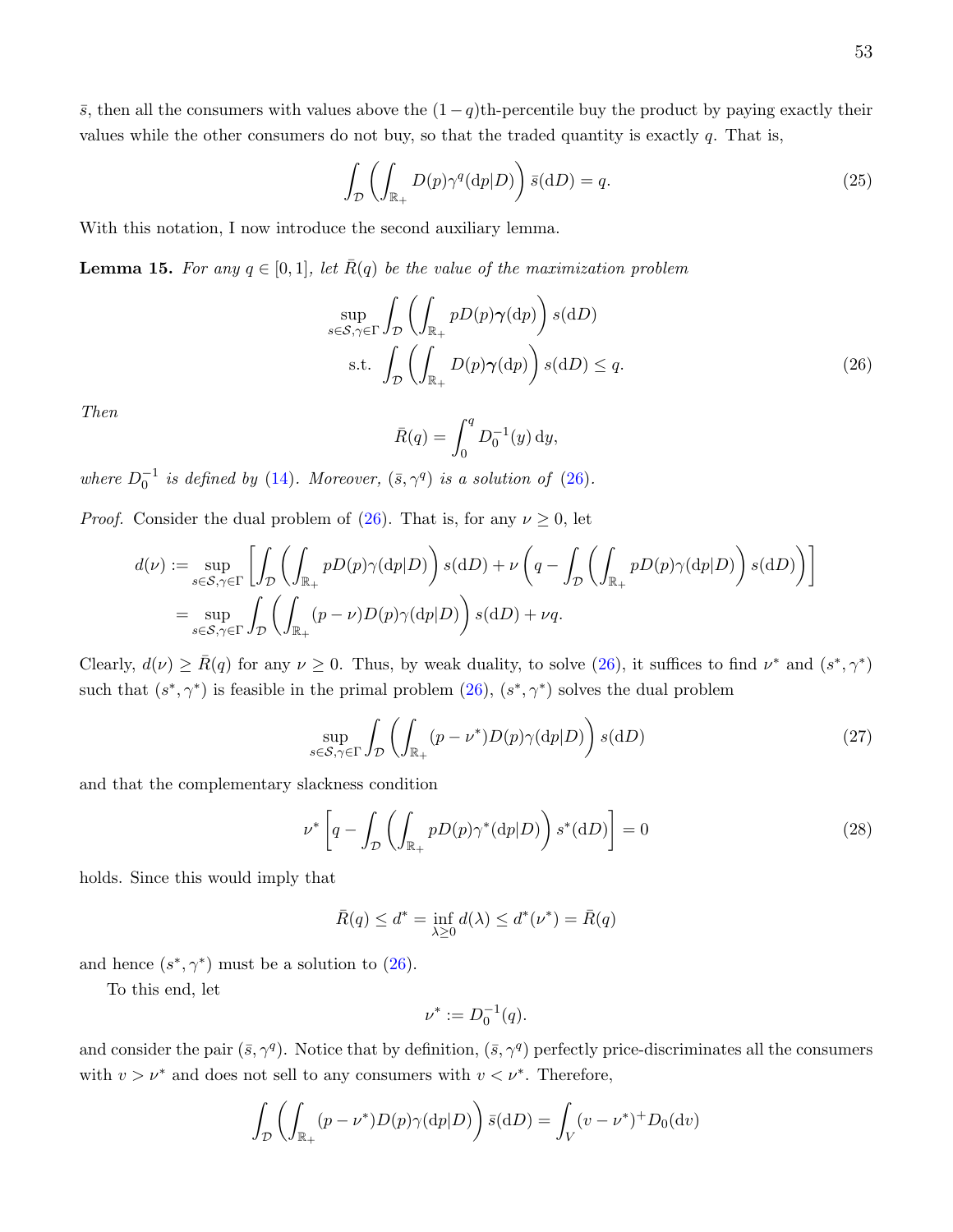$\bar{s}$, then all the consumers with values above the $(1-q)$th-percentile buy the product by paying exactly their values while the other consumers do not buy, so that the traded quantity is exactly $q$. That is,

$$\int_{\mathcal{D}} \left( \int_{\mathbb{R}_+} D(p)\gamma^q(\mathrm{d}p|D) \right) \bar{s}(\mathrm{d}D) = q. \tag{25}$$

With this notation, I now introduce the second auxiliary lemma.

**Lemma 15.** *For any $q \in [0,1]$, let $\bar{R}(q)$ be the value of the maximization problem*

$$\begin{aligned} \sup_{s\in\mathcal{S},\gamma\in\Gamma} &\int_{\mathcal{D}} \left( \int_{\mathbb{R}_+} pD(p)\boldsymbol{\gamma}(\mathrm{d}p) \right) s(\mathrm{d}D) \\ \text{s.t.} \ &\int_{\mathcal{D}} \left( \int_{\mathbb{R}_+} D(p)\boldsymbol{\gamma}(\mathrm{d}p) \right) s(\mathrm{d}D) \leq q. \end{aligned} \tag{26}$$

*Then*

$$\bar{R}(q) = \int_0^q D_0^{-1}(y)\,\mathrm{d}y,$$

*where $D_0^{-1}$ is defined by (14). Moreover, $(\bar{s}, \gamma^q)$ is a solution of (26).*

*Proof.* Consider the dual problem of (26). That is, for any $\nu \geq 0$, let

$$\begin{aligned} d(\nu) &:= \sup_{s\in\mathcal{S},\gamma\in\Gamma} \left[ \int_{\mathcal{D}} \left( \int_{\mathbb{R}_+} pD(p)\gamma(\mathrm{d}p|D) \right) s(\mathrm{d}D) + \nu \left( q - \int_{\mathcal{D}} \left( \int_{\mathbb{R}_+} pD(p)\gamma(\mathrm{d}p|D) \right) s(\mathrm{d}D) \right) \right] \\ &= \sup_{s\in\mathcal{S},\gamma\in\Gamma} \int_{\mathcal{D}} \left( \int_{\mathbb{R}_+} (p-\nu)D(p)\gamma(\mathrm{d}p|D) \right) s(\mathrm{d}D) + \nu q. \end{aligned}$$

Clearly, $d(\nu) \geq \bar{R}(q)$ for any $\nu \geq 0$. Thus, by weak duality, to solve (26), it suffices to find $\nu^*$ and $(s^*, \gamma^*)$ such that $(s^*, \gamma^*)$ is feasible in the primal problem (26), $(s^*, \gamma^*)$ solves the dual problem

$$\sup_{s\in\mathcal{S},\gamma\in\Gamma} \int_{\mathcal{D}} \left( \int_{\mathbb{R}_+} (p-\nu^*)D(p)\gamma(\mathrm{d}p|D) \right) s(\mathrm{d}D) \tag{27}$$

and that the complementary slackness condition

$$\nu^* \left[ q - \int_{\mathcal{D}} \left( \int_{\mathbb{R}_+} pD(p)\gamma^*(\mathrm{d}p|D) \right) s^*(\mathrm{d}D) \right] = 0 \tag{28}$$

holds. Since this would imply that

$$\bar{R}(q) \leq d^* = \inf_{\lambda\geq 0} d(\lambda) \leq d^*(\nu^*) = \bar{R}(q)$$

and hence $(s^*, \gamma^*)$ must be a solution to (26).

To this end, let

$$\nu^* := D_0^{-1}(q).$$

and consider the pair $(\bar{s}, \gamma^q)$. Notice that by definition, $(\bar{s}, \gamma^q)$ perfectly price-discriminates all the consumers with $v > \nu^*$ and does not sell to any consumers with $v < \nu^*$. Therefore,

$$\int_{\mathcal{D}} \left( \int_{\mathbb{R}_+} (p-\nu^*)D(p)\gamma(\mathrm{d}p|D) \right) \bar{s}(\mathrm{d}D) = \int_V (v-\nu^*)^+ D_0(\mathrm{d}v)$$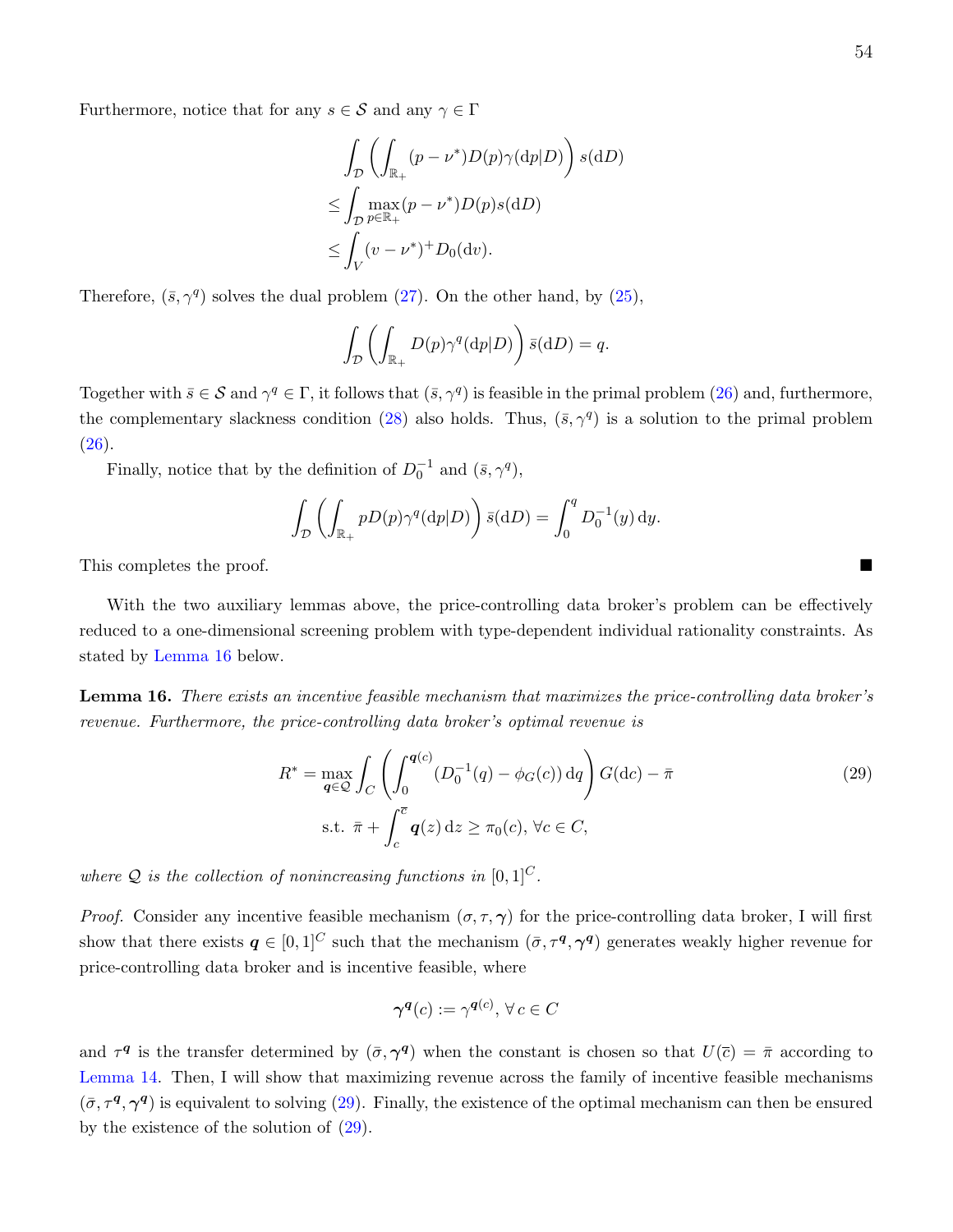Furthermore, notice that for any $s \in \mathcal{S}$ and any $\gamma \in \Gamma$

$$
\begin{aligned}
&\int_{\mathcal{D}} \left( \int_{\mathbb{R}_+} (p - \nu^*) D(p) \gamma(\mathrm{d}p|D) \right) s(\mathrm{d}D) \\
\leq &\int_{\mathcal{D}} \max_{p \in \mathbb{R}_+} (p - \nu^*) D(p) s(\mathrm{d}D) \\
\leq &\int_V (v - \nu^*)^+ D_0(\mathrm{d}v).
\end{aligned}
$$

Therefore, $(\bar{s}, \gamma^q)$ solves the dual problem (27). On the other hand, by (25),

$$
\int_{\mathcal{D}} \left( \int_{\mathbb{R}_+} D(p) \gamma^q(\mathrm{d}p|D) \right) \bar{s}(\mathrm{d}D) = q.
$$

Together with $\bar{s} \in \mathcal{S}$ and $\gamma^q \in \Gamma$, it follows that $(\bar{s}, \gamma^q)$ is feasible in the primal problem (26) and, furthermore, the complementary slackness condition (28) also holds. Thus, $(\bar{s}, \gamma^q)$ is a solution to the primal problem (26).

Finally, notice that by the definition of $D_0^{-1}$ and $(\bar{s}, \gamma^q)$,

$$
\int_{\mathcal{D}} \left( \int_{\mathbb{R}_+} p D(p) \gamma^q(\mathrm{d}p|D) \right) \bar{s}(\mathrm{d}D) = \int_0^q D_0^{-1}(y) \, \mathrm{d}y.
$$

This completes the proof. ∎

With the two auxiliary lemmas above, the price-controlling data broker's problem can be effectively reduced to a one-dimensional screening problem with type-dependent individual rationality constraints. As stated by Lemma 16 below.

**Lemma 16.** *There exists an incentive feasible mechanism that maximizes the price-controlling data broker's revenue. Furthermore, the price-controlling data broker's optimal revenue is*

$$
\begin{aligned}
R^* = \max_{\boldsymbol{q} \in \mathcal{Q}} &\int_C \left( \int_0^{\boldsymbol{q}(c)} (D_0^{-1}(q) - \phi_G(c)) \, \mathrm{d}q \right) G(\mathrm{d}c) - \bar{\pi} \\
\text{s.t. } &\bar{\pi} + \int_c^{\bar{c}} \boldsymbol{q}(z) \, \mathrm{d}z \geq \pi_0(c), \, \forall c \in C,
\end{aligned}
\tag{29}
$$

*where $\mathcal{Q}$ is the collection of nonincreasing functions in $[0,1]^C$.*

*Proof.* Consider any incentive feasible mechanism $(\sigma, \tau, \boldsymbol{\gamma})$ for the price-controlling data broker, I will first show that there exists $\boldsymbol{q} \in [0,1]^C$ such that the mechanism $(\bar{\sigma}, \tau^{\boldsymbol{q}}, \boldsymbol{\gamma}^{\boldsymbol{q}})$ generates weakly higher revenue for price-controlling data broker and is incentive feasible, where

$$
\boldsymbol{\gamma}^{\boldsymbol{q}}(c) := \gamma^{\boldsymbol{q}(c)}, \, \forall \, c \in C
$$

and $\tau^{\boldsymbol{q}}$ is the transfer determined by $(\bar{\sigma}, \boldsymbol{\gamma}^{\boldsymbol{q}})$ when the constant is chosen so that $U(\bar{c}) = \bar{\pi}$ according to Lemma 14. Then, I will show that maximizing revenue across the family of incentive feasible mechanisms $(\bar{\sigma}, \tau^{\boldsymbol{q}}, \boldsymbol{\gamma}^{\boldsymbol{q}})$ is equivalent to solving (29). Finally, the existence of the optimal mechanism can then be ensured by the existence of the solution of (29).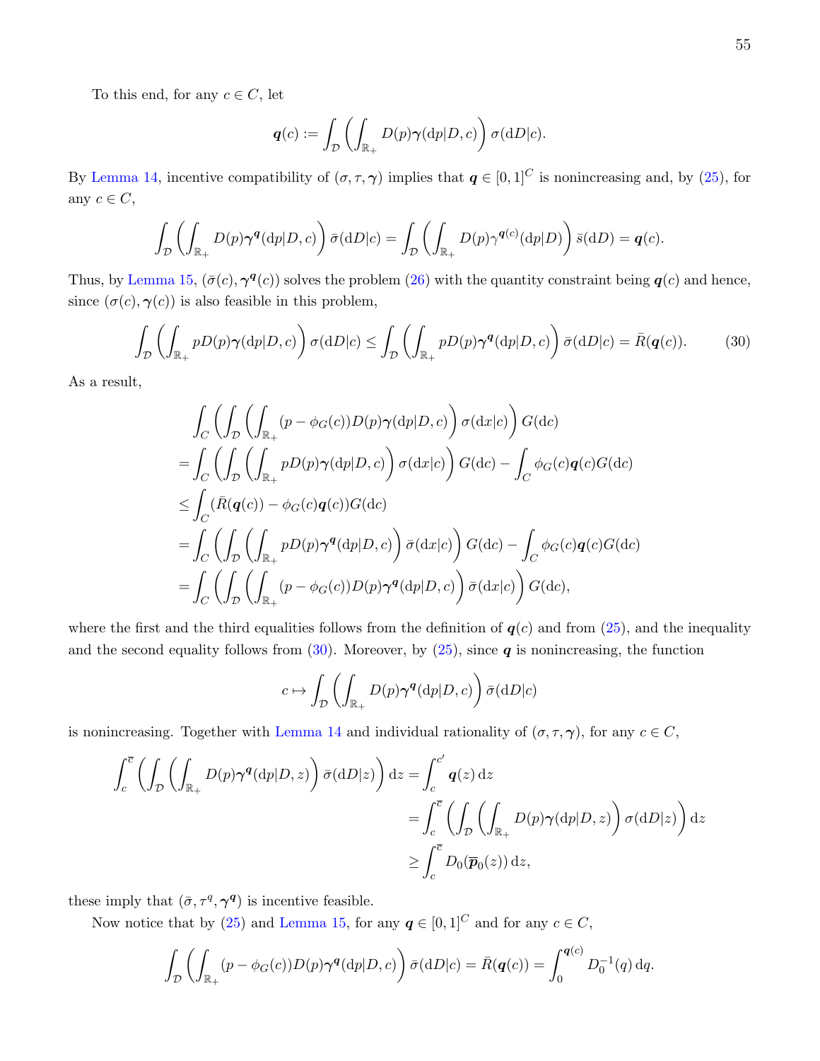To this end, for any $c \in C$, let

$$\boldsymbol{q}(c) := \int_{\mathcal{D}} \left( \int_{\mathbb{R}_+} D(p) \boldsymbol{\gamma}(\mathrm{d}p|D, c) \right) \sigma(\mathrm{d}D|c).$$

By Lemma 14, incentive compatibility of $(\sigma, \tau, \boldsymbol{\gamma})$ implies that $\boldsymbol{q} \in [0,1]^C$ is nonincreasing and, by (25), for any $c \in C$,

$$\int_{\mathcal{D}} \left( \int_{\mathbb{R}_+} D(p) \boldsymbol{\gamma}^{\boldsymbol{q}}(\mathrm{d}p|D, c) \right) \bar{\sigma}(\mathrm{d}D|c) = \int_{\mathcal{D}} \left( \int_{\mathbb{R}_+} D(p) \gamma^{\boldsymbol{q}(c)}(\mathrm{d}p|D) \right) \bar{s}(\mathrm{d}D) = \boldsymbol{q}(c).$$

Thus, by Lemma 15, $(\bar{\sigma}(c), \boldsymbol{\gamma}^{\boldsymbol{q}}(c))$ solves the problem (26) with the quantity constraint being $\boldsymbol{q}(c)$ and hence, since $(\sigma(c), \boldsymbol{\gamma}(c))$ is also feasible in this problem,

$$\int_{\mathcal{D}} \left( \int_{\mathbb{R}_+} pD(p) \boldsymbol{\gamma}(\mathrm{d}p|D, c) \right) \sigma(\mathrm{d}D|c) \leq \int_{\mathcal{D}} \left( \int_{\mathbb{R}_+} pD(p) \boldsymbol{\gamma}^{\boldsymbol{q}}(\mathrm{d}p|D, c) \right) \bar{\sigma}(\mathrm{d}D|c) = \bar{R}(\boldsymbol{q}(c)). \tag{30}$$

As a result,

$$\begin{aligned}
&\int_C \left( \int_{\mathcal{D}} \left( \int_{\mathbb{R}_+} (p - \phi_G(c)) D(p) \boldsymbol{\gamma}(\mathrm{d}p|D, c) \right) \sigma(\mathrm{d}x|c) \right) G(\mathrm{d}c) \\
=& \int_C \left( \int_{\mathcal{D}} \left( \int_{\mathbb{R}_+} pD(p) \boldsymbol{\gamma}(\mathrm{d}p|D, c) \right) \sigma(\mathrm{d}x|c) \right) G(\mathrm{d}c) - \int_C \phi_G(c) \boldsymbol{q}(c) G(\mathrm{d}c) \\
\leq& \int_C (\bar{R}(\boldsymbol{q}(c)) - \phi_G(c)\boldsymbol{q}(c)) G(\mathrm{d}c) \\
=& \int_C \left( \int_{\mathcal{D}} \left( \int_{\mathbb{R}_+} pD(p) \boldsymbol{\gamma}^{\boldsymbol{q}}(\mathrm{d}p|D, c) \right) \bar{\sigma}(\mathrm{d}x|c) \right) G(\mathrm{d}c) - \int_C \phi_G(c) \boldsymbol{q}(c) G(\mathrm{d}c) \\
=& \int_C \left( \int_{\mathcal{D}} \left( \int_{\mathbb{R}_+} (p - \phi_G(c)) D(p) \boldsymbol{\gamma}^{\boldsymbol{q}}(\mathrm{d}p|D, c) \right) \bar{\sigma}(\mathrm{d}x|c) \right) G(\mathrm{d}c),
\end{aligned}$$

where the first and the third equalities follows from the definition of $\boldsymbol{q}(c)$ and from (25), and the inequality and the second equality follows from (30). Moreover, by (25), since $\boldsymbol{q}$ is nonincreasing, the function

$$c \mapsto \int_{\mathcal{D}} \left( \int_{\mathbb{R}_+} D(p) \boldsymbol{\gamma}^{\boldsymbol{q}}(\mathrm{d}p|D, c) \right) \bar{\sigma}(\mathrm{d}D|c)$$

is nonincreasing. Together with Lemma 14 and individual rationality of $(\sigma, \tau, \boldsymbol{\gamma})$, for any $c \in C$,

$$\begin{aligned}
\int_c^{\overline{c}} \left( \int_{\mathcal{D}} \left( \int_{\mathbb{R}_+} D(p) \boldsymbol{\gamma}^{\boldsymbol{q}}(\mathrm{d}p|D, z) \right) \bar{\sigma}(\mathrm{d}D|z) \right) \mathrm{d}z &= \int_c^{c'} \boldsymbol{q}(z) \, \mathrm{d}z \\
&= \int_c^{\overline{c}} \left( \int_{\mathcal{D}} \left( \int_{\mathbb{R}_+} D(p) \boldsymbol{\gamma}(\mathrm{d}p|D, z) \right) \sigma(\mathrm{d}D|z) \right) \mathrm{d}z \\
&\geq \int_c^{\overline{c}} D_0(\overline{\boldsymbol{p}}_0(z)) \, \mathrm{d}z,
\end{aligned}$$

these imply that $(\bar{\sigma}, \tau^q, \boldsymbol{\gamma}^{\boldsymbol{q}})$ is incentive feasible.

Now notice that by (25) and Lemma 15, for any $\boldsymbol{q} \in [0,1]^C$ and for any $c \in C$,

$$\int_{\mathcal{D}} \left( \int_{\mathbb{R}_+} (p - \phi_G(c)) D(p) \boldsymbol{\gamma}^{\boldsymbol{q}}(\mathrm{d}p|D, c) \right) \bar{\sigma}(\mathrm{d}D|c) = \bar{R}(\boldsymbol{q}(c)) = \int_0^{\boldsymbol{q}(c)} D_0^{-1}(q) \, \mathrm{d}q.$$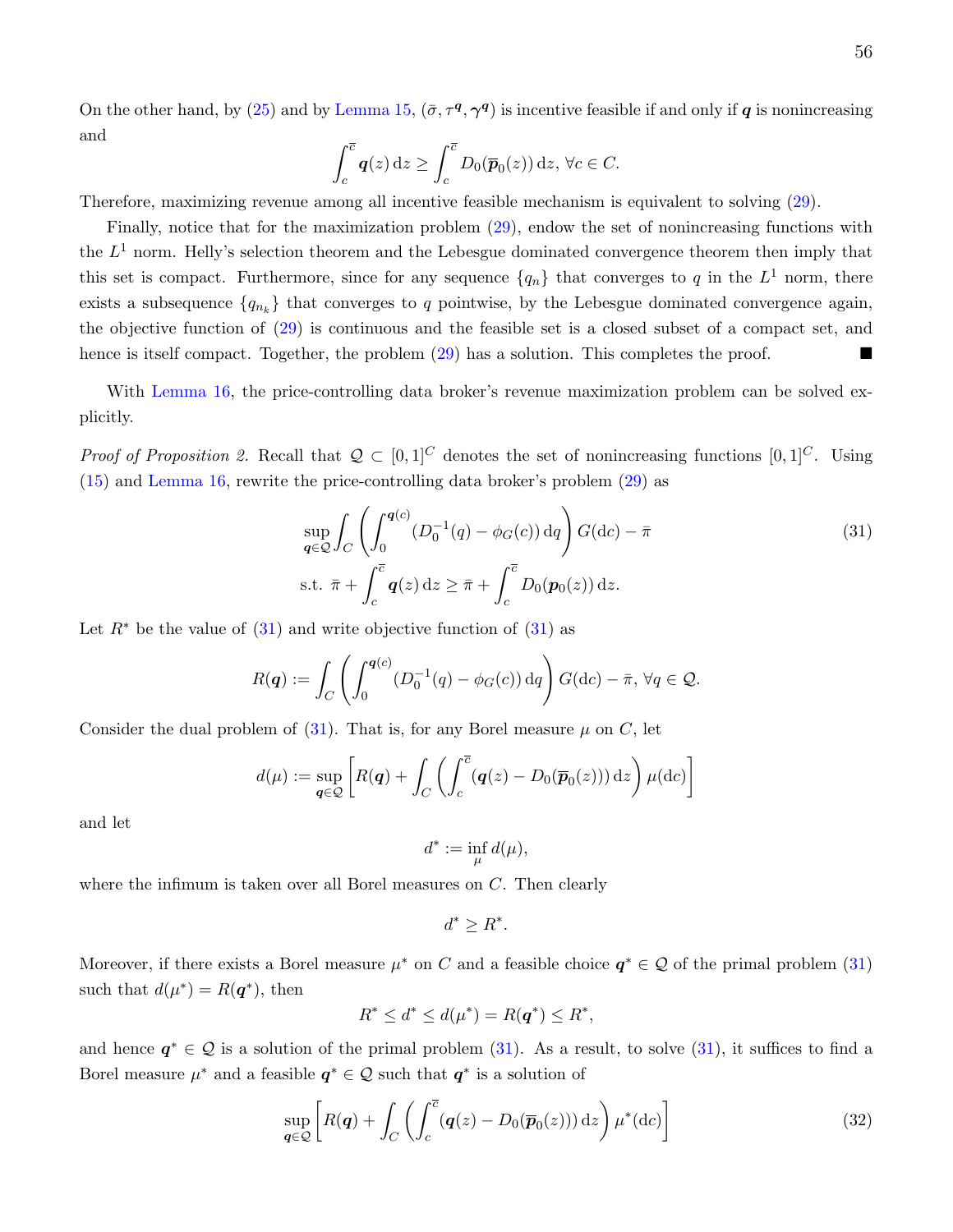On the other hand, by (25) and by Lemma 15, $(\bar{\sigma}, \tau^{\boldsymbol{q}}, \boldsymbol{\gamma}^{\boldsymbol{q}})$ is incentive feasible if and only if $\boldsymbol{q}$ is nonincreasing and

$$\int_c^{\bar{c}} \boldsymbol{q}(z)\,\mathrm{d}z \geq \int_c^{\bar{c}} D_0(\overline{\boldsymbol{p}}_0(z))\,\mathrm{d}z,\ \forall c \in C.$$

Therefore, maximizing revenue among all incentive feasible mechanism is equivalent to solving (29).

Finally, notice that for the maximization problem (29), endow the set of nonincreasing functions with the $L^1$ norm. Helly's selection theorem and the Lebesgue dominated convergence theorem then imply that this set is compact. Furthermore, since for any sequence $\{q_n\}$ that converges to $q$ in the $L^1$ norm, there exists a subsequence $\{q_{n_k}\}$ that converges to $q$ pointwise, by the Lebesgue dominated convergence again, the objective function of (29) is continuous and the feasible set is a closed subset of a compact set, and hence is itself compact. Together, the problem (29) has a solution. This completes the proof. ■

With Lemma 16, the price-controlling data broker's revenue maximization problem can be solved explicitly.

*Proof of Proposition 2.* Recall that $\mathcal{Q} \subset [0,1]^C$ denotes the set of nonincreasing functions $[0,1]^C$. Using (15) and Lemma 16, rewrite the price-controlling data broker's problem (29) as

$$\begin{aligned} &\sup_{\boldsymbol{q} \in \mathcal{Q}} \int_C \left( \int_0^{\boldsymbol{q}(c)} (D_0^{-1}(q) - \phi_G(c))\,\mathrm{d}q \right) G(\mathrm{d}c) - \bar{\pi} \\ &\text{s.t. } \bar{\pi} + \int_c^{\bar{c}} \boldsymbol{q}(z)\,\mathrm{d}z \geq \bar{\pi} + \int_c^{\bar{c}} D_0(\boldsymbol{p}_0(z))\,\mathrm{d}z. \end{aligned} \tag{31}$$

Let $R^*$ be the value of (31) and write objective function of (31) as

$$R(\boldsymbol{q}) := \int_C \left( \int_0^{\boldsymbol{q}(c)} (D_0^{-1}(q) - \phi_G(c))\,\mathrm{d}q \right) G(\mathrm{d}c) - \bar{\pi},\ \forall q \in \mathcal{Q}.$$

Consider the dual problem of (31). That is, for any Borel measure $\mu$ on $C$, let

$$d(\mu) := \sup_{\boldsymbol{q} \in \mathcal{Q}} \left[ R(\boldsymbol{q}) + \int_C \left( \int_c^{\bar{c}} (\boldsymbol{q}(z) - D_0(\overline{\boldsymbol{p}}_0(z)))\,\mathrm{d}z \right) \mu(\mathrm{d}c) \right]$$

and let

$$d^* := \inf_{\mu} d(\mu),$$

where the infimum is taken over all Borel measures on $C$. Then clearly

$$d^* \geq R^*.$$

Moreover, if there exists a Borel measure $\mu^*$ on $C$ and a feasible choice $\boldsymbol{q}^* \in \mathcal{Q}$ of the primal problem (31) such that $d(\mu^*) = R(\boldsymbol{q}^*)$, then

$$R^* \leq d^* \leq d(\mu^*) = R(\boldsymbol{q}^*) \leq R^*,$$

and hence $\boldsymbol{q}^* \in \mathcal{Q}$ is a solution of the primal problem (31). As a result, to solve (31), it suffices to find a Borel measure $\mu^*$ and a feasible $\boldsymbol{q}^* \in \mathcal{Q}$ such that $\boldsymbol{q}^*$ is a solution of

$$\sup_{\boldsymbol{q} \in \mathcal{Q}} \left[ R(\boldsymbol{q}) + \int_C \left( \int_c^{\bar{c}} (\boldsymbol{q}(z) - D_0(\overline{\boldsymbol{p}}_0(z)))\,\mathrm{d}z \right) \mu^*(\mathrm{d}c) \right] \tag{32}$$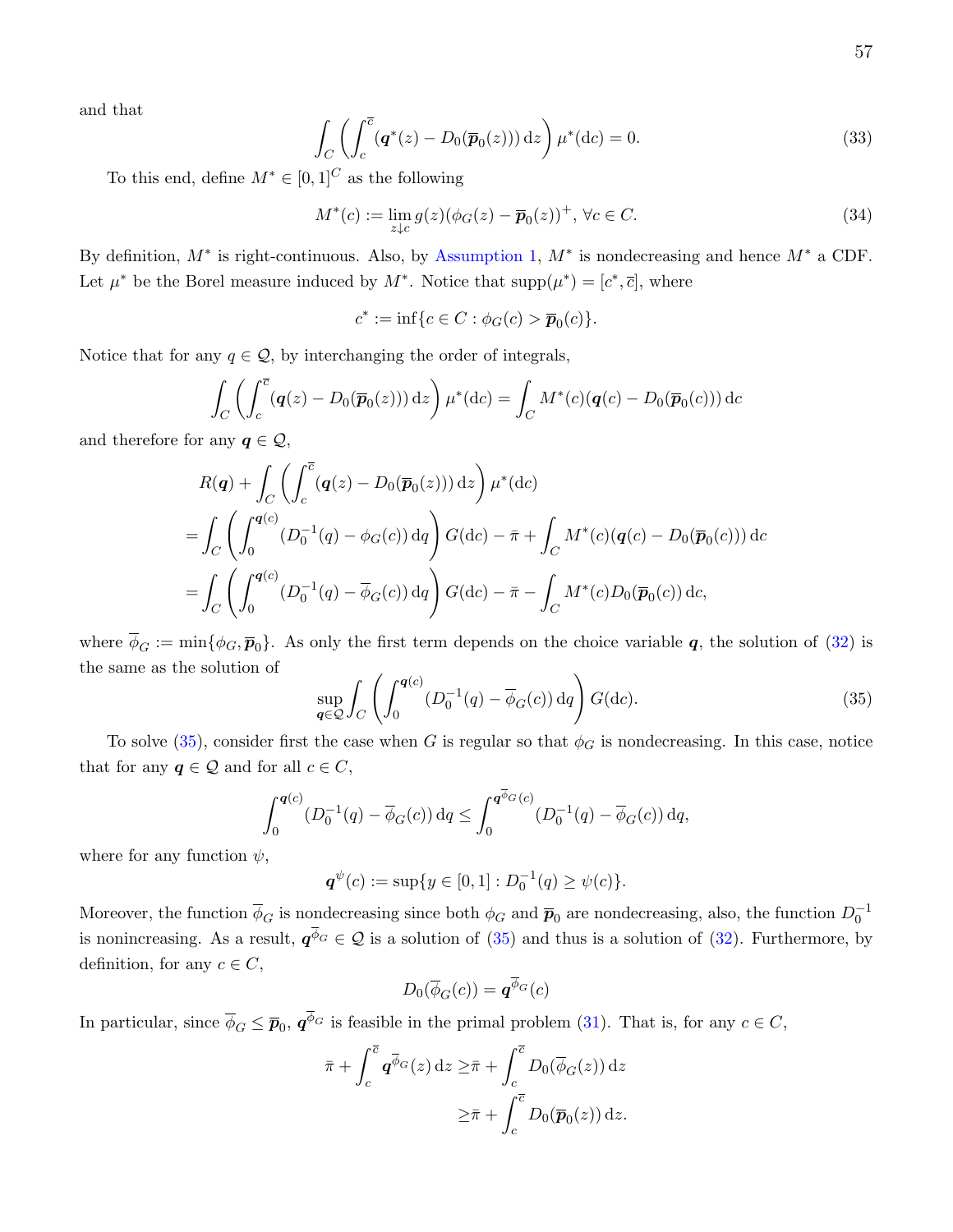and that

$$\int_C \left( \int_c^{\overline{c}} (\boldsymbol{q}^*(z) - D_0(\overline{\boldsymbol{p}}_0(z)))\, \mathrm{d}z \right) \mu^*(\mathrm{d}c) = 0. \tag{33}$$

To this end, define $M^* \in [0,1]^C$ as the following

$$M^*(c) := \lim_{z \downarrow c} g(z)(\phi_G(z) - \overline{\boldsymbol{p}}_0(z))^+, \; \forall c \in C. \tag{34}$$

By definition, $M^*$ is right-continuous. Also, by Assumption 1, $M^*$ is nondecreasing and hence $M^*$ a CDF. Let $\mu^*$ be the Borel measure induced by $M^*$. Notice that $\mathrm{supp}(\mu^*) = [c^*, \overline{c}]$, where

$$c^* := \inf\{c \in C : \phi_G(c) > \overline{\boldsymbol{p}}_0(c)\}.$$

Notice that for any $q \in \mathcal{Q}$, by interchanging the order of integrals,

$$\int_C \left( \int_c^{\overline{c}} (\boldsymbol{q}(z) - D_0(\overline{\boldsymbol{p}}_0(z)))\, \mathrm{d}z \right) \mu^*(\mathrm{d}c) = \int_C M^*(c)(\boldsymbol{q}(c) - D_0(\overline{\boldsymbol{p}}_0(c)))\, \mathrm{d}c$$

and therefore for any $\boldsymbol{q} \in \mathcal{Q}$,

$$\begin{aligned}
&R(\boldsymbol{q}) + \int_C \left( \int_c^{\overline{c}} (\boldsymbol{q}(z) - D_0(\overline{\boldsymbol{p}}_0(z)))\, \mathrm{d}z \right) \mu^*(\mathrm{d}c) \\
=& \int_C \left( \int_0^{\boldsymbol{q}(c)} (D_0^{-1}(q) - \phi_G(c))\, \mathrm{d}q \right) G(\mathrm{d}c) - \bar{\pi} + \int_C M^*(c)(\boldsymbol{q}(c) - D_0(\overline{\boldsymbol{p}}_0(c)))\, \mathrm{d}c \\
=& \int_C \left( \int_0^{\boldsymbol{q}(c)} (D_0^{-1}(q) - \overline{\phi}_G(c))\, \mathrm{d}q \right) G(\mathrm{d}c) - \bar{\pi} - \int_C M^*(c) D_0(\overline{\boldsymbol{p}}_0(c))\, \mathrm{d}c,
\end{aligned}$$

where $\overline{\phi}_G := \min\{\phi_G, \overline{\boldsymbol{p}}_0\}$. As only the first term depends on the choice variable $\boldsymbol{q}$, the solution of (32) is the same as the solution of

$$\sup_{\boldsymbol{q} \in \mathcal{Q}} \int_C \left( \int_0^{\boldsymbol{q}(c)} (D_0^{-1}(q) - \overline{\phi}_G(c))\, \mathrm{d}q \right) G(\mathrm{d}c). \tag{35}$$

To solve (35), consider first the case when $G$ is regular so that $\phi_G$ is nondecreasing. In this case, notice that for any $\boldsymbol{q} \in \mathcal{Q}$ and for all $c \in C$,

$$\int_0^{\boldsymbol{q}(c)} (D_0^{-1}(q) - \overline{\phi}_G(c))\, \mathrm{d}q \leq \int_0^{\boldsymbol{q}^{\overline{\phi}_G}(c)} (D_0^{-1}(q) - \overline{\phi}_G(c))\, \mathrm{d}q,$$

where for any function $\psi$,

$$\boldsymbol{q}^{\psi}(c) := \sup\{y \in [0,1] : D_0^{-1}(q) \geq \psi(c)\}.$$

Moreover, the function $\overline{\phi}_G$ is nondecreasing since both $\phi_G$ and $\overline{\boldsymbol{p}}_0$ are nondecreasing, also, the function $D_0^{-1}$ is nonincreasing. As a result, $\boldsymbol{q}^{\overline{\phi}_G} \in \mathcal{Q}$ is a solution of (35) and thus is a solution of (32). Furthermore, by definition, for any $c \in C$,

$$D_0(\overline{\phi}_G(c)) = \boldsymbol{q}^{\overline{\phi}_G}(c)$$

In particular, since $\overline{\phi}_G \leq \overline{\boldsymbol{p}}_0$, $\boldsymbol{q}^{\overline{\phi}_G}$ is feasible in the primal problem (31). That is, for any $c \in C$,

$$\begin{aligned}
\bar{\pi} + \int_c^{\overline{c}} \boldsymbol{q}^{\overline{\phi}_G}(z)\, \mathrm{d}z \geq& \bar{\pi} + \int_c^{\overline{c}} D_0(\overline{\phi}_G(z))\, \mathrm{d}z \\
\geq& \bar{\pi} + \int_c^{\overline{c}} D_0(\overline{\boldsymbol{p}}_0(z))\, \mathrm{d}z.
\end{aligned}$$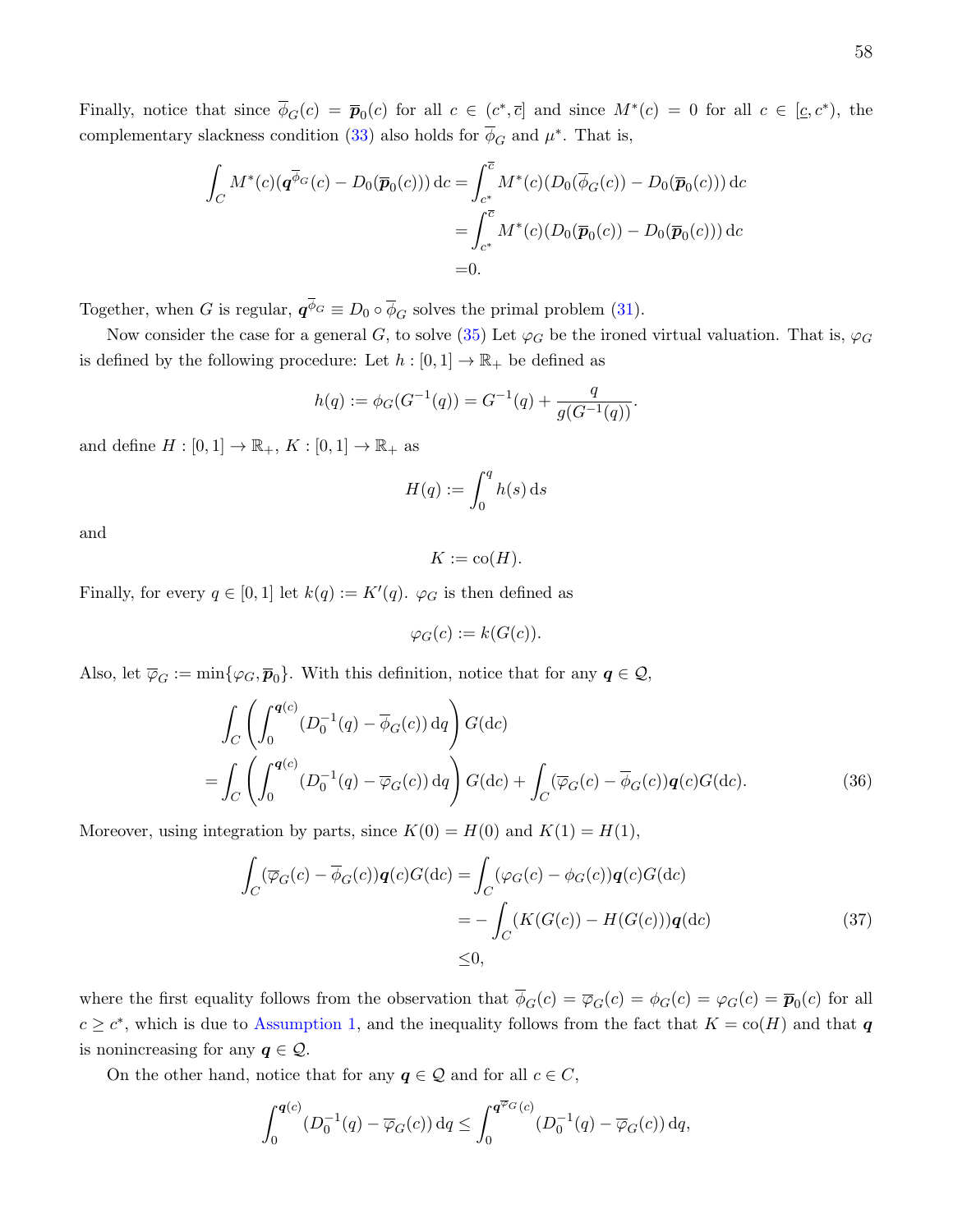Finally, notice that since $\overline{\phi}_G(c) = \overline{\boldsymbol{p}}_0(c)$ for all $c \in (c^*, \overline{c}]$ and since $M^*(c) = 0$ for all $c \in [\underline{c}, c^*)$, the complementary slackness condition (33) also holds for $\overline{\phi}_G$ and $\mu^*$. That is,

$$
\begin{aligned}
\int_C M^*(c)(\boldsymbol{q}^{\overline{\phi}_G}(c) - D_0(\overline{\boldsymbol{p}}_0(c)))\,\mathrm{d}c =& \int_{c^*}^{\overline{c}} M^*(c)(D_0(\overline{\phi}_G(c)) - D_0(\overline{\boldsymbol{p}}_0(c)))\,\mathrm{d}c \\
=& \int_{c^*}^{\overline{c}} M^*(c)(D_0(\overline{\boldsymbol{p}}_0(c)) - D_0(\overline{\boldsymbol{p}}_0(c)))\,\mathrm{d}c \\
=& 0.
\end{aligned}
$$

Together, when $G$ is regular, $\boldsymbol{q}^{\overline{\phi}_G} \equiv D_0 \circ \overline{\phi}_G$ solves the primal problem (31).

Now consider the case for a general $G$, to solve (35) Let $\varphi_G$ be the ironed virtual valuation. That is, $\varphi_G$ is defined by the following procedure: Let $h : [0,1] \to \mathbb{R}_+$ be defined as

$$
h(q) := \phi_G(G^{-1}(q)) = G^{-1}(q) + \frac{q}{g(G^{-1}(q))}.
$$

and define $H : [0,1] \to \mathbb{R}_+$, $K : [0,1] \to \mathbb{R}_+$ as

$$
H(q) := \int_0^q h(s)\,\mathrm{d}s
$$

and

$$
K := \mathrm{co}(H).
$$

Finally, for every $q \in [0,1]$ let $k(q) := K'(q)$. $\varphi_G$ is then defined as

$$
\varphi_G(c) := k(G(c)).
$$

Also, let $\overline{\varphi}_G := \min\{\varphi_G, \overline{\boldsymbol{p}}_0\}$. With this definition, notice that for any $\boldsymbol{q} \in \mathcal{Q}$,

$$
\begin{aligned}
&\int_C \left( \int_0^{\boldsymbol{q}(c)} (D_0^{-1}(q) - \overline{\phi}_G(c))\,\mathrm{d}q \right) G(\mathrm{d}c) \\
=& \int_C \left( \int_0^{\boldsymbol{q}(c)} (D_0^{-1}(q) - \overline{\varphi}_G(c))\,\mathrm{d}q \right) G(\mathrm{d}c) + \int_C (\overline{\varphi}_G(c) - \overline{\phi}_G(c))\boldsymbol{q}(c) G(\mathrm{d}c).
\end{aligned}
\tag{36}
$$

Moreover, using integration by parts, since $K(0) = H(0)$ and $K(1) = H(1)$,

$$
\begin{aligned}
\int_C (\overline{\varphi}_G(c) - \overline{\phi}_G(c))\boldsymbol{q}(c) G(\mathrm{d}c) =& \int_C (\varphi_G(c) - \phi_G(c))\boldsymbol{q}(c) G(\mathrm{d}c) \\
=& -\int_C (K(G(c)) - H(G(c)))\boldsymbol{q}(\mathrm{d}c) \\
\leq& 0,
\end{aligned}
\tag{37}
$$

where the first equality follows from the observation that $\overline{\phi}_G(c) = \overline{\varphi}_G(c) = \phi_G(c) = \varphi_G(c) = \overline{\boldsymbol{p}}_0(c)$ for all $c \geq c^*$, which is due to Assumption 1, and the inequality follows from the fact that $K = \mathrm{co}(H)$ and that $\boldsymbol{q}$ is nonincreasing for any $\boldsymbol{q} \in \mathcal{Q}$.

On the other hand, notice that for any $\boldsymbol{q} \in \mathcal{Q}$ and for all $c \in C$,

$$
\int_0^{\boldsymbol{q}(c)} (D_0^{-1}(q) - \overline{\varphi}_G(c))\,\mathrm{d}q \leq \int_0^{\boldsymbol{q}^{\overline{\varphi}_G}(c)} (D_0^{-1}(q) - \overline{\varphi}_G(c))\,\mathrm{d}q,
$$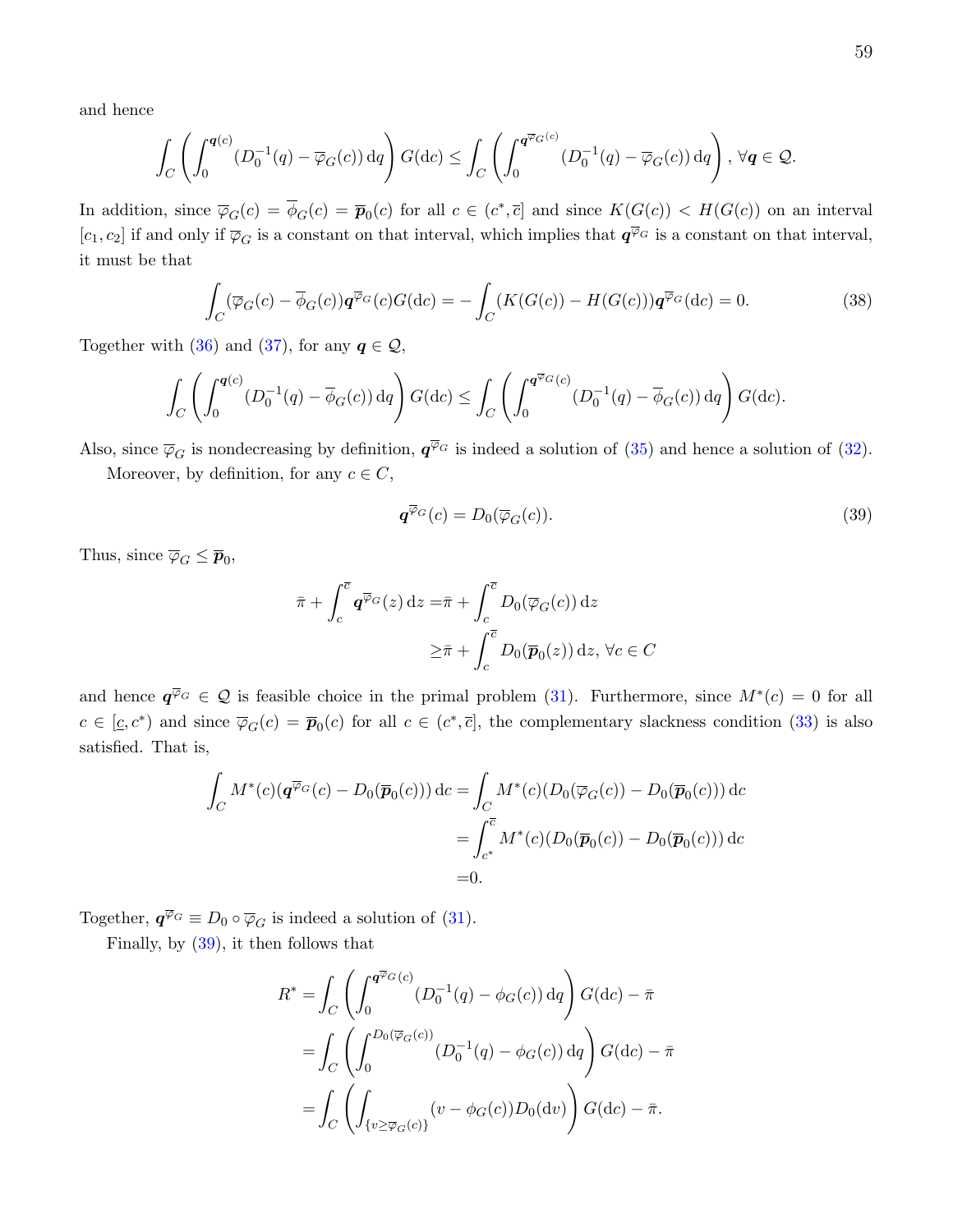and hence

$$\int_C \left( \int_0^{\boldsymbol{q}(c)} (D_0^{-1}(q) - \overline{\varphi}_G(c))\, \mathrm{d}q \right) G(\mathrm{d}c) \leq \int_C \left( \int_0^{\boldsymbol{q}^{\overline{\varphi}_G(c)}} (D_0^{-1}(q) - \overline{\varphi}_G(c))\, \mathrm{d}q \right), \, \forall \boldsymbol{q} \in \mathcal{Q}.$$

In addition, since $\overline{\varphi}_G(c) = \overline{\phi}_G(c) = \overline{\boldsymbol{p}}_0(c)$ for all $c \in (c^*, \overline{c}]$ and since $K(G(c)) < H(G(c))$ on an interval $[c_1, c_2]$ if and only if $\overline{\varphi}_G$ is a constant on that interval, which implies that $\boldsymbol{q}^{\overline{\varphi}_G}$ is a constant on that interval, it must be that

$$\int_C (\overline{\varphi}_G(c) - \overline{\phi}_G(c))\boldsymbol{q}^{\overline{\varphi}_G}(c) G(\mathrm{d}c) = -\int_C (K(G(c)) - H(G(c)))\boldsymbol{q}^{\overline{\varphi}_G}(\mathrm{d}c) = 0. \tag{38}$$

Together with (36) and (37), for any $\boldsymbol{q} \in \mathcal{Q}$,

$$\int_C \left( \int_0^{\boldsymbol{q}(c)} (D_0^{-1}(q) - \overline{\phi}_G(c))\, \mathrm{d}q \right) G(\mathrm{d}c) \leq \int_C \left( \int_0^{\boldsymbol{q}^{\overline{\varphi}_G}(c)} (D_0^{-1}(q) - \overline{\phi}_G(c))\, \mathrm{d}q \right) G(\mathrm{d}c).$$

Also, since $\overline{\varphi}_G$ is nondecreasing by definition, $\boldsymbol{q}^{\overline{\varphi}_G}$ is indeed a solution of (35) and hence a solution of (32).

Moreover, by definition, for any $c \in C$,

$$\boldsymbol{q}^{\overline{\varphi}_G}(c) = D_0(\overline{\varphi}_G(c)). \tag{39}$$

Thus, since $\overline{\varphi}_G \leq \overline{\boldsymbol{p}}_0$,

$$\begin{aligned}
\bar{\pi} + \int_c^{\overline{c}} \boldsymbol{q}^{\overline{\varphi}_G}(z)\, \mathrm{d}z =& \bar{\pi} + \int_c^{\overline{c}} D_0(\overline{\varphi}_G(c))\, \mathrm{d}z \\
\geq& \bar{\pi} + \int_c^{\overline{c}} D_0(\overline{\boldsymbol{p}}_0(z))\, \mathrm{d}z, \, \forall c \in C
\end{aligned}$$

and hence $\boldsymbol{q}^{\overline{\varphi}_G} \in \mathcal{Q}$ is feasible choice in the primal problem (31). Furthermore, since $M^*(c) = 0$ for all $c \in [\underline{c}, c^*)$ and since $\overline{\varphi}_G(c) = \overline{\boldsymbol{p}}_0(c)$ for all $c \in (c^*, \overline{c}]$, the complementary slackness condition (33) is also satisfied. That is,

$$\begin{aligned}
\int_C M^*(c)(\boldsymbol{q}^{\overline{\varphi}_G}(c) - D_0(\overline{\boldsymbol{p}}_0(c)))\, \mathrm{d}c =& \int_C M^*(c)(D_0(\overline{\varphi}_G(c)) - D_0(\overline{\boldsymbol{p}}_0(c)))\, \mathrm{d}c \\
=& \int_{c^*}^{\overline{c}} M^*(c)(D_0(\overline{\boldsymbol{p}}_0(c)) - D_0(\overline{\boldsymbol{p}}_0(c)))\, \mathrm{d}c \\
=& 0.
\end{aligned}$$

Together, $\boldsymbol{q}^{\overline{\varphi}_G} \equiv D_0 \circ \overline{\varphi}_G$ is indeed a solution of (31).

Finally, by (39), it then follows that

$$\begin{aligned}
R^* =& \int_C \left( \int_0^{\boldsymbol{q}^{\overline{\varphi}_G}(c)} (D_0^{-1}(q) - \phi_G(c))\, \mathrm{d}q \right) G(\mathrm{d}c) - \bar{\pi} \\
=& \int_C \left( \int_0^{D_0(\overline{\varphi}_G(c))} (D_0^{-1}(q) - \phi_G(c))\, \mathrm{d}q \right) G(\mathrm{d}c) - \bar{\pi} \\
=& \int_C \left( \int_{\{v \geq \overline{\varphi}_G(c)\}} (v - \phi_G(c)) D_0(\mathrm{d}v) \right) G(\mathrm{d}c) - \bar{\pi}.
\end{aligned}$$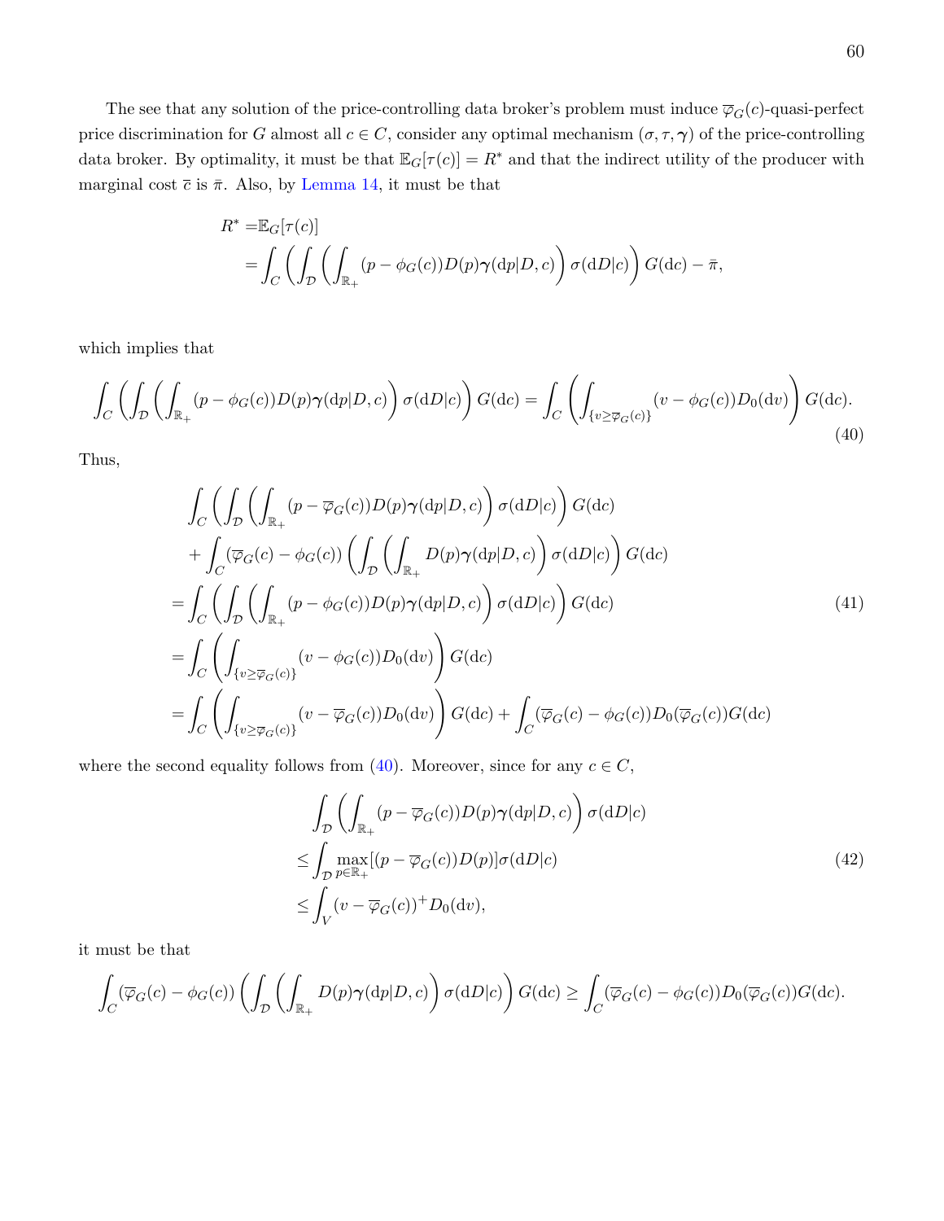The see that any solution of the price-controlling data broker's problem must induce $\overline{\varphi}_G(c)$-quasi-perfect price discrimination for $G$ almost all $c \in C$, consider any optimal mechanism $(\sigma, \tau, \boldsymbol{\gamma})$ of the price-controlling data broker. By optimality, it must be that $\mathbb{E}_G[\tau(c)] = R^*$ and that the indirect utility of the producer with marginal cost $\overline{c}$ is $\bar{\pi}$. Also, by Lemma 14, it must be that

$$
\begin{aligned}
R^* =& \mathbb{E}_G[\tau(c)] \\
=& \int_C \left( \int_{\mathcal{D}} \left( \int_{\mathbb{R}_+} (p - \phi_G(c)) D(p) \boldsymbol{\gamma}(\mathrm{d}p|D,c) \right) \sigma(\mathrm{d}D|c) \right) G(\mathrm{d}c) - \bar{\pi},
\end{aligned}
$$

which implies that

$$
\int_C \left( \int_{\mathcal{D}} \left( \int_{\mathbb{R}_+} (p - \phi_G(c)) D(p) \boldsymbol{\gamma}(\mathrm{d}p|D,c) \right) \sigma(\mathrm{d}D|c) \right) G(\mathrm{d}c) = \int_C \left( \int_{\{v \geq \overline{\varphi}_G(c)\}} (v - \phi_G(c)) D_0(\mathrm{d}v) \right) G(\mathrm{d}c). \tag{40}
$$

Thus,

$$
\begin{aligned}
&\int_C \left( \int_{\mathcal{D}} \left( \int_{\mathbb{R}_+} (p - \overline{\varphi}_G(c)) D(p) \boldsymbol{\gamma}(\mathrm{d}p|D,c) \right) \sigma(\mathrm{d}D|c) \right) G(\mathrm{d}c) \\
&+ \int_C (\overline{\varphi}_G(c) - \phi_G(c)) \left( \int_{\mathcal{D}} \left( \int_{\mathbb{R}_+} D(p) \boldsymbol{\gamma}(\mathrm{d}p|D,c) \right) \sigma(\mathrm{d}D|c) \right) G(\mathrm{d}c) \\
=& \int_C \left( \int_{\mathcal{D}} \left( \int_{\mathbb{R}_+} (p - \phi_G(c)) D(p) \boldsymbol{\gamma}(\mathrm{d}p|D,c) \right) \sigma(\mathrm{d}D|c) \right) G(\mathrm{d}c) \\
=& \int_C \left( \int_{\{v \geq \overline{\varphi}_G(c)\}} (v - \phi_G(c)) D_0(\mathrm{d}v) \right) G(\mathrm{d}c) \\
=& \int_C \left( \int_{\{v \geq \overline{\varphi}_G(c)\}} (v - \overline{\varphi}_G(c)) D_0(\mathrm{d}v) \right) G(\mathrm{d}c) + \int_C (\overline{\varphi}_G(c) - \phi_G(c)) D_0(\overline{\varphi}_G(c)) G(\mathrm{d}c)
\end{aligned} \tag{41}
$$

where the second equality follows from (40). Moreover, since for any $c \in C$,

$$
\begin{aligned}
&\int_{\mathcal{D}} \left( \int_{\mathbb{R}_+} (p - \overline{\varphi}_G(c)) D(p) \boldsymbol{\gamma}(\mathrm{d}p|D,c) \right) \sigma(\mathrm{d}D|c) \\
\leq& \int_{\mathcal{D}} \max_{p \in \mathbb{R}_+} [(p - \overline{\varphi}_G(c)) D(p)] \sigma(\mathrm{d}D|c) \\
\leq& \int_V (v - \overline{\varphi}_G(c))^+ D_0(\mathrm{d}v),
\end{aligned} \tag{42}
$$

it must be that

$$
\int_C (\overline{\varphi}_G(c) - \phi_G(c)) \left( \int_{\mathcal{D}} \left( \int_{\mathbb{R}_+} D(p) \boldsymbol{\gamma}(\mathrm{d}p|D,c) \right) \sigma(\mathrm{d}D|c) \right) G(\mathrm{d}c) \geq \int_C (\overline{\varphi}_G(c) - \phi_G(c)) D_0(\overline{\varphi}_G(c)) G(\mathrm{d}c).
$$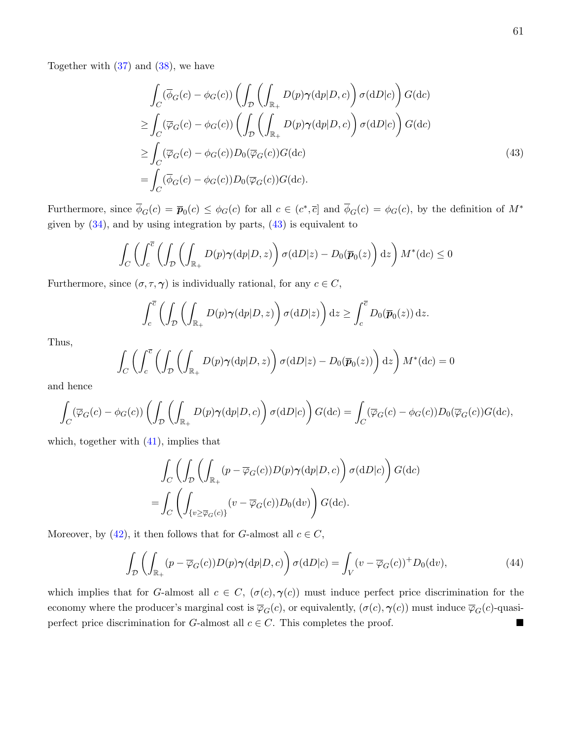Together with (37) and (38), we have

$$
\begin{aligned}
&\int_C (\overline{\phi}_G(c) - \phi_G(c)) \left( \int_{\mathcal{D}} \left( \int_{\mathbb{R}_+} D(p)\boldsymbol{\gamma}(\mathrm{d}p|D,c) \right) \sigma(\mathrm{d}D|c) \right) G(\mathrm{d}c) \\
\geq &\int_C (\overline{\varphi}_G(c) - \phi_G(c)) \left( \int_{\mathcal{D}} \left( \int_{\mathbb{R}_+} D(p)\boldsymbol{\gamma}(\mathrm{d}p|D,c) \right) \sigma(\mathrm{d}D|c) \right) G(\mathrm{d}c) \\
\geq &\int_C (\overline{\varphi}_G(c) - \phi_G(c)) D_0(\overline{\varphi}_G(c)) G(\mathrm{d}c) \\
= &\int_C (\overline{\phi}_G(c) - \phi_G(c)) D_0(\overline{\varphi}_G(c)) G(\mathrm{d}c).
\end{aligned} \tag{43}
$$

Furthermore, since $\overline{\phi}_G(c) = \overline{\boldsymbol{p}}_0(c) \leq \phi_G(c)$ for all $c \in (c^*, \overline{c}]$ and $\overline{\phi}_G(c) = \phi_G(c)$, by the definition of $M^*$ given by (34), and by using integration by parts, (43) is equivalent to

$$
\int_C \left( \int_c^{\overline{c}} \left( \int_{\mathcal{D}} \left( \int_{\mathbb{R}_+} D(p)\boldsymbol{\gamma}(\mathrm{d}p|D,z) \right) \sigma(\mathrm{d}D|z) - D_0(\overline{\boldsymbol{p}}_0(z) \right) \mathrm{d}z \right) M^*(\mathrm{d}c) \leq 0
$$

Furthermore, since $(\sigma, \tau, \boldsymbol{\gamma})$ is individually rational, for any $c \in C$,

$$
\int_c^{\overline{c}} \left( \int_{\mathcal{D}} \left( \int_{\mathbb{R}_+} D(p)\boldsymbol{\gamma}(\mathrm{d}p|D,z) \right) \sigma(\mathrm{d}D|z) \right) \mathrm{d}z \geq \int_c^{\overline{c}} D_0(\overline{\boldsymbol{p}}_0(z))\, \mathrm{d}z.
$$

Thus,

$$
\int_C \left( \int_c^{\overline{c}} \left( \int_{\mathcal{D}} \left( \int_{\mathbb{R}_+} D(p)\boldsymbol{\gamma}(\mathrm{d}p|D,z) \right) \sigma(\mathrm{d}D|z) - D_0(\overline{\boldsymbol{p}}_0(z)) \right) \mathrm{d}z \right) M^*(\mathrm{d}c) = 0
$$

and hence

$$
\int_C (\overline{\varphi}_G(c) - \phi_G(c)) \left( \int_{\mathcal{D}} \left( \int_{\mathbb{R}_+} D(p)\boldsymbol{\gamma}(\mathrm{d}p|D,c) \right) \sigma(\mathrm{d}D|c) \right) G(\mathrm{d}c) = \int_C (\overline{\varphi}_G(c) - \phi_G(c)) D_0(\overline{\varphi}_G(c)) G(\mathrm{d}c),
$$

which, together with (41), implies that

$$
\begin{aligned}
&\int_C \left( \int_{\mathcal{D}} \left( \int_{\mathbb{R}_+} (p - \overline{\varphi}_G(c)) D(p)\boldsymbol{\gamma}(\mathrm{d}p|D,c) \right) \sigma(\mathrm{d}D|c) \right) G(\mathrm{d}c) \\
= &\int_C \left( \int_{\{v \geq \overline{\varphi}_G(c)\}} (v - \overline{\varphi}_G(c)) D_0(\mathrm{d}v) \right) G(\mathrm{d}c).
\end{aligned}
$$

Moreover, by (42), it then follows that for $G$-almost all $c \in C$,

$$
\int_{\mathcal{D}} \left( \int_{\mathbb{R}_+} (p - \overline{\varphi}_G(c)) D(p)\boldsymbol{\gamma}(\mathrm{d}p|D,c) \right) \sigma(\mathrm{d}D|c) = \int_V (v - \overline{\varphi}_G(c))^+ D_0(\mathrm{d}v), \tag{44}
$$

which implies that for $G$-almost all $c \in C$, $(\sigma(c), \boldsymbol{\gamma}(c))$ must induce perfect price discrimination for the economy where the producer's marginal cost is $\overline{\varphi}_G(c)$, or equivalently, $(\sigma(c), \boldsymbol{\gamma}(c))$ must induce $\overline{\varphi}_G(c)$-quasi-perfect price discrimination for $G$-almost all $c \in C$. This completes the proof. ■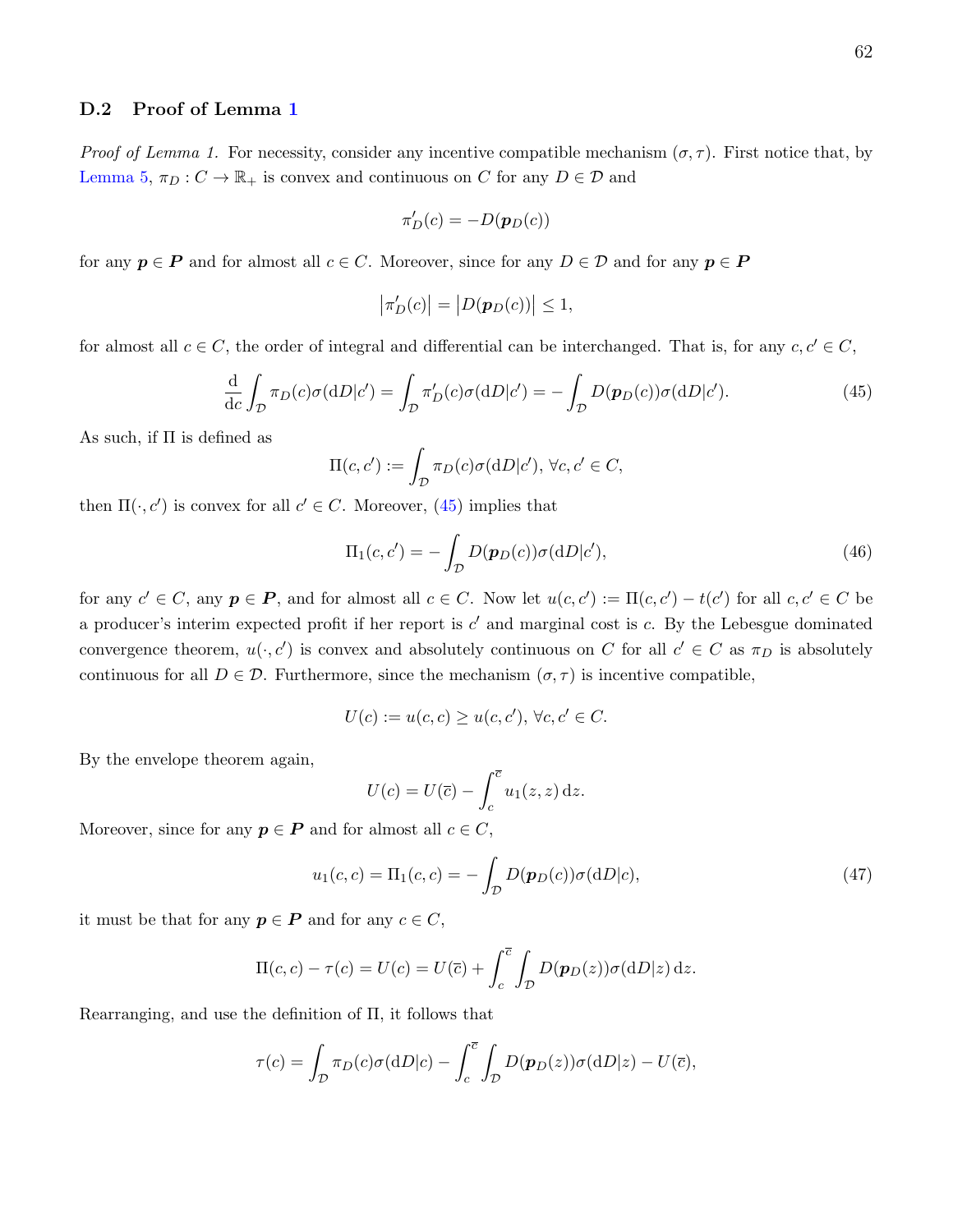### D.2 Proof of Lemma 1

*Proof of Lemma 1.* For necessity, consider any incentive compatible mechanism $(\sigma, \tau)$. First notice that, by Lemma 5, $\pi_D : C \to \mathbb{R}_+$ is convex and continuous on $C$ for any $D \in \mathcal{D}$ and

$$\pi'_D(c) = -D(\boldsymbol{p}_D(c))$$

for any $\boldsymbol{p} \in \boldsymbol{P}$ and for almost all $c \in C$. Moreover, since for any $D \in \mathcal{D}$ and for any $\boldsymbol{p} \in \boldsymbol{P}$

$$\left|\pi'_D(c)\right| = \left|D(\boldsymbol{p}_D(c))\right| \leq 1,$$

for almost all $c \in C$, the order of integral and differential can be interchanged. That is, for any $c, c' \in C$,

$$\frac{\mathrm{d}}{\mathrm{d}c} \int_{\mathcal{D}} \pi_D(c) \sigma(\mathrm{d}D|c') = \int_{\mathcal{D}} \pi'_D(c) \sigma(\mathrm{d}D|c') = -\int_{\mathcal{D}} D(\boldsymbol{p}_D(c)) \sigma(\mathrm{d}D|c'). \tag{45}$$

As such, if $\Pi$ is defined as

$$\Pi(c, c') := \int_{\mathcal{D}} \pi_D(c) \sigma(\mathrm{d}D|c'), \; \forall c, c' \in C,$$

then $\Pi(\cdot, c')$ is convex for all $c' \in C$. Moreover, (45) implies that

$$\Pi_1(c, c') = -\int_{\mathcal{D}} D(\boldsymbol{p}_D(c)) \sigma(\mathrm{d}D|c'), \tag{46}$$

for any $c' \in C$, any $\boldsymbol{p} \in \boldsymbol{P}$, and for almost all $c \in C$. Now let $u(c, c') := \Pi(c, c') - t(c')$ for all $c, c' \in C$ be a producer's interim expected profit if her report is $c'$ and marginal cost is $c$. By the Lebesgue dominated convergence theorem, $u(\cdot, c')$ is convex and absolutely continuous on $C$ for all $c' \in C$ as $\pi_D$ is absolutely continuous for all $D \in \mathcal{D}$. Furthermore, since the mechanism $(\sigma, \tau)$ is incentive compatible,

$$U(c) := u(c, c) \geq u(c, c'), \; \forall c, c' \in C.$$

By the envelope theorem again,

$$U(c) = U(\overline{c}) - \int_c^{\overline{c}} u_1(z, z) \, \mathrm{d}z.$$

Moreover, since for any $\boldsymbol{p} \in \boldsymbol{P}$ and for almost all $c \in C$,

$$u_1(c, c) = \Pi_1(c, c) = -\int_{\mathcal{D}} D(\boldsymbol{p}_D(c)) \sigma(\mathrm{d}D|c), \tag{47}$$

it must be that for any $\boldsymbol{p} \in \boldsymbol{P}$ and for any $c \in C$,

$$\Pi(c, c) - \tau(c) = U(c) = U(\overline{c}) + \int_c^{\overline{c}} \int_{\mathcal{D}} D(\boldsymbol{p}_D(z)) \sigma(\mathrm{d}D|z) \, \mathrm{d}z.$$

Rearranging, and use the definition of $\Pi$, it follows that

$$\tau(c) = \int_{\mathcal{D}} \pi_D(c) \sigma(\mathrm{d}D|c) - \int_c^{\overline{c}} \int_{\mathcal{D}} D(\boldsymbol{p}_D(z)) \sigma(\mathrm{d}D|z) - U(\overline{c}),$$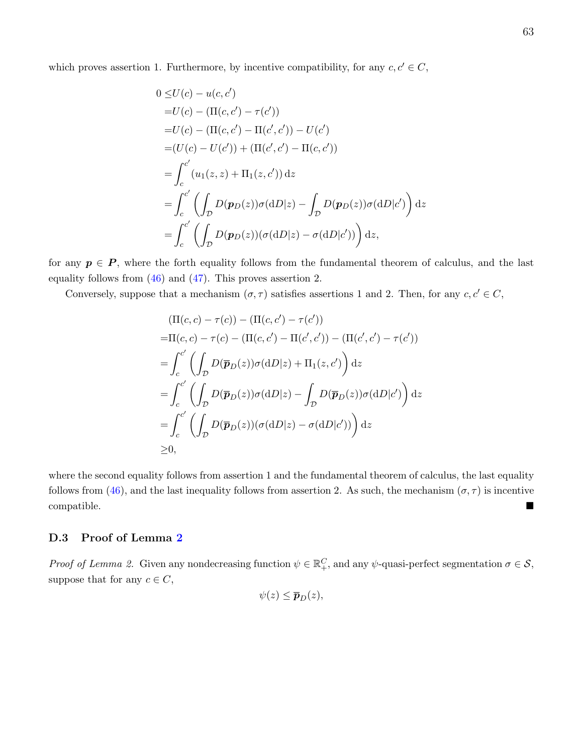which proves assertion 1. Furthermore, by incentive compatibility, for any $c, c' \in C$,

$$
\begin{aligned}
0 \leq & U(c) - u(c, c') \\
= & U(c) - (\Pi(c, c') - \tau(c')) \\
= & U(c) - (\Pi(c, c') - \Pi(c', c')) - U(c') \\
= & (U(c) - U(c')) + (\Pi(c', c') - \Pi(c, c')) \\
= & \int_c^{c'} (u_1(z, z) + \Pi_1(z, c'))\, \mathrm{d}z \\
= & \int_c^{c'} \left( \int_{\mathcal{D}} D(\boldsymbol{p}_D(z)) \sigma(\mathrm{d}D|z) - \int_{\mathcal{D}} D(\boldsymbol{p}_D(z)) \sigma(\mathrm{d}D|c') \right) \mathrm{d}z \\
= & \int_c^{c'} \left( \int_{\mathcal{D}} D(\boldsymbol{p}_D(z)) (\sigma(\mathrm{d}D|z) - \sigma(\mathrm{d}D|c')) \right) \mathrm{d}z,
\end{aligned}
$$

for any $\boldsymbol{p} \in \boldsymbol{P}$, where the forth equality follows from the fundamental theorem of calculus, and the last equality follows from (46) and (47). This proves assertion 2.

Conversely, suppose that a mechanism $(\sigma, \tau)$ satisfies assertions 1 and 2. Then, for any $c, c' \in C$,

$$
\begin{aligned}
& (\Pi(c, c) - \tau(c)) - (\Pi(c, c') - \tau(c')) \\
= & \Pi(c, c) - \tau(c) - (\Pi(c, c') - \Pi(c', c')) - (\Pi(c', c') - \tau(c')) \\
= & \int_c^{c'} \left( \int_{\mathcal{D}} D(\overline{\boldsymbol{p}}_D(z)) \sigma(\mathrm{d}D|z) + \Pi_1(z, c') \right) \mathrm{d}z \\
= & \int_c^{c'} \left( \int_{\mathcal{D}} D(\overline{\boldsymbol{p}}_D(z)) \sigma(\mathrm{d}D|z) - \int_{\mathcal{D}} D(\overline{\boldsymbol{p}}_D(z)) \sigma(\mathrm{d}D|c') \right) \mathrm{d}z \\
= & \int_c^{c'} \left( \int_{\mathcal{D}} D(\overline{\boldsymbol{p}}_D(z)) (\sigma(\mathrm{d}D|z) - \sigma(\mathrm{d}D|c')) \right) \mathrm{d}z \\
\geq & 0,
\end{aligned}
$$

where the second equality follows from assertion 1 and the fundamental theorem of calculus, the last equality follows from (46), and the last inequality follows from assertion 2. As such, the mechanism $(\sigma, \tau)$ is incentive compatible. ■

### D.3 Proof of Lemma 2

*Proof of Lemma 2.* Given any nondecreasing function $\psi \in \mathbb{R}_+^C$, and any $\psi$-quasi-perfect segmentation $\sigma \in \mathcal{S}$, suppose that for any $c \in C$,

$$
\psi(z) \leq \overline{\boldsymbol{p}}_D(z),
$$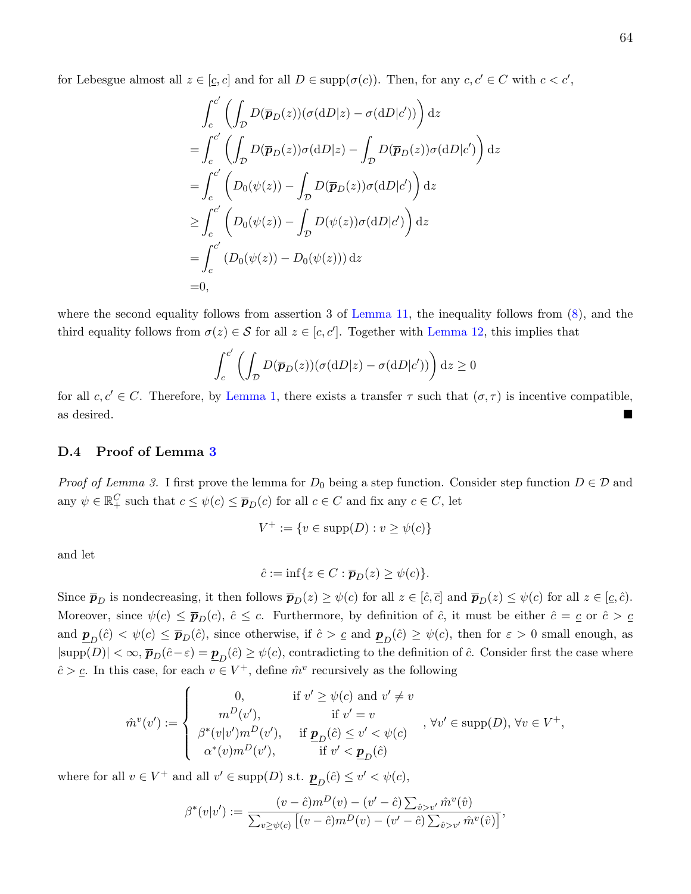for Lebesgue almost all $z \in [\underline{c}, c]$ and for all $D \in \text{supp}(\sigma(c))$. Then, for any $c, c' \in C$ with $c < c'$,

$$
\begin{aligned}
&\int_c^{c'} \left( \int_{\mathcal{D}} D(\overline{\boldsymbol{p}}_D(z))(\sigma(\mathrm{d}D|z) - \sigma(\mathrm{d}D|c')) \right) \mathrm{d}z \\
=&\int_c^{c'} \left( \int_{\mathcal{D}} D(\overline{\boldsymbol{p}}_D(z))\sigma(\mathrm{d}D|z) - \int_{\mathcal{D}} D(\overline{\boldsymbol{p}}_D(z))\sigma(\mathrm{d}D|c') \right) \mathrm{d}z \\
=&\int_c^{c'} \left( D_0(\psi(z)) - \int_{\mathcal{D}} D(\overline{\boldsymbol{p}}_D(z))\sigma(\mathrm{d}D|c') \right) \mathrm{d}z \\
\geq&\int_c^{c'} \left( D_0(\psi(z)) - \int_{\mathcal{D}} D(\psi(z))\sigma(\mathrm{d}D|c') \right) \mathrm{d}z \\
=&\int_c^{c'} (D_0(\psi(z)) - D_0(\psi(z))) \, \mathrm{d}z \\
=&0,
\end{aligned}
$$

where the second equality follows from assertion 3 of Lemma 11, the inequality follows from (8), and the third equality follows from $\sigma(z) \in \mathcal{S}$ for all $z \in [c, c']$. Together with Lemma 12, this implies that

$$
\int_c^{c'} \left( \int_{\mathcal{D}} D(\overline{\boldsymbol{p}}_D(z))(\sigma(\mathrm{d}D|z) - \sigma(\mathrm{d}D|c')) \right) \mathrm{d}z \geq 0
$$

for all $c, c' \in C$. Therefore, by Lemma 1, there exists a transfer $\tau$ such that $(\sigma, \tau)$ is incentive compatible, as desired. ∎

### D.4 Proof of Lemma 3

*Proof of Lemma 3.* I first prove the lemma for $D_0$ being a step function. Consider step function $D \in \mathcal{D}$ and any $\psi \in \mathbb{R}_+^C$ such that $c \leq \psi(c) \leq \overline{\boldsymbol{p}}_D(c)$ for all $c \in C$ and fix any $c \in C$, let

$$
V^+ := \{v \in \text{supp}(D) : v \geq \psi(c)\}
$$

and let

$$
\hat{c} := \inf\{z \in C : \overline{\boldsymbol{p}}_D(z) \geq \psi(c)\}.
$$

Since $\overline{\boldsymbol{p}}_D$ is nondecreasing, it then follows $\overline{\boldsymbol{p}}_D(z) \geq \psi(c)$ for all $z \in [\hat{c}, \overline{c}]$ and $\overline{\boldsymbol{p}}_D(z) \leq \psi(c)$ for all $z \in [\underline{c}, \hat{c})$. Moreover, since $\psi(c) \leq \overline{\boldsymbol{p}}_D(c)$, $\hat{c} \leq c$. Furthermore, by definition of $\hat{c}$, it must be either $\hat{c} = \underline{c}$ or $\hat{c} > \underline{c}$ and $\underline{\boldsymbol{p}}_D(\hat{c}) < \psi(c) \leq \overline{\boldsymbol{p}}_D(\hat{c})$, since otherwise, if $\hat{c} > \underline{c}$ and $\underline{\boldsymbol{p}}_D(\hat{c}) \geq \psi(c)$, then for $\varepsilon > 0$ small enough, as $|\text{supp}(D)| < \infty$, $\overline{\boldsymbol{p}}_D(\hat{c} - \varepsilon) = \underline{\boldsymbol{p}}_D(\hat{c}) \geq \psi(c)$, contradicting to the definition of $\hat{c}$. Consider first the case where $\hat{c} > \underline{c}$. In this case, for each $v \in V^+$, define $\hat{m}^v$ recursively as the following

$$
\hat{m}^v(v') := \begin{cases} 0, & \text{if } v' \geq \psi(c) \text{ and } v' \neq v \\ m^D(v'), & \text{if } v' = v \\ \beta^*(v|v')m^D(v'), & \text{if } \underline{\boldsymbol{p}}_D(\hat{c}) \leq v' < \psi(c) \\ \alpha^*(v)m^D(v'), & \text{if } v' < \underline{\boldsymbol{p}}_D(\hat{c}) \end{cases}, \forall v' \in \text{supp}(D),\, \forall v \in V^+,
$$

where for all $v \in V^+$ and all $v' \in \text{supp}(D)$ s.t. $\underline{\boldsymbol{p}}_D(\hat{c}) \leq v' < \psi(c)$,

$$
\beta^*(v|v') := \frac{(v - \hat{c})m^D(v) - (v' - \hat{c})\sum_{\hat{v} > v'} \hat{m}^v(\hat{v})}{\sum_{v \geq \psi(c)} \left[(v - \hat{c})m^D(v) - (v' - \hat{c})\sum_{\hat{v} > v'} \hat{m}^v(\hat{v})\right]},
$$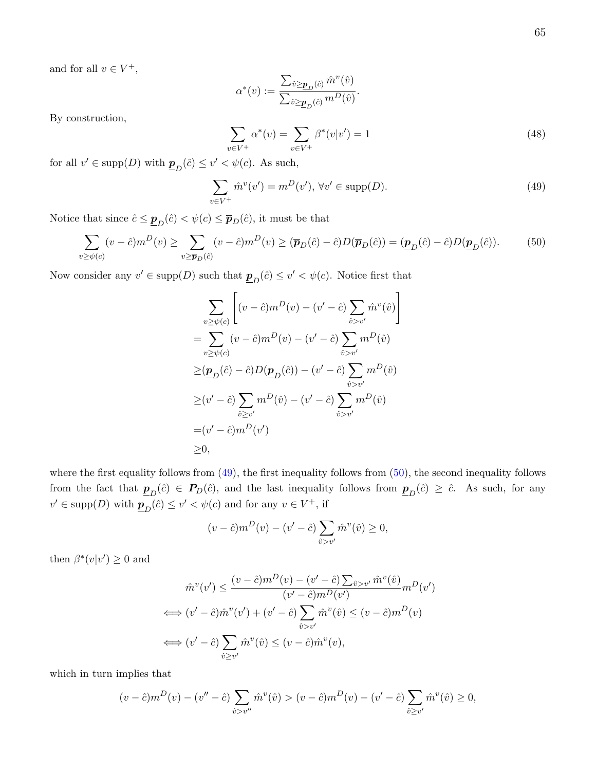and for all $v \in V^+$,

$$\alpha^*(v) := \frac{\sum_{\hat{v} \geq \underline{\boldsymbol{p}}_D(\hat{c})} \hat{m}^v(\hat{v})}{\sum_{\hat{v} \geq \underline{\boldsymbol{p}}_D(\hat{c})} m^D(\hat{v})}.$$

By construction,

$$\sum_{v \in V^+} \alpha^*(v) = \sum_{v \in V^+} \beta^*(v|v') = 1 \tag{48}$$

for all $v' \in \text{supp}(D)$ with $\underline{\boldsymbol{p}}_D(\hat{c}) \leq v' < \psi(c)$. As such,

$$\sum_{v \in V^+} \hat{m}^v(v') = m^D(v'), \; \forall v' \in \text{supp}(D). \tag{49}$$

Notice that since $\hat{c} \leq \underline{\boldsymbol{p}}_D(\hat{c}) < \psi(c) \leq \overline{\boldsymbol{p}}_D(\hat{c})$, it must be that

$$\sum_{v \geq \psi(c)} (v - \hat{c}) m^D(v) \geq \sum_{v \geq \overline{\boldsymbol{p}}_D(\hat{c})} (v - \hat{c}) m^D(v) \geq (\overline{\boldsymbol{p}}_D(\hat{c}) - \hat{c}) D(\overline{\boldsymbol{p}}_D(\hat{c})) = (\underline{\boldsymbol{p}}_D(\hat{c}) - \hat{c}) D(\underline{\boldsymbol{p}}_D(\hat{c})). \tag{50}$$

Now consider any $v' \in \text{supp}(D)$ such that $\underline{\boldsymbol{p}}_D(\hat{c}) \leq v' < \psi(c)$. Notice first that

$$\begin{aligned}
&\sum_{v \geq \psi(c)} \left[ (v - \hat{c}) m^D(v) - (v' - \hat{c}) \sum_{\hat{v} > v'} \hat{m}^v(\hat{v}) \right] \\
=& \sum_{v \geq \psi(c)} (v - \hat{c}) m^D(v) - (v' - \hat{c}) \sum_{\hat{v} > v'} m^D(\hat{v}) \\
\geq& (\underline{\boldsymbol{p}}_D(\hat{c}) - \hat{c}) D(\underline{\boldsymbol{p}}_D(\hat{c})) - (v' - \hat{c}) \sum_{\hat{v} > v'} m^D(\hat{v}) \\
\geq& (v' - \hat{c}) \sum_{\hat{v} \geq v'} m^D(\hat{v}) - (v' - \hat{c}) \sum_{\hat{v} > v'} m^D(\hat{v}) \\
=& (v' - \hat{c}) m^D(v') \\
\geq& 0,
\end{aligned}$$

where the first equality follows from (49), the first inequality follows from (50), the second inequality follows from the fact that $\underline{\boldsymbol{p}}_D(\hat{c}) \in \boldsymbol{P}_D(\hat{c})$, and the last inequality follows from $\underline{\boldsymbol{p}}_D(\hat{c}) \geq \hat{c}$. As such, for any $v' \in \text{supp}(D)$ with $\underline{\boldsymbol{p}}_D(\hat{c}) \leq v' < \psi(c)$ and for any $v \in V^+$, if

$$(v - \hat{c}) m^D(v) - (v' - \hat{c}) \sum_{\hat{v} > v'} \hat{m}^v(\hat{v}) \geq 0,$$

then $\beta^*(v|v') \geq 0$ and

$$\begin{aligned}
& \hat{m}^v(v') \leq \frac{(v - \hat{c}) m^D(v) - (v' - \hat{c}) \sum_{\hat{v} > v'} \hat{m}^v(\hat{v})}{(v' - \hat{c}) m^D(v')} m^D(v') \\
\iff & (v' - \hat{c}) \hat{m}^v(v') + (v' - \hat{c}) \sum_{\hat{v} > v'} \hat{m}^v(\hat{v}) \leq (v - \hat{c}) m^D(v) \\
\iff & (v' - \hat{c}) \sum_{\hat{v} \geq v'} \hat{m}^v(\hat{v}) \leq (v - \hat{c}) \hat{m}^v(v),
\end{aligned}$$

which in turn implies that

$$(v - \hat{c}) m^D(v) - (v'' - \hat{c}) \sum_{\hat{v} > v''} \hat{m}^v(\hat{v}) > (v - \hat{c}) m^D(v) - (v' - \hat{c}) \sum_{\hat{v} \geq v'} \hat{m}^v(\hat{v}) \geq 0,$$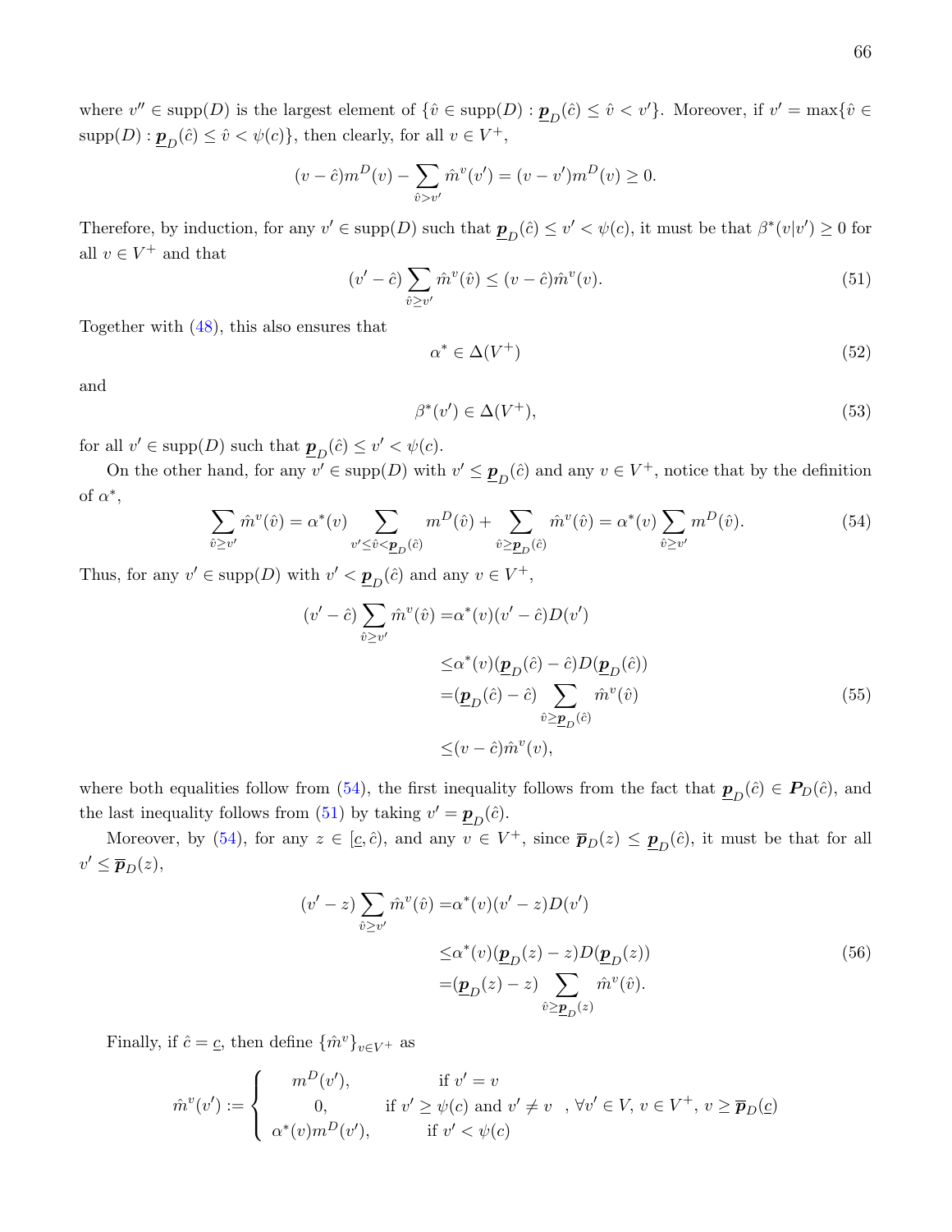where $v'' \in \text{supp}(D)$ is the largest element of $\{\hat{v} \in \text{supp}(D) : \underline{\boldsymbol{p}}_D(\hat{c}) \leq \hat{v} < v'\}$. Moreover, if $v' = \max\{\hat{v} \in \text{supp}(D) : \underline{\boldsymbol{p}}_D(\hat{c}) \leq \hat{v} < \psi(c)\}$, then clearly, for all $v \in V^+$,

$$
(v - \hat{c})m^D(v) - \sum_{\hat{v} > v'} \hat{m}^v(v') = (v - v')m^D(v) \geq 0.
$$

Therefore, by induction, for any $v' \in \text{supp}(D)$ such that $\underline{\boldsymbol{p}}_D(\hat{c}) \leq v' < \psi(c)$, it must be that $\beta^*(v|v') \geq 0$ for all $v \in V^+$ and that

$$
(v' - \hat{c}) \sum_{\hat{v} \geq v'} \hat{m}^v(\hat{v}) \leq (v - \hat{c})\hat{m}^v(v). \tag{51}
$$

Together with (48), this also ensures that

$$
\alpha^* \in \Delta(V^+) \tag{52}
$$

and

$$
\beta^*(v') \in \Delta(V^+), \tag{53}
$$

for all $v' \in \text{supp}(D)$ such that $\underline{\boldsymbol{p}}_D(\hat{c}) \leq v' < \psi(c)$.

On the other hand, for any $v' \in \text{supp}(D)$ with $v' \leq \underline{\boldsymbol{p}}_D(\hat{c})$ and any $v \in V^+$, notice that by the definition of $\alpha^*$,

$$
\sum_{\hat{v} \geq v'} \hat{m}^v(\hat{v}) = \alpha^*(v) \sum_{v' \leq \hat{v} < \underline{\boldsymbol{p}}_D(\hat{c})} m^D(\hat{v}) + \sum_{\hat{v} \geq \underline{\boldsymbol{p}}_D(\hat{c})} \hat{m}^v(\hat{v}) = \alpha^*(v) \sum_{\hat{v} \geq v'} m^D(\hat{v}). \tag{54}
$$

Thus, for any $v' \in \text{supp}(D)$ with $v' < \underline{\boldsymbol{p}}_D(\hat{c})$ and any $v \in V^+$,

$$
\begin{aligned}
(v' - \hat{c}) \sum_{\hat{v} \geq v'} \hat{m}^v(\hat{v}) =& \alpha^*(v)(v' - \hat{c})D(v') \\
\leq& \alpha^*(v)(\underline{\boldsymbol{p}}_D(\hat{c}) - \hat{c})D(\underline{\boldsymbol{p}}_D(\hat{c})) \\
=& (\underline{\boldsymbol{p}}_D(\hat{c}) - \hat{c}) \sum_{\hat{v} \geq \underline{\boldsymbol{p}}_D(\hat{c})} \hat{m}^v(\hat{v}) \\
\leq& (v - \hat{c})\hat{m}^v(v),
\end{aligned} \tag{55}
$$

where both equalities follow from (54), the first inequality follows from the fact that $\underline{\boldsymbol{p}}_D(\hat{c}) \in \boldsymbol{P}_D(\hat{c})$, and the last inequality follows from (51) by taking $v' = \underline{\boldsymbol{p}}_D(\hat{c})$.

Moreover, by (54), for any $z \in [\underline{c}, \hat{c})$, and any $v \in V^+$, since $\overline{\boldsymbol{p}}_D(z) \leq \underline{\boldsymbol{p}}_D(\hat{c})$, it must be that for all $v' \leq \overline{\boldsymbol{p}}_D(z)$,

$$
\begin{aligned}
(v' - z) \sum_{\hat{v} \geq v'} \hat{m}^v(\hat{v}) =& \alpha^*(v)(v' - z)D(v') \\
\leq& \alpha^*(v)(\underline{\boldsymbol{p}}_D(z) - z)D(\underline{\boldsymbol{p}}_D(z)) \\
=& (\underline{\boldsymbol{p}}_D(z) - z) \sum_{\hat{v} \geq \underline{\boldsymbol{p}}_D(z)} \hat{m}^v(\hat{v}).
\end{aligned} \tag{56}
$$

Finally, if $\hat{c} = \underline{c}$, then define $\{\hat{m}^v\}_{v \in V^+}$ as

$$
\hat{m}^v(v') := \begin{cases} m^D(v'), & \text{if } v' = v \\ 0, & \text{if } v' \geq \psi(c) \text{ and } v' \neq v \\ \alpha^*(v)m^D(v'), & \text{if } v' < \psi(c) \end{cases}, \forall v' \in V,\, v \in V^+,\, v \geq \overline{\boldsymbol{p}}_D(\underline{c})
$$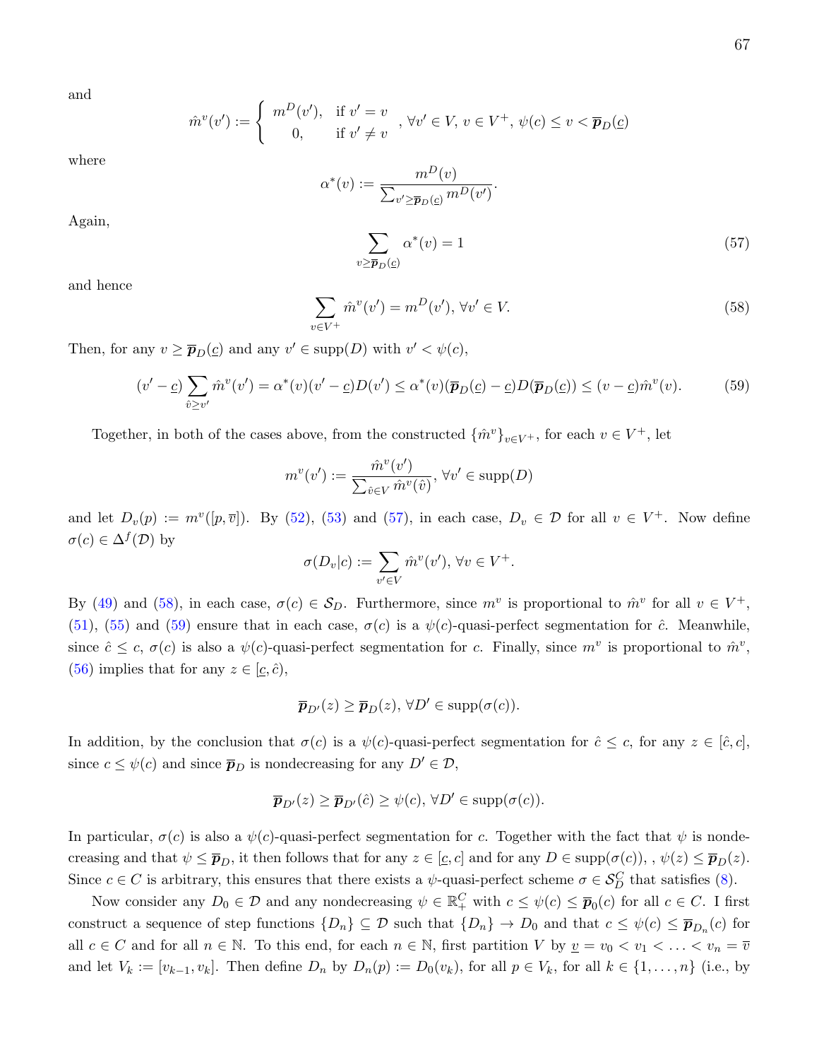and

$$\hat{m}^v(v') := \begin{cases} m^D(v'), & \text{if } v' = v \\ 0, & \text{if } v' \neq v \end{cases}, \; \forall v' \in V, \, v \in V^+, \, \psi(c) \leq v < \overline{\boldsymbol{p}}_D(\underline{c})$$

where

$$\alpha^*(v) := \frac{m^D(v)}{\sum_{v' \geq \overline{\boldsymbol{p}}_D(\underline{c})} m^D(v')}.$$

Again,

$$\sum_{v \geq \overline{\boldsymbol{p}}_D(\underline{c})} \alpha^*(v) = 1 \tag{57}$$

and hence

$$\sum_{v \in V^+} \hat{m}^v(v') = m^D(v'), \, \forall v' \in V. \tag{58}$$

Then, for any $v \geq \overline{\boldsymbol{p}}_D(\underline{c})$ and any $v' \in \text{supp}(D)$ with $v' < \psi(c)$,

$$(v' - \underline{c}) \sum_{\hat{v} \geq v'} \hat{m}^v(v') = \alpha^*(v)(v' - \underline{c})D(v') \leq \alpha^*(v)(\overline{\boldsymbol{p}}_D(\underline{c}) - \underline{c})D(\overline{\boldsymbol{p}}_D(\underline{c})) \leq (v - \underline{c})\hat{m}^v(v). \tag{59}$$

Together, in both of the cases above, from the constructed $\{\hat{m}^v\}_{v \in V^+}$, for each $v \in V^+$, let

$$m^v(v') := \frac{\hat{m}^v(v')}{\sum_{\hat{v} \in V} \hat{m}^v(\hat{v})}, \, \forall v' \in \text{supp}(D)$$

and let $D_v(p) := m^v([p, \overline{v}])$. By (52), (53) and (57), in each case, $D_v \in \mathcal{D}$ for all $v \in V^+$. Now define $\sigma(c) \in \Delta^f(\mathcal{D})$ by

$$\sigma(D_v|c) := \sum_{v' \in V} \hat{m}^v(v'), \, \forall v \in V^+.$$

By (49) and (58), in each case, $\sigma(c) \in \mathcal{S}_D$. Furthermore, since $m^v$ is proportional to $\hat{m}^v$ for all $v \in V^+$, (51), (55) and (59) ensure that in each case, $\sigma(c)$ is a $\psi(c)$-quasi-perfect segmentation for $\hat{c}$. Meanwhile, since $\hat{c} \leq c$, $\sigma(c)$ is also a $\psi(c)$-quasi-perfect segmentation for $c$. Finally, since $m^v$ is proportional to $\hat{m}^v$, (56) implies that for any $z \in [\underline{c}, \hat{c})$,

$$\overline{\boldsymbol{p}}_{D'}(z) \geq \overline{\boldsymbol{p}}_D(z), \, \forall D' \in \text{supp}(\sigma(c)).$$

In addition, by the conclusion that $\sigma(c)$ is a $\psi(c)$-quasi-perfect segmentation for $\hat{c} \leq c$, for any $z \in [\hat{c}, c]$, since $c \leq \psi(c)$ and since $\overline{\boldsymbol{p}}_D$ is nondecreasing for any $D' \in \mathcal{D}$,

$$\overline{\boldsymbol{p}}_{D'}(z) \geq \overline{\boldsymbol{p}}_{D'}(\hat{c}) \geq \psi(c), \, \forall D' \in \text{supp}(\sigma(c)).$$

In particular, $\sigma(c)$ is also a $\psi(c)$-quasi-perfect segmentation for $c$. Together with the fact that $\psi$ is nondecreasing and that $\psi \leq \overline{\boldsymbol{p}}_D$, it then follows that for any $z \in [\underline{c}, c]$ and for any $D \in \text{supp}(\sigma(c))$, , $\psi(z) \leq \overline{\boldsymbol{p}}_D(z)$. Since $c \in C$ is arbitrary, this ensures that there exists a $\psi$-quasi-perfect scheme $\sigma \in \mathcal{S}_D^C$ that satisfies (8).

Now consider any $D_0 \in \mathcal{D}$ and any nondecreasing $\psi \in \mathbb{R}_+^C$ with $c \leq \psi(c) \leq \overline{\boldsymbol{p}}_0(c)$ for all $c \in C$. I first construct a sequence of step functions $\{D_n\} \subseteq \mathcal{D}$ such that $\{D_n\} \to D_0$ and that $c \leq \psi(c) \leq \overline{\boldsymbol{p}}_{D_n}(c)$ for all $c \in C$ and for all $n \in \mathbb{N}$. To this end, for each $n \in \mathbb{N}$, first partition $V$ by $\underline{v} = v_0 < v_1 < \ldots < v_n = \overline{v}$ and let $V_k := [v_{k-1}, v_k]$. Then define $D_n$ by $D_n(p) := D_0(v_k)$, for all $p \in V_k$, for all $k \in \{1, \ldots, n\}$ (i.e., by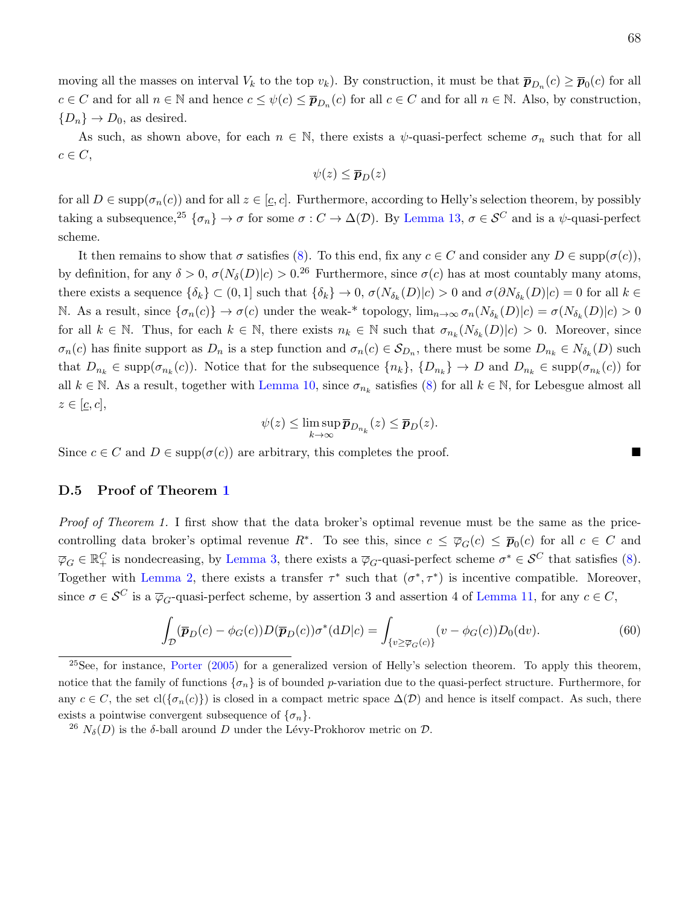moving all the masses on interval $V_k$ to the top $v_k$). By construction, it must be that $\overline{\boldsymbol{p}}_{D_n}(c) \geq \overline{\boldsymbol{p}}_0(c)$ for all $c \in C$ and for all $n \in \mathbb{N}$ and hence $c \leq \psi(c) \leq \overline{\boldsymbol{p}}_{D_n}(c)$ for all $c \in C$ and for all $n \in \mathbb{N}$. Also, by construction, $\{D_n\} \to D_0$, as desired.

As such, as shown above, for each $n \in \mathbb{N}$, there exists a $\psi$-quasi-perfect scheme $\sigma_n$ such that for all $c \in C$,

$$\psi(z) \leq \overline{\boldsymbol{p}}_D(z)$$

for all $D \in \text{supp}(\sigma_n(c))$ and for all $z \in [\underline{c}, c]$. Furthermore, according to Helly's selection theorem, by possibly taking a subsequence,[25] $\{\sigma_n\} \to \sigma$ for some $\sigma : C \to \Delta(\mathcal{D})$. By Lemma 13, $\sigma \in \mathcal{S}^C$ and is a $\psi$-quasi-perfect scheme.

It then remains to show that $\sigma$ satisfies (8). To this end, fix any $c \in C$ and consider any $D \in \text{supp}(\sigma(c))$, by definition, for any $\delta > 0$, $\sigma(N_\delta(D)|c) > 0$.[26] Furthermore, since $\sigma(c)$ has at most countably many atoms, there exists a sequence $\{\delta_k\} \subset (0, 1]$ such that $\{\delta_k\} \to 0$, $\sigma(N_{\delta_k}(D)|c) > 0$ and $\sigma(\partial N_{\delta_k}(D)|c) = 0$ for all $k \in \mathbb{N}$. As a result, since $\{\sigma_n(c)\} \to \sigma(c)$ under the weak-* topology, $\lim_{n\to\infty} \sigma_n(N_{\delta_k}(D)|c) = \sigma(N_{\delta_k}(D)|c) > 0$ for all $k \in \mathbb{N}$. Thus, for each $k \in \mathbb{N}$, there exists $n_k \in \mathbb{N}$ such that $\sigma_{n_k}(N_{\delta_k}(D)|c) > 0$. Moreover, since $\sigma_n(c)$ has finite support as $D_n$ is a step function and $\sigma_n(c) \in \mathcal{S}_{D_n}$, there must be some $D_{n_k} \in N_{\delta_k}(D)$ such that $D_{n_k} \in \text{supp}(\sigma_{n_k}(c))$. Notice that for the subsequence $\{n_k\}$, $\{D_{n_k}\} \to D$ and $D_{n_k} \in \text{supp}(\sigma_{n_k}(c))$ for all $k \in \mathbb{N}$. As a result, together with Lemma 10, since $\sigma_{n_k}$ satisfies (8) for all $k \in \mathbb{N}$, for Lebesgue almost all $z \in [\underline{c}, c]$,

$$\psi(z) \leq \limsup_{k\to\infty} \overline{\boldsymbol{p}}_{D_{n_k}}(z) \leq \overline{\boldsymbol{p}}_D(z).$$

Since $c \in C$ and $D \in \text{supp}(\sigma(c))$ are arbitrary, this completes the proof. ■

### D.5 Proof of Theorem 1

*Proof of Theorem 1.* I first show that the data broker's optimal revenue must be the same as the price-controlling data broker's optimal revenue $R^*$. To see this, since $c \leq \overline{\varphi}_G(c) \leq \overline{\boldsymbol{p}}_0(c)$ for all $c \in C$ and $\overline{\varphi}_G \in \mathbb{R}_+^C$ is nondecreasing, by Lemma 3, there exists a $\overline{\varphi}_G$-quasi-perfect scheme $\sigma^* \in \mathcal{S}^C$ that satisfies (8). Together with Lemma 2, there exists a transfer $\tau^*$ such that $(\sigma^*, \tau^*)$ is incentive compatible. Moreover, since $\sigma \in \mathcal{S}^C$ is a $\overline{\varphi}_G$-quasi-perfect scheme, by assertion 3 and assertion 4 of Lemma 11, for any $c \in C$,

$$\int_{\mathcal{D}} (\overline{\boldsymbol{p}}_D(c) - \phi_G(c)) D(\overline{\boldsymbol{p}}_D(c)) \sigma^*(\mathrm{d}D|c) = \int_{\{v \geq \overline{\varphi}_G(c)\}} (v - \phi_G(c)) D_0(\mathrm{d}v). \tag{60}$$

[25] See, for instance, Porter (2005) for a generalized version of Helly's selection theorem. To apply this theorem, notice that the family of functions $\{\sigma_n\}$ is of bounded $p$-variation due to the quasi-perfect structure. Furthermore, for any $c \in C$, the set $\text{cl}(\{\sigma_n(c)\})$ is closed in a compact metric space $\Delta(\mathcal{D})$ and hence is itself compact. As such, there exists a pointwise convergent subsequence of $\{\sigma_n\}$.

[26] $N_\delta(D)$ is the $\delta$-ball around $D$ under the Lévy-Prokhorov metric on $\mathcal{D}$.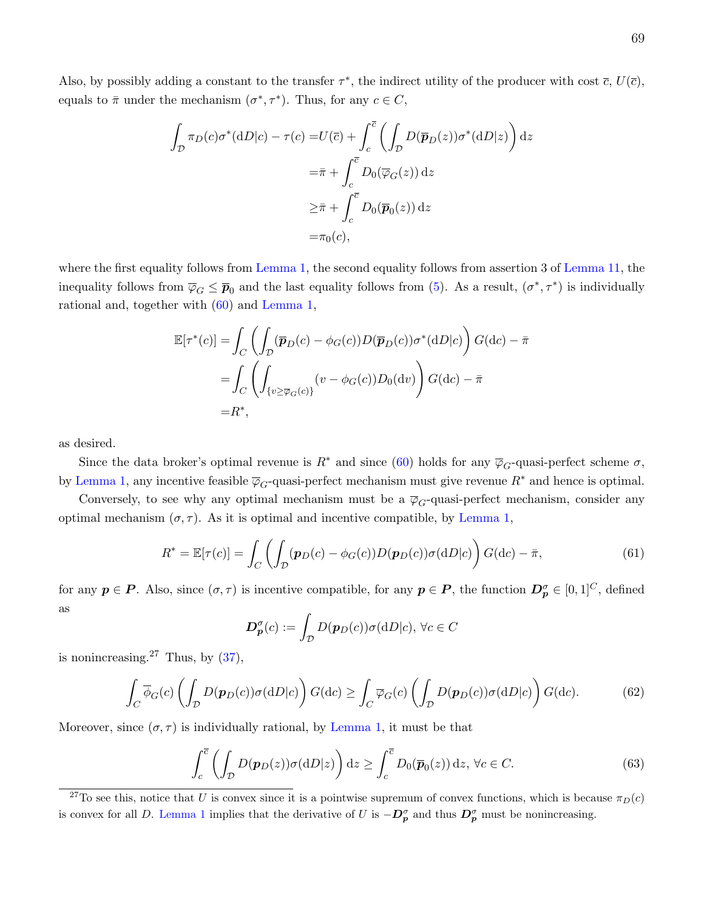Also, by possibly adding a constant to the transfer $\tau^*$, the indirect utility of the producer with cost $\overline{c}$, $U(\overline{c})$, equals to $\bar{\pi}$ under the mechanism $(\sigma^*, \tau^*)$. Thus, for any $c \in C$,

$$
\begin{aligned}
\int_{\mathcal{D}} \pi_D(c)\sigma^*(\mathrm{d}D|c) - \tau(c) =& U(\overline{c}) + \int_c^{\overline{c}} \left( \int_{\mathcal{D}} D(\overline{\boldsymbol{p}}_D(z))\sigma^*(\mathrm{d}D|z) \right) \mathrm{d}z \\
=& \bar{\pi} + \int_c^{\overline{c}} D_0(\overline{\varphi}_G(z))\, \mathrm{d}z \\
\geq& \bar{\pi} + \int_c^{\overline{c}} D_0(\overline{\boldsymbol{p}}_0(z))\, \mathrm{d}z \\
=& \pi_0(c),
\end{aligned}
$$

where the first equality follows from Lemma 1, the second equality follows from assertion 3 of Lemma 11, the inequality follows from $\overline{\varphi}_G \leq \overline{\boldsymbol{p}}_0$ and the last equality follows from (5). As a result, $(\sigma^*, \tau^*)$ is individually rational and, together with (60) and Lemma 1,

$$
\begin{aligned}
\mathbb{E}[\tau^*(c)] =& \int_C \left( \int_{\mathcal{D}} (\overline{\boldsymbol{p}}_D(c) - \phi_G(c)) D(\overline{\boldsymbol{p}}_D(c))\sigma^*(\mathrm{d}D|c) \right) G(\mathrm{d}c) - \bar{\pi} \\
=& \int_C \left( \int_{\{v \geq \overline{\varphi}_G(c)\}} (v - \phi_G(c)) D_0(\mathrm{d}v) \right) G(\mathrm{d}c) - \bar{\pi} \\
=& R^*,
\end{aligned}
$$

as desired.

Since the data broker's optimal revenue is $R^*$ and since (60) holds for any $\overline{\varphi}_G$-quasi-perfect scheme $\sigma$, by Lemma 1, any incentive feasible $\overline{\varphi}_G$-quasi-perfect mechanism must give revenue $R^*$ and hence is optimal.

Conversely, to see why any optimal mechanism must be a $\overline{\varphi}_G$-quasi-perfect mechanism, consider any optimal mechanism $(\sigma, \tau)$. As it is optimal and incentive compatible, by Lemma 1,

$$
R^* = \mathbb{E}[\tau(c)] = \int_C \left( \int_{\mathcal{D}} (\boldsymbol{p}_D(c) - \phi_G(c)) D(\boldsymbol{p}_D(c))\sigma(\mathrm{d}D|c) \right) G(\mathrm{d}c) - \bar{\pi}, \tag{61}
$$

for any $\boldsymbol{p} \in \boldsymbol{P}$. Also, since $(\sigma, \tau)$ is incentive compatible, for any $\boldsymbol{p} \in \boldsymbol{P}$, the function $\boldsymbol{D}_{\boldsymbol{p}}^{\sigma} \in [0,1]^C$, defined as

$$
\boldsymbol{D}_{\boldsymbol{p}}^{\sigma}(c) := \int_{\mathcal{D}} D(\boldsymbol{p}_D(c))\sigma(\mathrm{d}D|c),\ \forall c \in C
$$

is nonincreasing.[27] Thus, by (37),

$$
\int_C \overline{\phi}_G(c) \left( \int_{\mathcal{D}} D(\boldsymbol{p}_D(c))\sigma(\mathrm{d}D|c) \right) G(\mathrm{d}c) \geq \int_C \overline{\varphi}_G(c) \left( \int_{\mathcal{D}} D(\boldsymbol{p}_D(c))\sigma(\mathrm{d}D|c) \right) G(\mathrm{d}c). \tag{62}
$$

Moreover, since $(\sigma, \tau)$ is individually rational, by Lemma 1, it must be that

$$
\int_c^{\overline{c}} \left( \int_{\mathcal{D}} D(\boldsymbol{p}_D(z))\sigma(\mathrm{d}D|z) \right) \mathrm{d}z \geq \int_c^{\overline{c}} D_0(\overline{\boldsymbol{p}}_0(z))\, \mathrm{d}z,\ \forall c \in C. \tag{63}
$$

[27] To see this, notice that $U$ is convex since it is a pointwise supremum of convex functions, which is because $\pi_D(c)$ is convex for all $D$. Lemma 1 implies that the derivative of $U$ is $-\boldsymbol{D}_{\boldsymbol{p}}^{\sigma}$ and thus $\boldsymbol{D}_{\boldsymbol{p}}^{\sigma}$ must be nonincreasing.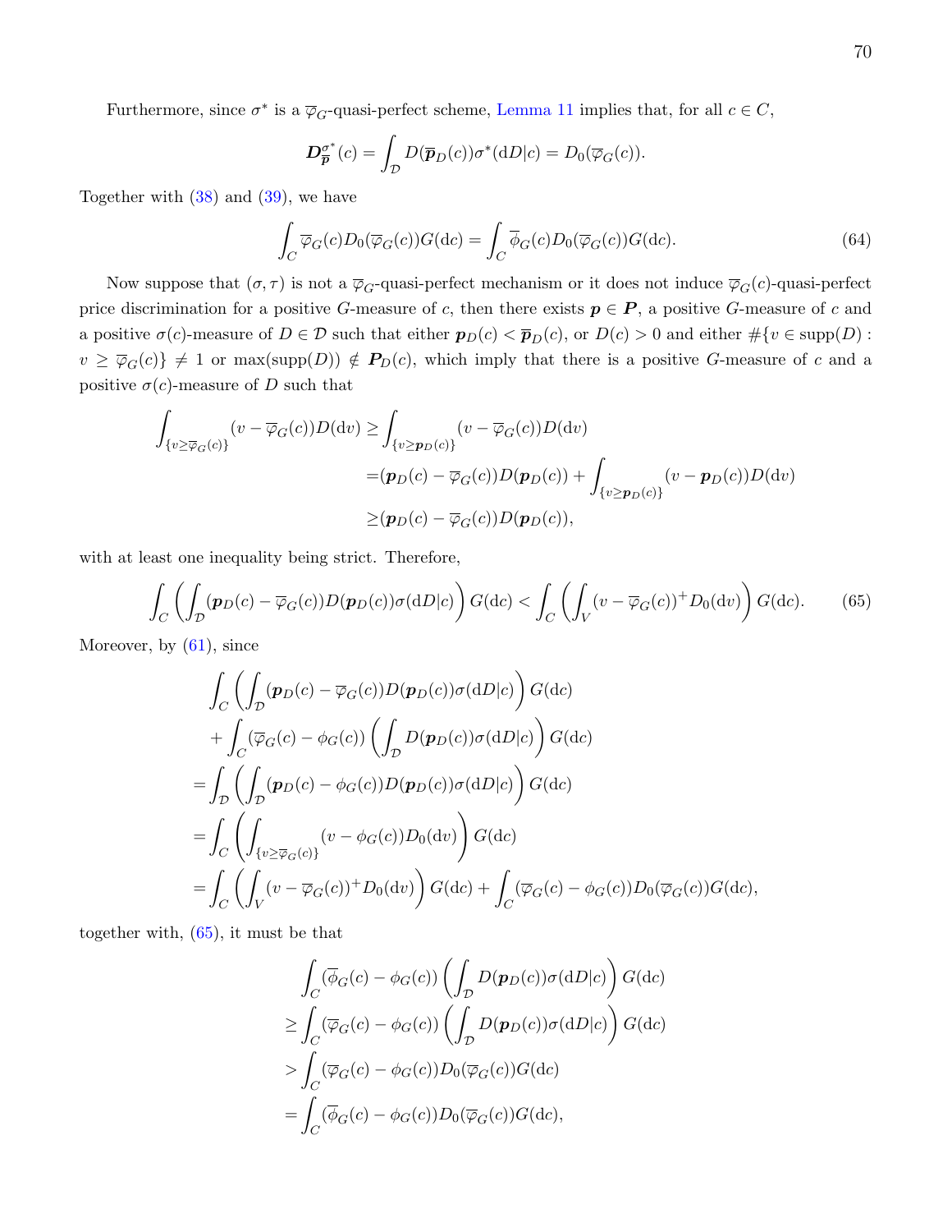Furthermore, since $\sigma^*$ is a $\overline{\varphi}_G$-quasi-perfect scheme, Lemma 11 implies that, for all $c \in C$,

$$\boldsymbol{D}_{\overline{\boldsymbol{p}}}^{\sigma^*}(c) = \int_{\mathcal{D}} D(\overline{\boldsymbol{p}}_D(c))\sigma^*(\mathrm{d}D|c) = D_0(\overline{\varphi}_G(c)).$$

Together with (38) and (39), we have

$$\int_C \overline{\varphi}_G(c) D_0(\overline{\varphi}_G(c)) G(\mathrm{d}c) = \int_C \overline{\phi}_G(c) D_0(\overline{\varphi}_G(c)) G(\mathrm{d}c). \tag{64}$$

Now suppose that $(\sigma, \tau)$ is not a $\overline{\varphi}_G$-quasi-perfect mechanism or it does not induce $\overline{\varphi}_G(c)$-quasi-perfect price discrimination for a positive $G$-measure of $c$, then there exists $\boldsymbol{p} \in \boldsymbol{P}$, a positive $G$-measure of $c$ and a positive $\sigma(c)$-measure of $D \in \mathcal{D}$ such that either $\boldsymbol{p}_D(c) < \overline{\boldsymbol{p}}_D(c)$, or $D(c) > 0$ and either $\#\{v \in \mathrm{supp}(D) : v \geq \overline{\varphi}_G(c)\} \neq 1$ or $\max(\mathrm{supp}(D)) \notin \boldsymbol{P}_D(c)$, which imply that there is a positive $G$-measure of $c$ and a positive $\sigma(c)$-measure of $D$ such that

$$\begin{aligned}
\int_{\{v \geq \overline{\varphi}_G(c)\}} (v - \overline{\varphi}_G(c)) D(\mathrm{d}v) \geq & \int_{\{v \geq \boldsymbol{p}_D(c)\}} (v - \overline{\varphi}_G(c)) D(\mathrm{d}v) \\
&= (\boldsymbol{p}_D(c) - \overline{\varphi}_G(c)) D(\boldsymbol{p}_D(c)) + \int_{\{v \geq \boldsymbol{p}_D(c)\}} (v - \boldsymbol{p}_D(c)) D(\mathrm{d}v) \\
&\geq (\boldsymbol{p}_D(c) - \overline{\varphi}_G(c)) D(\boldsymbol{p}_D(c)),
\end{aligned}$$

with at least one inequality being strict. Therefore,

$$\int_C \left( \int_{\mathcal{D}} (\boldsymbol{p}_D(c) - \overline{\varphi}_G(c)) D(\boldsymbol{p}_D(c)) \sigma(\mathrm{d}D|c) \right) G(\mathrm{d}c) < \int_C \left( \int_V (v - \overline{\varphi}_G(c))^+ D_0(\mathrm{d}v) \right) G(\mathrm{d}c). \tag{65}$$

Moreover, by (61), since

$$\begin{aligned}
&\int_C \left( \int_{\mathcal{D}} (\boldsymbol{p}_D(c) - \overline{\varphi}_G(c)) D(\boldsymbol{p}_D(c)) \sigma(\mathrm{d}D|c) \right) G(\mathrm{d}c) \\
&+ \int_C (\overline{\varphi}_G(c) - \phi_G(c)) \left( \int_{\mathcal{D}} D(\boldsymbol{p}_D(c)) \sigma(\mathrm{d}D|c) \right) G(\mathrm{d}c) \\
=& \int_{\mathcal{D}} \left( \int_{\mathcal{D}} (\boldsymbol{p}_D(c) - \phi_G(c)) D(\boldsymbol{p}_D(c)) \sigma(\mathrm{d}D|c) \right) G(\mathrm{d}c) \\
=& \int_C \left( \int_{\{v \geq \overline{\varphi}_G(c)\}} (v - \phi_G(c)) D_0(\mathrm{d}v) \right) G(\mathrm{d}c) \\
=& \int_C \left( \int_V (v - \overline{\varphi}_G(c))^+ D_0(\mathrm{d}v) \right) G(\mathrm{d}c) + \int_C (\overline{\varphi}_G(c) - \phi_G(c)) D_0(\overline{\varphi}_G(c)) G(\mathrm{d}c),
\end{aligned}$$

together with, (65), it must be that

$$\begin{aligned}
&\int_C (\overline{\phi}_G(c) - \phi_G(c)) \left( \int_{\mathcal{D}} D(\boldsymbol{p}_D(c)) \sigma(\mathrm{d}D|c) \right) G(\mathrm{d}c) \\
\geq& \int_C (\overline{\varphi}_G(c) - \phi_G(c)) \left( \int_{\mathcal{D}} D(\boldsymbol{p}_D(c)) \sigma(\mathrm{d}D|c) \right) G(\mathrm{d}c) \\
>& \int_C (\overline{\varphi}_G(c) - \phi_G(c)) D_0(\overline{\varphi}_G(c)) G(\mathrm{d}c) \\
=& \int_C (\overline{\phi}_G(c) - \phi_G(c)) D_0(\overline{\varphi}_G(c)) G(\mathrm{d}c),
\end{aligned}$$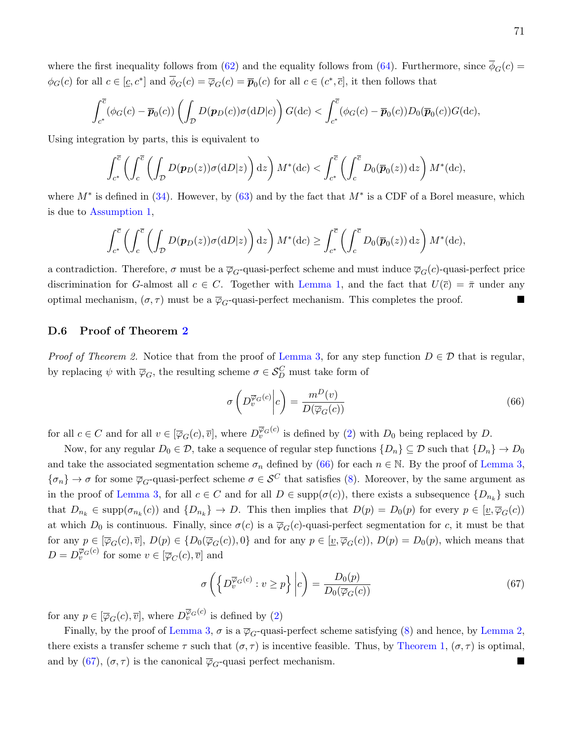where the first inequality follows from (62) and the equality follows from (64). Furthermore, since $\overline{\phi}_G(c) = \phi_G(c)$ for all $c \in [\underline{c}, c^*]$ and $\overline{\phi}_G(c) = \overline{\varphi}_G(c) = \overline{\boldsymbol{p}}_0(c)$ for all $c \in (c^*, \overline{c}]$, it then follows that

$$\int_{c^*}^{\overline{c}} (\phi_G(c) - \overline{\boldsymbol{p}}_0(c)) \left( \int_{\mathcal{D}} D(\boldsymbol{p}_D(c)) \sigma(\mathrm{d}D|c) \right) G(\mathrm{d}c) < \int_{c^*}^{\overline{c}} (\phi_G(c) - \overline{\boldsymbol{p}}_0(c)) D_0(\overline{\boldsymbol{p}}_0(c)) G(\mathrm{d}c),$$

Using integration by parts, this is equivalent to

$$\int_{c^*}^{\overline{c}} \left( \int_{c}^{\overline{c}} \left( \int_{\mathcal{D}} D(\boldsymbol{p}_D(z)) \sigma(\mathrm{d}D|z) \right) \mathrm{d}z \right) M^*(\mathrm{d}c) < \int_{c^*}^{\overline{c}} \left( \int_{c}^{\overline{c}} D_0(\overline{\boldsymbol{p}}_0(z)) \, \mathrm{d}z \right) M^*(\mathrm{d}c),$$

where $M^*$ is defined in (34). However, by (63) and by the fact that $M^*$ is a CDF of a Borel measure, which is due to Assumption 1,

$$\int_{c^*}^{\overline{c}} \left( \int_{c}^{\overline{c}} \left( \int_{\mathcal{D}} D(\boldsymbol{p}_D(z)) \sigma(\mathrm{d}D|z) \right) \mathrm{d}z \right) M^*(\mathrm{d}c) \geq \int_{c^*}^{\overline{c}} \left( \int_{c}^{\overline{c}} D_0(\overline{\boldsymbol{p}}_0(z)) \, \mathrm{d}z \right) M^*(\mathrm{d}c),$$

a contradiction. Therefore, $\sigma$ must be a $\overline{\varphi}_G$-quasi-perfect scheme and must induce $\overline{\varphi}_G(c)$-quasi-perfect price discrimination for $G$-almost all $c \in C$. Together with Lemma 1, and the fact that $U(\overline{c}) = \bar{\pi}$ under any optimal mechanism, $(\sigma, \tau)$ must be a $\overline{\varphi}_G$-quasi-perfect mechanism. This completes the proof. ■

### D.6 Proof of Theorem 2

*Proof of Theorem 2.* Notice that from the proof of Lemma 3, for any step function $D \in \mathcal{D}$ that is regular, by replacing $\psi$ with $\overline{\varphi}_G$, the resulting scheme $\sigma \in \mathcal{S}_D^C$ must take form of

$$\sigma \left( D_v^{\overline{\varphi}_G(c)} \middle| c \right) = \frac{m^D(v)}{D(\overline{\varphi}_G(c))} \tag{66}$$

for all $c \in C$ and for all $v \in [\overline{\varphi}_G(c), \overline{v}]$, where $D_v^{\overline{\varphi}_G(c)}$ is defined by (2) with $D_0$ being replaced by $D$.

Now, for any regular $D_0 \in \mathcal{D}$, take a sequence of regular step functions $\{D_n\} \subseteq \mathcal{D}$ such that $\{D_n\} \to D_0$ and take the associated segmentation scheme $\sigma_n$ defined by (66) for each $n \in \mathbb{N}$. By the proof of Lemma 3, $\{\sigma_n\} \to \sigma$ for some $\overline{\varphi}_G$-quasi-perfect scheme $\sigma \in \mathcal{S}^C$ that satisfies (8). Moreover, by the same argument as in the proof of Lemma 3, for all $c \in C$ and for all $D \in \operatorname{supp}(\sigma(c))$, there exists a subsequence $\{D_{n_k}\}$ such that $D_{n_k} \in \operatorname{supp}(\sigma_{n_k}(c))$ and $\{D_{n_k}\} \to D$. This then implies that $D(p) = D_0(p)$ for every $p \in [\underline{v}, \overline{\varphi}_G(c))$ at which $D_0$ is continuous. Finally, since $\sigma(c)$ is a $\overline{\varphi}_G(c)$-quasi-perfect segmentation for $c$, it must be that for any $p \in [\overline{\varphi}_G(c), \overline{v}]$, $D(p) \in \{D_0(\overline{\varphi}_G(c)), 0\}$ and for any $p \in [\underline{v}, \overline{\varphi}_G(c))$, $D(p) = D_0(p)$, which means that $D = D_v^{\overline{\varphi}_G(c)}$ for some $v \in [\overline{\varphi}_C(c), \overline{v}]$ and

$$\sigma \left( \left\{ D_v^{\overline{\varphi}_G(c)} : v \geq p \right\} \middle| c \right) = \frac{D_0(p)}{D_0(\overline{\varphi}_G(c))} \tag{67}$$

for any $p \in [\overline{\varphi}_G(c), \overline{v}]$, where $D_v^{\overline{\varphi}_G(c)}$ is defined by (2)

Finally, by the proof of Lemma 3, $\sigma$ is a $\overline{\varphi}_G$-quasi-perfect scheme satisfying (8) and hence, by Lemma 2, there exists a transfer scheme $\tau$ such that $(\sigma, \tau)$ is incentive feasible. Thus, by Theorem 1, $(\sigma, \tau)$ is optimal, and by (67), $(\sigma, \tau)$ is the canonical $\overline{\varphi}_G$-quasi perfect mechanism. ■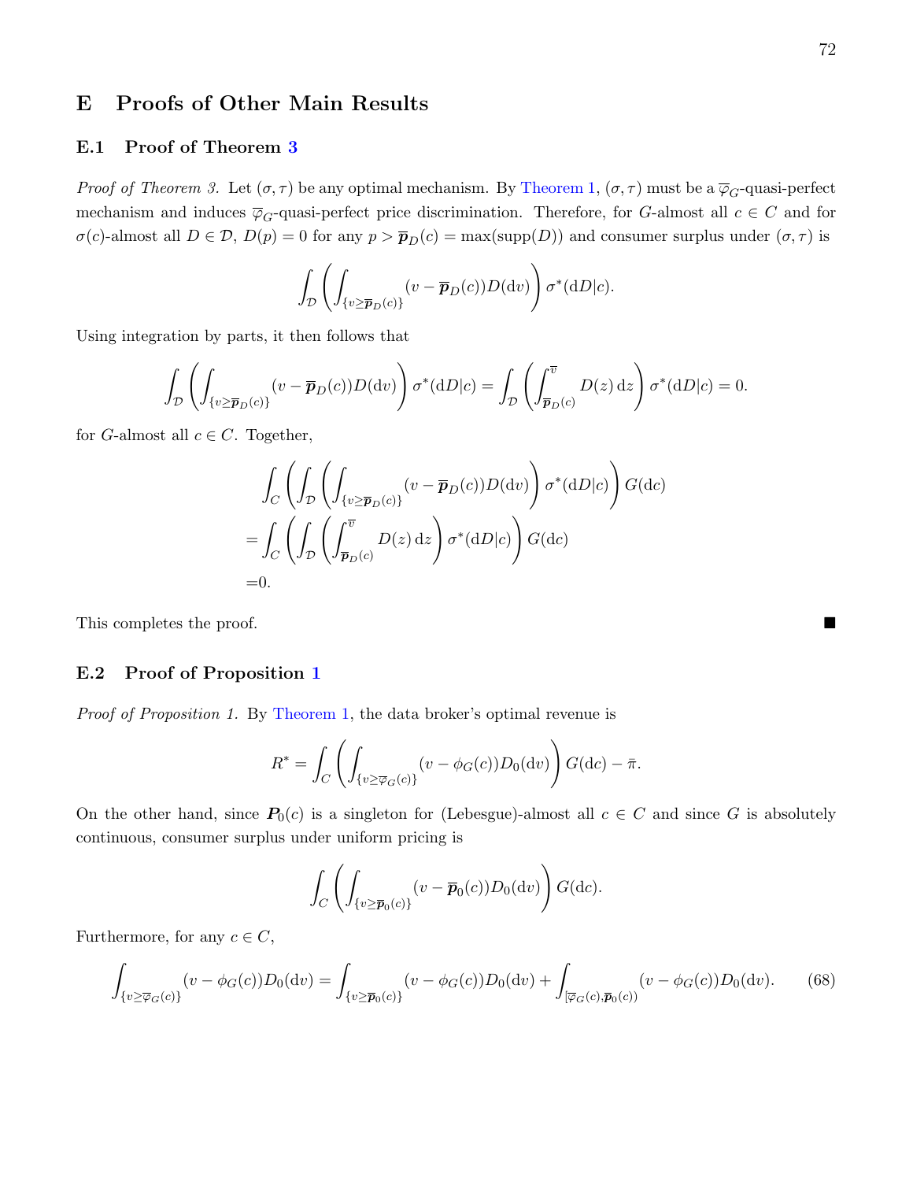# E Proofs of Other Main Results

## E.1 Proof of Theorem 3

*Proof of Theorem 3.* Let $(\sigma, \tau)$ be any optimal mechanism. By Theorem 1, $(\sigma, \tau)$ must be a $\overline{\varphi}_G$-quasi-perfect mechanism and induces $\overline{\varphi}_G$-quasi-perfect price discrimination. Therefore, for $G$-almost all $c \in C$ and for $\sigma(c)$-almost all $D \in \mathcal{D}$, $D(p) = 0$ for any $p > \overline{\boldsymbol{p}}_D(c) = \max(\text{supp}(D))$ and consumer surplus under $(\sigma, \tau)$ is

$$\int_{\mathcal{D}} \left( \int_{\{v \geq \overline{\boldsymbol{p}}_D(c)\}} (v - \overline{\boldsymbol{p}}_D(c)) D(\mathrm{d}v) \right) \sigma^*(\mathrm{d}D|c).$$

Using integration by parts, it then follows that

$$\int_{\mathcal{D}} \left( \int_{\{v \geq \overline{\boldsymbol{p}}_D(c)\}} (v - \overline{\boldsymbol{p}}_D(c)) D(\mathrm{d}v) \right) \sigma^*(\mathrm{d}D|c) = \int_{\mathcal{D}} \left( \int_{\overline{\boldsymbol{p}}_D(c)}^{\overline{v}} D(z) \, \mathrm{d}z \right) \sigma^*(\mathrm{d}D|c) = 0.$$

for $G$-almost all $c \in C$. Together,

$$\begin{aligned}
&\int_C \left( \int_{\mathcal{D}} \left( \int_{\{v \geq \overline{\boldsymbol{p}}_D(c)\}} (v - \overline{\boldsymbol{p}}_D(c)) D(\mathrm{d}v) \right) \sigma^*(\mathrm{d}D|c) \right) G(\mathrm{d}c) \\
=& \int_C \left( \int_{\mathcal{D}} \left( \int_{\overline{\boldsymbol{p}}_D(c)}^{\overline{v}} D(z) \, \mathrm{d}z \right) \sigma^*(\mathrm{d}D|c) \right) G(\mathrm{d}c) \\
=& 0.
\end{aligned}$$

This completes the proof. ■

## E.2 Proof of Proposition 1

*Proof of Proposition 1.* By Theorem 1, the data broker's optimal revenue is

$$R^* = \int_C \left( \int_{\{v \geq \overline{\varphi}_G(c)\}} (v - \phi_G(c)) D_0(\mathrm{d}v) \right) G(\mathrm{d}c) - \bar{\pi}.$$

On the other hand, since $\boldsymbol{P}_0(c)$ is a singleton for (Lebesgue)-almost all $c \in C$ and since $G$ is absolutely continuous, consumer surplus under uniform pricing is

$$\int_C \left( \int_{\{v \geq \overline{\boldsymbol{p}}_0(c)\}} (v - \overline{\boldsymbol{p}}_0(c)) D_0(\mathrm{d}v) \right) G(\mathrm{d}c).$$

Furthermore, for any $c \in C$,

$$\int_{\{v \geq \overline{\varphi}_G(c)\}} (v - \phi_G(c)) D_0(\mathrm{d}v) = \int_{\{v \geq \overline{\boldsymbol{p}}_0(c)\}} (v - \phi_G(c)) D_0(\mathrm{d}v) + \int_{[\overline{\varphi}_G(c), \overline{\boldsymbol{p}}_0(c))} (v - \phi_G(c)) D_0(\mathrm{d}v). \tag{68}$$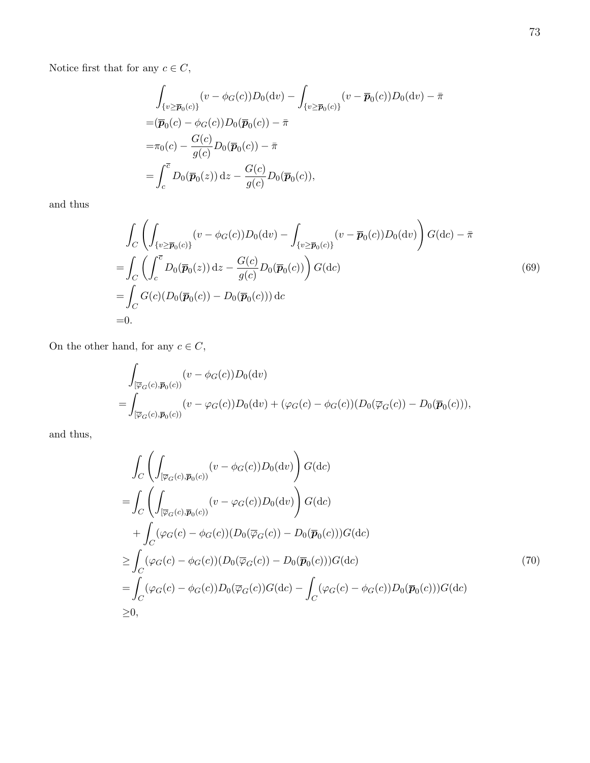Notice first that for any $c \in C$,

$$
\begin{aligned}
&\int_{\{v \geq \overline{\boldsymbol{p}}_0(c)\}} (v - \phi_G(c)) D_0(\mathrm{d}v) - \int_{\{v \geq \overline{\boldsymbol{p}}_0(c)\}} (v - \overline{\boldsymbol{p}}_0(c)) D_0(\mathrm{d}v) - \bar{\pi} \\
=&(\overline{\boldsymbol{p}}_0(c) - \phi_G(c)) D_0(\overline{\boldsymbol{p}}_0(c)) - \bar{\pi} \\
=&\pi_0(c) - \frac{G(c)}{g(c)} D_0(\overline{\boldsymbol{p}}_0(c)) - \bar{\pi} \\
=&\int_c^{\overline{c}} D_0(\overline{\boldsymbol{p}}_0(z)) \,\mathrm{d}z - \frac{G(c)}{g(c)} D_0(\overline{\boldsymbol{p}}_0(c)),
\end{aligned}
$$

and thus

$$
\begin{aligned}
&\int_C \left( \int_{\{v \geq \overline{\boldsymbol{p}}_0(c)\}} (v - \phi_G(c)) D_0(\mathrm{d}v) - \int_{\{v \geq \overline{\boldsymbol{p}}_0(c)\}} (v - \overline{\boldsymbol{p}}_0(c)) D_0(\mathrm{d}v) \right) G(\mathrm{d}c) - \bar{\pi} \\
=&\int_C \left( \int_c^{\overline{c}} D_0(\overline{\boldsymbol{p}}_0(z)) \,\mathrm{d}z - \frac{G(c)}{g(c)} D_0(\overline{\boldsymbol{p}}_0(c)) \right) G(\mathrm{d}c) \qquad (69) \\
=&\int_C G(c)(D_0(\overline{\boldsymbol{p}}_0(c)) - D_0(\overline{\boldsymbol{p}}_0(c))) \,\mathrm{d}c \\
=&0.
\end{aligned}
$$

On the other hand, for any $c \in C$,

$$
\begin{aligned}
&\int_{[\overline{\varphi}_G(c), \overline{\boldsymbol{p}}_0(c))} (v - \phi_G(c)) D_0(\mathrm{d}v) \\
=&\int_{[\overline{\varphi}_G(c), \overline{\boldsymbol{p}}_0(c))} (v - \varphi_G(c)) D_0(\mathrm{d}v) + (\varphi_G(c) - \phi_G(c))(D_0(\overline{\varphi}_G(c)) - D_0(\overline{\boldsymbol{p}}_0(c))),
\end{aligned}
$$

and thus,

$$
\begin{aligned}
&\int_C \left( \int_{[\overline{\varphi}_G(c), \overline{\boldsymbol{p}}_0(c))} (v - \phi_G(c)) D_0(\mathrm{d}v) \right) G(\mathrm{d}c) \\
=&\int_C \left( \int_{[\overline{\varphi}_G(c), \overline{\boldsymbol{p}}_0(c))} (v - \varphi_G(c)) D_0(\mathrm{d}v) \right) G(\mathrm{d}c) \\
&+ \int_C (\varphi_G(c) - \phi_G(c))(D_0(\overline{\varphi}_G(c)) - D_0(\overline{\boldsymbol{p}}_0(c))) G(\mathrm{d}c) \\
\geq&\int_C (\varphi_G(c) - \phi_G(c))(D_0(\overline{\varphi}_G(c)) - D_0(\overline{\boldsymbol{p}}_0(c))) G(\mathrm{d}c) \qquad (70) \\
=&\int_C (\varphi_G(c) - \phi_G(c)) D_0(\overline{\varphi}_G(c)) G(\mathrm{d}c) - \int_C (\varphi_G(c) - \phi_G(c)) D_0(\overline{\boldsymbol{p}}_0(c))) G(\mathrm{d}c) \\
\geq&0,
\end{aligned}
$$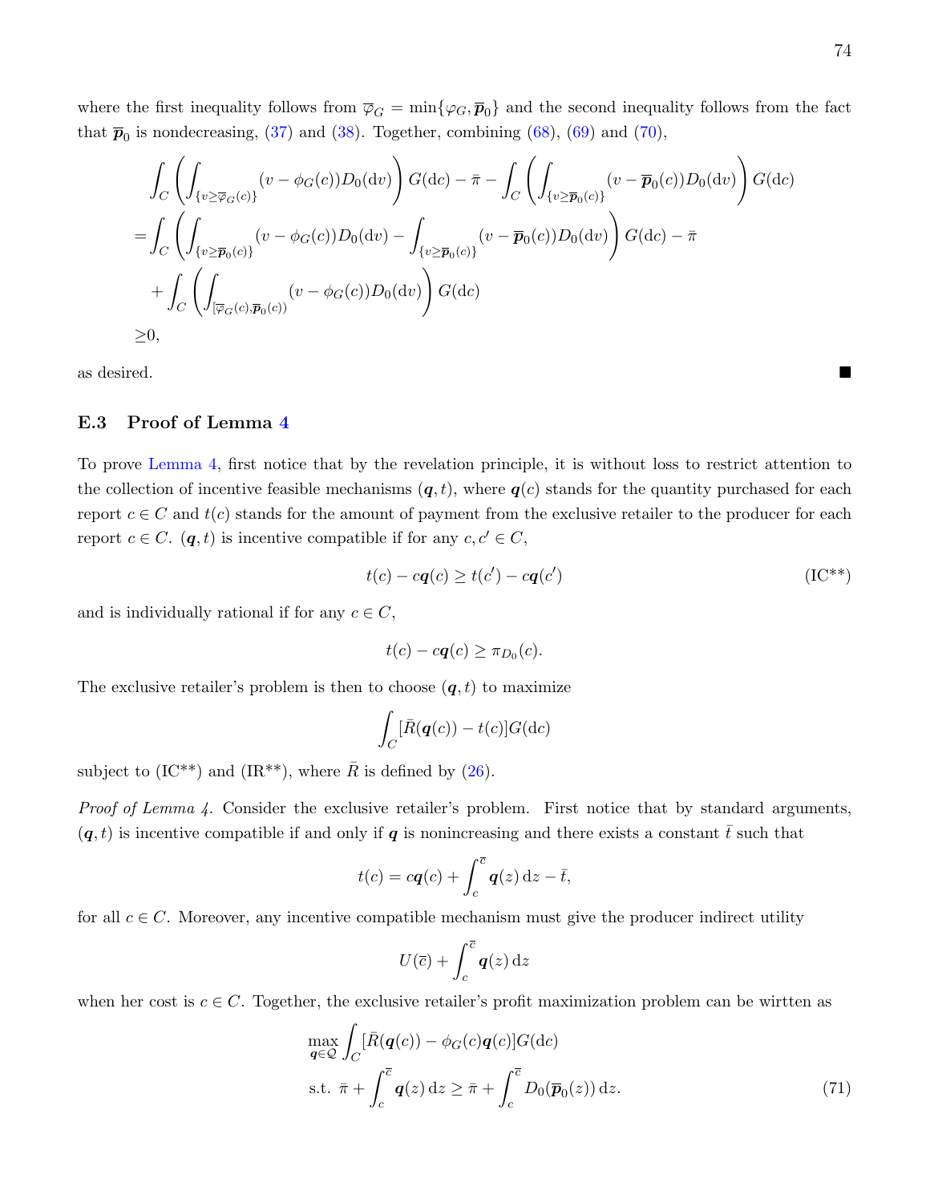where the first inequality follows from $\overline{\varphi}_G = \min\{\varphi_G, \overline{\boldsymbol{p}}_0\}$ and the second inequality follows from the fact that $\overline{\boldsymbol{p}}_0$ is nondecreasing, (37) and (38). Together, combining (68), (69) and (70),

$$
\begin{aligned}
&\int_C \left( \int_{\{v \geq \overline{\varphi}_G(c)\}} (v - \phi_G(c)) D_0(\mathrm{d}v) \right) G(\mathrm{d}c) - \bar{\pi} - \int_C \left( \int_{\{v \geq \overline{\boldsymbol{p}}_0(c)\}} (v - \overline{\boldsymbol{p}}_0(c)) D_0(\mathrm{d}v) \right) G(\mathrm{d}c) \\
=& \int_C \left( \int_{\{v \geq \overline{\boldsymbol{p}}_0(c)\}} (v - \phi_G(c)) D_0(\mathrm{d}v) - \int_{\{v \geq \overline{\boldsymbol{p}}_0(c)\}} (v - \overline{\boldsymbol{p}}_0(c)) D_0(\mathrm{d}v) \right) G(\mathrm{d}c) - \bar{\pi} \\
&+ \int_C \left( \int_{[\overline{\varphi}_G(c), \overline{\boldsymbol{p}}_0(c))} (v - \phi_G(c)) D_0(\mathrm{d}v) \right) G(\mathrm{d}c) \\
\geq& 0,
\end{aligned}
$$

as desired. ■

### E.3 Proof of Lemma 4

To prove Lemma 4, first notice that by the revelation principle, it is without loss to restrict attention to the collection of incentive feasible mechanisms $(\boldsymbol{q}, t)$, where $\boldsymbol{q}(c)$ stands for the quantity purchased for each report $c \in C$ and $t(c)$ stands for the amount of payment from the exclusive retailer to the producer for each report $c \in C$. $(\boldsymbol{q}, t)$ is incentive compatible if for any $c, c' \in C$,

$$
t(c) - c\boldsymbol{q}(c) \geq t(c') - c\boldsymbol{q}(c') \tag{IC**}
$$

and is individually rational if for any $c \in C$,

$$
t(c) - c\boldsymbol{q}(c) \geq \pi_{D_0}(c).
$$

The exclusive retailer's problem is then to choose $(\boldsymbol{q}, t)$ to maximize

$$
\int_C [\bar{R}(\boldsymbol{q}(c)) - t(c)] G(\mathrm{d}c)
$$

subject to (IC**) and (IR**), where $\bar{R}$ is defined by (26).

*Proof of Lemma 4.* Consider the exclusive retailer's problem. First notice that by standard arguments, $(\boldsymbol{q}, t)$ is incentive compatible if and only if $\boldsymbol{q}$ is nonincreasing and there exists a constant $\bar{t}$ such that

$$
t(c) = c\boldsymbol{q}(c) + \int_c^{\overline{c}} \boldsymbol{q}(z) \, \mathrm{d}z - \bar{t},
$$

for all $c \in C$. Moreover, any incentive compatible mechanism must give the producer indirect utility

$$
U(\overline{c}) + \int_c^{\overline{c}} \boldsymbol{q}(z) \, \mathrm{d}z
$$

when her cost is $c \in C$. Together, the exclusive retailer's profit maximization problem can be wirtten as

$$
\begin{aligned}
&\max_{\boldsymbol{q} \in \mathcal{Q}} \int_C [\bar{R}(\boldsymbol{q}(c)) - \phi_G(c)\boldsymbol{q}(c)] G(\mathrm{d}c) \\
&\text{s.t. } \bar{\pi} + \int_c^{\overline{c}} \boldsymbol{q}(z) \, \mathrm{d}z \geq \bar{\pi} + \int_c^{\overline{c}} D_0(\overline{\boldsymbol{p}}_0(z)) \, \mathrm{d}z.
\end{aligned} \tag{71}
$$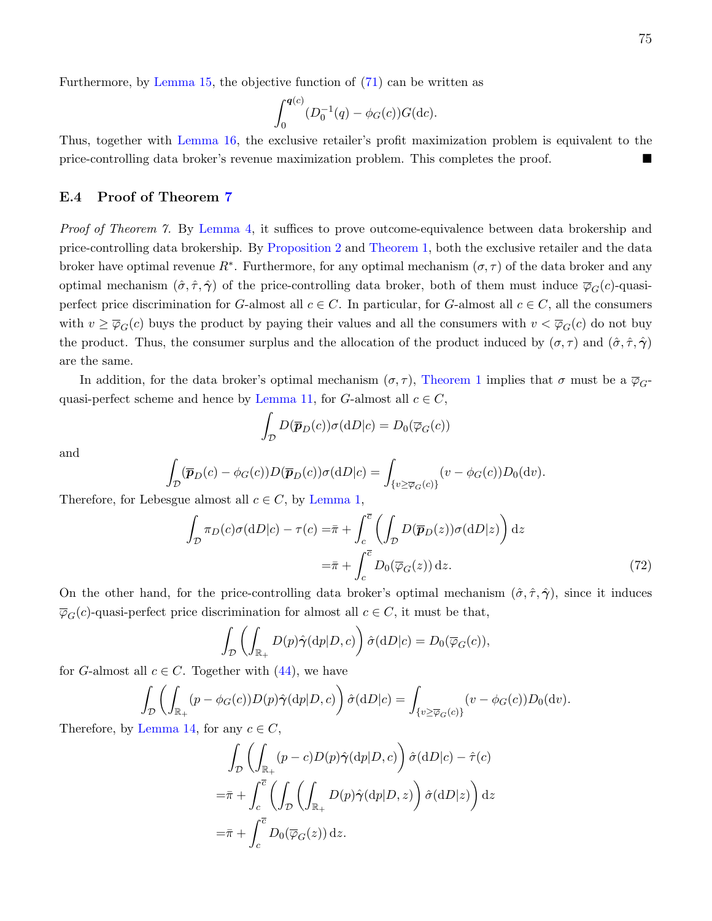Furthermore, by Lemma 15, the objective function of (71) can be written as

$$\int_0^{\boldsymbol{q}(c)} (D_0^{-1}(q) - \phi_G(c))G(\mathrm{d}c).$$

Thus, together with Lemma 16, the exclusive retailer's profit maximization problem is equivalent to the price-controlling data broker's revenue maximization problem. This completes the proof. ■

### E.4 Proof of Theorem 7

*Proof of Theorem 7.* By Lemma 4, it suffices to prove outcome-equivalence between data brokership and price-controlling data brokership. By Proposition 2 and Theorem 1, both the exclusive retailer and the data broker have optimal revenue $R^*$. Furthermore, for any optimal mechanism $(\sigma, \tau)$ of the data broker and any optimal mechanism $(\hat{\sigma}, \hat{\tau}, \hat{\boldsymbol{\gamma}})$ of the price-controlling data broker, both of them must induce $\overline{\varphi}_G(c)$-quasi-perfect price discrimination for $G$-almost all $c \in C$. In particular, for $G$-almost all $c \in C$, all the consumers with $v \geq \overline{\varphi}_G(c)$ buys the product by paying their values and all the consumers with $v < \overline{\varphi}_G(c)$ do not buy the product. Thus, the consumer surplus and the allocation of the product induced by $(\sigma, \tau)$ and $(\hat{\sigma}, \hat{\tau}, \hat{\boldsymbol{\gamma}})$ are the same.

In addition, for the data broker's optimal mechanism $(\sigma, \tau)$, Theorem 1 implies that $\sigma$ must be a $\overline{\varphi}_G$-quasi-perfect scheme and hence by Lemma 11, for $G$-almost all $c \in C$,

$$\int_{\mathcal{D}} D(\overline{\boldsymbol{p}}_D(c))\sigma(\mathrm{d}D|c) = D_0(\overline{\varphi}_G(c))$$

and

$$\int_{\mathcal{D}} (\overline{\boldsymbol{p}}_D(c) - \phi_G(c))D(\overline{\boldsymbol{p}}_D(c))\sigma(\mathrm{d}D|c) = \int_{\{v \geq \overline{\varphi}_G(c)\}} (v - \phi_G(c))D_0(\mathrm{d}v).$$

Therefore, for Lebesgue almost all $c \in C$, by Lemma 1,

$$\begin{aligned}\int_{\mathcal{D}} \pi_D(c)\sigma(\mathrm{d}D|c) - \tau(c) =& \bar{\pi} + \int_c^{\overline{c}} \left(\int_{\mathcal{D}} D(\overline{\boldsymbol{p}}_D(z))\sigma(\mathrm{d}D|z)\right)\mathrm{d}z \\ =& \bar{\pi} + \int_c^{\overline{c}} D_0(\overline{\varphi}_G(z))\,\mathrm{d}z. \end{aligned} \tag{72}$$

On the other hand, for the price-controlling data broker's optimal mechanism $(\hat{\sigma}, \hat{\tau}, \hat{\boldsymbol{\gamma}})$, since it induces $\overline{\varphi}_G(c)$-quasi-perfect price discrimination for almost all $c \in C$, it must be that,

$$\int_{\mathcal{D}} \left(\int_{\mathbb{R}_+} D(p)\hat{\boldsymbol{\gamma}}(\mathrm{d}p|D, c)\right)\hat{\sigma}(\mathrm{d}D|c) = D_0(\overline{\varphi}_G(c)),$$

for $G$-almost all $c \in C$. Together with (44), we have

$$\int_{\mathcal{D}} \left(\int_{\mathbb{R}_+} (p - \phi_G(c))D(p)\hat{\boldsymbol{\gamma}}(\mathrm{d}p|D, c)\right)\hat{\sigma}(\mathrm{d}D|c) = \int_{\{v \geq \overline{\varphi}_G(c)\}} (v - \phi_G(c))D_0(\mathrm{d}v).$$

Therefore, by Lemma 14, for any $c \in C$,

$$\begin{aligned}&\int_{\mathcal{D}} \left(\int_{\mathbb{R}_+} (p - c)D(p)\hat{\boldsymbol{\gamma}}(\mathrm{d}p|D, c)\right)\hat{\sigma}(\mathrm{d}D|c) - \hat{\tau}(c) \\ =& \bar{\pi} + \int_c^{\overline{c}} \left(\int_{\mathcal{D}} \left(\int_{\mathbb{R}_+} D(p)\hat{\boldsymbol{\gamma}}(\mathrm{d}p|D, z)\right)\hat{\sigma}(\mathrm{d}D|z)\right)\mathrm{d}z \\ =& \bar{\pi} + \int_c^{\overline{c}} D_0(\overline{\varphi}_G(z))\,\mathrm{d}z.\end{aligned}$$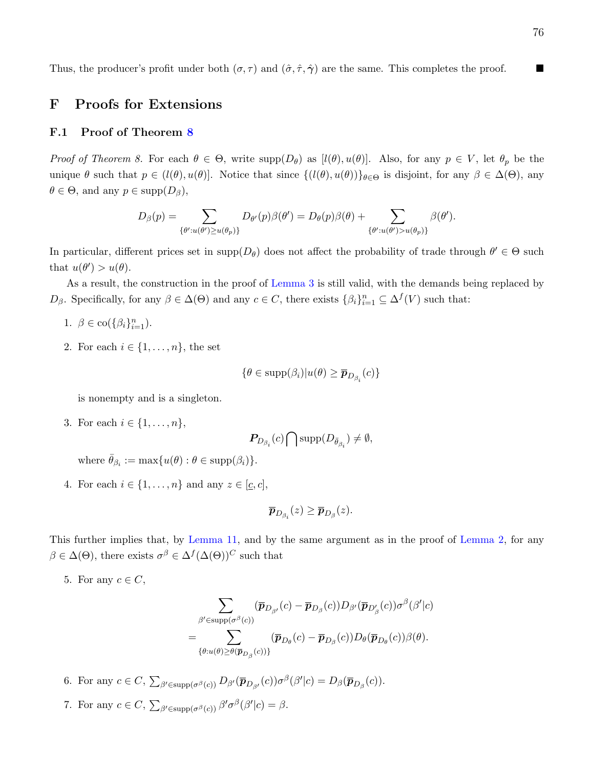Thus, the producer's profit under both $(\sigma, \tau)$ and $(\hat{\sigma}, \hat{\tau}, \hat{\gamma})$ are the same. This completes the proof. ∎

# F Proofs for Extensions

## F.1 Proof of Theorem 8

*Proof of Theorem 8.* For each $\theta \in \Theta$, write $\text{supp}(D_\theta)$ as $[l(\theta), u(\theta)]$. Also, for any $p \in V$, let $\theta_p$ be the unique $\theta$ such that $p \in (l(\theta), u(\theta)]$. Notice that since $\{(l(\theta), u(\theta))\}_{\theta \in \Theta}$ is disjoint, for any $\beta \in \Delta(\Theta)$, any $\theta \in \Theta$, and any $p \in \text{supp}(D_\beta)$,

$$D_\beta(p) = \sum_{\{\theta' : u(\theta') \geq u(\theta_p)\}} D_{\theta'}(p)\beta(\theta') = D_\theta(p)\beta(\theta) + \sum_{\{\theta' : u(\theta') > u(\theta_p)\}} \beta(\theta').$$

In particular, different prices set in $\text{supp}(D_\theta)$ does not affect the probability of trade through $\theta' \in \Theta$ such that $u(\theta') > u(\theta)$.

As a result, the construction in the proof of Lemma 3 is still valid, with the demands being replaced by $D_\beta$. Specifically, for any $\beta \in \Delta(\Theta)$ and any $c \in C$, there exists $\{\beta_i\}_{i=1}^n \subseteq \Delta^f(V)$ such that:

1. $\beta \in \text{co}(\{\beta_i\}_{i=1}^n)$.
2. For each $i \in \{1, \ldots, n\}$, the set
$$\{\theta \in \text{supp}(\beta_i) | u(\theta) \geq \overline{\boldsymbol{p}}_{D_{\beta_i}}(c)\}$$
is nonempty and is a singleton.
3. For each $i \in \{1, \ldots, n\}$,
$$\boldsymbol{P}_{D_{\beta_i}}(c) \bigcap \text{supp}(D_{\bar{\theta}_{\beta_i}}) \neq \emptyset,$$
where $\bar{\theta}_{\beta_i} := \max\{u(\theta) : \theta \in \text{supp}(\beta_i)\}$.
4. For each $i \in \{1, \ldots, n\}$ and any $z \in [\underline{c}, c]$,
$$\overline{\boldsymbol{p}}_{D_{\beta_i}}(z) \geq \overline{\boldsymbol{p}}_{D_\beta}(z).$$

This further implies that, by Lemma 11, and by the same argument as in the proof of Lemma 2, for any $\beta \in \Delta(\Theta)$, there exists $\sigma^\beta \in \Delta^f(\Delta(\Theta))^C$ such that

5. For any $c \in C$,
$$\begin{aligned}
&\sum_{\beta' \in \text{supp}(\sigma^\beta(c))} (\overline{\boldsymbol{p}}_{D_{\beta'}}(c) - \overline{\boldsymbol{p}}_{D_\beta}(c)) D_{\beta'}(\overline{\boldsymbol{p}}_{D'_\beta}(c)) \sigma^\beta(\beta'|c) \\
=& \sum_{\{\theta : u(\theta) \geq \theta(\overline{\boldsymbol{p}}_{D_\beta}(c))\}} (\overline{\boldsymbol{p}}_{D_\theta}(c) - \overline{\boldsymbol{p}}_{D_\beta}(c)) D_\theta(\overline{\boldsymbol{p}}_{D_\theta}(c)) \beta(\theta).
\end{aligned}$$
6. For any $c \in C$, $\sum_{\beta' \in \text{supp}(\sigma^\beta(c))} D_{\beta'}(\overline{\boldsymbol{p}}_{D_{\beta'}}(c)) \sigma^\beta(\beta'|c) = D_\beta(\overline{\boldsymbol{p}}_{D_\beta}(c))$.
7. For any $c \in C$, $\sum_{\beta' \in \text{supp}(\sigma^\beta(c))} \beta' \sigma^\beta(\beta'|c) = \beta$.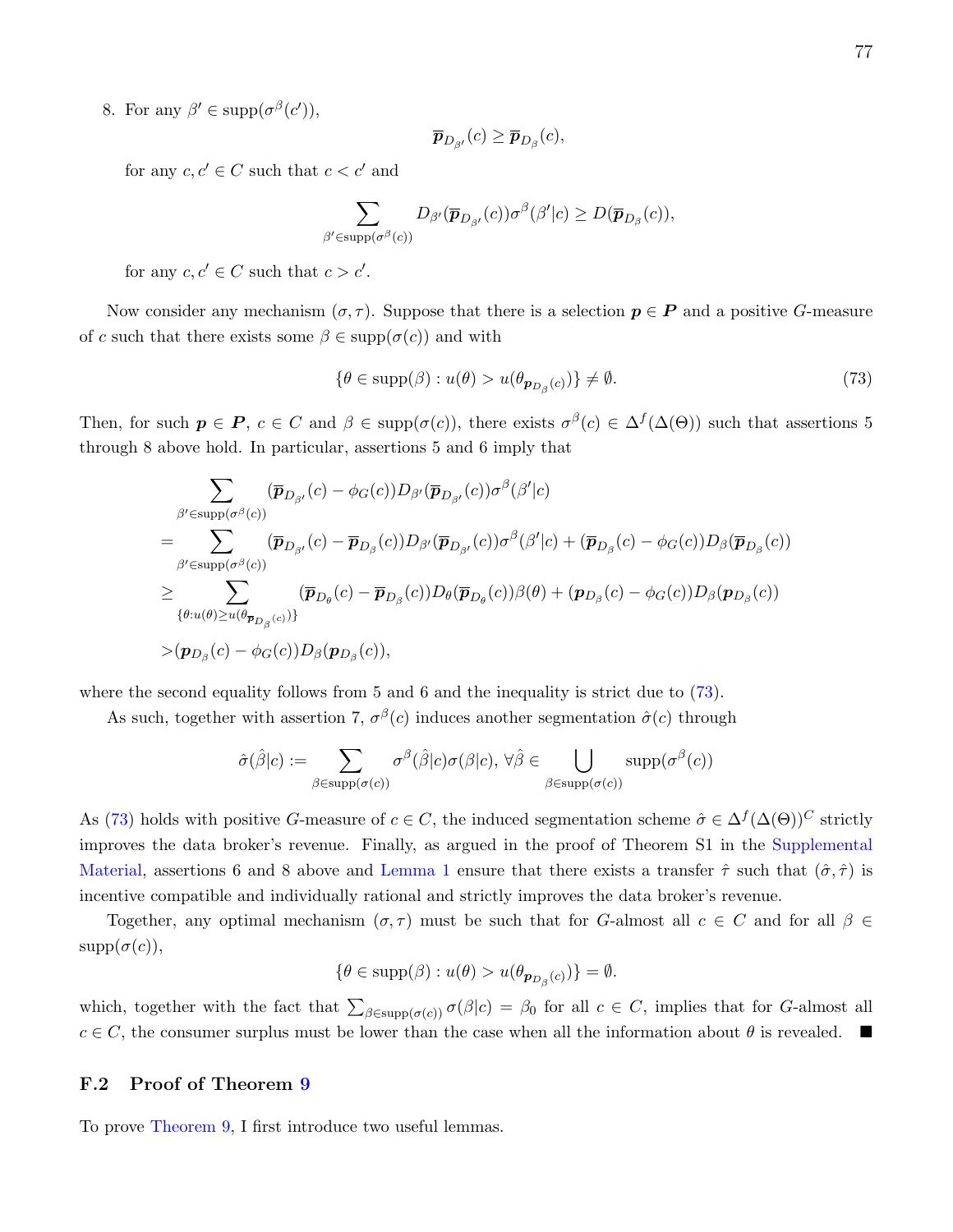8. For any $\beta' \in \text{supp}(\sigma^\beta(c'))$,

$$\overline{\boldsymbol{p}}_{D_{\beta'}}(c) \geq \overline{\boldsymbol{p}}_{D_\beta}(c),$$

for any $c, c' \in C$ such that $c < c'$ and

$$\sum_{\beta' \in \text{supp}(\sigma^\beta(c))} D_{\beta'}(\overline{\boldsymbol{p}}_{D_{\beta'}}(c))\sigma^\beta(\beta'|c) \geq D(\overline{\boldsymbol{p}}_{D_\beta}(c)),$$

for any $c, c' \in C$ such that $c > c'$.

Now consider any mechanism $(\sigma, \tau)$. Suppose that there is a selection $\boldsymbol{p} \in \boldsymbol{P}$ and a positive $G$-measure of $c$ such that there exists some $\beta \in \text{supp}(\sigma(c))$ and with

$$\{\theta \in \text{supp}(\beta) : u(\theta) > u(\theta_{\boldsymbol{p}_{D_\beta}(c)})\} \neq \emptyset. \tag{73}$$

Then, for such $\boldsymbol{p} \in \boldsymbol{P}$, $c \in C$ and $\beta \in \text{supp}(\sigma(c))$, there exists $\sigma^\beta(c) \in \Delta^f(\Delta(\Theta))$ such that assertions 5 through 8 above hold. In particular, assertions 5 and 6 imply that

$$\begin{aligned}
&\sum_{\beta' \in \text{supp}(\sigma^\beta(c))} (\overline{\boldsymbol{p}}_{D_{\beta'}}(c) - \phi_G(c))D_{\beta'}(\overline{\boldsymbol{p}}_{D_{\beta'}}(c))\sigma^\beta(\beta'|c) \\
=&\sum_{\beta' \in \text{supp}(\sigma^\beta(c))} (\overline{\boldsymbol{p}}_{D_{\beta'}}(c) - \overline{\boldsymbol{p}}_{D_\beta}(c))D_{\beta'}(\overline{\boldsymbol{p}}_{D_{\beta'}}(c))\sigma^\beta(\beta'|c) + (\overline{\boldsymbol{p}}_{D_\beta}(c) - \phi_G(c))D_\beta(\overline{\boldsymbol{p}}_{D_\beta}(c)) \\
\geq&\sum_{\{\theta : u(\theta) \geq u(\theta_{\overline{\boldsymbol{p}}_{D_\beta}(c)})\}} (\overline{\boldsymbol{p}}_{D_\theta}(c) - \overline{\boldsymbol{p}}_{D_\beta}(c))D_\theta(\overline{\boldsymbol{p}}_{D_\theta}(c))\beta(\theta) + (\boldsymbol{p}_{D_\beta}(c) - \phi_G(c))D_\beta(\boldsymbol{p}_{D_\beta}(c)) \\
>&(\boldsymbol{p}_{D_\beta}(c) - \phi_G(c))D_\beta(\boldsymbol{p}_{D_\beta}(c)),
\end{aligned}$$

where the second equality follows from 5 and 6 and the inequality is strict due to (73).

As such, together with assertion 7, $\sigma^\beta(c)$ induces another segmentation $\hat{\sigma}(c)$ through

$$\hat{\sigma}(\hat{\beta}|c) := \sum_{\beta \in \text{supp}(\sigma(c))} \sigma^\beta(\hat{\beta}|c)\sigma(\beta|c), \forall \hat{\beta} \in \bigcup_{\beta \in \text{supp}(\sigma(c))} \text{supp}(\sigma^\beta(c))$$

As (73) holds with positive $G$-measure of $c \in C$, the induced segmentation scheme $\hat{\sigma} \in \Delta^f(\Delta(\Theta))^C$ strictly improves the data broker's revenue. Finally, as argued in the proof of Theorem S1 in the Supplemental Material, assertions 6 and 8 above and Lemma 1 ensure that there exists a transfer $\hat{\tau}$ such that $(\hat{\sigma}, \hat{\tau})$ is incentive compatible and individually rational and strictly improves the data broker's revenue.

Together, any optimal mechanism $(\sigma, \tau)$ must be such that for $G$-almost all $c \in C$ and for all $\beta \in \text{supp}(\sigma(c))$,

$$\{\theta \in \text{supp}(\beta) : u(\theta) > u(\theta_{\boldsymbol{p}_{D_\beta}(c)})\} = \emptyset.$$

which, together with the fact that $\sum_{\beta \in \text{supp}(\sigma(c))} \sigma(\beta|c) = \beta_0$ for all $c \in C$, implies that for $G$-almost all $c \in C$, the consumer surplus must be lower than the case when all the information about $\theta$ is revealed. ■

## F.2 Proof of Theorem 9

To prove Theorem 9, I first introduce two useful lemmas.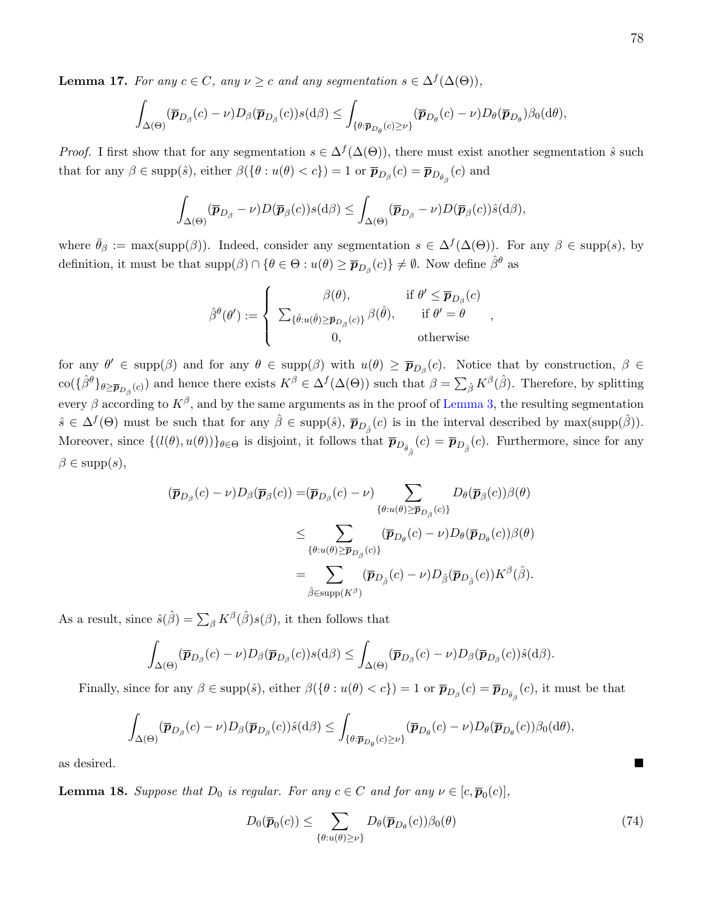**Lemma 17.** *For any $c \in C$, any $\nu \geq c$ and any segmentation $s \in \Delta^f(\Delta(\Theta))$,*

$$\int_{\Delta(\Theta)} (\overline{\boldsymbol{p}}_{D_\beta}(c) - \nu) D_\beta(\overline{\boldsymbol{p}}_{D_\beta}(c)) s(\mathrm{d}\beta) \leq \int_{\{\theta : \overline{\boldsymbol{p}}_{D_\theta}(c) \geq \nu\}} (\overline{\boldsymbol{p}}_{D_\theta}(c) - \nu) D_\theta(\overline{\boldsymbol{p}}_{D_\theta}) \beta_0(\mathrm{d}\theta),$$

*Proof.* I first show that for any segmentation $s \in \Delta^f(\Delta(\Theta))$, there must exist another segmentation $\hat{s}$ such that for any $\beta \in \mathrm{supp}(\hat{s})$, either $\beta(\{\theta : u(\theta) < c\}) = 1$ or $\overline{\boldsymbol{p}}_{D_\beta}(c) = \overline{\boldsymbol{p}}_{D_{\bar{\theta}_\beta}}(c)$ and

$$\int_{\Delta(\Theta)} (\overline{\boldsymbol{p}}_{D_\beta} - \nu) D(\overline{\boldsymbol{p}}_\beta(c)) s(\mathrm{d}\beta) \leq \int_{\Delta(\Theta)} (\overline{\boldsymbol{p}}_{D_\beta} - \nu) D(\overline{\boldsymbol{p}}_\beta(c)) \hat{s}(\mathrm{d}\beta),$$

where $\bar{\theta}_\beta := \max(\mathrm{supp}(\beta))$. Indeed, consider any segmentation $s \in \Delta^f(\Delta(\Theta))$. For any $\beta \in \mathrm{supp}(s)$, by definition, it must be that $\mathrm{supp}(\beta) \cap \{\theta \in \Theta : u(\theta) \geq \overline{\boldsymbol{p}}_{D_\beta}(c)\} \neq \emptyset$. Now define $\hat{\beta}^\theta$ as

$$\hat{\beta}^\theta(\theta') := \begin{cases} \beta(\theta), & \text{if } \theta' \leq \overline{\boldsymbol{p}}_{D_\beta}(c) \\ \sum_{\{\hat{\theta} : u(\hat{\theta}) \geq \overline{\boldsymbol{p}}_{D_\beta}(c)\}} \beta(\hat{\theta}), & \text{if } \theta' = \theta \\ 0, & \text{otherwise} \end{cases},$$

for any $\theta' \in \mathrm{supp}(\beta)$ and for any $\theta \in \mathrm{supp}(\beta)$ with $u(\theta) \geq \overline{\boldsymbol{p}}_{D_\beta}(c)$. Notice that by construction, $\beta \in \mathrm{co}(\{\hat{\beta}^\theta\}_{\theta \geq \overline{\boldsymbol{p}}_{D_\beta}(c)})$ and hence there exists $K^\beta \in \Delta^f(\Delta(\Theta))$ such that $\beta = \sum_{\hat{\beta}} K^\beta(\hat{\beta})$. Therefore, by splitting every $\beta$ according to $K^\beta$, and by the same arguments as in the proof of Lemma 3, the resulting segmentation $\hat{s} \in \Delta^f(\Theta)$ must be such that for any $\hat{\beta} \in \mathrm{supp}(\hat{s})$, $\overline{\boldsymbol{p}}_{D_{\hat{\beta}}}(c)$ is in the interval described by $\max(\mathrm{supp}(\hat{\beta}))$. Moreover, since $\{(l(\theta), u(\theta))\}_{\theta \in \Theta}$ is disjoint, it follows that $\overline{\boldsymbol{p}}_{D_{\bar{\theta}_{\hat{\beta}}}}(c) = \overline{\boldsymbol{p}}_{D_{\hat{\beta}}}(c)$. Furthermore, since for any $\beta \in \mathrm{supp}(s)$,

$$\begin{aligned}
(\overline{\boldsymbol{p}}_{D_\beta}(c) - \nu) D_\beta(\overline{\boldsymbol{p}}_\beta(c)) =& (\overline{\boldsymbol{p}}_{D_\beta}(c) - \nu) \sum_{\{\theta : u(\theta) \geq \overline{\boldsymbol{p}}_{D_\beta}(c)\}} D_\theta(\overline{\boldsymbol{p}}_\beta(c)) \beta(\theta) \\
\leq& \sum_{\{\theta : u(\theta) \geq \overline{\boldsymbol{p}}_{D_\beta}(c)\}} (\overline{\boldsymbol{p}}_{D_\theta}(c) - \nu) D_\theta(\overline{\boldsymbol{p}}_{D_\theta}(c)) \beta(\theta) \\
=& \sum_{\hat{\beta} \in \mathrm{supp}(K^\beta)} (\overline{\boldsymbol{p}}_{D_{\hat{\beta}}}(c) - \nu) D_{\hat{\beta}}(\overline{\boldsymbol{p}}_{D_{\hat{\beta}}}(c)) K^\beta(\hat{\beta}).
\end{aligned}$$

As a result, since $\hat{s}(\hat{\beta}) = \sum_\beta K^\beta(\hat{\beta}) s(\beta)$, it then follows that

$$\int_{\Delta(\Theta)} (\overline{\boldsymbol{p}}_{D_\beta}(c) - \nu) D_\beta(\overline{\boldsymbol{p}}_{D_\beta}(c)) s(\mathrm{d}\beta) \leq \int_{\Delta(\Theta)} (\overline{\boldsymbol{p}}_{D_\beta}(c) - \nu) D_\beta(\overline{\boldsymbol{p}}_{D_\beta}(c)) \hat{s}(\mathrm{d}\beta).$$

Finally, since for any $\beta \in \mathrm{supp}(\hat{s})$, either $\beta(\{\theta : u(\theta) < c\}) = 1$ or $\overline{\boldsymbol{p}}_{D_\beta}(c) = \overline{\boldsymbol{p}}_{D_{\bar{\theta}_\beta}}(c)$, it must be that

$$\int_{\Delta(\Theta)} (\overline{\boldsymbol{p}}_{D_\beta}(c) - \nu) D_\beta(\overline{\boldsymbol{p}}_{D_\beta}(c)) \hat{s}(\mathrm{d}\beta) \leq \int_{\{\theta : \overline{\boldsymbol{p}}_{D_\theta}(c) \geq \nu\}} (\overline{\boldsymbol{p}}_{D_\theta}(c) - \nu) D_\theta(\overline{\boldsymbol{p}}_{D_\theta}(c)) \beta_0(\mathrm{d}\theta),$$

as desired. ∎

**Lemma 18.** *Suppose that $D_0$ is regular. For any $c \in C$ and for any $\nu \in [c, \overline{\boldsymbol{p}}_0(c)]$,*

$$D_0(\overline{\boldsymbol{p}}_0(c)) \leq \sum_{\{\theta : u(\theta) \geq \nu\}} D_\theta(\overline{\boldsymbol{p}}_{D_\theta}(c)) \beta_0(\theta) \tag{74}$$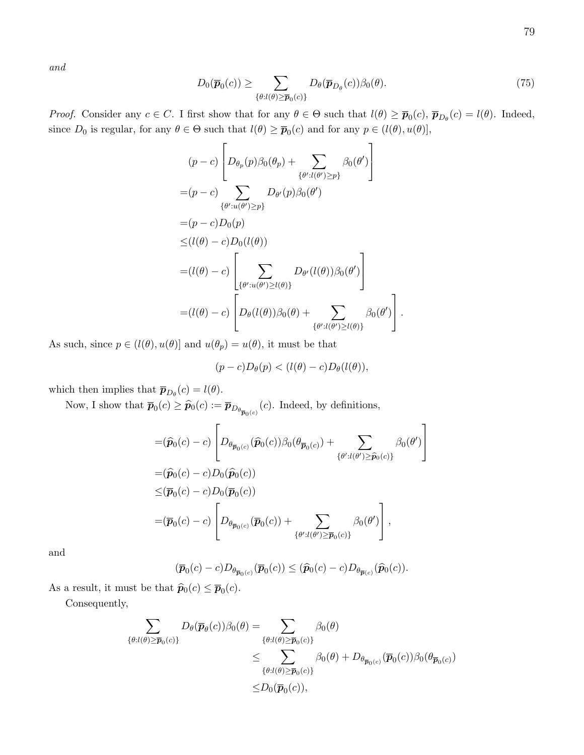*and*

$$D_0(\overline{\boldsymbol{p}}_0(c)) \geq \sum_{\{\theta: l(\theta) \geq \overline{\boldsymbol{p}}_0(c)\}} D_\theta(\overline{\boldsymbol{p}}_{D_\theta}(c))\beta_0(\theta). \tag{75}$$

*Proof.* Consider any $c \in C$. I first show that for any $\theta \in \Theta$ such that $l(\theta) \geq \overline{\boldsymbol{p}}_0(c)$, $\overline{\boldsymbol{p}}_{D_\theta}(c) = l(\theta)$. Indeed, since $D_0$ is regular, for any $\theta \in \Theta$ such that $l(\theta) \geq \overline{\boldsymbol{p}}_0(c)$ and for any $p \in (l(\theta), u(\theta)]$,

$$\begin{aligned}
&(p-c)\left[D_{\theta_p}(p)\beta_0(\theta_p) + \sum_{\{\theta': l(\theta') \geq p\}} \beta_0(\theta')\right] \\
=&(p-c)\sum_{\{\theta': u(\theta') \geq p\}} D_{\theta'}(p)\beta_0(\theta') \\
=&(p-c)D_0(p) \\
\leq&(l(\theta)-c)D_0(l(\theta)) \\
=&(l(\theta)-c)\left[\sum_{\{\theta': u(\theta') \geq l(\theta)\}} D_{\theta'}(l(\theta))\beta_0(\theta')\right] \\
=&(l(\theta)-c)\left[D_\theta(l(\theta))\beta_0(\theta) + \sum_{\{\theta': l(\theta') \geq l(\theta)\}} \beta_0(\theta')\right].
\end{aligned}$$

As such, since $p \in (l(\theta), u(\theta)]$ and $u(\theta_p) = u(\theta)$, it must be that

$$(p-c)D_\theta(p) < (l(\theta)-c)D_\theta(l(\theta)),$$

which then implies that $\overline{\boldsymbol{p}}_{D_\theta}(c) = l(\theta)$.

Now, I show that $\overline{\boldsymbol{p}}_0(c) \geq \widehat{\boldsymbol{p}}_0(c) := \overline{\boldsymbol{p}}_{D_{\theta_{\overline{\boldsymbol{p}}_0(c)}}}(c)$. Indeed, by definitions,

$$\begin{aligned}
&=(\widehat{\boldsymbol{p}}_0(c)-c)\left[D_{\theta_{\overline{\boldsymbol{p}}_0(c)}}(\widehat{\boldsymbol{p}}_0(c))\beta_0(\theta_{\overline{\boldsymbol{p}}_0(c)}) + \sum_{\{\theta': l(\theta') \geq \widehat{\boldsymbol{p}}_0(c)\}} \beta_0(\theta')\right] \\
&=(\widehat{\boldsymbol{p}}_0(c)-c)D_0(\widehat{\boldsymbol{p}}_0(c)) \\
&\leq(\overline{\boldsymbol{p}}_0(c)-c)D_0(\overline{\boldsymbol{p}}_0(c)) \\
&=(\overline{\boldsymbol{p}}_0(c)-c)\left[D_{\theta_{\overline{\boldsymbol{p}}_0(c)}}(\overline{\boldsymbol{p}}_0(c)) + \sum_{\{\theta': l(\theta') \geq \overline{\boldsymbol{p}}_0(c)\}} \beta_0(\theta')\right],
\end{aligned}$$

and

$$(\overline{\boldsymbol{p}}_0(c)-c)D_{\theta_{\overline{\boldsymbol{p}}_0(c)}}(\overline{\boldsymbol{p}}_0(c)) \leq (\widehat{\boldsymbol{p}}_0(c)-c)D_{\theta_{\overline{\boldsymbol{p}}(c)}}(\widehat{\boldsymbol{p}}_0(c)).$$

As a result, it must be that $\widehat{\boldsymbol{p}}_0(c) \leq \overline{\boldsymbol{p}}_0(c)$.

Consequently,

$$\begin{aligned}
\sum_{\{\theta: l(\theta) \geq \overline{\boldsymbol{p}}_0(c)\}} D_\theta(\overline{\boldsymbol{p}}_\theta(c))\beta_0(\theta) =& \sum_{\{\theta: l(\theta) \geq \overline{\boldsymbol{p}}_0(c)\}} \beta_0(\theta) \\
\leq& \sum_{\{\theta: l(\theta) \geq \overline{\boldsymbol{p}}_0(c)\}} \beta_0(\theta) + D_{\theta_{\overline{\boldsymbol{p}}_0(c)}}(\overline{\boldsymbol{p}}_0(c))\beta_0(\theta_{\overline{\boldsymbol{p}}_0(c)}) \\
\leq& D_0(\overline{\boldsymbol{p}}_0(c)),
\end{aligned}$$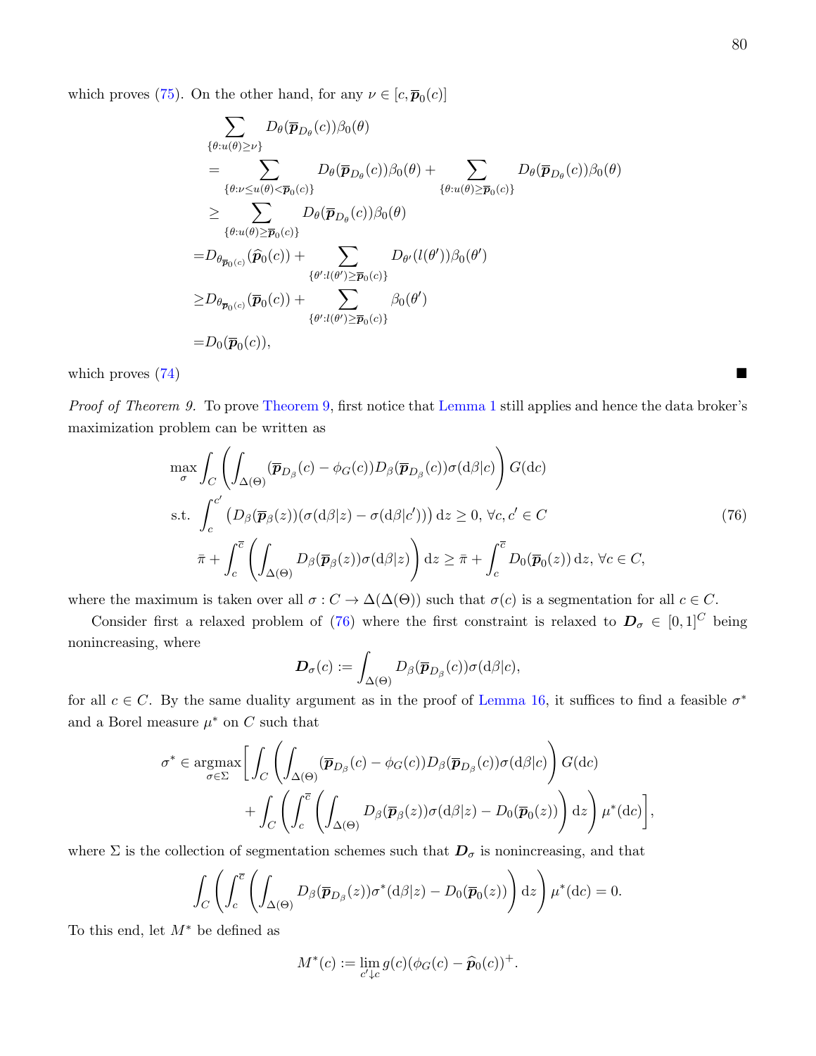which proves (75). On the other hand, for any $\nu \in [c, \overline{\boldsymbol{p}}_0(c)]$

$$
\begin{aligned}
&\sum_{\{\theta: u(\theta) \geq \nu\}} D_\theta(\overline{\boldsymbol{p}}_{D_\theta}(c))\beta_0(\theta) \\
&= \sum_{\{\theta: \nu \leq u(\theta) < \overline{\boldsymbol{p}}_0(c)\}} D_\theta(\overline{\boldsymbol{p}}_{D_\theta}(c))\beta_0(\theta) + \sum_{\{\theta: u(\theta) \geq \overline{\boldsymbol{p}}_0(c)\}} D_\theta(\overline{\boldsymbol{p}}_{D_\theta}(c))\beta_0(\theta) \\
&\geq \sum_{\{\theta: u(\theta) \geq \overline{\boldsymbol{p}}_0(c)\}} D_\theta(\overline{\boldsymbol{p}}_{D_\theta}(c))\beta_0(\theta) \\
&= D_{\theta_{\overline{\boldsymbol{p}}_0(c)}}(\widehat{\boldsymbol{p}}_0(c)) + \sum_{\{\theta': l(\theta') \geq \overline{\boldsymbol{p}}_0(c)\}} D_{\theta'}(l(\theta'))\beta_0(\theta') \\
&\geq D_{\theta_{\overline{\boldsymbol{p}}_0(c)}}(\overline{\boldsymbol{p}}_0(c)) + \sum_{\{\theta': l(\theta') \geq \overline{\boldsymbol{p}}_0(c)\}} \beta_0(\theta') \\
&= D_0(\overline{\boldsymbol{p}}_0(c)),
\end{aligned}
$$

which proves (74) ∎

*Proof of Theorem 9.* To prove Theorem 9, first notice that Lemma 1 still applies and hence the data broker's maximization problem can be written as

$$
\begin{aligned}
\max_{\sigma} \; & \int_C \left( \int_{\Delta(\Theta)} (\overline{\boldsymbol{p}}_{D_\beta}(c) - \phi_G(c)) D_\beta(\overline{\boldsymbol{p}}_{D_\beta}(c)) \sigma(\mathrm{d}\beta|c) \right) G(\mathrm{d}c) \\
\text{s.t.} \; & \int_c^{c'} \left( D_\beta(\overline{\boldsymbol{p}}_\beta(z))(\sigma(\mathrm{d}\beta|z) - \sigma(\mathrm{d}\beta|c')) \right) \mathrm{d}z \geq 0, \; \forall c, c' \in C \\
& \bar{\pi} + \int_c^{\overline{c}} \left( \int_{\Delta(\Theta)} D_\beta(\overline{\boldsymbol{p}}_\beta(z)) \sigma(\mathrm{d}\beta|z) \right) \mathrm{d}z \geq \bar{\pi} + \int_c^{\overline{c}} D_0(\overline{\boldsymbol{p}}_0(z)) \, \mathrm{d}z, \; \forall c \in C,
\end{aligned}
\tag{76}
$$

where the maximum is taken over all $\sigma : C \to \Delta(\Delta(\Theta))$ such that $\sigma(c)$ is a segmentation for all $c \in C$.

Consider first a relaxed problem of (76) where the first constraint is relaxed to $\boldsymbol{D}_\sigma \in [0,1]^C$ being nonincreasing, where

$$
\boldsymbol{D}_\sigma(c) := \int_{\Delta(\Theta)} D_\beta(\overline{\boldsymbol{p}}_{D_\beta}(c)) \sigma(\mathrm{d}\beta|c),
$$

for all $c \in C$. By the same duality argument as in the proof of Lemma 16, it suffices to find a feasible $\sigma^*$ and a Borel measure $\mu^*$ on $C$ such that

$$
\begin{aligned}
\sigma^* \in \operatorname*{argmax}_{\sigma \in \Sigma} \Bigg[ & \int_C \left( \int_{\Delta(\Theta)} (\overline{\boldsymbol{p}}_{D_\beta}(c) - \phi_G(c)) D_\beta(\overline{\boldsymbol{p}}_{D_\beta}(c)) \sigma(\mathrm{d}\beta|c) \right) G(\mathrm{d}c) \\
& + \int_C \left( \int_c^{\overline{c}} \left( \int_{\Delta(\Theta)} D_\beta(\overline{\boldsymbol{p}}_\beta(z)) \sigma(\mathrm{d}\beta|z) - D_0(\overline{\boldsymbol{p}}_0(z)) \right) \mathrm{d}z \right) \mu^*(\mathrm{d}c) \Bigg],
\end{aligned}
$$

where $\Sigma$ is the collection of segmentation schemes such that $\boldsymbol{D}_\sigma$ is nonincreasing, and that

$$
\int_C \left( \int_c^{\overline{c}} \left( \int_{\Delta(\Theta)} D_\beta(\overline{\boldsymbol{p}}_{D_\beta}(z)) \sigma^*(\mathrm{d}\beta|z) - D_0(\overline{\boldsymbol{p}}_0(z)) \right) \mathrm{d}z \right) \mu^*(\mathrm{d}c) = 0.
$$

To this end, let $M^*$ be defined as

$$
M^*(c) := \lim_{c' \downarrow c} g(c)(\phi_G(c) - \widehat{\boldsymbol{p}}_0(c))^+.
$$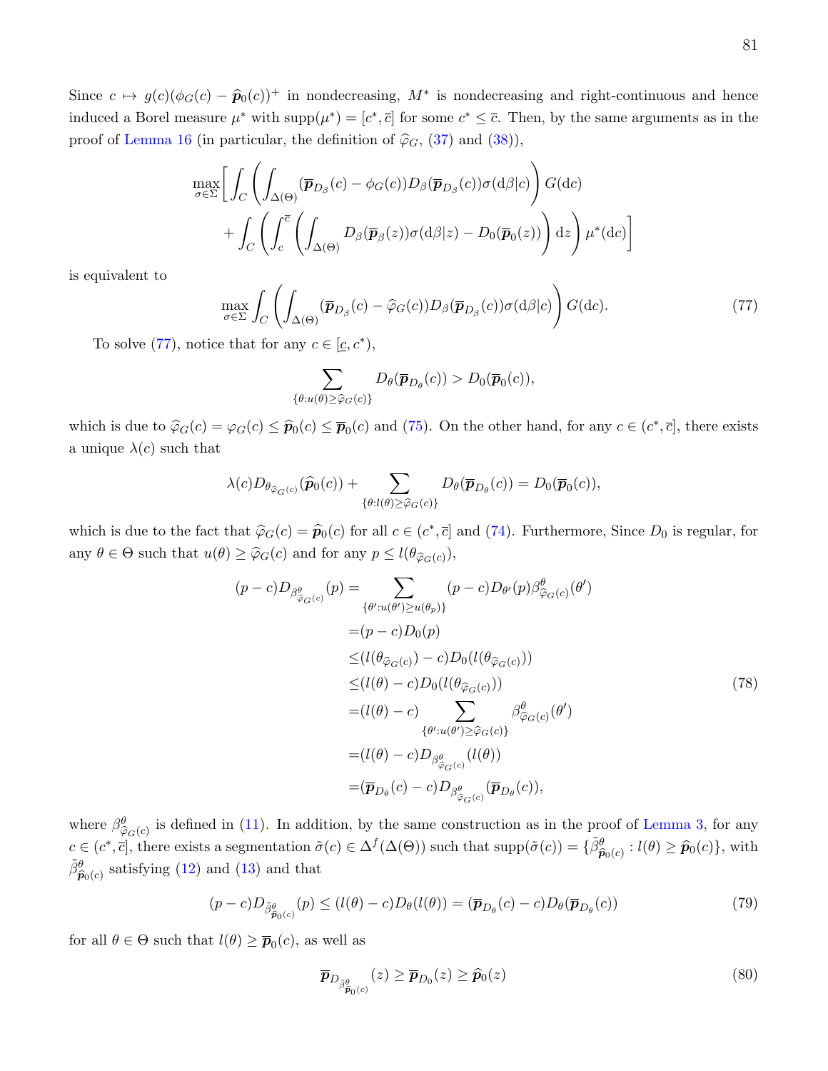Since $c \mapsto g(c)(\phi_G(c) - \widehat{\boldsymbol{p}}_0(c))^+$ in nondecreasing, $M^*$ is nondecreasing and right-continuous and hence induced a Borel measure $\mu^*$ with $\text{supp}(\mu^*) = [c^*, \overline{c}]$ for some $c^* \leq \overline{c}$. Then, by the same arguments as in the proof of Lemma 16 (in particular, the definition of $\widehat{\varphi}_G$, (37) and (38)),

$$
\max_{\sigma \in \Sigma} \Bigg[ \int_C \left( \int_{\Delta(\Theta)} (\overline{\boldsymbol{p}}_{D_\beta}(c) - \phi_G(c)) D_\beta(\overline{\boldsymbol{p}}_{D_\beta}(c)) \sigma(\mathrm{d}\beta|c) \right) G(\mathrm{d}c) \\
+ \int_C \left( \int_c^{\overline{c}} \left( \int_{\Delta(\Theta)} D_\beta(\overline{\boldsymbol{p}}_\beta(z)) \sigma(\mathrm{d}\beta|z) - D_0(\overline{\boldsymbol{p}}_0(z)) \right) \mathrm{d}z \right) \mu^*(\mathrm{d}c) \Bigg]
$$

is equivalent to

$$
\max_{\sigma \in \Sigma} \int_C \left( \int_{\Delta(\Theta)} (\overline{\boldsymbol{p}}_{D_\beta}(c) - \widehat{\varphi}_G(c)) D_\beta(\overline{\boldsymbol{p}}_{D_\beta}(c)) \sigma(\mathrm{d}\beta|c) \right) G(\mathrm{d}c). \tag{77}
$$

To solve (77), notice that for any $c \in [\underline{c}, c^*)$,

$$
\sum_{\{\theta : u(\theta) \geq \widehat{\varphi}_G(c)\}} D_\theta(\overline{\boldsymbol{p}}_{D_\theta}(c)) > D_0(\overline{\boldsymbol{p}}_0(c)),
$$

which is due to $\widehat{\varphi}_G(c) = \varphi_G(c) \leq \widehat{\boldsymbol{p}}_0(c) \leq \overline{\boldsymbol{p}}_0(c)$ and (75). On the other hand, for any $c \in (c^*, \overline{c}]$, there exists a unique $\lambda(c)$ such that

$$
\lambda(c) D_{\theta_{\widehat{\varphi}_G(c)}}(\widehat{\boldsymbol{p}}_0(c)) + \sum_{\{\theta : l(\theta) \geq \widehat{\varphi}_G(c)\}} D_\theta(\overline{\boldsymbol{p}}_{D_\theta}(c)) = D_0(\overline{\boldsymbol{p}}_0(c)),
$$

which is due to the fact that $\widehat{\varphi}_G(c) = \widehat{\boldsymbol{p}}_0(c)$ for all $c \in (c^*, \overline{c}]$ and (74). Furthermore, Since $D_0$ is regular, for any $\theta \in \Theta$ such that $u(\theta) \geq \widehat{\varphi}_G(c)$ and for any $p \leq l(\theta_{\widehat{\varphi}_G(c)})$,

$$
\begin{aligned}
(p - c) D_{\beta^\theta_{\widehat{\varphi}_G(c)}}(p) &= \sum_{\{\theta' : u(\theta') \geq u(\theta_p)\}} (p - c) D_{\theta'}(p) \beta^\theta_{\widehat{\varphi}_G(c)}(\theta') \\
&= (p - c) D_0(p) \\
&\leq (l(\theta_{\widehat{\varphi}_G(c)}) - c) D_0(l(\theta_{\widehat{\varphi}_G(c)})) \\
&\leq (l(\theta) - c) D_0(l(\theta_{\widehat{\varphi}_G(c)})) \\
&= (l(\theta) - c) \sum_{\{\theta' : u(\theta') \geq \widehat{\varphi}_G(c)\}} \beta^\theta_{\widehat{\varphi}_G(c)}(\theta') \\
&= (l(\theta) - c) D_{\beta^\theta_{\widehat{\varphi}_G(c)}}(l(\theta)) \\
&= (\overline{\boldsymbol{p}}_{D_\theta}(c) - c) D_{\beta^\theta_{\widehat{\varphi}_G(c)}}(\overline{\boldsymbol{p}}_{D_\theta}(c)),
\end{aligned} \tag{78}
$$

where $\beta^\theta_{\widehat{\varphi}_G(c)}$ is defined in (11). In addition, by the same construction as in the proof of Lemma 3, for any $c \in (c^*, \overline{c}]$, there exists a segmentation $\tilde{\sigma}(c) \in \Delta^f(\Delta(\Theta))$ such that $\text{supp}(\tilde{\sigma}(c)) = \{\tilde{\beta}^\theta_{\widehat{\boldsymbol{p}}_0(c)} : l(\theta) \geq \widehat{\boldsymbol{p}}_0(c)\}$, with $\tilde{\beta}^\theta_{\widehat{\boldsymbol{p}}_0(c)}$ satisfying (12) and (13) and that

$$
(p - c) D_{\tilde{\beta}^\theta_{\widehat{\boldsymbol{p}}_0(c)}}(p) \leq (l(\theta) - c) D_\theta(l(\theta)) = (\overline{\boldsymbol{p}}_{D_\theta}(c) - c) D_\theta(\overline{\boldsymbol{p}}_{D_\theta}(c)) \tag{79}
$$

for all $\theta \in \Theta$ such that $l(\theta) \geq \overline{\boldsymbol{p}}_0(c)$, as well as

$$
\overline{\boldsymbol{p}}_{D_{\tilde{\beta}^\theta_{\widehat{\boldsymbol{p}}_0(c)}}}(z) \geq \overline{\boldsymbol{p}}_{D_0}(z) \geq \widehat{\boldsymbol{p}}_0(z) \tag{80}
$$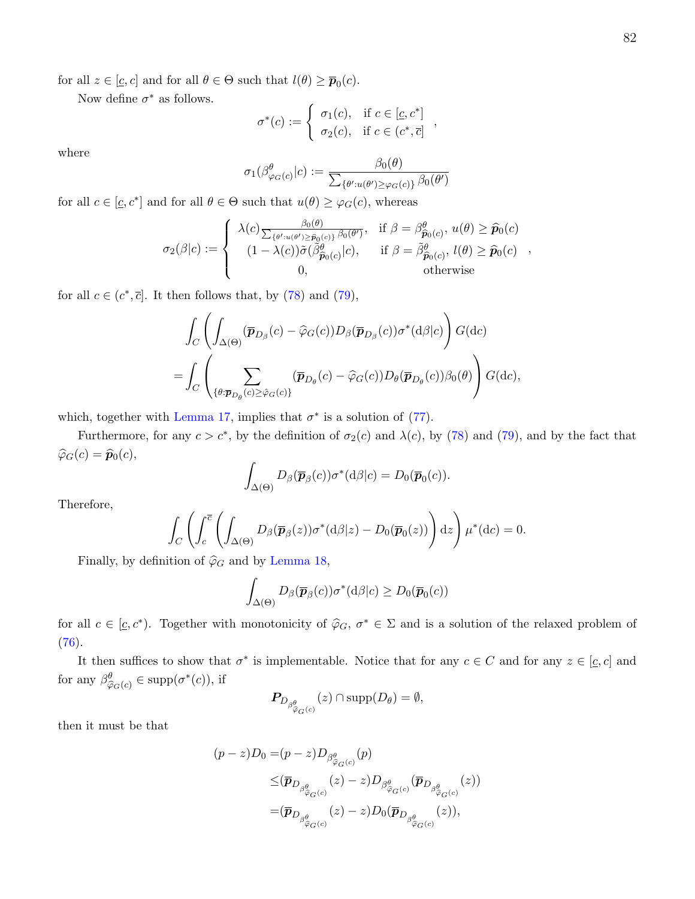for all $z \in [\underline{c}, c]$ and for all $\theta \in \Theta$ such that $l(\theta) \geq \overline{\boldsymbol{p}}_0(c)$.

Now define $\sigma^*$ as follows.

$$\sigma^*(c) := \begin{cases} \sigma_1(c), & \text{if } c \in [\underline{c}, c^*] \\ \sigma_2(c), & \text{if } c \in (c^*, \overline{c}] \end{cases},$$

where

$$\sigma_1(\beta^\theta_{\varphi_G(c)}|c) := \frac{\beta_0(\theta)}{\sum_{\{\theta': u(\theta') \geq \varphi_G(c)\}} \beta_0(\theta')}$$

for all $c \in [\underline{c}, c^*]$ and for all $\theta \in \Theta$ such that $u(\theta) \geq \varphi_G(c)$, whereas

$$\sigma_2(\beta|c) := \begin{cases} \lambda(c) \frac{\beta_0(\theta)}{\sum_{\{\theta': u(\theta') \geq \widehat{\boldsymbol{p}}_0(c)\}} \beta_0(\theta')}, & \text{if } \beta = \beta^\theta_{\widehat{\boldsymbol{p}}_0(c)},\, u(\theta) \geq \widehat{\boldsymbol{p}}_0(c) \\ (1-\lambda(c))\tilde{\sigma}(\tilde{\beta}^\theta_{\widehat{\boldsymbol{p}}_0(c)}|c), & \text{if } \beta = \tilde{\beta}^\theta_{\widehat{\boldsymbol{p}}_0(c)},\, l(\theta) \geq \widehat{\boldsymbol{p}}_0(c) \\ 0, & \text{otherwise} \end{cases},$$

for all $c \in (c^*, \overline{c}]$. It then follows that, by (78) and (79),

$$\begin{aligned} &\int_C \left( \int_{\Delta(\Theta)} (\overline{\boldsymbol{p}}_{D_\beta}(c) - \widehat{\varphi}_G(c)) D_\beta(\overline{\boldsymbol{p}}_{D_\beta}(c)) \sigma^*(\mathrm{d}\beta|c) \right) G(\mathrm{d}c) \\ = &\int_C \left( \sum_{\{\theta: \overline{\boldsymbol{p}}_{D_\theta}(c) \geq \widehat{\varphi}_G(c)\}} (\overline{\boldsymbol{p}}_{D_\theta}(c) - \widehat{\varphi}_G(c)) D_\theta(\overline{\boldsymbol{p}}_{D_\theta}(c)) \beta_0(\theta) \right) G(\mathrm{d}c), \end{aligned}$$

which, together with Lemma 17, implies that $\sigma^*$ is a solution of (77).

Furthermore, for any $c > c^*$, by the definition of $\sigma_2(c)$ and $\lambda(c)$, by (78) and (79), and by the fact that $\widehat{\varphi}_G(c) = \widehat{\boldsymbol{p}}_0(c)$,

$$\int_{\Delta(\Theta)} D_\beta(\overline{\boldsymbol{p}}_\beta(c)) \sigma^*(\mathrm{d}\beta|c) = D_0(\overline{\boldsymbol{p}}_0(c)).$$

Therefore,

$$\int_C \left( \int_c^{\overline{c}} \left( \int_{\Delta(\Theta)} D_\beta(\overline{\boldsymbol{p}}_\beta(z)) \sigma^*(\mathrm{d}\beta|z) - D_0(\overline{\boldsymbol{p}}_0(z)) \right) \mathrm{d}z \right) \mu^*(\mathrm{d}c) = 0.$$

Finally, by definition of $\widehat{\varphi}_G$ and by Lemma 18,

$$\int_{\Delta(\Theta)} D_\beta(\overline{\boldsymbol{p}}_\beta(c)) \sigma^*(\mathrm{d}\beta|c) \geq D_0(\overline{\boldsymbol{p}}_0(c))$$

for all $c \in [\underline{c}, c^*)$. Together with monotonicity of $\widehat{\varphi}_G$, $\sigma^* \in \Sigma$ and is a solution of the relaxed problem of (76).

It then suffices to show that $\sigma^*$ is implementable. Notice that for any $c \in C$ and for any $z \in [\underline{c}, c]$ and for any $\beta^\theta_{\widehat{\varphi}_G(c)} \in \operatorname{supp}(\sigma^*(c))$, if

$$\boldsymbol{P}_{D_{\beta^\theta_{\widehat{\varphi}_G(c)}}}(z) \cap \operatorname{supp}(D_\theta) = \emptyset,$$

then it must be that

$$\begin{aligned} (p - z) D_0 = &(p - z) D_{\beta^\theta_{\widehat{\varphi}_G(c)}}(p) \\ \leq &(\overline{\boldsymbol{p}}_{D_{\beta^\theta_{\widehat{\varphi}_G(c)}}}(z) - z) D_{\beta^\theta_{\widehat{\varphi}_G(c)}}(\overline{\boldsymbol{p}}_{D_{\beta^\theta_{\widehat{\varphi}_G(c)}}}(z)) \\ = &(\overline{\boldsymbol{p}}_{D_{\beta^\theta_{\widehat{\varphi}_G(c)}}}(z) - z) D_0(\overline{\boldsymbol{p}}_{D_{\beta^\theta_{\widehat{\varphi}_G(c)}}}(z)), \end{aligned}$$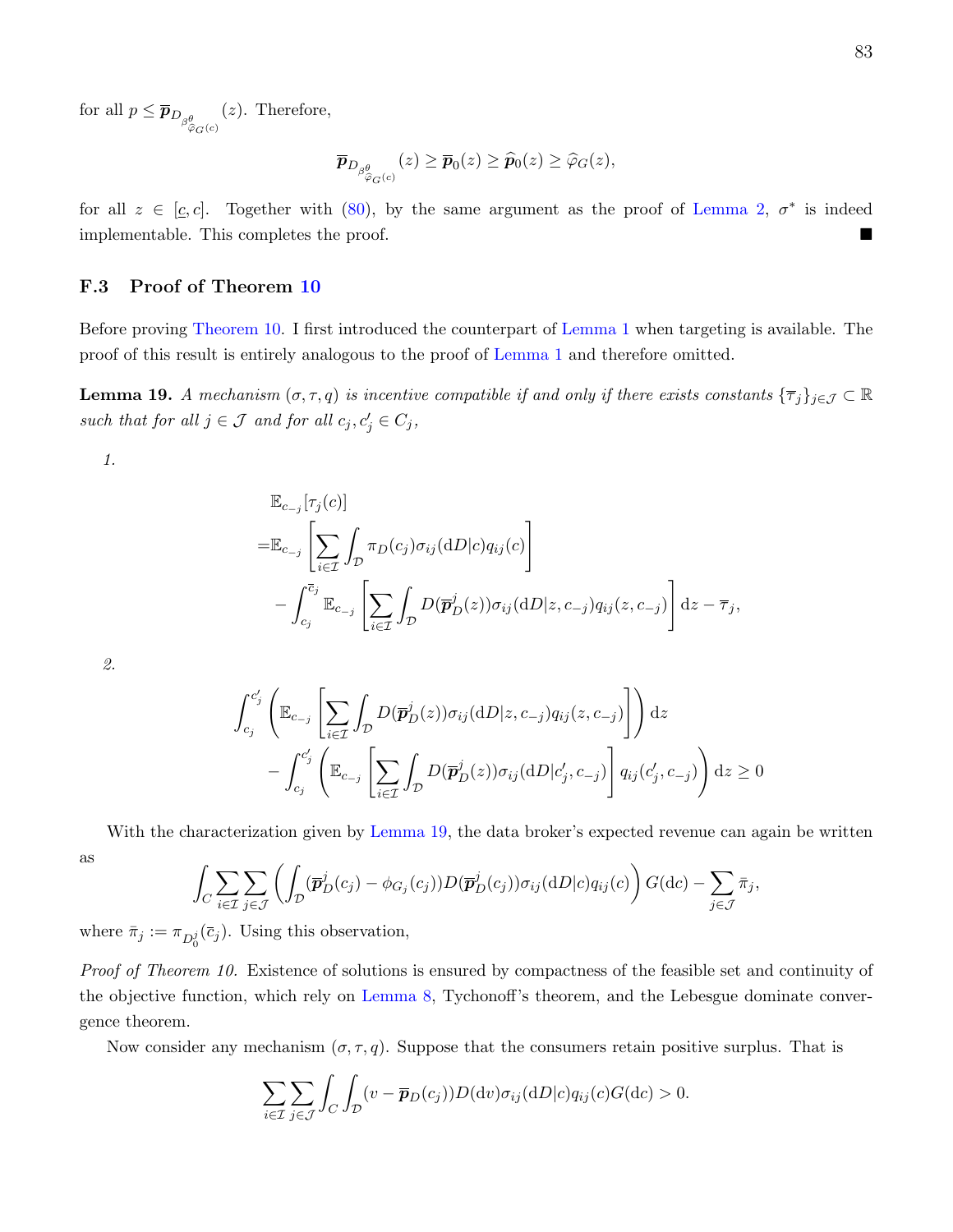for all $p \leq \overline{\boldsymbol{p}}_{D_{\beta^{\theta}_{\widehat{\varphi}_G(c)}}}(z)$. Therefore,

$$\overline{\boldsymbol{p}}_{D_{\beta^{\theta}_{\widehat{\varphi}_G(c)}}}(z) \geq \overline{\boldsymbol{p}}_0(z) \geq \widehat{\boldsymbol{p}}_0(z) \geq \widehat{\varphi}_G(z),$$

for all $z \in [\underline{c}, c]$. Together with (80), by the same argument as the proof of Lemma 2, $\sigma^*$ is indeed implementable. This completes the proof. ■

### F.3 Proof of Theorem 10

Before proving Theorem 10. I first introduced the counterpart of Lemma 1 when targeting is available. The proof of this result is entirely analogous to the proof of Lemma 1 and therefore omitted.

**Lemma 19.** *A mechanism $(\sigma, \tau, q)$ is incentive compatible if and only if there exists constants $\{\overline{\tau}_j\}_{j \in \mathcal{J}} \subset \mathbb{R}$ such that for all $j \in \mathcal{J}$ and for all $c_j, c_j' \in C_j$,*

*1.*

$$\begin{aligned}
&\mathbb{E}_{c_{-j}}[\tau_j(c)] \\
=&\mathbb{E}_{c_{-j}}\left[\sum_{i \in \mathcal{I}} \int_{\mathcal{D}} \pi_D(c_j)\sigma_{ij}(\mathrm{d}D|c)q_{ij}(c)\right] \\
&- \int_{c_j}^{\overline{c}_j} \mathbb{E}_{c_{-j}}\left[\sum_{i \in \mathcal{I}} \int_{\mathcal{D}} D(\overline{\boldsymbol{p}}_D^j(z))\sigma_{ij}(\mathrm{d}D|z, c_{-j})q_{ij}(z, c_{-j})\right] \mathrm{d}z - \overline{\tau}_j,
\end{aligned}$$

*2.*

$$\begin{aligned}
&\int_{c_j}^{c_j'} \left(\mathbb{E}_{c_{-j}}\left[\sum_{i \in \mathcal{I}} \int_{\mathcal{D}} D(\overline{\boldsymbol{p}}_D^j(z))\sigma_{ij}(\mathrm{d}D|z, c_{-j})q_{ij}(z, c_{-j})\right]\right) \mathrm{d}z \\
&- \int_{c_j}^{c_j'} \left(\mathbb{E}_{c_{-j}}\left[\sum_{i \in \mathcal{I}} \int_{\mathcal{D}} D(\overline{\boldsymbol{p}}_D^j(z))\sigma_{ij}(\mathrm{d}D|c_j', c_{-j})\right] q_{ij}(c_j', c_{-j})\right) \mathrm{d}z \geq 0
\end{aligned}$$

With the characterization given by Lemma 19, the data broker's expected revenue can again be written as

$$\int_C \sum_{i \in \mathcal{I}} \sum_{j \in \mathcal{J}} \left(\int_{\mathcal{D}} (\overline{\boldsymbol{p}}_D^j(c_j) - \phi_{G_j}(c_j))D(\overline{\boldsymbol{p}}_D^j(c_j))\sigma_{ij}(\mathrm{d}D|c)q_{ij}(c)\right) G(\mathrm{d}c) - \sum_{j \in \mathcal{J}} \bar{\pi}_j,$$

where $\bar{\pi}_j := \pi_{D_0^j}(\overline{c}_j)$. Using this observation,

*Proof of Theorem 10.* Existence of solutions is ensured by compactness of the feasible set and continuity of the objective function, which rely on Lemma 8, Tychonoff's theorem, and the Lebesgue dominate convergence theorem.

Now consider any mechanism $(\sigma, \tau, q)$. Suppose that the consumers retain positive surplus. That is

$$\sum_{i \in \mathcal{I}} \sum_{j \in \mathcal{J}} \int_C \int_{\mathcal{D}} (v - \overline{\boldsymbol{p}}_D(c_j))D(\mathrm{d}v)\sigma_{ij}(\mathrm{d}D|c)q_{ij}(c)G(\mathrm{d}c) > 0.$$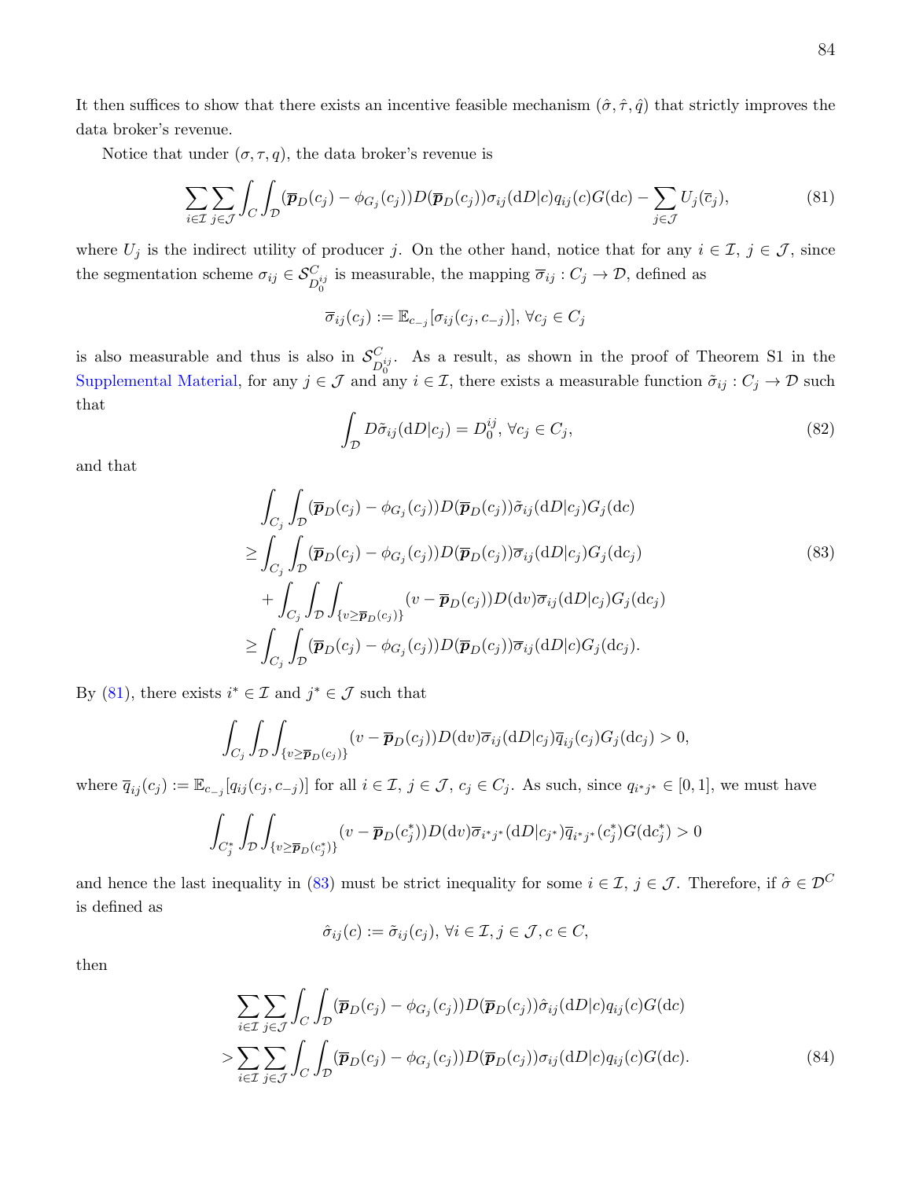It then suffices to show that there exists an incentive feasible mechanism $(\hat{\sigma}, \hat{\tau}, \hat{q})$ that strictly improves the data broker's revenue.

Notice that under $(\sigma, \tau, q)$, the data broker's revenue is

$$\sum_{i \in \mathcal{I}} \sum_{j \in \mathcal{J}} \int_C \int_{\mathcal{D}} (\overline{\boldsymbol{p}}_D(c_j) - \phi_{G_j}(c_j)) D(\overline{\boldsymbol{p}}_D(c_j)) \sigma_{ij}(\mathrm{d}D|c) q_{ij}(c) G(\mathrm{d}c) - \sum_{j \in \mathcal{J}} U_j(\overline{c}_j), \tag{81}$$

where $U_j$ is the indirect utility of producer $j$. On the other hand, notice that for any $i \in \mathcal{I}$, $j \in \mathcal{J}$, since the segmentation scheme $\sigma_{ij} \in \mathcal{S}_{D_0^{ij}}^C$ is measurable, the mapping $\overline{\sigma}_{ij} : C_j \to \mathcal{D}$, defined as

$$\overline{\sigma}_{ij}(c_j) := \mathbb{E}_{c_{-j}}[\sigma_{ij}(c_j, c_{-j})], \; \forall c_j \in C_j$$

is also measurable and thus is also in $\mathcal{S}_{D_0^{ij}}^C$. As a result, as shown in the proof of Theorem S1 in the Supplemental Material, for any $j \in \mathcal{J}$ and any $i \in \mathcal{I}$, there exists a measurable function $\tilde{\sigma}_{ij} : C_j \to \mathcal{D}$ such that

$$\int_{\mathcal{D}} D \tilde{\sigma}_{ij}(\mathrm{d}D|c_j) = D_0^{ij}, \; \forall c_j \in C_j, \tag{82}$$

and that

$$\begin{aligned}
&\int_{C_j} \int_{\mathcal{D}} (\overline{\boldsymbol{p}}_D(c_j) - \phi_{G_j}(c_j)) D(\overline{\boldsymbol{p}}_D(c_j)) \tilde{\sigma}_{ij}(\mathrm{d}D|c_j) G_j(\mathrm{d}c) \\
\geq &\int_{C_j} \int_{\mathcal{D}} (\overline{\boldsymbol{p}}_D(c_j) - \phi_{G_j}(c_j)) D(\overline{\boldsymbol{p}}_D(c_j)) \overline{\sigma}_{ij}(\mathrm{d}D|c_j) G_j(\mathrm{d}c_j) \\
&+ \int_{C_j} \int_{\mathcal{D}} \int_{\{v \geq \overline{\boldsymbol{p}}_D(c_j)\}} (v - \overline{\boldsymbol{p}}_D(c_j)) D(\mathrm{d}v) \overline{\sigma}_{ij}(\mathrm{d}D|c_j) G_j(\mathrm{d}c_j) \\
\geq &\int_{C_j} \int_{\mathcal{D}} (\overline{\boldsymbol{p}}_D(c_j) - \phi_{G_j}(c_j)) D(\overline{\boldsymbol{p}}_D(c_j)) \overline{\sigma}_{ij}(\mathrm{d}D|c) G_j(\mathrm{d}c_j).
\end{aligned} \tag{83}$$

By (81), there exists $i^* \in \mathcal{I}$ and $j^* \in \mathcal{J}$ such that

$$\int_{C_j} \int_{\mathcal{D}} \int_{\{v \geq \overline{\boldsymbol{p}}_D(c_j)\}} (v - \overline{\boldsymbol{p}}_D(c_j)) D(\mathrm{d}v) \overline{\sigma}_{ij}(\mathrm{d}D|c_j) \overline{q}_{ij}(c_j) G_j(\mathrm{d}c_j) > 0,$$

where $\overline{q}_{ij}(c_j) := \mathbb{E}_{c_{-j}}[q_{ij}(c_j, c_{-j})]$ for all $i \in \mathcal{I}$, $j \in \mathcal{J}$, $c_j \in C_j$. As such, since $q_{i^*j^*} \in [0,1]$, we must have

$$\int_{C_j^*} \int_{\mathcal{D}} \int_{\{v \geq \overline{\boldsymbol{p}}_D(c_j^*)\}} (v - \overline{\boldsymbol{p}}_D(c_j^*)) D(\mathrm{d}v) \overline{\sigma}_{i^*j^*}(\mathrm{d}D|c_{j^*}) \overline{q}_{i^*j^*}(c_j^*) G(\mathrm{d}c_j^*) > 0$$

and hence the last inequality in (83) must be strict inequality for some $i \in \mathcal{I}$, $j \in \mathcal{J}$. Therefore, if $\hat{\sigma} \in \mathcal{D}^C$ is defined as

$$\hat{\sigma}_{ij}(c) := \tilde{\sigma}_{ij}(c_j), \; \forall i \in \mathcal{I}, j \in \mathcal{J}, c \in C,$$

then

$$\begin{aligned}
&\sum_{i \in \mathcal{I}} \sum_{j \in \mathcal{J}} \int_C \int_{\mathcal{D}} (\overline{\boldsymbol{p}}_D(c_j) - \phi_{G_j}(c_j)) D(\overline{\boldsymbol{p}}_D(c_j)) \hat{\sigma}_{ij}(\mathrm{d}D|c) q_{ij}(c) G(\mathrm{d}c) \\
> &\sum_{i \in \mathcal{I}} \sum_{j \in \mathcal{J}} \int_C \int_{\mathcal{D}} (\overline{\boldsymbol{p}}_D(c_j) - \phi_{G_j}(c_j)) D(\overline{\boldsymbol{p}}_D(c_j)) \sigma_{ij}(\mathrm{d}D|c) q_{ij}(c) G(\mathrm{d}c).
\end{aligned} \tag{84}$$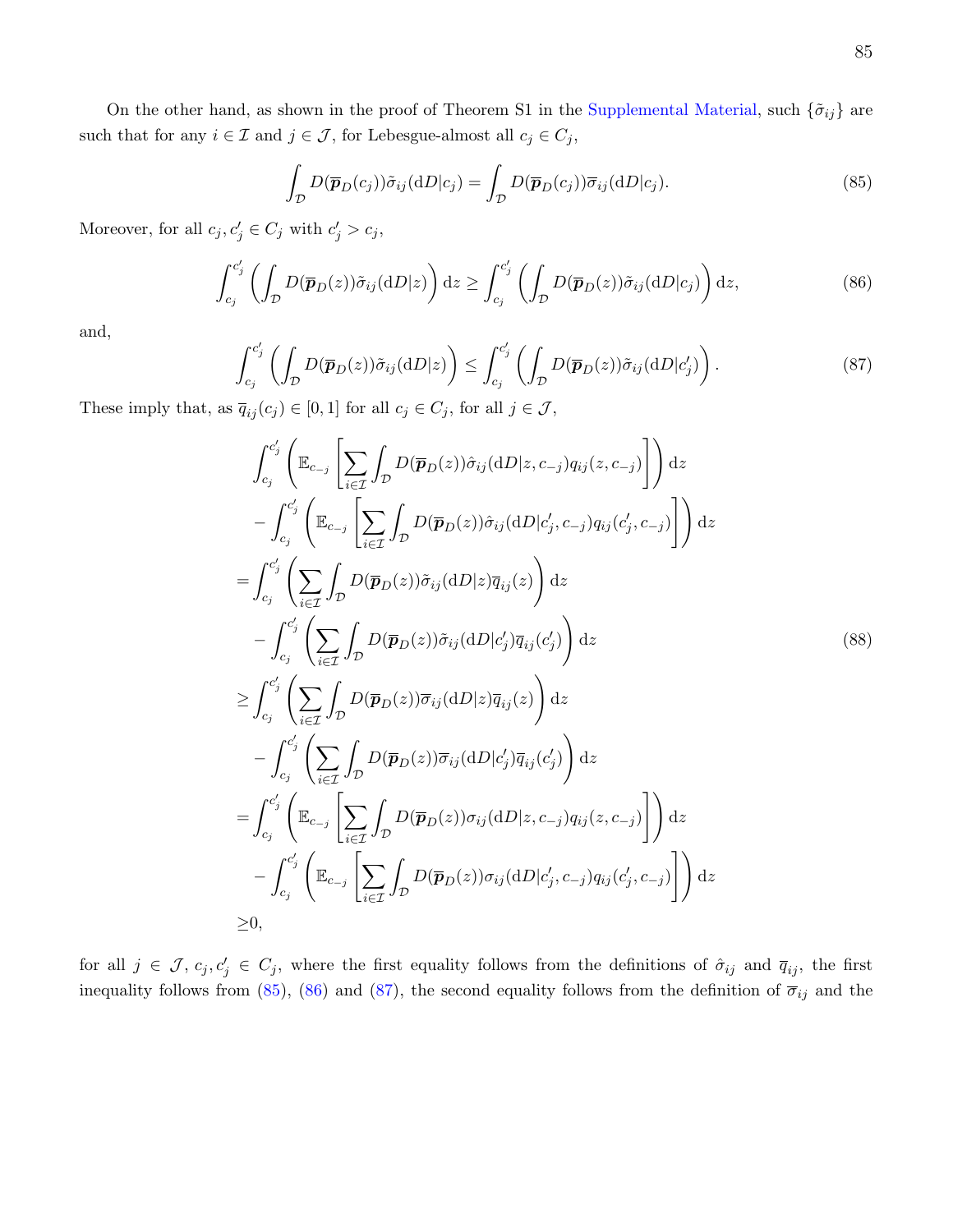On the other hand, as shown in the proof of Theorem S1 in the Supplemental Material, such $\{\tilde{\sigma}_{ij}\}$ are such that for any $i \in \mathcal{I}$ and $j \in \mathcal{J}$, for Lebesgue-almost all $c_j \in C_j$,

$$\int_{\mathcal{D}} D(\overline{\boldsymbol{p}}_D(c_j))\tilde{\sigma}_{ij}(\mathrm{d}D|c_j) = \int_{\mathcal{D}} D(\overline{\boldsymbol{p}}_D(c_j))\overline{\sigma}_{ij}(\mathrm{d}D|c_j). \tag{85}$$

Moreover, for all $c_j, c_j' \in C_j$ with $c_j' > c_j$,

$$\int_{c_j}^{c_j'} \left( \int_{\mathcal{D}} D(\overline{\boldsymbol{p}}_D(z))\tilde{\sigma}_{ij}(\mathrm{d}D|z) \right) \mathrm{d}z \geq \int_{c_j}^{c_j'} \left( \int_{\mathcal{D}} D(\overline{\boldsymbol{p}}_D(z))\tilde{\sigma}_{ij}(\mathrm{d}D|c_j) \right) \mathrm{d}z, \tag{86}$$

and,

$$\int_{c_j}^{c_j'} \left( \int_{\mathcal{D}} D(\overline{\boldsymbol{p}}_D(z))\tilde{\sigma}_{ij}(\mathrm{d}D|z) \right) \leq \int_{c_j}^{c_j'} \left( \int_{\mathcal{D}} D(\overline{\boldsymbol{p}}_D(z))\tilde{\sigma}_{ij}(\mathrm{d}D|c_j') \right). \tag{87}$$

These imply that, as $\overline{q}_{ij}(c_j) \in [0,1]$ for all $c_j \in C_j$, for all $j \in \mathcal{J}$,

$$\begin{aligned}
&\int_{c_j}^{c_j'} \left( \mathbb{E}_{c_{-j}} \left[ \sum_{i \in \mathcal{I}} \int_{\mathcal{D}} D(\overline{\boldsymbol{p}}_D(z))\hat{\sigma}_{ij}(\mathrm{d}D|z, c_{-j}) q_{ij}(z, c_{-j}) \right] \right) \mathrm{d}z \\
&- \int_{c_j}^{c_j'} \left( \mathbb{E}_{c_{-j}} \left[ \sum_{i \in \mathcal{I}} \int_{\mathcal{D}} D(\overline{\boldsymbol{p}}_D(z))\hat{\sigma}_{ij}(\mathrm{d}D|c_j', c_{-j}) q_{ij}(c_j', c_{-j}) \right] \right) \mathrm{d}z \\
=& \int_{c_j}^{c_j'} \left( \sum_{i \in \mathcal{I}} \int_{\mathcal{D}} D(\overline{\boldsymbol{p}}_D(z))\tilde{\sigma}_{ij}(\mathrm{d}D|z)\overline{q}_{ij}(z) \right) \mathrm{d}z \\
&- \int_{c_j}^{c_j'} \left( \sum_{i \in \mathcal{I}} \int_{\mathcal{D}} D(\overline{\boldsymbol{p}}_D(z))\tilde{\sigma}_{ij}(\mathrm{d}D|c_j')\overline{q}_{ij}(c_j') \right) \mathrm{d}z \\
\geq& \int_{c_j}^{c_j'} \left( \sum_{i \in \mathcal{I}} \int_{\mathcal{D}} D(\overline{\boldsymbol{p}}_D(z))\overline{\sigma}_{ij}(\mathrm{d}D|z)\overline{q}_{ij}(z) \right) \mathrm{d}z \\
&- \int_{c_j}^{c_j'} \left( \sum_{i \in \mathcal{I}} \int_{\mathcal{D}} D(\overline{\boldsymbol{p}}_D(z))\overline{\sigma}_{ij}(\mathrm{d}D|c_j')\overline{q}_{ij}(c_j') \right) \mathrm{d}z \\
=& \int_{c_j}^{c_j'} \left( \mathbb{E}_{c_{-j}} \left[ \sum_{i \in \mathcal{I}} \int_{\mathcal{D}} D(\overline{\boldsymbol{p}}_D(z))\sigma_{ij}(\mathrm{d}D|z, c_{-j}) q_{ij}(z, c_{-j}) \right] \right) \mathrm{d}z \\
&- \int_{c_j}^{c_j'} \left( \mathbb{E}_{c_{-j}} \left[ \sum_{i \in \mathcal{I}} \int_{\mathcal{D}} D(\overline{\boldsymbol{p}}_D(z))\sigma_{ij}(\mathrm{d}D|c_j', c_{-j}) q_{ij}(c_j', c_{-j}) \right] \right) \mathrm{d}z \\
\geq& 0,
\end{aligned} \tag{88}$$

for all $j \in \mathcal{J}$, $c_j, c_j' \in C_j$, where the first equality follows from the definitions of $\hat{\sigma}_{ij}$ and $\overline{q}_{ij}$, the first inequality follows from (85), (86) and (87), the second equality follows from the definition of $\overline{\sigma}_{ij}$ and the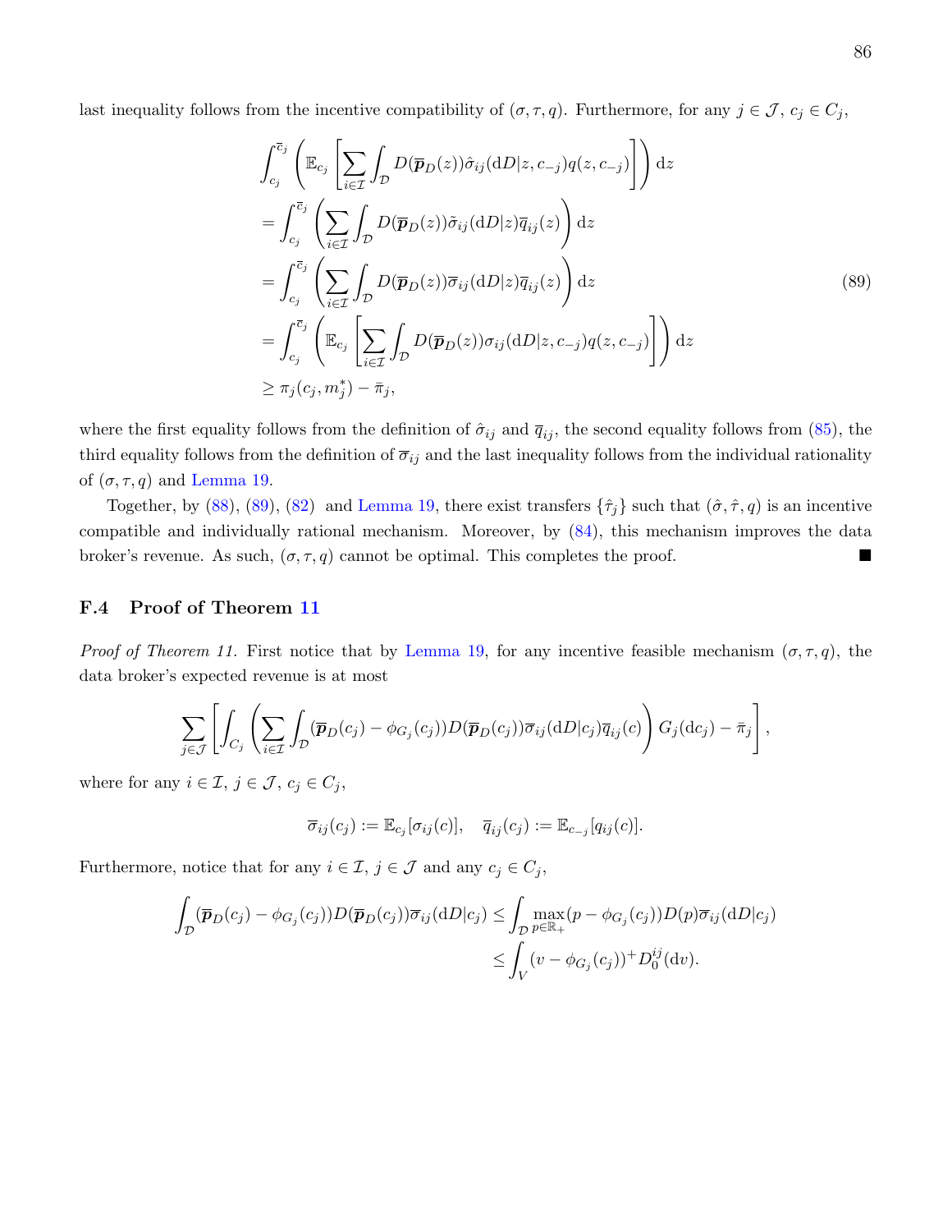last inequality follows from the incentive compatibility of $(\sigma, \tau, q)$. Furthermore, for any $j \in \mathcal{J}$, $c_j \in C_j$,

$$
\begin{aligned}
&\int_{c_j}^{\bar{c}_j} \left( \mathbb{E}_{c_j} \left[ \sum_{i \in \mathcal{I}} \int_{\mathcal{D}} D(\overline{\boldsymbol{p}}_D(z)) \hat{\sigma}_{ij}(\mathrm{d}D|z, c_{-j}) q(z, c_{-j}) \right] \right) \mathrm{d}z \\
&= \int_{c_j}^{\bar{c}_j} \left( \sum_{i \in \mathcal{I}} \int_{\mathcal{D}} D(\overline{\boldsymbol{p}}_D(z)) \tilde{\sigma}_{ij}(\mathrm{d}D|z) \overline{q}_{ij}(z) \right) \mathrm{d}z \\
&= \int_{c_j}^{\bar{c}_j} \left( \sum_{i \in \mathcal{I}} \int_{\mathcal{D}} D(\overline{\boldsymbol{p}}_D(z)) \overline{\sigma}_{ij}(\mathrm{d}D|z) \overline{q}_{ij}(z) \right) \mathrm{d}z \qquad (89) \\
&= \int_{c_j}^{\bar{c}_j} \left( \mathbb{E}_{c_j} \left[ \sum_{i \in \mathcal{I}} \int_{\mathcal{D}} D(\overline{\boldsymbol{p}}_D(z)) \sigma_{ij}(\mathrm{d}D|z, c_{-j}) q(z, c_{-j}) \right] \right) \mathrm{d}z \\
&\geq \pi_j(c_j, m_j^*) - \bar{\pi}_j,
\end{aligned}
$$

where the first equality follows from the definition of $\hat{\sigma}_{ij}$ and $\overline{q}_{ij}$, the second equality follows from (85), the third equality follows from the definition of $\overline{\sigma}_{ij}$ and the last inequality follows from the individual rationality of $(\sigma, \tau, q)$ and Lemma 19.

Together, by (88), (89), (82) and Lemma 19, there exist transfers $\{\hat{\tau}_j\}$ such that $(\hat{\sigma}, \hat{\tau}, q)$ is an incentive compatible and individually rational mechanism. Moreover, by (84), this mechanism improves the data broker's revenue. As such, $(\sigma, \tau, q)$ cannot be optimal. This completes the proof. ■

### F.4 Proof of Theorem 11

*Proof of Theorem 11.* First notice that by Lemma 19, for any incentive feasible mechanism $(\sigma, \tau, q)$, the data broker's expected revenue is at most

$$
\sum_{j \in \mathcal{J}} \left[ \int_{C_j} \left( \sum_{i \in \mathcal{I}} \int_{\mathcal{D}} (\overline{\boldsymbol{p}}_D(c_j) - \phi_{G_j}(c_j)) D(\overline{\boldsymbol{p}}_D(c_j)) \overline{\sigma}_{ij}(\mathrm{d}D|c_j) \overline{q}_{ij}(c) \right) G_j(\mathrm{d}c_j) - \bar{\pi}_j \right],
$$

where for any $i \in \mathcal{I}$, $j \in \mathcal{J}$, $c_j \in C_j$,

$$
\overline{\sigma}_{ij}(c_j) := \mathbb{E}_{c_j}[\sigma_{ij}(c)], \quad \overline{q}_{ij}(c_j) := \mathbb{E}_{c_{-j}}[q_{ij}(c)].
$$

Furthermore, notice that for any $i \in \mathcal{I}$, $j \in \mathcal{J}$ and any $c_j \in C_j$,

$$
\begin{aligned}
\int_{\mathcal{D}} (\overline{\boldsymbol{p}}_D(c_j) - \phi_{G_j}(c_j)) D(\overline{\boldsymbol{p}}_D(c_j)) \overline{\sigma}_{ij}(\mathrm{d}D|c_j) &\leq \int_{\mathcal{D}} \max_{p \in \mathbb{R}_+} (p - \phi_{G_j}(c_j)) D(p) \overline{\sigma}_{ij}(\mathrm{d}D|c_j) \\
&\leq \int_V (v - \phi_{G_j}(c_j))^+ D_0^{ij}(\mathrm{d}v).
\end{aligned}
$$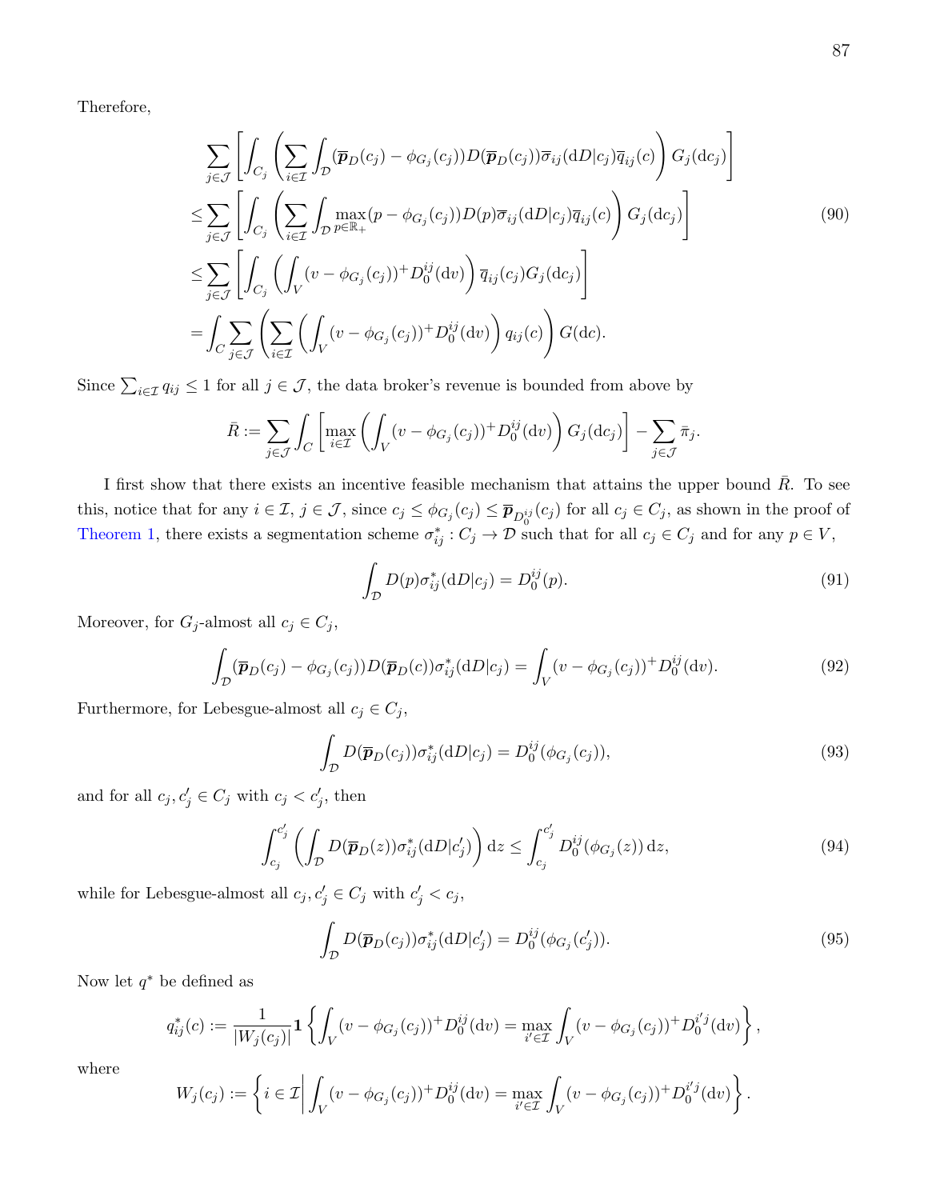Therefore,

$$
\begin{aligned}
&\sum_{j\in\mathcal{J}}\left[\int_{C_j}\left(\sum_{i\in\mathcal{I}}\int_{\mathcal{D}}(\overline{\boldsymbol{p}}_D(c_j)-\phi_{G_j}(c_j))D(\overline{\boldsymbol{p}}_D(c_j))\overline{\sigma}_{ij}(\mathrm{d}D|c_j)\overline{q}_{ij}(c)\right)G_j(\mathrm{d}c_j)\right]\\
\leq&\sum_{j\in\mathcal{J}}\left[\int_{C_j}\left(\sum_{i\in\mathcal{I}}\int_{\mathcal{D}}\max_{p\in\mathbb{R}_+}(p-\phi_{G_j}(c_j))D(p)\overline{\sigma}_{ij}(\mathrm{d}D|c_j)\overline{q}_{ij}(c)\right)G_j(\mathrm{d}c_j)\right]\\
\leq&\sum_{j\in\mathcal{J}}\left[\int_{C_j}\left(\int_V(v-\phi_{G_j}(c_j))^+D_0^{ij}(\mathrm{d}v)\right)\overline{q}_{ij}(c_j)G_j(\mathrm{d}c_j)\right]\\
=&\int_C\sum_{j\in\mathcal{J}}\left(\sum_{i\in\mathcal{I}}\left(\int_V(v-\phi_{G_j}(c_j))^+D_0^{ij}(\mathrm{d}v)\right)q_{ij}(c)\right)G(\mathrm{d}c).
\end{aligned}
\tag{90}
$$

Since $\sum_{i\in\mathcal{I}}q_{ij}\leq 1$ for all $j\in\mathcal{J}$, the data broker's revenue is bounded from above by

$$
\bar{R}:=\sum_{j\in\mathcal{J}}\int_C\left[\max_{i\in\mathcal{I}}\left(\int_V(v-\phi_{G_j}(c_j))^+D_0^{ij}(\mathrm{d}v)\right)G_j(\mathrm{d}c_j)\right]-\sum_{j\in\mathcal{J}}\bar{\pi}_j.
$$

I first show that there exists an incentive feasible mechanism that attains the upper bound $\bar{R}$. To see this, notice that for any $i\in\mathcal{I}$, $j\in\mathcal{J}$, since $c_j\leq\phi_{G_j}(c_j)\leq\overline{\boldsymbol{p}}_{D_0^{ij}}(c_j)$ for all $c_j\in C_j$, as shown in the proof of Theorem 1, there exists a segmentation scheme $\sigma^*_{ij}:C_j\to\mathcal{D}$ such that for all $c_j\in C_j$ and for any $p\in V$,

$$
\int_{\mathcal{D}}D(p)\sigma^*_{ij}(\mathrm{d}D|c_j)=D_0^{ij}(p).
\tag{91}
$$

Moreover, for $G_j$-almost all $c_j\in C_j$,

$$
\int_{\mathcal{D}}(\overline{\boldsymbol{p}}_D(c_j)-\phi_{G_j}(c_j))D(\overline{\boldsymbol{p}}_D(c))\sigma^*_{ij}(\mathrm{d}D|c_j)=\int_V(v-\phi_{G_j}(c_j))^+D_0^{ij}(\mathrm{d}v).
\tag{92}
$$

Furthermore, for Lebesgue-almost all $c_j\in C_j$,

$$
\int_{\mathcal{D}}D(\overline{\boldsymbol{p}}_D(c_j))\sigma^*_{ij}(\mathrm{d}D|c_j)=D_0^{ij}(\phi_{G_j}(c_j)),
\tag{93}
$$

and for all $c_j,c_j'\in C_j$ with $c_j<c_j'$, then

$$
\int_{c_j}^{c_j'}\left(\int_{\mathcal{D}}D(\overline{\boldsymbol{p}}_D(z))\sigma^*_{ij}(\mathrm{d}D|c_j')\right)\mathrm{d}z\leq\int_{c_j}^{c_j'}D_0^{ij}(\phi_{G_j}(z))\,\mathrm{d}z,
\tag{94}
$$

while for Lebesgue-almost all $c_j,c_j'\in C_j$ with $c_j'<c_j$,

$$
\int_{\mathcal{D}}D(\overline{\boldsymbol{p}}_D(c_j))\sigma^*_{ij}(\mathrm{d}D|c_j')=D_0^{ij}(\phi_{G_j}(c_j')).
\tag{95}
$$

Now let $q^*$ be defined as

$$
q^*_{ij}(c):=\frac{1}{|W_j(c_j)|}\mathbf{1}\left\{\int_V(v-\phi_{G_j}(c_j))^+D_0^{ij}(\mathrm{d}v)=\max_{i'\in\mathcal{I}}\int_V(v-\phi_{G_j}(c_j))^+D_0^{i'j}(\mathrm{d}v)\right\},
$$

where

$$
W_j(c_j):=\left\{i\in\mathcal{I}\,\middle|\,\int_V(v-\phi_{G_j}(c_j))^+D_0^{ij}(\mathrm{d}v)=\max_{i'\in\mathcal{I}}\int_V(v-\phi_{G_j}(c_j))^+D_0^{i'j}(\mathrm{d}v)\right\}.
$$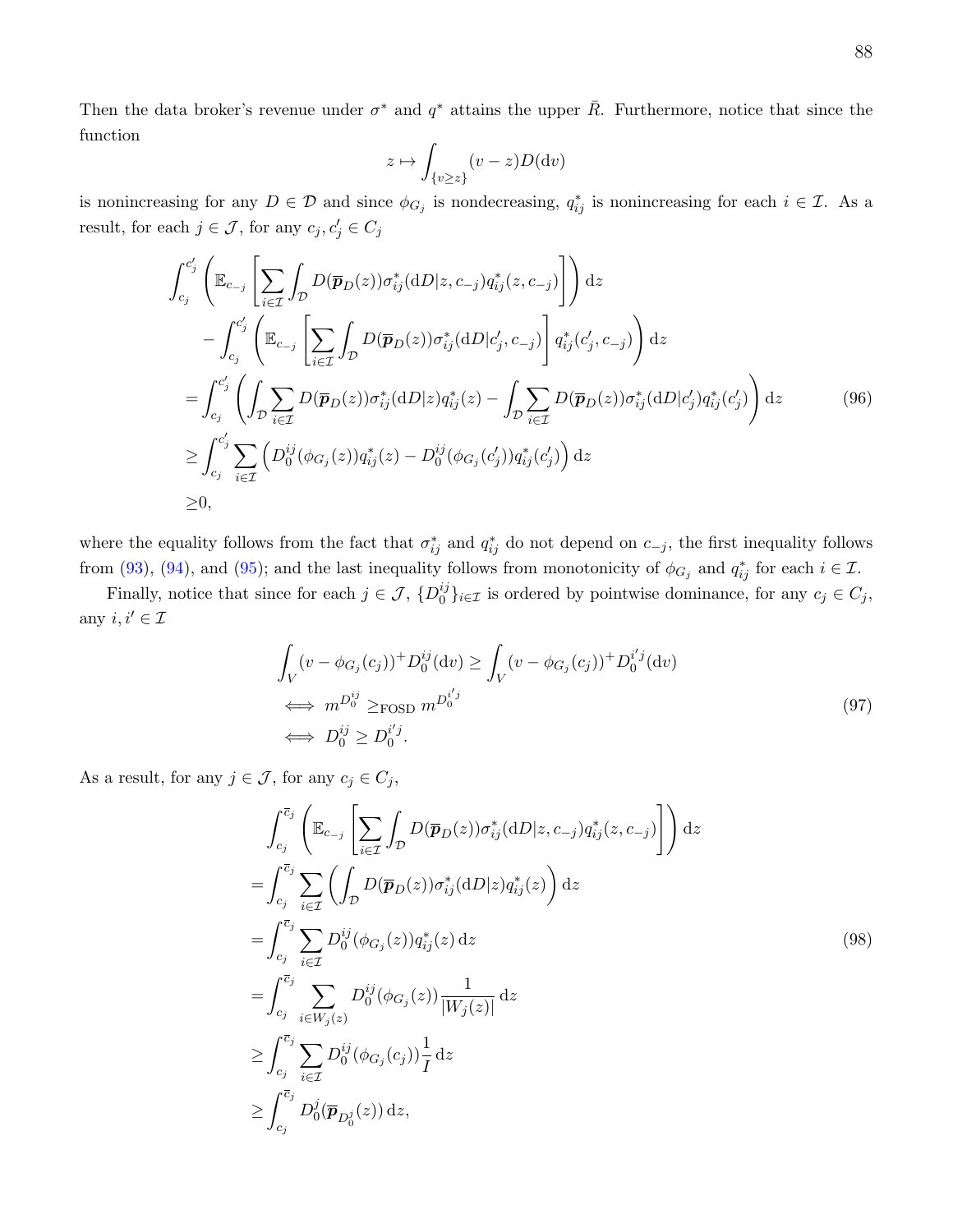Then the data broker's revenue under $\sigma^*$ and $q^*$ attains the upper $\bar{R}$. Furthermore, notice that since the function

$$z \mapsto \int_{\{v \geq z\}} (v - z) D(\mathrm{d}v)$$

is nonincreasing for any $D \in \mathcal{D}$ and since $\phi_{G_j}$ is nondecreasing, $q^*_{ij}$ is nonincreasing for each $i \in \mathcal{I}$. As a result, for each $j \in \mathcal{J}$, for any $c_j, c'_j \in C_j$

$$\begin{aligned}
&\int_{c_j}^{c'_j} \left( \mathbb{E}_{c_{-j}} \left[ \sum_{i \in \mathcal{I}} \int_{\mathcal{D}} D(\overline{\boldsymbol{p}}_D(z)) \sigma^*_{ij}(\mathrm{d}D|z, c_{-j}) q^*_{ij}(z, c_{-j}) \right] \right) \mathrm{d}z \\
&\quad - \int_{c_j}^{c'_j} \left( \mathbb{E}_{c_{-j}} \left[ \sum_{i \in \mathcal{I}} \int_{\mathcal{D}} D(\overline{\boldsymbol{p}}_D(z)) \sigma^*_{ij}(\mathrm{d}D|c'_j, c_{-j}) \right] q^*_{ij}(c'_j, c_{-j}) \right) \mathrm{d}z \\
=& \int_{c_j}^{c'_j} \left( \int_{\mathcal{D}} \sum_{i \in \mathcal{I}} D(\overline{\boldsymbol{p}}_D(z)) \sigma^*_{ij}(\mathrm{d}D|z) q^*_{ij}(z) - \int_{\mathcal{D}} \sum_{i \in \mathcal{I}} D(\overline{\boldsymbol{p}}_D(z)) \sigma^*_{ij}(\mathrm{d}D|c'_j) q^*_{ij}(c'_j) \right) \mathrm{d}z \\
\geq& \int_{c_j}^{c'_j} \sum_{i \in \mathcal{I}} \left( D_0^{ij}(\phi_{G_j}(z)) q^*_{ij}(z) - D_0^{ij}(\phi_{G_j}(c'_j)) q^*_{ij}(c'_j) \right) \mathrm{d}z \\
\geq& 0,
\end{aligned} \tag{96}$$

where the equality follows from the fact that $\sigma^*_{ij}$ and $q^*_{ij}$ do not depend on $c_{-j}$, the first inequality follows from (93), (94), and (95); and the last inequality follows from monotonicity of $\phi_{G_j}$ and $q^*_{ij}$ for each $i \in \mathcal{I}$.

Finally, notice that since for each $j \in \mathcal{J}$, $\{D_0^{ij}\}_{i \in \mathcal{I}}$ is ordered by pointwise dominance, for any $c_j \in C_j$, any $i, i' \in \mathcal{I}$

$$\begin{aligned}
&\int_V (v - \phi_{G_j}(c_j))^+ D_0^{ij}(\mathrm{d}v) \geq \int_V (v - \phi_{G_j}(c_j))^+ D_0^{i'j}(\mathrm{d}v) \\
\iff& m^{D_0^{ij}} \geq_{\mathrm{FOSD}} m^{D_0^{i'j}} \\
\iff& D_0^{ij} \geq D_0^{i'j}.
\end{aligned} \tag{97}$$

As a result, for any $j \in \mathcal{J}$, for any $c_j \in C_j$,

$$\begin{aligned}
&\int_{c_j}^{\overline{c}_j} \left( \mathbb{E}_{c_{-j}} \left[ \sum_{i \in \mathcal{I}} \int_{\mathcal{D}} D(\overline{\boldsymbol{p}}_D(z)) \sigma^*_{ij}(\mathrm{d}D|z, c_{-j}) q^*_{ij}(z, c_{-j}) \right] \right) \mathrm{d}z \\
=& \int_{c_j}^{\overline{c}_j} \sum_{i \in \mathcal{I}} \left( \int_{\mathcal{D}} D(\overline{\boldsymbol{p}}_D(z)) \sigma^*_{ij}(\mathrm{d}D|z) q^*_{ij}(z) \right) \mathrm{d}z \\
=& \int_{c_j}^{\overline{c}_j} \sum_{i \in \mathcal{I}} D_0^{ij}(\phi_{G_j}(z)) q^*_{ij}(z) \, \mathrm{d}z \\
=& \int_{c_j}^{\overline{c}_j} \sum_{i \in W_j(z)} D_0^{ij}(\phi_{G_j}(z)) \frac{1}{|W_j(z)|} \, \mathrm{d}z \\
\geq& \int_{c_j}^{\overline{c}_j} \sum_{i \in \mathcal{I}} D_0^{ij}(\phi_{G_j}(c_j)) \frac{1}{I} \, \mathrm{d}z \\
\geq& \int_{c_j}^{\overline{c}_j} D_0^j(\overline{\boldsymbol{p}}_{D_0^j}(z)) \, \mathrm{d}z,
\end{aligned} \tag{98}$$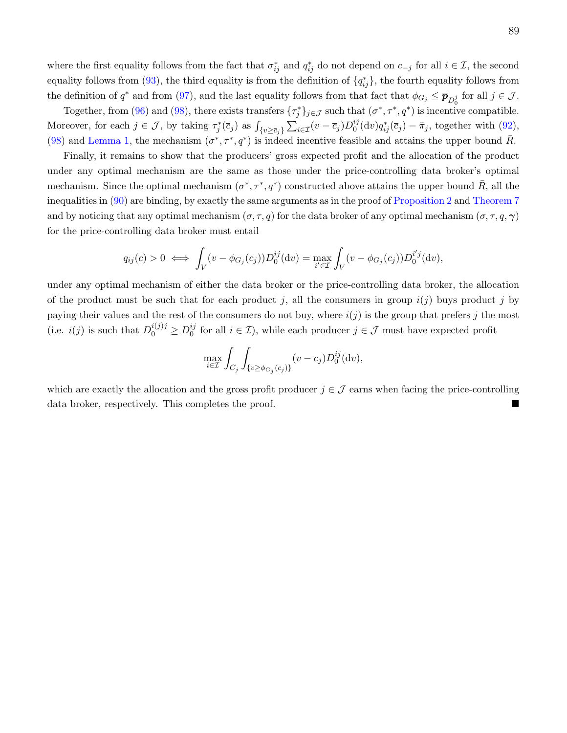where the first equality follows from the fact that $\sigma^*_{ij}$ and $q^*_{ij}$ do not depend on $c_{-j}$ for all $i \in \mathcal{I}$, the second equality follows from (93), the third equality is from the definition of $\{q^*_{ij}\}$, the fourth equality follows from the definition of $q^*$ and from (97), and the last equality follows from that fact that $\phi_{G_j} \leq \overline{\boldsymbol{p}}_{D^j_0}$ for all $j \in \mathcal{J}$.

Together, from (96) and (98), there exists transfers $\{\tau^*_j\}_{j\in\mathcal{J}}$ such that $(\sigma^*, \tau^*, q^*)$ is incentive compatible. Moreover, for each $j \in \mathcal{J}$, by taking $\tau^*_j(\bar{c}_j)$ as $\int_{\{v \geq \bar{c}_j\}} \sum_{i\in\mathcal{I}}(v - \bar{c}_j) D^{ij}_0(\mathrm{d}v) q^*_{ij}(\bar{c}_j) - \bar{\pi}_j$, together with (92), (98) and Lemma 1, the mechanism $(\sigma^*, \tau^*, q^*)$ is indeed incentive feasible and attains the upper bound $\bar{R}$.

Finally, it remains to show that the producers' gross expected profit and the allocation of the product under any optimal mechanism are the same as those under the price-controlling data broker's optimal mechanism. Since the optimal mechanism $(\sigma^*, \tau^*, q^*)$ constructed above attains the upper bound $\bar{R}$, all the inequalities in (90) are binding, by exactly the same arguments as in the proof of Proposition 2 and Theorem 7 and by noticing that any optimal mechanism $(\sigma, \tau, q)$ for the data broker of any optimal mechanism $(\sigma, \tau, q, \boldsymbol{\gamma})$ for the price-controlling data broker must entail

$$q_{ij}(c) > 0 \iff \int_V (v - \phi_{G_j}(c_j)) D^{ij}_0(\mathrm{d}v) = \max_{i' \in \mathcal{I}} \int_V (v - \phi_{G_j}(c_j)) D^{i'j}_0(\mathrm{d}v),$$

under any optimal mechanism of either the data broker or the price-controlling data broker, the allocation of the product must be such that for each product $j$, all the consumers in group $i(j)$ buys product $j$ by paying their values and the rest of the consumers do not buy, where $i(j)$ is the group that prefers $j$ the most (i.e. $i(j)$ is such that $D^{i(j)j}_0 \geq D^{ij}_0$ for all $i \in \mathcal{I}$), while each producer $j \in \mathcal{J}$ must have expected profit

$$\max_{i\in\mathcal{I}} \int_{C_j} \int_{\{v \geq \phi_{G_j}(c_j)\}} (v - c_j) D^{ij}_0(\mathrm{d}v),$$

which are exactly the allocation and the gross profit producer $j \in \mathcal{J}$ earns when facing the price-controlling data broker, respectively. This completes the proof. ∎